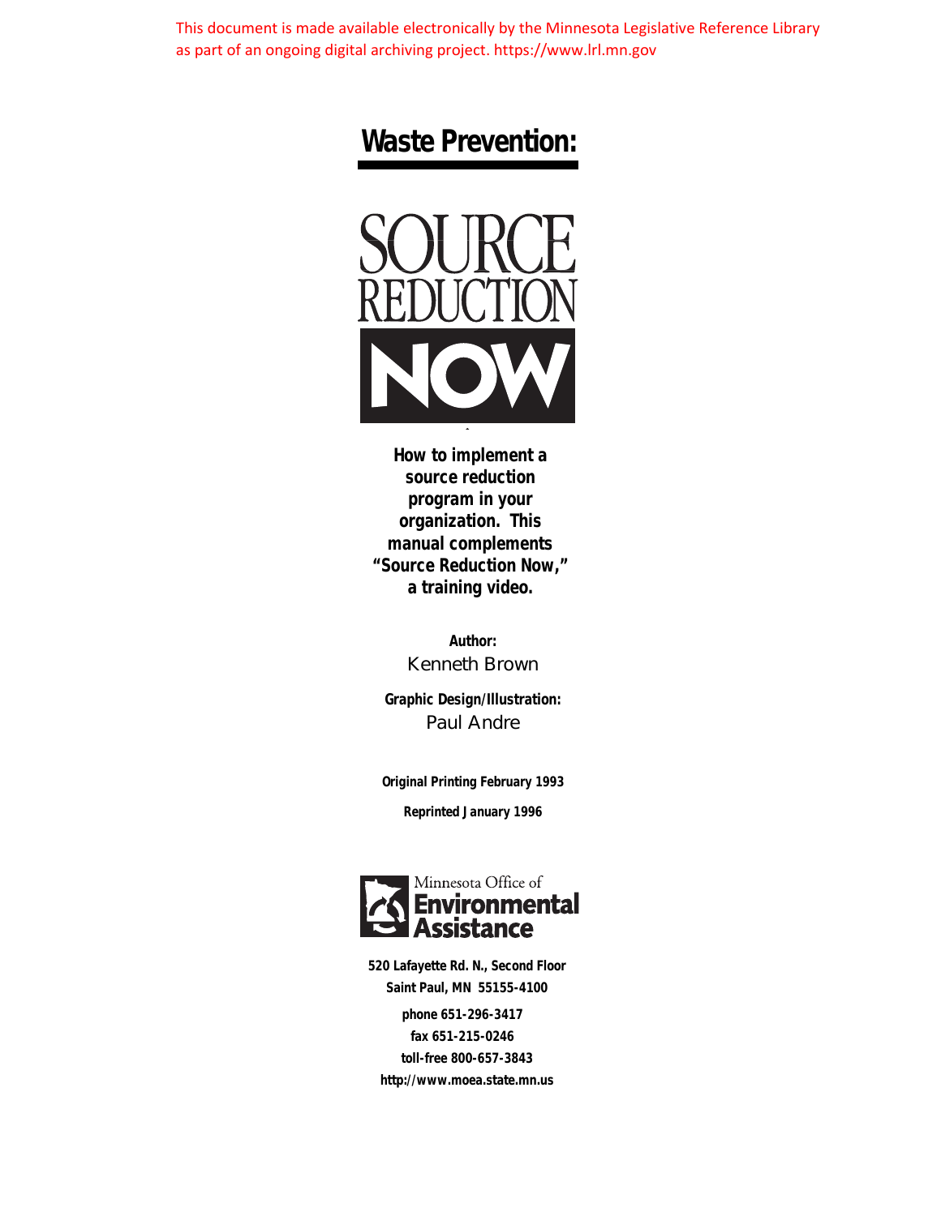This document is made available electronically by the Minnesota Legislative Reference Library as part of an ongoing digital archiving project. https://www.lrl.mn.gov

# Waste Prevention:

# SOURCE REDUCTION NOW

**How to implement a source reduction program in your organization. This manual complements "Source Reduction Now," a training video.**

**Author:**
Kenneth Brown

**Graphic Design/Illustration:**
Paul Andre

**Original Printing February 1993**

**Reprinted January 1996**

Minnesota Office of
**Environmental Assistance**

**520 Lafayette Rd. N., Second Floor**
**Saint Paul, MN 55155-4100**

**phone 651-296-3417**
**fax 651-215-0246**
**toll-free 800-657-3843**
**http://www.moea.state.mn.us**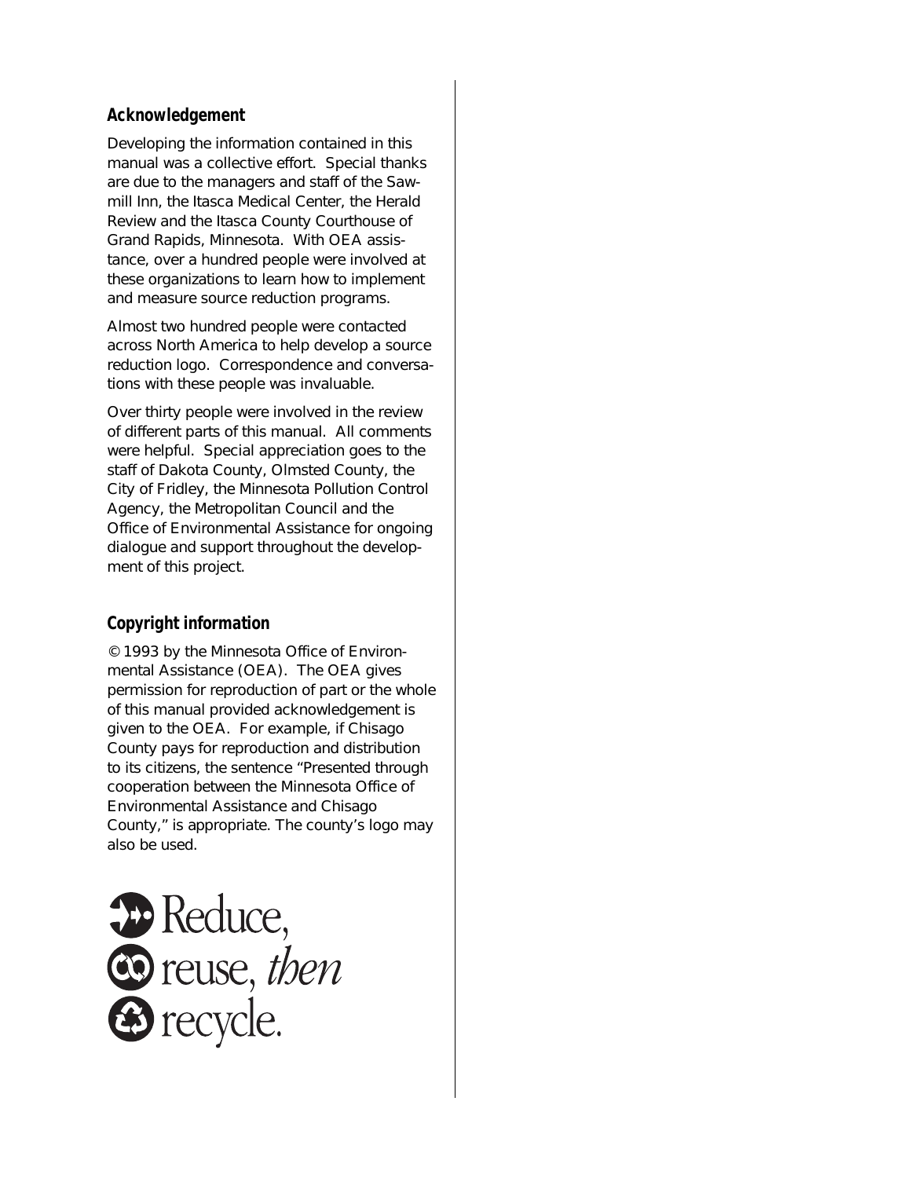## Acknowledgement

Developing the information contained in this manual was a collective effort. Special thanks are due to the managers and staff of the Sawmill Inn, the Itasca Medical Center, the Herald Review and the Itasca County Courthouse of Grand Rapids, Minnesota. With OEA assistance, over a hundred people were involved at these organizations to learn how to implement and measure source reduction programs.

Almost two hundred people were contacted across North America to help develop a source reduction logo. Correspondence and conversations with these people was invaluable.

Over thirty people were involved in the review of different parts of this manual. All comments were helpful. Special appreciation goes to the staff of Dakota County, Olmsted County, the City of Fridley, the Minnesota Pollution Control Agency, the Metropolitan Council and the Office of Environmental Assistance for ongoing dialogue and support throughout the development of this project.

## Copyright information

© 1993 by the Minnesota Office of Environmental Assistance (OEA). The OEA gives permission for reproduction of part or the whole of this manual provided acknowledgement is given to the OEA. For example, if Chisago County pays for reproduction and distribution to its citizens, the sentence "Presented through cooperation between the Minnesota Office of Environmental Assistance and Chisago County," is appropriate. The county's logo may also be used.

Reduce,
reuse, *then*
recycle.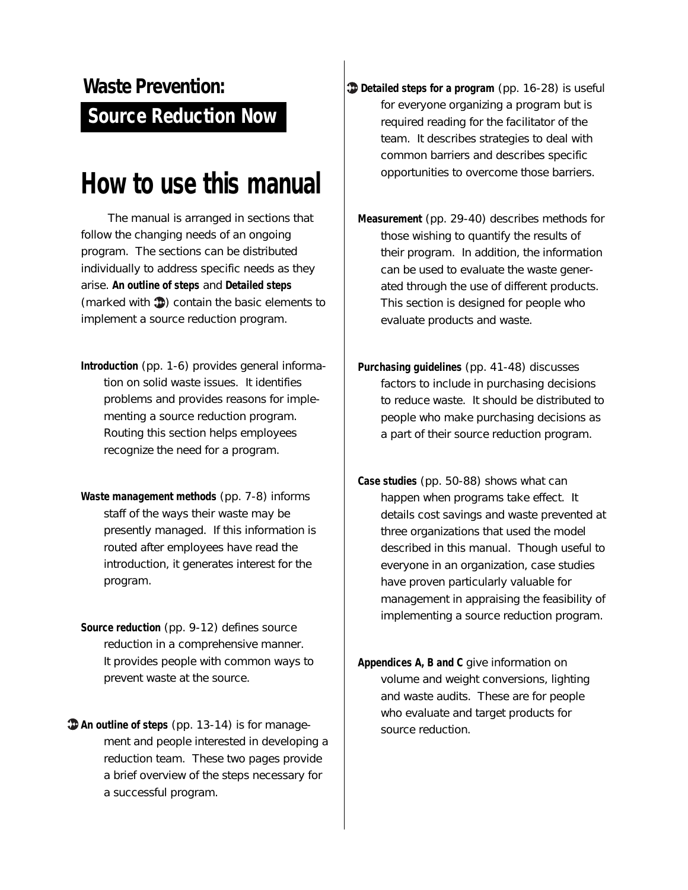**Waste Prevention:**

**Source Reduction Now**

# How to use this manual

The manual is arranged in sections that follow the changing needs of an ongoing program. The sections can be distributed individually to address specific needs as they arise. **An outline of steps** and **Detailed steps** (marked with ➲) contain the basic elements to implement a source reduction program.

**Introduction** (pp. 1-6) provides general information on solid waste issues. It identifies problems and provides reasons for implementing a source reduction program. Routing this section helps employees recognize the need for a program.

**Waste management methods** (pp. 7-8) informs staff of the ways their waste may be presently managed. If this information is routed after employees have read the introduction, it generates interest for the program.

**Source reduction** (pp. 9-12) defines source reduction in a comprehensive manner. It provides people with common ways to prevent waste at the source.

➲ **An outline of steps** (pp. 13-14) is for management and people interested in developing a reduction team. These two pages provide a brief overview of the steps necessary for a successful program.

➲ **Detailed steps for a program** (pp. 16-28) is useful for everyone organizing a program but is required reading for the facilitator of the team. It describes strategies to deal with common barriers and describes specific opportunities to overcome those barriers.

**Measurement** (pp. 29-40) describes methods for those wishing to quantify the results of their program. In addition, the information can be used to evaluate the waste generated through the use of different products. This section is designed for people who evaluate products and waste.

**Purchasing guidelines** (pp. 41-48) discusses factors to include in purchasing decisions to reduce waste. It should be distributed to people who make purchasing decisions as a part of their source reduction program.

**Case studies** (pp. 50-88) shows what can happen when programs take effect. It details cost savings and waste prevented at three organizations that used the model described in this manual. Though useful to everyone in an organization, case studies have proven particularly valuable for management in appraising the feasibility of implementing a source reduction program.

**Appendices A, B and C** give information on volume and weight conversions, lighting and waste audits. These are for people who evaluate and target products for source reduction.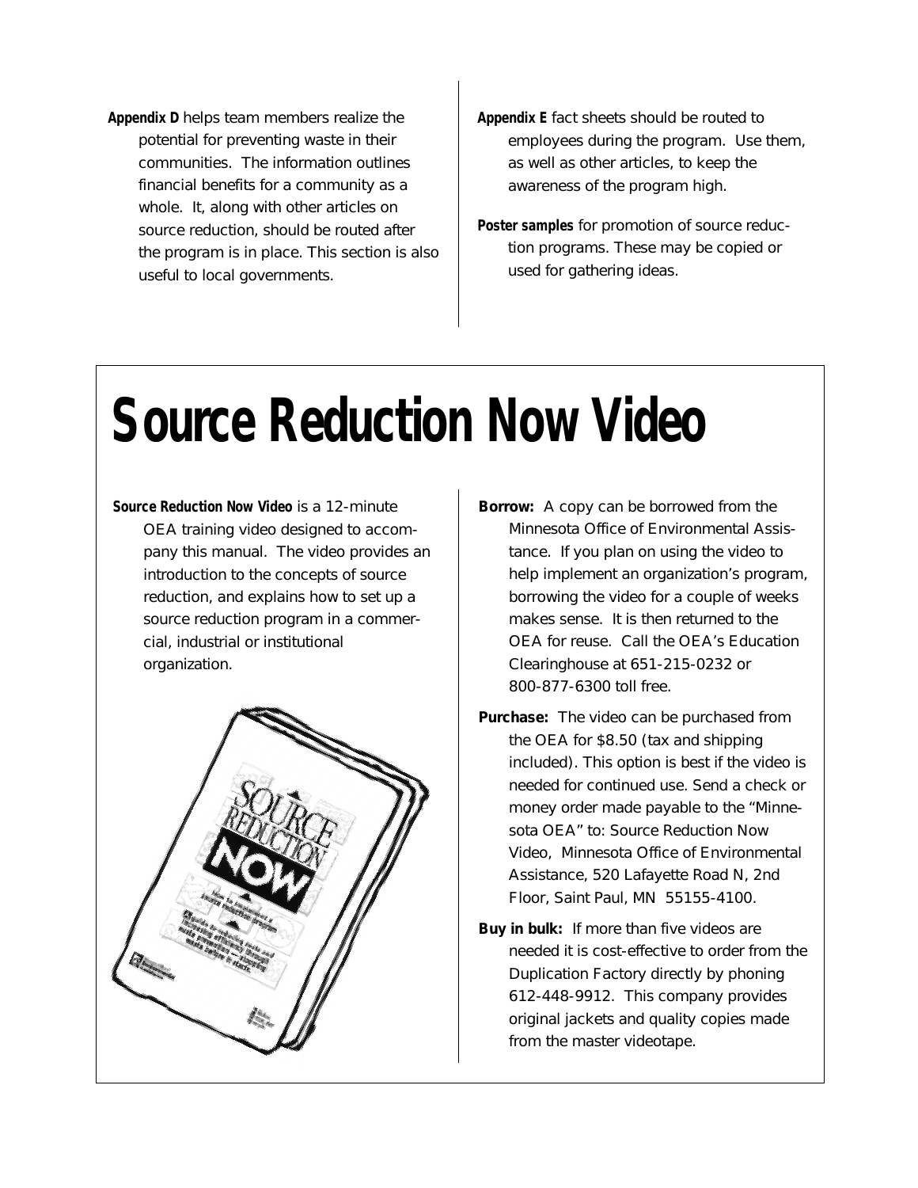**Appendix D** helps team members realize the potential for preventing waste in their communities. The information outlines financial benefits for a community as a whole. It, along with other articles on source reduction, should be routed after the program is in place. This section is also useful to local governments.

**Appendix E** fact sheets should be routed to employees during the program. Use them, as well as other articles, to keep the awareness of the program high.

**Poster samples** for promotion of source reduction programs. These may be copied or used for gathering ideas.

# Source Reduction Now Video

**Source Reduction Now Video** is a 12-minute OEA training video designed to accompany this manual. The video provides an introduction to the concepts of source reduction, and explains how to set up a source reduction program in a commercial, industrial or institutional organization.

**Borrow:** A copy can be borrowed from the Minnesota Office of Environmental Assistance. If you plan on using the video to help implement an organization's program, borrowing the video for a couple of weeks makes sense. It is then returned to the OEA for reuse. Call the OEA's Education Clearinghouse at 651-215-0232 or 800-877-6300 toll free.

**Purchase:** The video can be purchased from the OEA for $8.50 (tax and shipping included). This option is best if the video is needed for continued use. Send a check or money order made payable to the "Minnesota OEA" to: Source Reduction Now Video, Minnesota Office of Environmental Assistance, 520 Lafayette Road N, 2nd Floor, Saint Paul, MN 55155-4100.

**Buy in bulk:** If more than five videos are needed it is cost-effective to order from the Duplication Factory directly by phoning 612-448-9912. This company provides original jackets and quality copies made from the master videotape.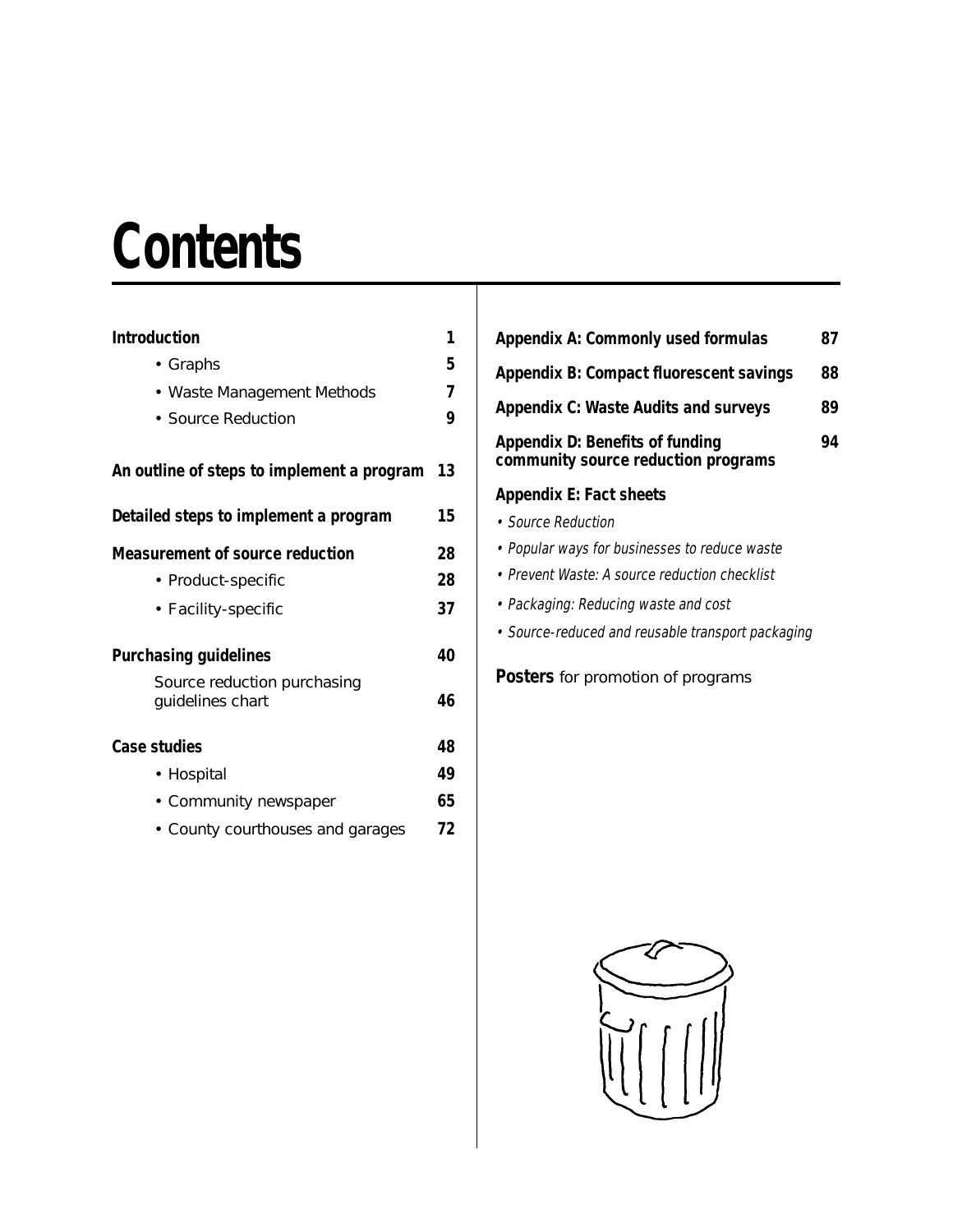# Contents

**Introduction** 1

- Graphs 5
- Waste Management Methods 7
- Source Reduction 9

**An outline of steps to implement a program** 13

**Detailed steps to implement a program** 15

**Measurement of source reduction** 28

- Product-specific 28
- Facility-specific 37

**Purchasing guidelines** 40

Source reduction purchasing guidelines chart 46

**Case studies** 48

- Hospital 49
- Community newspaper 65
- County courthouses and garages 72

**Appendix A: Commonly used formulas** 87

**Appendix B: Compact fluorescent savings** 88

**Appendix C: Waste Audits and surveys** 89

**Appendix D: Benefits of funding community source reduction programs** 94

**Appendix E: Fact sheets**

- *Source Reduction*
- *Popular ways for businesses to reduce waste*
- *Prevent Waste: A source reduction checklist*
- *Packaging: Reducing waste and cost*
- *Source-reduced and reusable transport packaging*

**Posters** for promotion of programs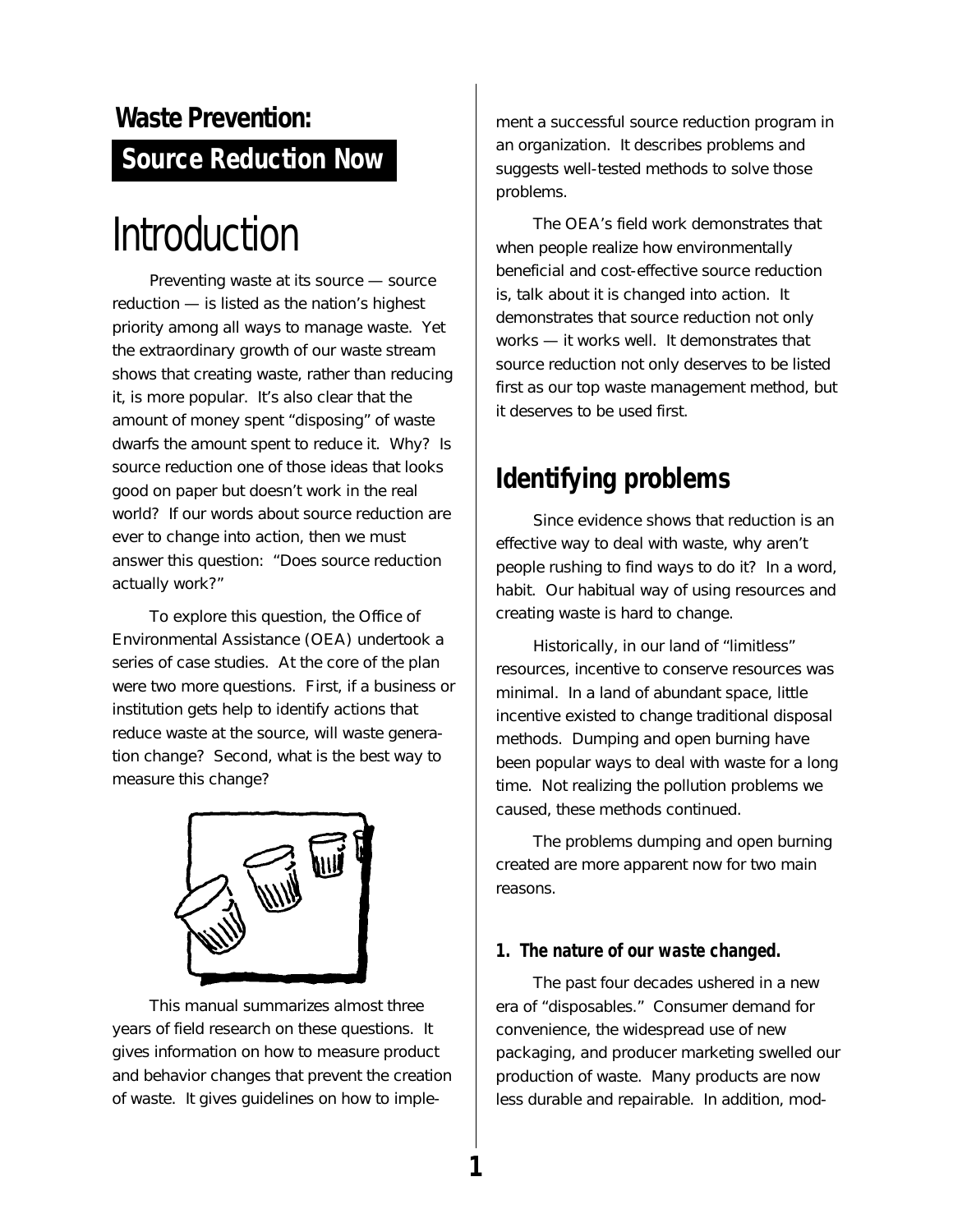**Waste Prevention:**

**Source Reduction Now**

# Introduction

Preventing waste at its source — source reduction — is listed as the nation's highest priority among all ways to manage waste. Yet the extraordinary growth of our waste stream shows that creating waste, rather than reducing it, is more popular. It's also clear that the amount of money spent "disposing" of waste dwarfs the amount spent to reduce it. Why? Is source reduction one of those ideas that looks good on paper but doesn't work in the real world? If our words about source reduction are ever to change into action, then we must answer this question: "Does source reduction actually work?"

To explore this question, the Office of Environmental Assistance (OEA) undertook a series of case studies. At the core of the plan were two more questions. First, if a business or institution gets help to identify actions that reduce waste at the source, will waste generation change? Second, what is the best way to measure this change?

This manual summarizes almost three years of field research on these questions. It gives information on how to measure product and behavior changes that prevent the creation of waste. It gives guidelines on how to implement a successful source reduction program in an organization. It describes problems and suggests well-tested methods to solve those problems.

The OEA's field work demonstrates that when people realize how environmentally beneficial and cost-effective source reduction is, talk about it is changed into action. It demonstrates that source reduction not only works — it works well. It demonstrates that source reduction not only deserves to be listed first as our top waste management method, but it deserves to be used first.

## Identifying problems

Since evidence shows that reduction is an effective way to deal with waste, why aren't people rushing to find ways to do it? In a word, habit. Our habitual way of using resources and creating waste is hard to change.

Historically, in our land of "limitless" resources, incentive to conserve resources was minimal. In a land of abundant space, little incentive existed to change traditional disposal methods. Dumping and open burning have been popular ways to deal with waste for a long time. Not realizing the pollution problems we caused, these methods continued.

The problems dumping and open burning created are more apparent now for two main reasons.

### 1. The nature of our waste changed.

The past four decades ushered in a new era of "disposables." Consumer demand for convenience, the widespread use of new packaging, and producer marketing swelled our production of waste. Many products are now less durable and repairable. In addition, mod-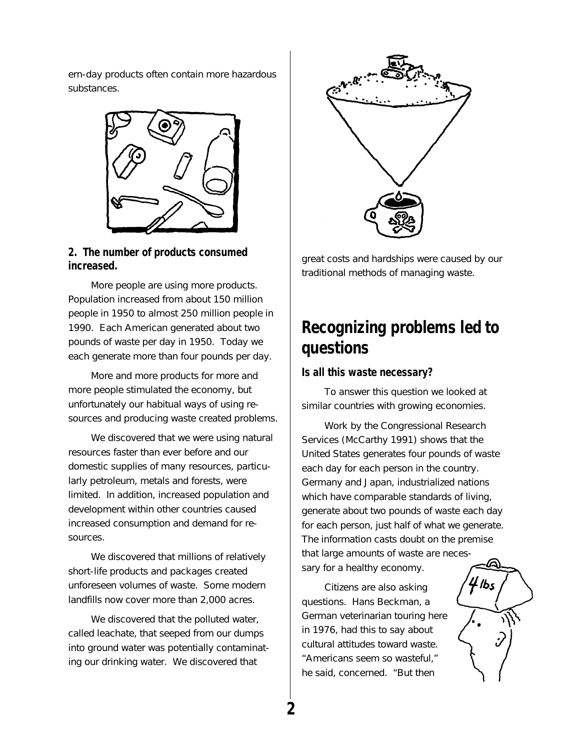ern-day products often contain more hazardous substances.

### 2. The number of products consumed increased.

More people are using more products. Population increased from about 150 million people in 1950 to almost 250 million people in 1990. Each American generated about two pounds of waste per day in 1950. Today we each generate more than four pounds per day.

More and more products for more and more people stimulated the economy, but unfortunately our habitual ways of using resources and producing waste created problems.

We discovered that we were using natural resources faster than ever before and our domestic supplies of many resources, particularly petroleum, metals and forests, were limited. In addition, increased population and development within other countries caused increased consumption and demand for resources.

We discovered that millions of relatively short-life products and packages created unforeseen volumes of waste. Some modern landfills now cover more than 2,000 acres.

We discovered that the polluted water, called leachate, that seeped from our dumps into ground water was potentially contaminating our drinking water. We discovered that great costs and hardships were caused by our traditional methods of managing waste.

## Recognizing problems led to questions

### Is all this waste necessary?

To answer this question we looked at similar countries with growing economies.

Work by the Congressional Research Services (McCarthy 1991) shows that the United States generates four pounds of waste each day for each person in the country. Germany and Japan, industrialized nations which have comparable standards of living, generate about two pounds of waste each day for each person, just half of what we generate. The information casts doubt on the premise that large amounts of waste are necessary for a healthy economy.

Citizens are also asking questions. Hans Beckman, a German veterinarian touring here in 1976, had this to say about cultural attitudes toward waste. "Americans seem so wasteful," he said, concerned. "But then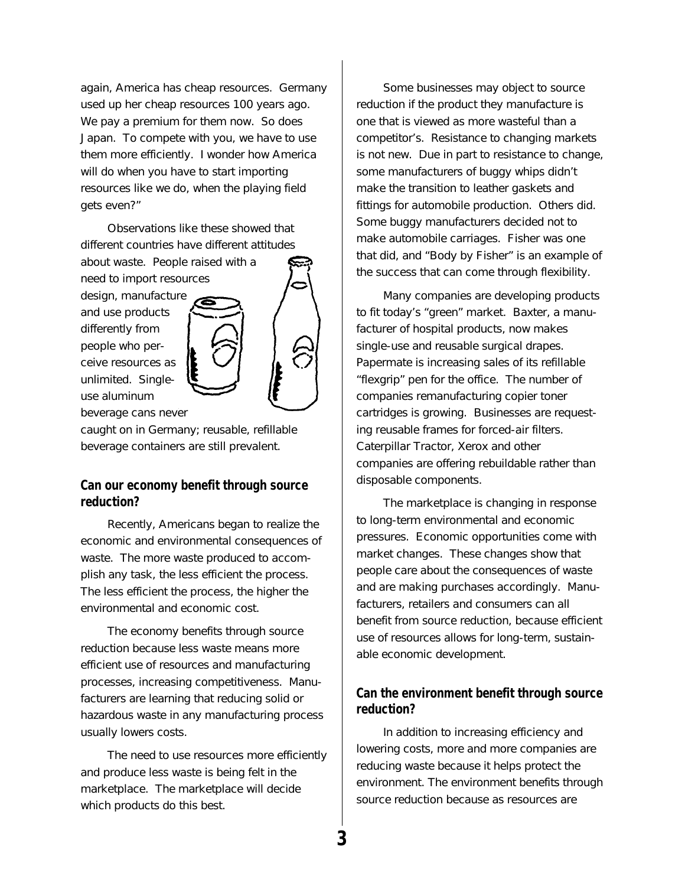again, America has cheap resources. Germany used up her cheap resources 100 years ago. We pay a premium for them now. So does Japan. To compete with you, we have to use them more efficiently. I wonder how America will do when you have to start importing resources like we do, when the playing field gets even?"

Observations like these showed that different countries have different attitudes about waste. People raised with a need to import resources design, manufacture and use products differently from people who perceive resources as unlimited. Single-use aluminum beverage cans never caught on in Germany; reusable, refillable beverage containers are still prevalent.

### Can our economy benefit through source reduction?

Recently, Americans began to realize the economic and environmental consequences of waste. The more waste produced to accomplish any task, the less efficient the process. The less efficient the process, the higher the environmental and economic cost.

The economy benefits through source reduction because less waste means more efficient use of resources and manufacturing processes, increasing competitiveness. Manufacturers are learning that reducing solid or hazardous waste in any manufacturing process usually lowers costs.

The need to use resources more efficiently and produce less waste is being felt in the marketplace. The marketplace will decide which products do this best.

Some businesses may object to source reduction if the product they manufacture is one that is viewed as more wasteful than a competitor's. Resistance to changing markets is not new. Due in part to resistance to change, some manufacturers of buggy whips didn't make the transition to leather gaskets and fittings for automobile production. Others did. Some buggy manufacturers decided not to make automobile carriages. Fisher was one that did, and "Body by Fisher" is an example of the success that can come through flexibility.

Many companies are developing products to fit today's "green" market. Baxter, a manufacturer of hospital products, now makes single-use and reusable surgical drapes. Papermate is increasing sales of its refillable "flexgrip" pen for the office. The number of companies remanufacturing copier toner cartridges is growing. Businesses are requesting reusable frames for forced-air filters. Caterpillar Tractor, Xerox and other companies are offering rebuildable rather than disposable components.

The marketplace is changing in response to long-term environmental and economic pressures. Economic opportunities come with market changes. These changes show that people care about the consequences of waste and are making purchases accordingly. Manufacturers, retailers and consumers can all benefit from source reduction, because efficient use of resources allows for long-term, sustainable economic development.

### Can the environment benefit through source reduction?

In addition to increasing efficiency and lowering costs, more and more companies are reducing waste because it helps protect the environment. The environment benefits through source reduction because as resources are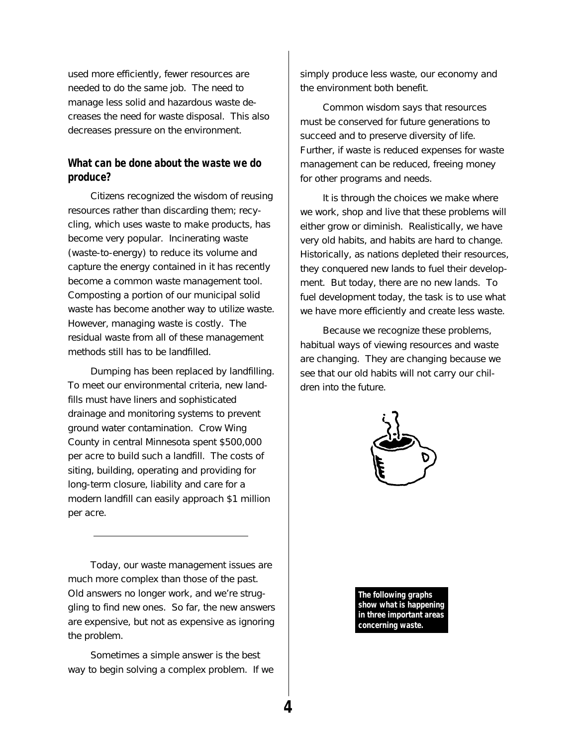used more efficiently, fewer resources are needed to do the same job. The need to manage less solid and hazardous waste decreases the need for waste disposal. This also decreases pressure on the environment.

### What can be done about the waste we do produce?

Citizens recognized the wisdom of reusing resources rather than discarding them; recycling, which uses waste to make products, has become very popular. Incinerating waste (waste-to-energy) to reduce its volume and capture the energy contained in it has recently become a common waste management tool. Composting a portion of our municipal solid waste has become another way to utilize waste. However, managing waste is costly. The residual waste from all of these management methods still has to be landfilled.

Dumping has been replaced by landfilling. To meet our environmental criteria, new landfills must have liners and sophisticated drainage and monitoring systems to prevent ground water contamination. Crow Wing County in central Minnesota spent $500,000 per acre to build such a landfill. The costs of siting, building, operating and providing for long-term closure, liability and care for a modern landfill can easily approach $1 million per acre.

---

Today, our waste management issues are much more complex than those of the past. Old answers no longer work, and we're struggling to find new ones. So far, the new answers are expensive, but not as expensive as ignoring the problem.

Sometimes a simple answer is the best way to begin solving a complex problem. If we simply produce less waste, our economy and the environment both benefit.

Common wisdom says that resources must be conserved for future generations to succeed and to preserve diversity of life. Further, if waste is reduced expenses for waste management can be reduced, freeing money for other programs and needs.

It is through the choices we make where we work, shop and live that these problems will either grow or diminish. Realistically, we have very old habits, and habits are hard to change. Historically, as nations depleted their resources, they conquered new lands to fuel their development. But today, there are no new lands. To fuel development today, the task is to use what we have more efficiently and create less waste.

Because we recognize these problems, habitual ways of viewing resources and waste are changing. They are changing because we see that our old habits will not carry our children into the future.

**The following graphs show what is happening in three important areas concerning waste.**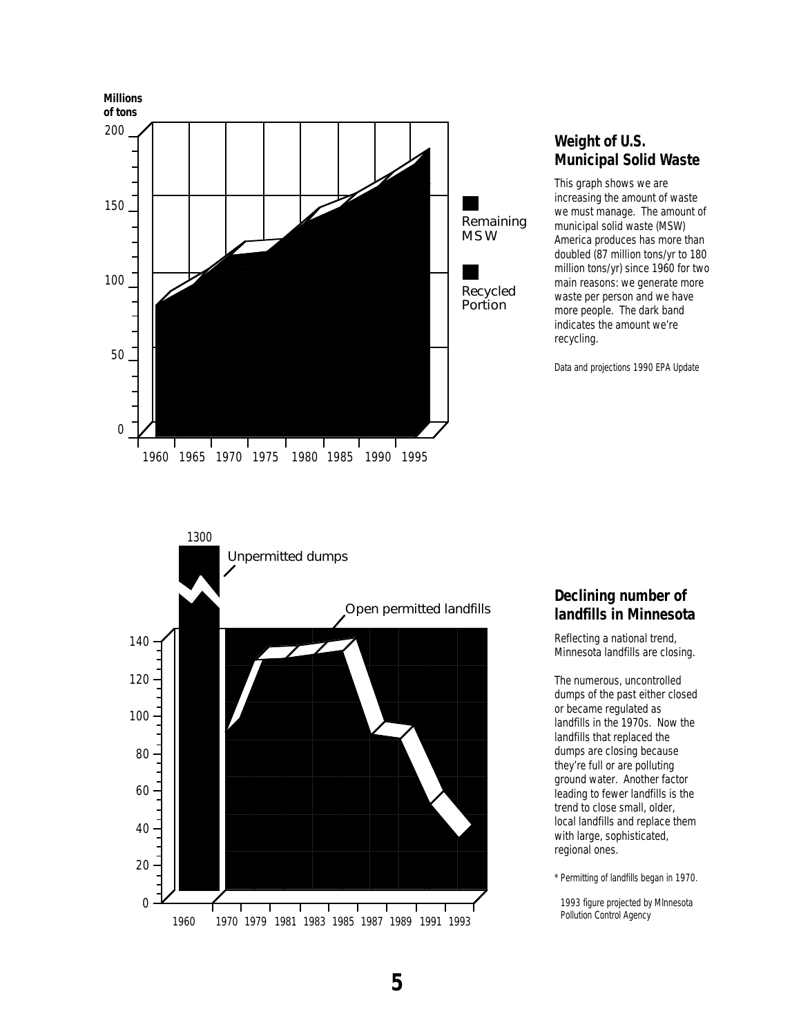## Weight of U.S. Municipal Solid Waste

This graph shows we are increasing the amount of waste we must manage. The amount of municipal solid waste (MSW) America produces has more than doubled (87 million tons/yr to 180 million tons/yr) since 1960 for two main reasons: we generate more waste per person and we have more people. The dark band indicates the amount we're recycling.

Data and projections 1990 EPA Update

## Declining number of landfills in Minnesota

Reflecting a national trend, Minnesota landfills are closing.

The numerous, uncontrolled dumps of the past either closed or became regulated as landfills in the 1970s. Now the landfills that replaced the dumps are closing because they're full or are polluting ground water. Another factor leading to fewer landfills is the trend to close small, older, local landfills and replace them with large, sophisticated, regional ones.

\* Permitting of landfills began in 1970.

1993 figure projected by MInnesota Pollution Control Agency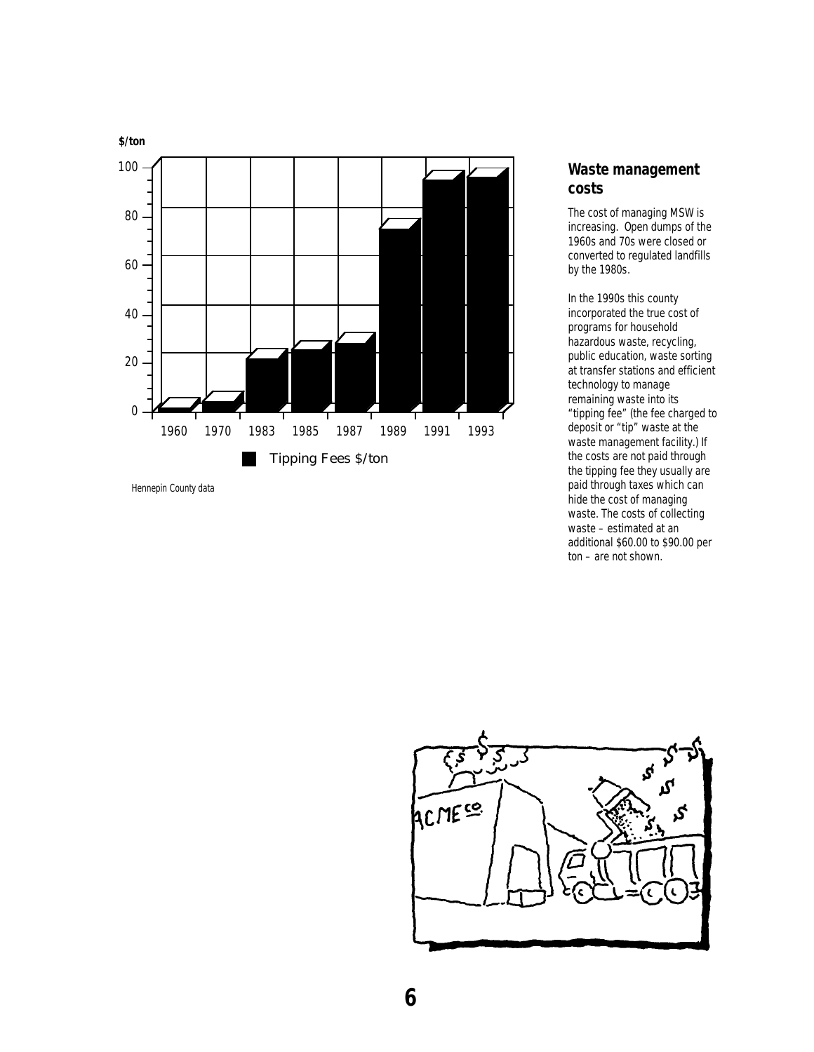## Waste management costs

The cost of managing MSW is increasing. Open dumps of the 1960s and 70s were closed or converted to regulated landfills by the 1980s.

In the 1990s this county incorporated the true cost of programs for household hazardous waste, recycling, public education, waste sorting at transfer stations and efficient technology to manage remaining waste into its "tipping fee" (the fee charged to deposit or "tip" waste at the waste management facility.) If the costs are not paid through the tipping fee they usually are paid through taxes which can hide the cost of managing waste. The costs of collecting waste – estimated at an additional $60.00 to $90.00 per ton – are not shown.

Hennepin County data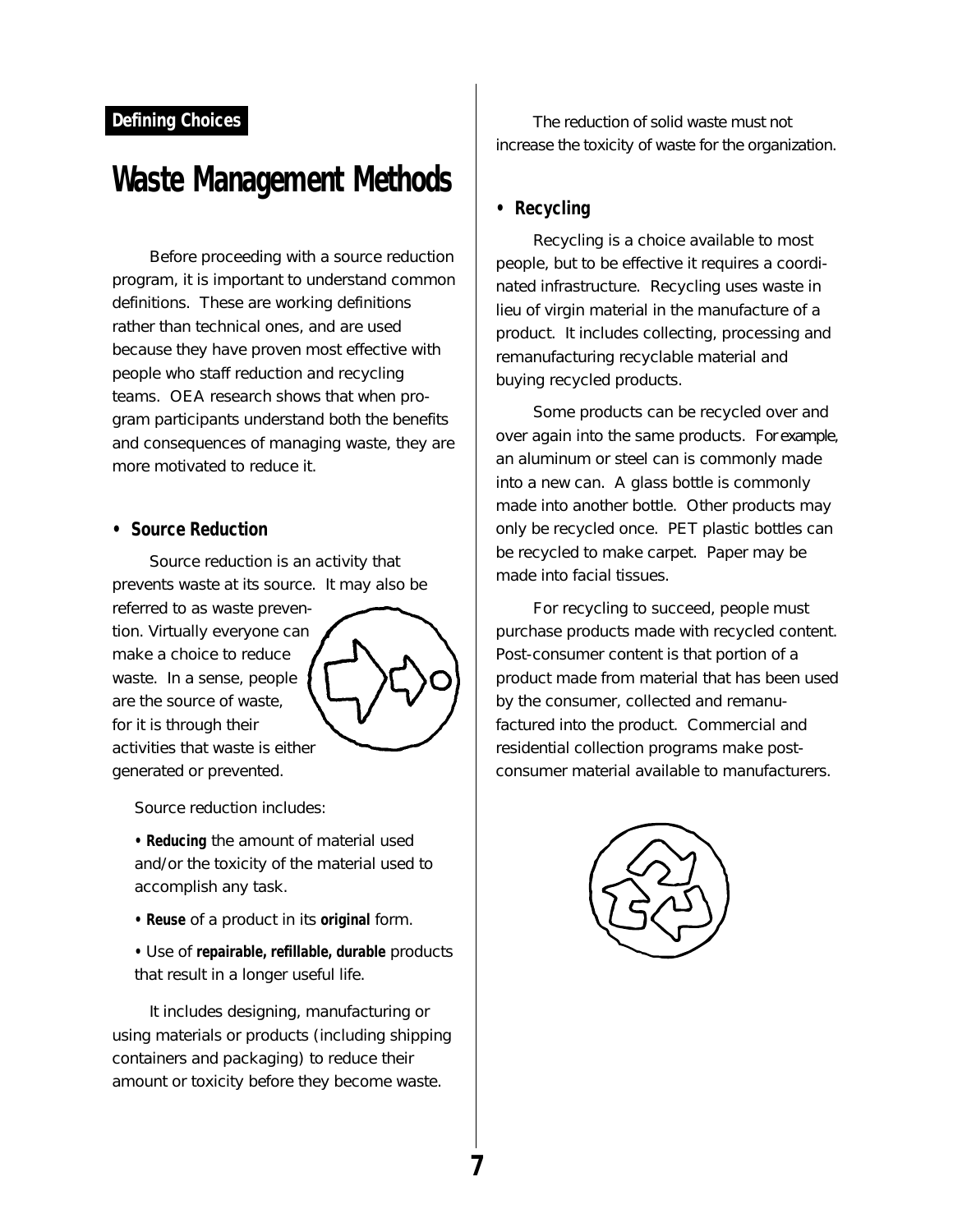**Defining Choices**

# Waste Management Methods

Before proceeding with a source reduction program, it is important to understand common definitions. These are working definitions rather than technical ones, and are used because they have proven most effective with people who staff reduction and recycling teams. OEA research shows that when program participants understand both the benefits and consequences of managing waste, they are more motivated to reduce it.

## • Source Reduction

Source reduction is an activity that prevents waste at its source. It may also be referred to as waste prevention. Virtually everyone can make a choice to reduce waste. In a sense, people are the source of waste, for it is through their activities that waste is either generated or prevented.

Source reduction includes:

- **Reducing** the amount of material used and/or the toxicity of the material used to accomplish any task.
- **Reuse** of a product in its **original** form.
- Use of **repairable, refillable, durable** products that result in a longer useful life.

It includes designing, manufacturing or using materials or products (including shipping containers and packaging) to reduce their amount or toxicity before they become waste.

The reduction of solid waste must not increase the toxicity of waste for the organization.

## • Recycling

Recycling is a choice available to most people, but to be effective it requires a coordinated infrastructure. Recycling uses waste in lieu of virgin material in the manufacture of a product. It includes collecting, processing and remanufacturing recyclable material and buying recycled products.

Some products can be recycled over and over again into the same products. For example, an aluminum or steel can is commonly made into a new can. A glass bottle is commonly made into another bottle. Other products may only be recycled once. PET plastic bottles can be recycled to make carpet. Paper may be made into facial tissues.

For recycling to succeed, people must purchase products made with recycled content. Post-consumer content is that portion of a product made from material that has been used by the consumer, collected and remanufactured into the product. Commercial and residential collection programs make post-consumer material available to manufacturers.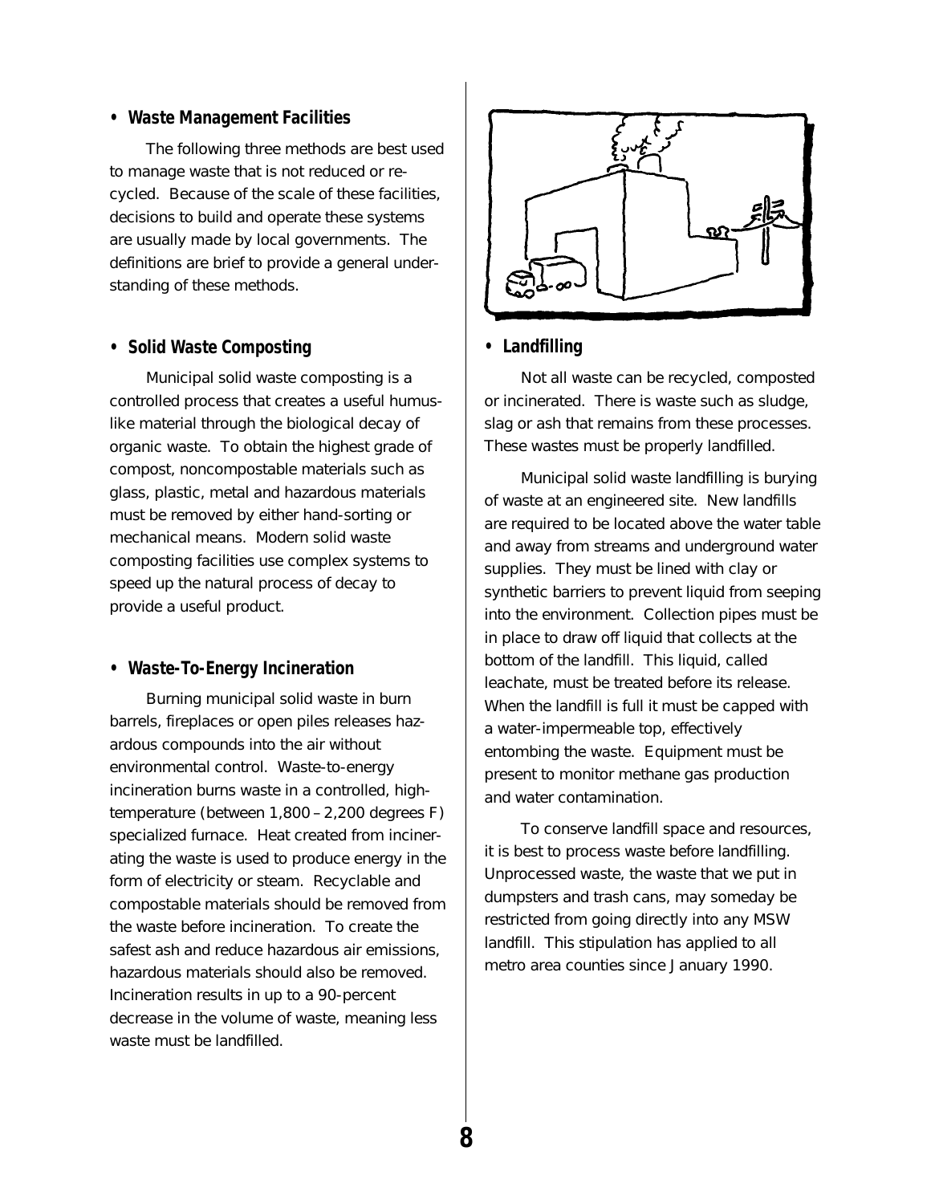- **Waste Management Facilities**

The following three methods are best used to manage waste that is not reduced or recycled. Because of the scale of these facilities, decisions to build and operate these systems are usually made by local governments. The definitions are brief to provide a general understanding of these methods.

- **Solid Waste Composting**

Municipal solid waste composting is a controlled process that creates a useful humus-like material through the biological decay of organic waste. To obtain the highest grade of compost, noncompostable materials such as glass, plastic, metal and hazardous materials must be removed by either hand-sorting or mechanical means. Modern solid waste composting facilities use complex systems to speed up the natural process of decay to provide a useful product.

- **Waste-To-Energy Incineration**

Burning municipal solid waste in burn barrels, fireplaces or open piles releases hazardous compounds into the air without environmental control. Waste-to-energy incineration burns waste in a controlled, high-temperature (between 1,800 – 2,200 degrees F) specialized furnace. Heat created from incinerating the waste is used to produce energy in the form of electricity or steam. Recyclable and compostable materials should be removed from the waste before incineration. To create the safest ash and reduce hazardous air emissions, hazardous materials should also be removed. Incineration results in up to a 90-percent decrease in the volume of waste, meaning less waste must be landfilled.

- **Landfilling**

Not all waste can be recycled, composted or incinerated. There is waste such as sludge, slag or ash that remains from these processes. These wastes must be properly landfilled.

Municipal solid waste landfilling is burying of waste at an engineered site. New landfills are required to be located above the water table and away from streams and underground water supplies. They must be lined with clay or synthetic barriers to prevent liquid from seeping into the environment. Collection pipes must be in place to draw off liquid that collects at the bottom of the landfill. This liquid, called leachate, must be treated before its release. When the landfill is full it must be capped with a water-impermeable top, effectively entombing the waste. Equipment must be present to monitor methane gas production and water contamination.

To conserve landfill space and resources, it is best to process waste before landfilling. Unprocessed waste, the waste that we put in dumpsters and trash cans, may someday be restricted from going directly into any MSW landfill. This stipulation has applied to all metro area counties since January 1990.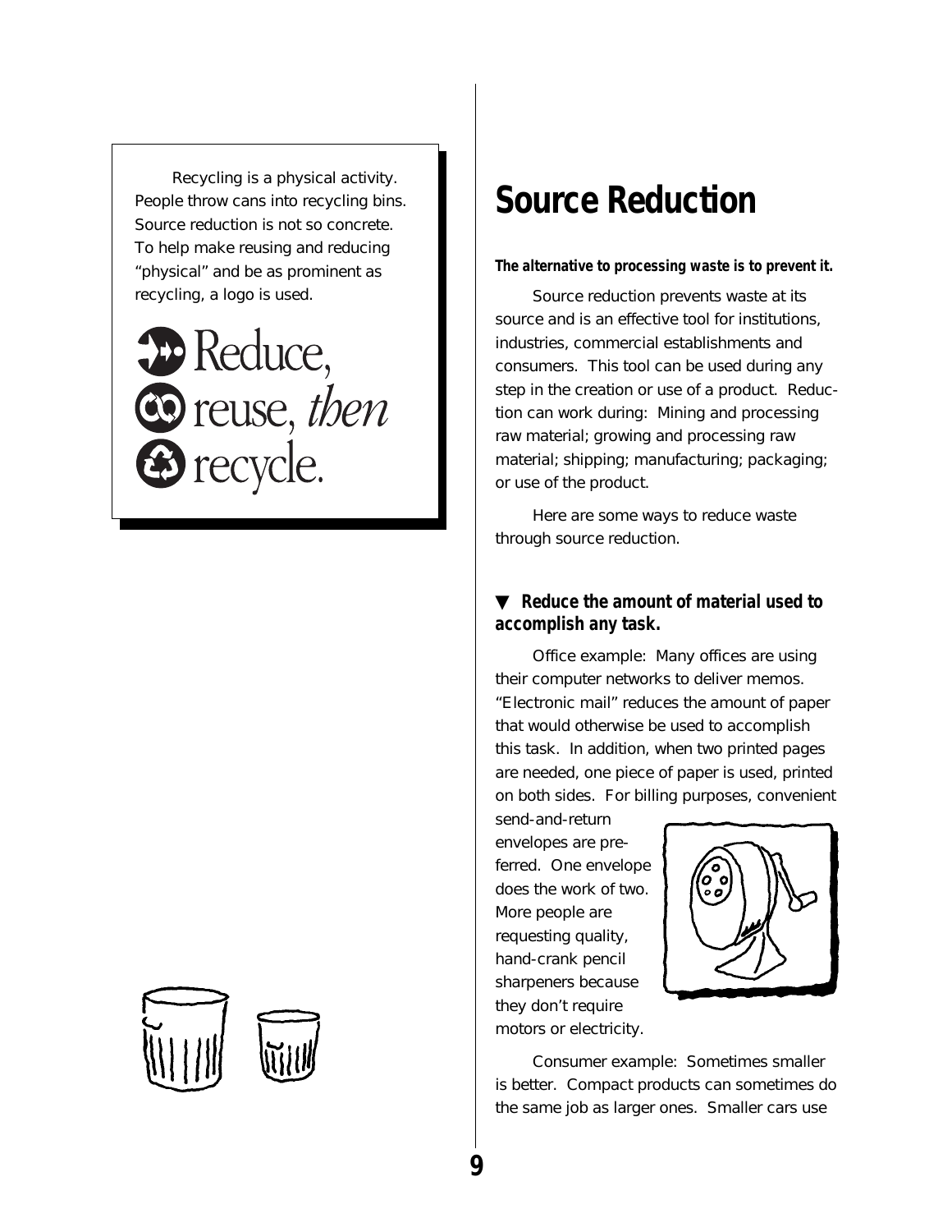Recycling is a physical activity. People throw cans into recycling bins. Source reduction is not so concrete. To help make reusing and reducing "physical" and be as prominent as recycling, a logo is used.

Reduce, reuse, *then* recycle.

# Source Reduction

***The alternative to processing waste is to prevent it.***

Source reduction prevents waste at its source and is an effective tool for institutions, industries, commercial establishments and consumers. This tool can be used during any step in the creation or use of a product. Reduction can work during: Mining and processing raw material; growing and processing raw material; shipping; manufacturing; packaging; or use of the product.

Here are some ways to reduce waste through source reduction.

### ▼ Reduce the amount of material used to accomplish any task.

Office example: Many offices are using their computer networks to deliver memos. "Electronic mail" reduces the amount of paper that would otherwise be used to accomplish this task. In addition, when two printed pages are needed, one piece of paper is used, printed on both sides. For billing purposes, convenient send-and-return envelopes are preferred. One envelope does the work of two. More people are requesting quality, hand-crank pencil sharpeners because they don't require motors or electricity.

Consumer example: Sometimes smaller is better. Compact products can sometimes do the same job as larger ones. Smaller cars use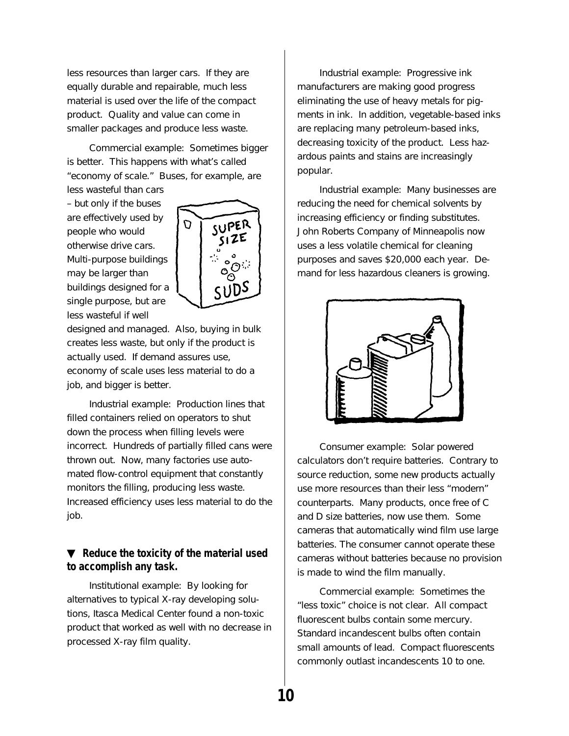less resources than larger cars. If they are equally durable and repairable, much less material is used over the life of the compact product. Quality and value can come in smaller packages and produce less waste.

Commercial example: Sometimes bigger is better. This happens with what's called "economy of scale." Buses, for example, are less wasteful than cars – but only if the buses are effectively used by people who would otherwise drive cars. Multi-purpose buildings may be larger than buildings designed for a single purpose, but are less wasteful if well designed and managed. Also, buying in bulk creates less waste, but only if the product is actually used. If demand assures use, economy of scale uses less material to do a job, and bigger is better.

Industrial example: Production lines that filled containers relied on operators to shut down the process when filling levels were incorrect. Hundreds of partially filled cans were thrown out. Now, many factories use automated flow-control equipment that constantly monitors the filling, producing less waste. Increased efficiency uses less material to do the job.

### ▼ Reduce the toxicity of the material used to accomplish any task.

Institutional example: By looking for alternatives to typical X-ray developing solutions, Itasca Medical Center found a non-toxic product that worked as well with no decrease in processed X-ray film quality.

Industrial example: Progressive ink manufacturers are making good progress eliminating the use of heavy metals for pigments in ink. In addition, vegetable-based inks are replacing many petroleum-based inks, decreasing toxicity of the product. Less hazardous paints and stains are increasingly popular.

Industrial example: Many businesses are reducing the need for chemical solvents by increasing efficiency or finding substitutes. John Roberts Company of Minneapolis now uses a less volatile chemical for cleaning purposes and saves $20,000 each year. Demand for less hazardous cleaners is growing.

Consumer example: Solar powered calculators don't require batteries. Contrary to source reduction, some new products actually use more resources than their less "modern" counterparts. Many products, once free of C and D size batteries, now use them. Some cameras that automatically wind film use large batteries. The consumer cannot operate these cameras without batteries because no provision is made to wind the film manually.

Commercial example: Sometimes the "less toxic" choice is not clear. All compact fluorescent bulbs contain some mercury. Standard incandescent bulbs often contain small amounts of lead. Compact fluorescents commonly outlast incandescents 10 to one.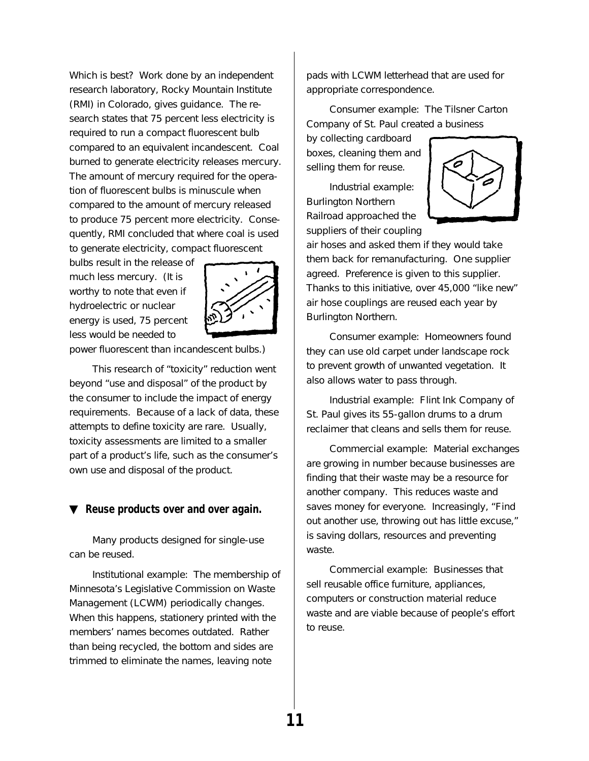Which is best? Work done by an independent research laboratory, Rocky Mountain Institute (RMI) in Colorado, gives guidance. The research states that 75 percent less electricity is required to run a compact fluorescent bulb compared to an equivalent incandescent. Coal burned to generate electricity releases mercury. The amount of mercury required for the operation of fluorescent bulbs is minuscule when compared to the amount of mercury released to produce 75 percent more electricity. Consequently, RMI concluded that where coal is used to generate electricity, compact fluorescent bulbs result in the release of much less mercury. (It is worthy to note that even if hydroelectric or nuclear energy is used, 75 percent less would be needed to power fluorescent than incandescent bulbs.)

This research of "toxicity" reduction went beyond "use and disposal" of the product by the consumer to include the impact of energy requirements. Because of a lack of data, these attempts to define toxicity are rare. Usually, toxicity assessments are limited to a smaller part of a product's life, such as the consumer's own use and disposal of the product.

### ▼ Reuse products over and over again.

Many products designed for single-use can be reused.

Institutional example: The membership of Minnesota's Legislative Commission on Waste Management (LCWM) periodically changes. When this happens, stationery printed with the members' names becomes outdated. Rather than being recycled, the bottom and sides are trimmed to eliminate the names, leaving note pads with LCWM letterhead that are used for appropriate correspondence.

Consumer example: The Tilsner Carton Company of St. Paul created a business by collecting cardboard boxes, cleaning them and selling them for reuse.

Industrial example: Burlington Northern Railroad approached the suppliers of their coupling air hoses and asked them if they would take them back for remanufacturing. One supplier agreed. Preference is given to this supplier. Thanks to this initiative, over 45,000 "like new" air hose couplings are reused each year by Burlington Northern.

Consumer example: Homeowners found they can use old carpet under landscape rock to prevent growth of unwanted vegetation. It also allows water to pass through.

Industrial example: Flint Ink Company of St. Paul gives its 55-gallon drums to a drum reclaimer that cleans and sells them for reuse.

Commercial example: Material exchanges are growing in number because businesses are finding that their waste may be a resource for another company. This reduces waste and saves money for everyone. Increasingly, "Find out another use, throwing out has little excuse," is saving dollars, resources and preventing waste.

Commercial example: Businesses that sell reusable office furniture, appliances, computers or construction material reduce waste and are viable because of people's effort to reuse.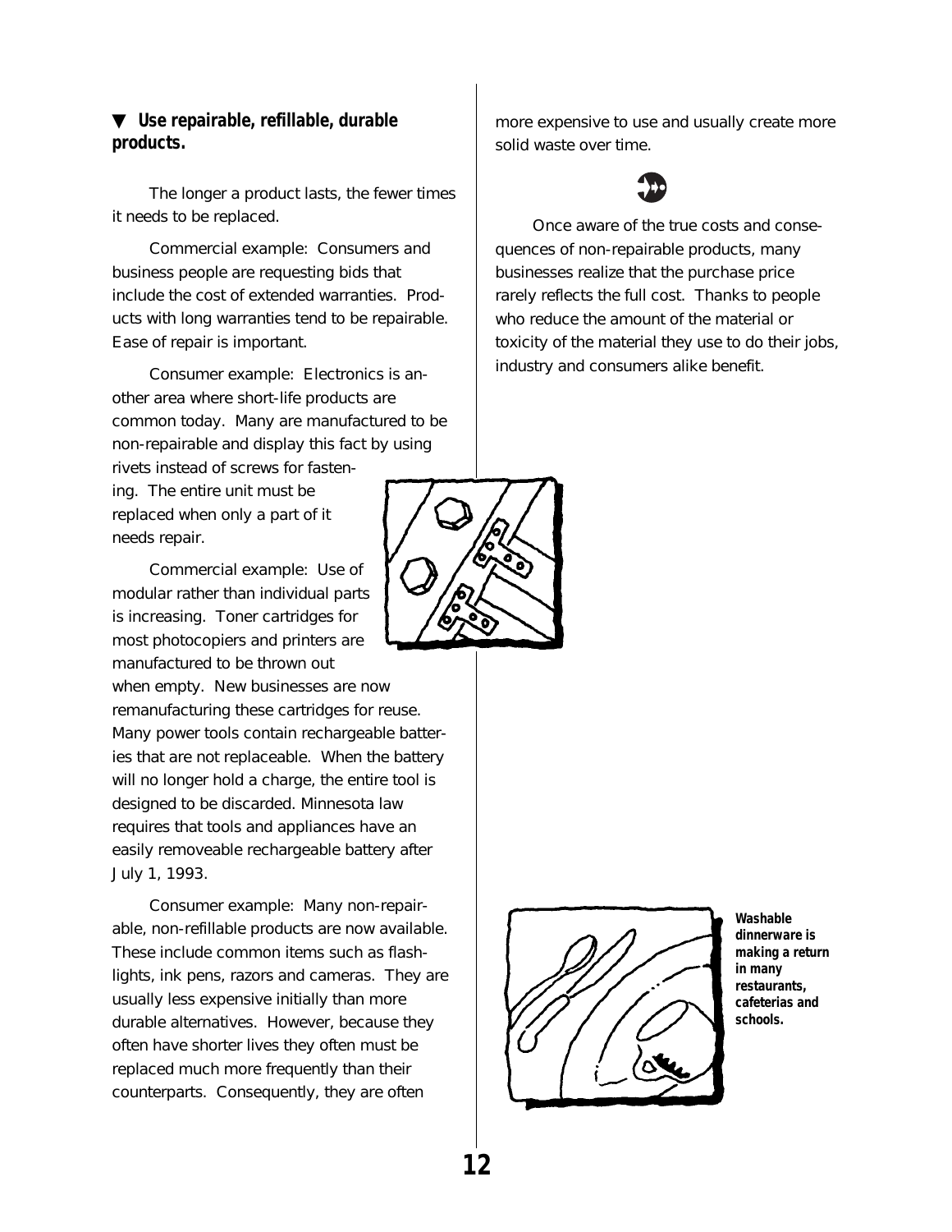### ▼ Use repairable, refillable, durable products.

The longer a product lasts, the fewer times it needs to be replaced.

Commercial example: Consumers and business people are requesting bids that include the cost of extended warranties. Products with long warranties tend to be repairable. Ease of repair is important.

Consumer example: Electronics is another area where short-life products are common today. Many are manufactured to be non-repairable and display this fact by using rivets instead of screws for fastening. The entire unit must be replaced when only a part of it needs repair.

Commercial example: Use of modular rather than individual parts is increasing. Toner cartridges for most photocopiers and printers are manufactured to be thrown out when empty. New businesses are now remanufacturing these cartridges for reuse. Many power tools contain rechargeable batteries that are not replaceable. When the battery will no longer hold a charge, the entire tool is designed to be discarded. Minnesota law requires that tools and appliances have an easily removeable rechargeable battery after July 1, 1993.

Consumer example: Many non-repairable, non-refillable products are now available. These include common items such as flashlights, ink pens, razors and cameras. They are usually less expensive initially than more durable alternatives. However, because they often have shorter lives they often must be replaced much more frequently than their counterparts. Consequently, they are often more expensive to use and usually create more solid waste over time.

Once aware of the true costs and consequences of non-repairable products, many businesses realize that the purchase price rarely reflects the full cost. Thanks to people who reduce the amount of the material or toxicity of the material they use to do their jobs, industry and consumers alike benefit.

**Washable dinnerware is making a return in many restaurants, cafeterias and schools.**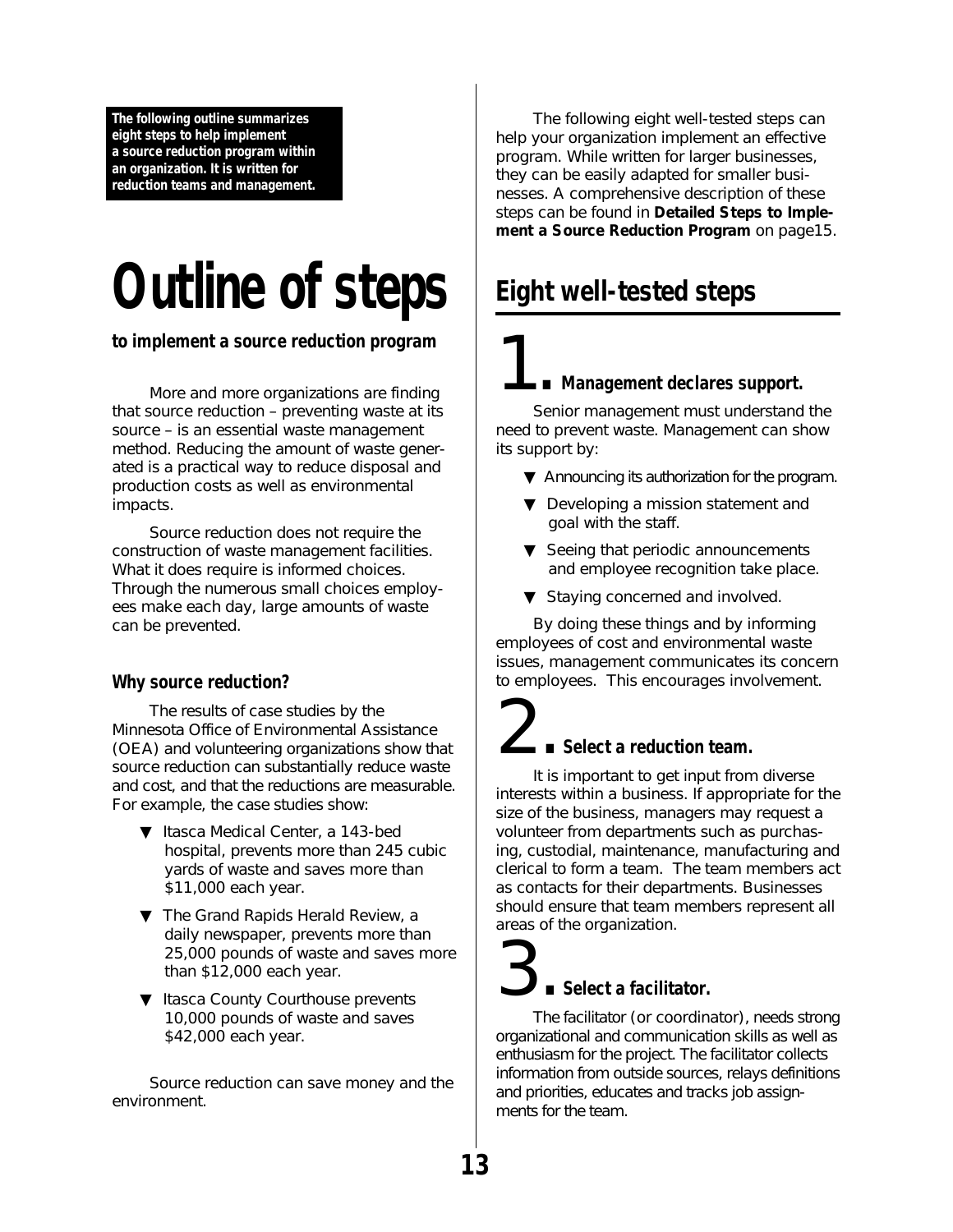**The following outline summarizes eight steps to help implement a source reduction program within an organization. It is written for reduction teams and management.**

# Outline of steps

**to implement a source reduction program**

More and more organizations are finding that source reduction – preventing waste at its source – is an essential waste management method. Reducing the amount of waste generated is a practical way to reduce disposal and production costs as well as environmental impacts.

Source reduction does not require the construction of waste management facilities. What it does require is informed choices. Through the numerous small choices employees make each day, large amounts of waste can be prevented.

### Why source reduction?

The results of case studies by the Minnesota Office of Environmental Assistance (OEA) and volunteering organizations show that source reduction can substantially reduce waste and cost, and that the reductions are measurable. For example, the case studies show:

- Itasca Medical Center, a 143-bed hospital, prevents more than 245 cubic yards of waste and saves more than $11,000 each year.
- The Grand Rapids Herald Review, a daily newspaper, prevents more than 25,000 pounds of waste and saves more than $12,000 each year.
- Itasca County Courthouse prevents 10,000 pounds of waste and saves $42,000 each year.

Source reduction can save money and the environment.

The following eight well-tested steps can help your organization implement an effective program. While written for larger businesses, they can be easily adapted for smaller businesses. A comprehensive description of these steps can be found in **Detailed Steps to Implement a Source Reduction Program** on page15.

## Eight well-tested steps

### 1. Management declares support.

Senior management must understand the need to prevent waste. Management can show its support by:

- Announcing its authorization for the program.
- Developing a mission statement and goal with the staff.
- Seeing that periodic announcements and employee recognition take place.
- Staying concerned and involved.

By doing these things and by informing employees of cost and environmental waste issues, management communicates its concern to employees. This encourages involvement.

### 2. Select a reduction team.

It is important to get input from diverse interests within a business. If appropriate for the size of the business, managers may request a volunteer from departments such as purchasing, custodial, maintenance, manufacturing and clerical to form a team. The team members act as contacts for their departments. Businesses should ensure that team members represent all areas of the organization.

### 3. Select a facilitator.

The facilitator (or coordinator), needs strong organizational and communication skills as well as enthusiasm for the project. The facilitator collects information from outside sources, relays definitions and priorities, educates and tracks job assignments for the team.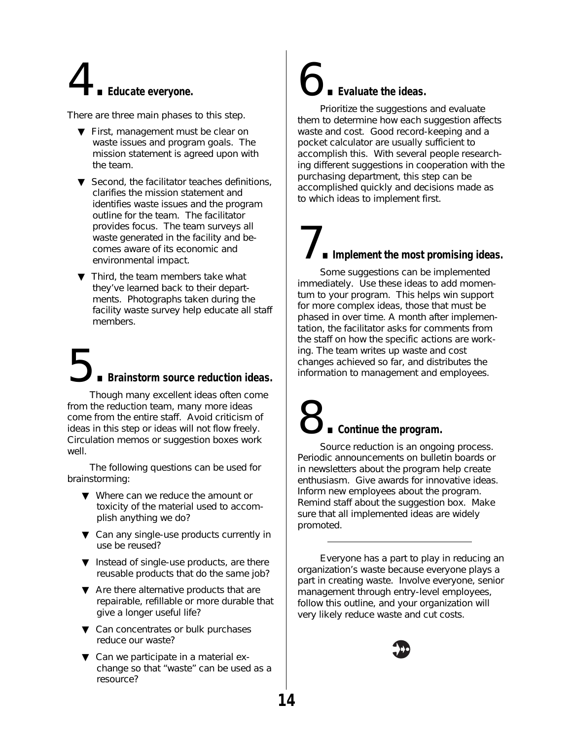## 4. Educate everyone.

There are three main phases to this step.

- First, management must be clear on waste issues and program goals. The mission statement is agreed upon with the team.
- Second, the facilitator teaches definitions, clarifies the mission statement and identifies waste issues and the program outline for the team. The facilitator provides focus. The team surveys all waste generated in the facility and becomes aware of its economic and environmental impact.
- Third, the team members take what they've learned back to their departments. Photographs taken during the facility waste survey help educate all staff members.

## 5. Brainstorm source reduction ideas.

Though many excellent ideas often come from the reduction team, many more ideas come from the entire staff. Avoid criticism of ideas in this step or ideas will not flow freely. Circulation memos or suggestion boxes work well.

The following questions can be used for brainstorming:

- Where can we reduce the amount or toxicity of the material used to accomplish anything we do?
- Can any single-use products currently in use be reused?
- Instead of single-use products, are there reusable products that do the same job?
- Are there alternative products that are repairable, refillable or more durable that give a longer useful life?
- Can concentrates or bulk purchases reduce our waste?
- Can we participate in a material exchange so that "waste" can be used as a resource?

## 6. Evaluate the ideas.

Prioritize the suggestions and evaluate them to determine how each suggestion affects waste and cost. Good record-keeping and a pocket calculator are usually sufficient to accomplish this. With several people researching different suggestions in cooperation with the purchasing department, this step can be accomplished quickly and decisions made as to which ideas to implement first.

## 7. Implement the most promising ideas.

Some suggestions can be implemented immediately. Use these ideas to add momentum to your program. This helps win support for more complex ideas, those that must be phased in over time. A month after implementation, the facilitator asks for comments from the staff on how the specific actions are working. The team writes up waste and cost changes achieved so far, and distributes the information to management and employees.

## 8. Continue the program.

Source reduction is an ongoing process. Periodic announcements on bulletin boards or in newsletters about the program help create enthusiasm. Give awards for innovative ideas. Inform new employees about the program. Remind staff about the suggestion box. Make sure that all implemented ideas are widely promoted.

---

Everyone has a part to play in reducing an organization's waste because everyone plays a part in creating waste. Involve everyone, senior management through entry-level employees, follow this outline, and your organization will very likely reduce waste and cut costs.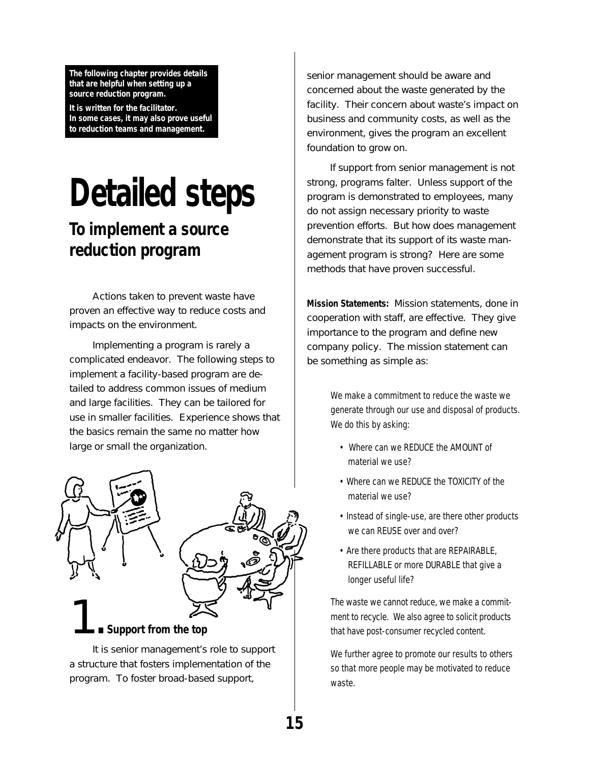**The following chapter provides details that are helpful when setting up a source reduction program.**

**It is written for the facilitator. In some cases, it may also prove useful to reduction teams and management.**

# Detailed steps

## To implement a source reduction program

Actions taken to prevent waste have proven an effective way to reduce costs and impacts on the environment.

Implementing a program is rarely a complicated endeavor. The following steps to implement a facility-based program are detailed to address common issues of medium and large facilities. They can be tailored for use in smaller facilities. Experience shows that the basics remain the same no matter how large or small the organization.

### 1. Support from the top

It is senior management's role to support a structure that fosters implementation of the program. To foster broad-based support, senior management should be aware and concerned about the waste generated by the facility. Their concern about waste's impact on business and community costs, as well as the environment, gives the program an excellent foundation to grow on.

If support from senior management is not strong, programs falter. Unless support of the program is demonstrated to employees, many do not assign necessary priority to waste prevention efforts. But how does management demonstrate that its support of its waste management program is strong? Here are some methods that have proven successful.

**Mission Statements:** Mission statements, done in cooperation with staff, are effective. They give importance to the program and define new company policy. The mission statement can be something as simple as:

> We make a commitment to reduce the waste we generate through our use and disposal of products. We do this by asking:
>
> - Where can we REDUCE the AMOUNT of material we use?
> - Where can we REDUCE the TOXICITY of the material we use?
> - Instead of single-use, are there other products we can REUSE over and over?
> - Are there products that are REPAIRABLE, REFILLABLE or more DURABLE that give a longer useful life?
>
> The waste we cannot reduce, we make a commitment to recycle. We also agree to solicit products that have post-consumer recycled content.
>
> We further agree to promote our results to others so that more people may be motivated to reduce waste.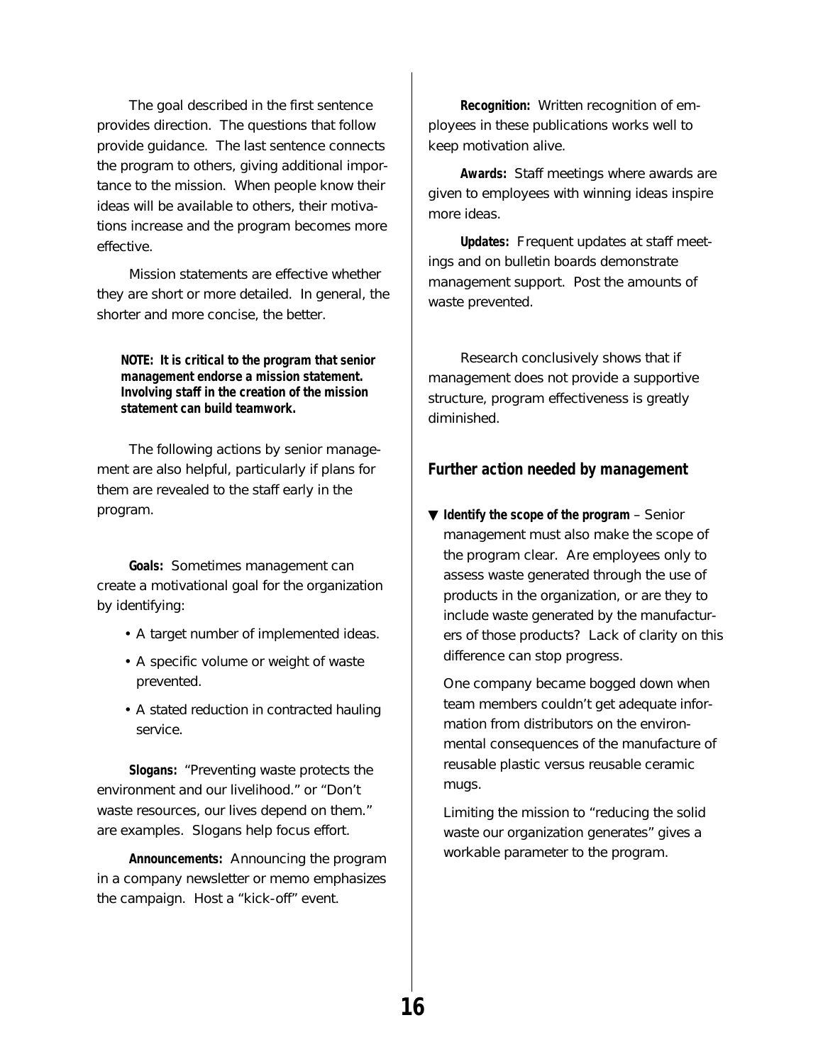The goal described in the first sentence provides direction. The questions that follow provide guidance. The last sentence connects the program to others, giving additional importance to the mission. When people know their ideas will be available to others, their motivations increase and the program becomes more effective.

Mission statements are effective whether they are short or more detailed. In general, the shorter and more concise, the better.

**NOTE: It is critical to the program that senior management endorse a mission statement. Involving staff in the creation of the mission statement can build teamwork.**

The following actions by senior management are also helpful, particularly if plans for them are revealed to the staff early in the program.

**Goals:** Sometimes management can create a motivational goal for the organization by identifying:

- A target number of implemented ideas.
- A specific volume or weight of waste prevented.
- A stated reduction in contracted hauling service.

**Slogans:** "Preventing waste protects the environment and our livelihood." or "Don't waste resources, our lives depend on them." are examples. Slogans help focus effort.

**Announcements:** Announcing the program in a company newsletter or memo emphasizes the campaign. Host a "kick-off" event.

**Recognition:** Written recognition of employees in these publications works well to keep motivation alive.

**Awards:** Staff meetings where awards are given to employees with winning ideas inspire more ideas.

**Updates:** Frequent updates at staff meetings and on bulletin boards demonstrate management support. Post the amounts of waste prevented.

Research conclusively shows that if management does not provide a supportive structure, program effectiveness is greatly diminished.

## Further action needed by management

▼ **Identify the scope of the program** – Senior management must also make the scope of the program clear. Are employees only to assess waste generated through the use of products in the organization, or are they to include waste generated by the manufacturers of those products? Lack of clarity on this difference can stop progress.

One company became bogged down when team members couldn't get adequate information from distributors on the environmental consequences of the manufacture of reusable plastic versus reusable ceramic mugs.

Limiting the mission to "reducing the solid waste our organization generates" gives a workable parameter to the program.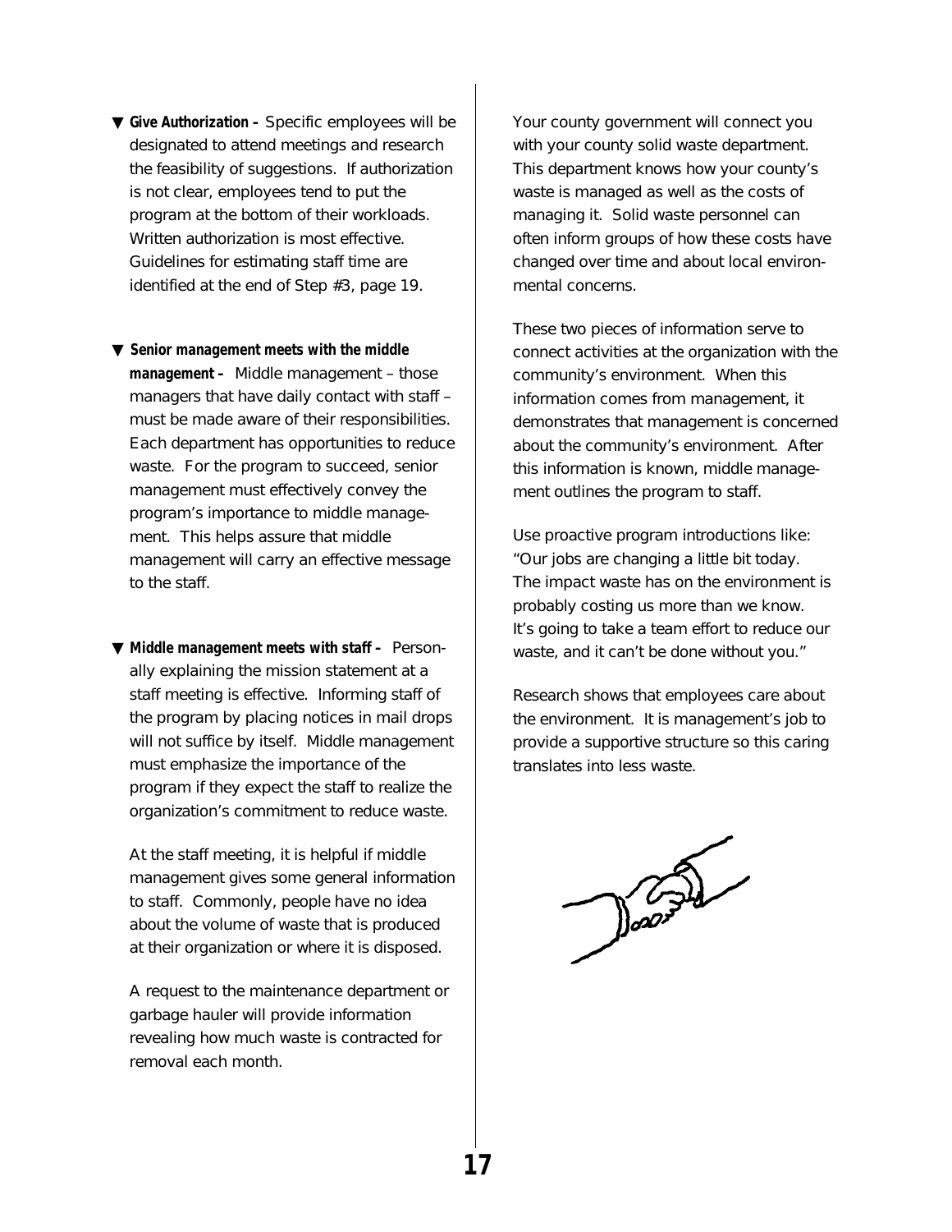▼ **Give Authorization –** Specific employees will be designated to attend meetings and research the feasibility of suggestions. If authorization is not clear, employees tend to put the program at the bottom of their workloads. Written authorization is most effective. Guidelines for estimating staff time are identified at the end of Step #3, page 19.

▼ **Senior management meets with the middle management –** Middle management – those managers that have daily contact with staff – must be made aware of their responsibilities. Each department has opportunities to reduce waste. For the program to succeed, senior management must effectively convey the program's importance to middle management. This helps assure that middle management will carry an effective message to the staff.

▼ **Middle management meets with staff –** Personally explaining the mission statement at a staff meeting is effective. Informing staff of the program by placing notices in mail drops will not suffice by itself. Middle management must emphasize the importance of the program if they expect the staff to realize the organization's commitment to reduce waste.

At the staff meeting, it is helpful if middle management gives some general information to staff. Commonly, people have no idea about the volume of waste that is produced at their organization or where it is disposed.

A request to the maintenance department or garbage hauler will provide information revealing how much waste is contracted for removal each month.

Your county government will connect you with your county solid waste department. This department knows how your county's waste is managed as well as the costs of managing it. Solid waste personnel can often inform groups of how these costs have changed over time and about local environmental concerns.

These two pieces of information serve to connect activities at the organization with the community's environment. When this information comes from management, it demonstrates that management is concerned about the community's environment. After this information is known, middle management outlines the program to staff.

Use proactive program introductions like: "Our jobs are changing a little bit today. The impact waste has on the environment is probably costing us more than we know. It's going to take a team effort to reduce our waste, and it can't be done without you."

Research shows that employees care about the environment. It is management's job to provide a supportive structure so this caring translates into less waste.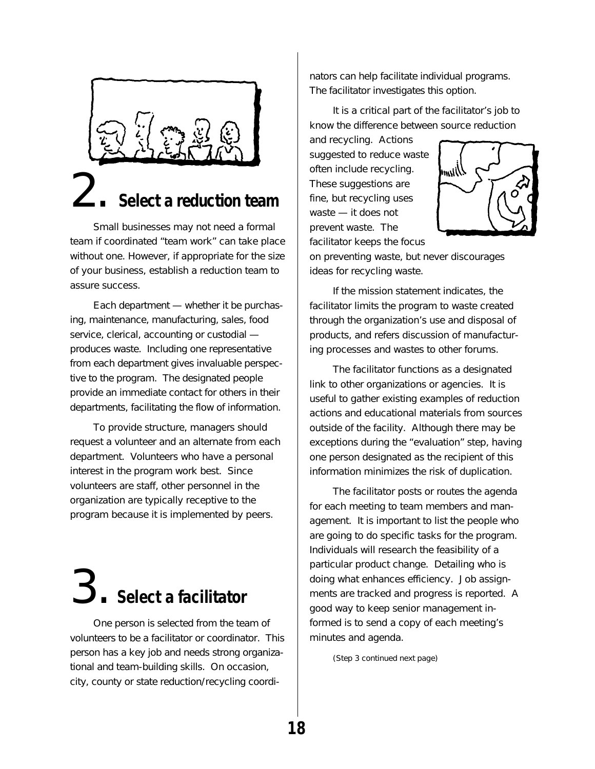## 2. Select a reduction team

Small businesses may not need a formal team if coordinated "team work" can take place without one. However, if appropriate for the size of your business, establish a reduction team to assure success.

Each department — whether it be purchasing, maintenance, manufacturing, sales, food service, clerical, accounting or custodial — produces waste. Including one representative from each department gives invaluable perspective to the program. The designated people provide an immediate contact for others in their departments, facilitating the flow of information.

To provide structure, managers should request a volunteer and an alternate from each department. Volunteers who have a personal interest in the program work best. Since volunteers are staff, other personnel in the organization are typically receptive to the program because it is implemented by peers.

## 3. Select a facilitator

One person is selected from the team of volunteers to be a facilitator or coordinator. This person has a key job and needs strong organizational and team-building skills. On occasion, city, county or state reduction/recycling coordinators can help facilitate individual programs. The facilitator investigates this option.

It is a critical part of the facilitator's job to know the difference between source reduction and recycling. Actions suggested to reduce waste often include recycling. These suggestions are fine, but recycling uses waste — it does not prevent waste. The facilitator keeps the focus on preventing waste, but never discourages ideas for recycling waste.

If the mission statement indicates, the facilitator limits the program to waste created through the organization's use and disposal of products, and refers discussion of manufacturing processes and wastes to other forums.

The facilitator functions as a designated link to other organizations or agencies. It is useful to gather existing examples of reduction actions and educational materials from sources outside of the facility. Although there may be exceptions during the "evaluation" step, having one person designated as the recipient of this information minimizes the risk of duplication.

The facilitator posts or routes the agenda for each meeting to team members and management. It is important to list the people who are going to do specific tasks for the program. Individuals will research the feasibility of a particular product change. Detailing who is doing what enhances efficiency. Job assignments are tracked and progress is reported. A good way to keep senior management informed is to send a copy of each meeting's minutes and agenda.

(Step 3 continued next page)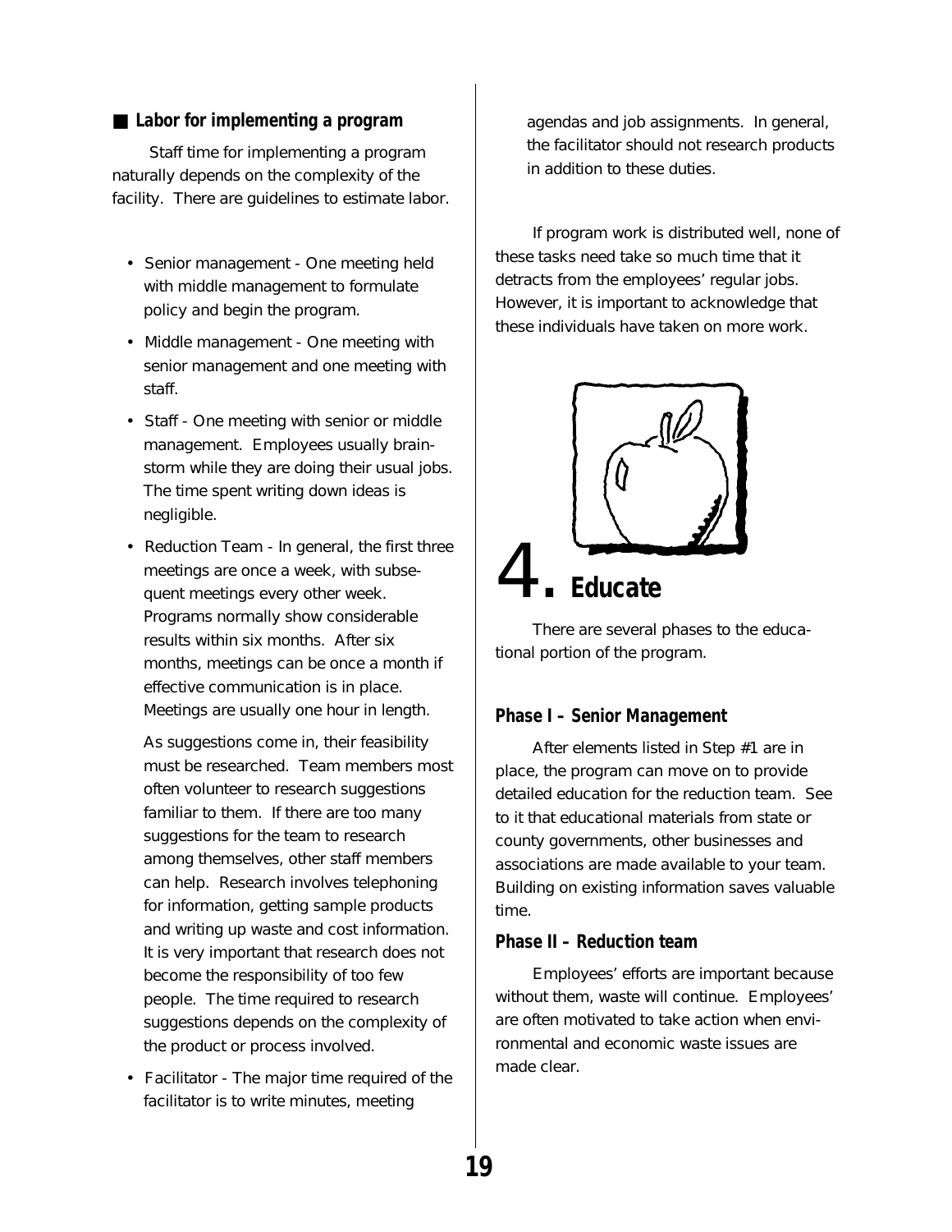## Labor for implementing a program

Staff time for implementing a program naturally depends on the complexity of the facility. There are guidelines to estimate labor.

- Senior management - One meeting held with middle management to formulate policy and begin the program.
- Middle management - One meeting with senior management and one meeting with staff.
- Staff - One meeting with senior or middle management. Employees usually brainstorm while they are doing their usual jobs. The time spent writing down ideas is negligible.
- Reduction Team - In general, the first three meetings are once a week, with subsequent meetings every other week. Programs normally show considerable results within six months. After six months, meetings can be once a month if effective communication is in place. Meetings are usually one hour in length.

  As suggestions come in, their feasibility must be researched. Team members most often volunteer to research suggestions familiar to them. If there are too many suggestions for the team to research among themselves, other staff members can help. Research involves telephoning for information, getting sample products and writing up waste and cost information. It is very important that research does not become the responsibility of too few people. The time required to research suggestions depends on the complexity of the product or process involved.
- Facilitator - The major time required of the facilitator is to write minutes, meeting agendas and job assignments. In general, the facilitator should not research products in addition to these duties.

If program work is distributed well, none of these tasks need take so much time that it detracts from the employees' regular jobs. However, it is important to acknowledge that these individuals have taken on more work.

# 4. Educate

There are several phases to the educational portion of the program.

### Phase I – Senior Management

After elements listed in Step #1 are in place, the program can move on to provide detailed education for the reduction team. See to it that educational materials from state or county governments, other businesses and associations are made available to your team. Building on existing information saves valuable time.

### Phase II – Reduction team

Employees' efforts are important because without them, waste will continue. Employees' are often motivated to take action when environmental and economic waste issues are made clear.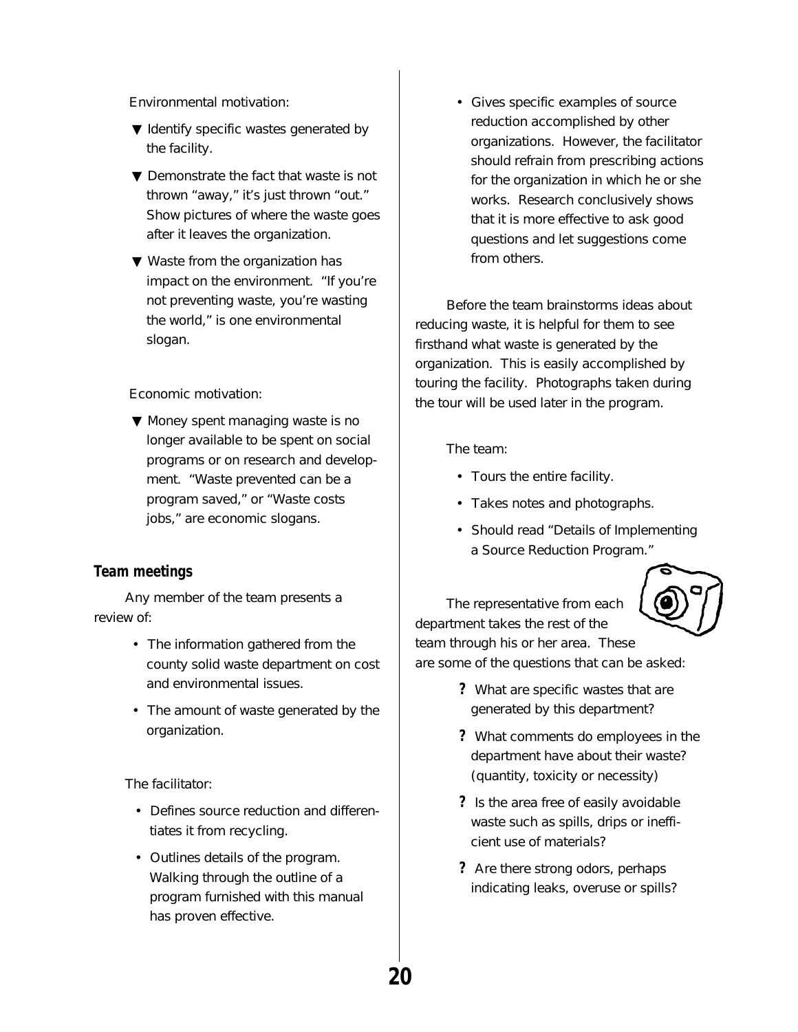Environmental motivation:

- ▼ Identify specific wastes generated by the facility.
- ▼ Demonstrate the fact that waste is not thrown "away," it's just thrown "out." Show pictures of where the waste goes after it leaves the organization.
- ▼ Waste from the organization has impact on the environment. "If you're not preventing waste, you're wasting the world," is one environmental slogan.

Economic motivation:

- ▼ Money spent managing waste is no longer available to be spent on social programs or on research and development. "Waste prevented can be a program saved," or "Waste costs jobs," are economic slogans.

### Team meetings

Any member of the team presents a review of:

- The information gathered from the county solid waste department on cost and environmental issues.
- The amount of waste generated by the organization.

The facilitator:

- Defines source reduction and differentiates it from recycling.
- Outlines details of the program. Walking through the outline of a program furnished with this manual has proven effective.
- Gives specific examples of source reduction accomplished by other organizations. However, the facilitator should refrain from prescribing actions for the organization in which he or she works. Research conclusively shows that it is more effective to ask good questions and let suggestions come from others.

Before the team brainstorms ideas about reducing waste, it is helpful for them to see firsthand what waste is generated by the organization. This is easily accomplished by touring the facility. Photographs taken during the tour will be used later in the program.

The team:

- Tours the entire facility.
- Takes notes and photographs.
- Should read "Details of Implementing a Source Reduction Program."

The representative from each department takes the rest of the team through his or her area. These are some of the questions that can be asked:

- **?** What are specific wastes that are generated by this department?
- **?** What comments do employees in the department have about their waste? (quantity, toxicity or necessity)
- **?** Is the area free of easily avoidable waste such as spills, drips or inefficient use of materials?
- **?** Are there strong odors, perhaps indicating leaks, overuse or spills?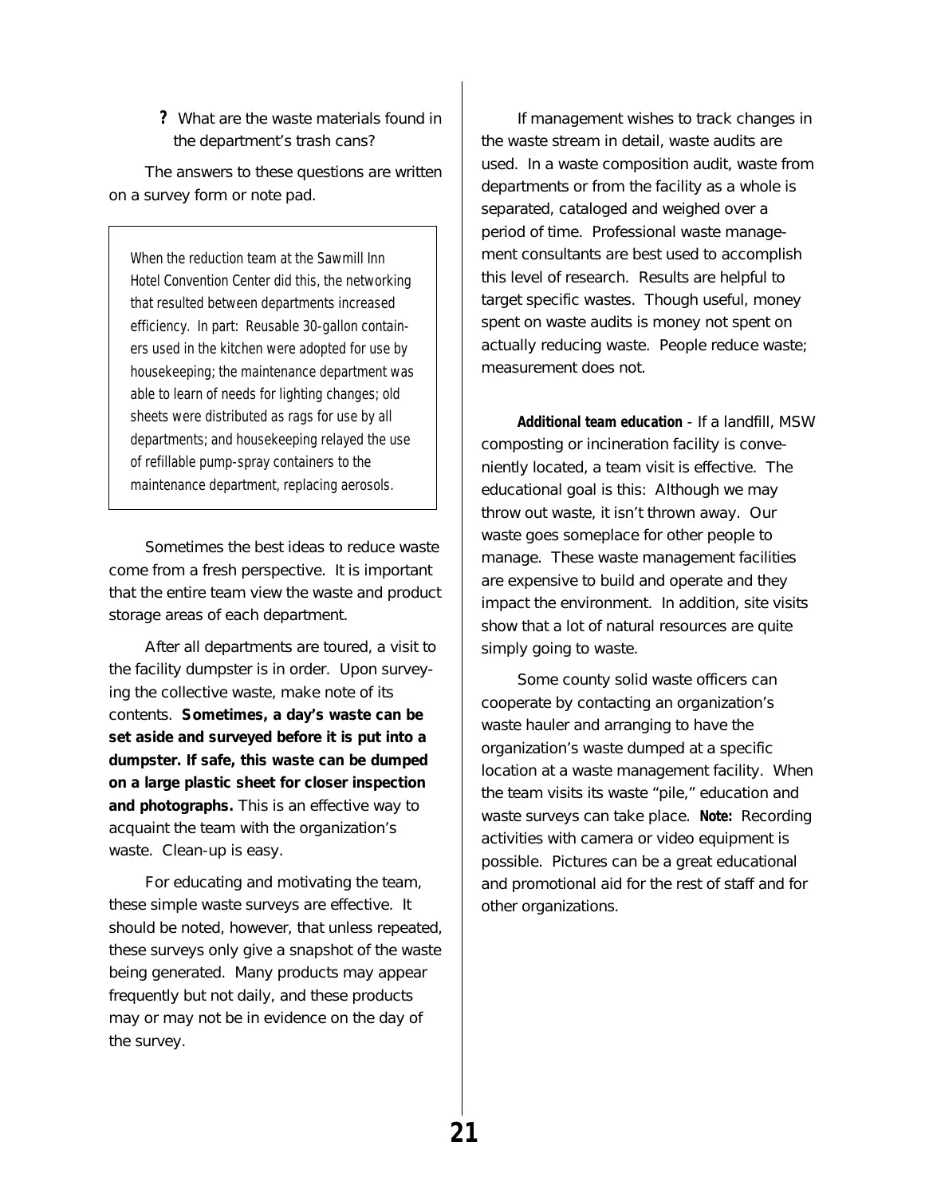**?** What are the waste materials found in the department's trash cans?

The answers to these questions are written on a survey form or note pad.

> When the reduction team at the Sawmill Inn Hotel Convention Center did this, the networking that resulted between departments increased efficiency. In part: Reusable 30-gallon containers used in the kitchen were adopted for use by housekeeping; the maintenance department was able to learn of needs for lighting changes; old sheets were distributed as rags for use by all departments; and housekeeping relayed the use of refillable pump-spray containers to the maintenance department, replacing aerosols.

Sometimes the best ideas to reduce waste come from a fresh perspective. It is important that the entire team view the waste and product storage areas of each department.

After all departments are toured, a visit to the facility dumpster is in order. Upon surveying the collective waste, make note of its contents. **Sometimes, a day's waste can be set aside and surveyed before it is put into a dumpster. If safe, this waste can be dumped on a large plastic sheet for closer inspection and photographs.** This is an effective way to acquaint the team with the organization's waste. Clean-up is easy.

For educating and motivating the team, these simple waste surveys are effective. It should be noted, however, that unless repeated, these surveys only give a snapshot of the waste being generated. Many products may appear frequently but not daily, and these products may or may not be in evidence on the day of the survey.

If management wishes to track changes in the waste stream in detail, waste audits are used. In a waste composition audit, waste from departments or from the facility as a whole is separated, cataloged and weighed over a period of time. Professional waste management consultants are best used to accomplish this level of research. Results are helpful to target specific wastes. Though useful, money spent on waste audits is money not spent on actually reducing waste. People reduce waste; measurement does not.

**Additional team education** - If a landfill, MSW composting or incineration facility is conveniently located, a team visit is effective. The educational goal is this: Although we may throw out waste, it isn't thrown away. Our waste goes someplace for other people to manage. These waste management facilities are expensive to build and operate and they impact the environment. In addition, site visits show that a lot of natural resources are quite simply going to waste.

Some county solid waste officers can cooperate by contacting an organization's waste hauler and arranging to have the organization's waste dumped at a specific location at a waste management facility. When the team visits its waste "pile," education and waste surveys can take place. **Note:** Recording activities with camera or video equipment is possible. Pictures can be a great educational and promotional aid for the rest of staff and for other organizations.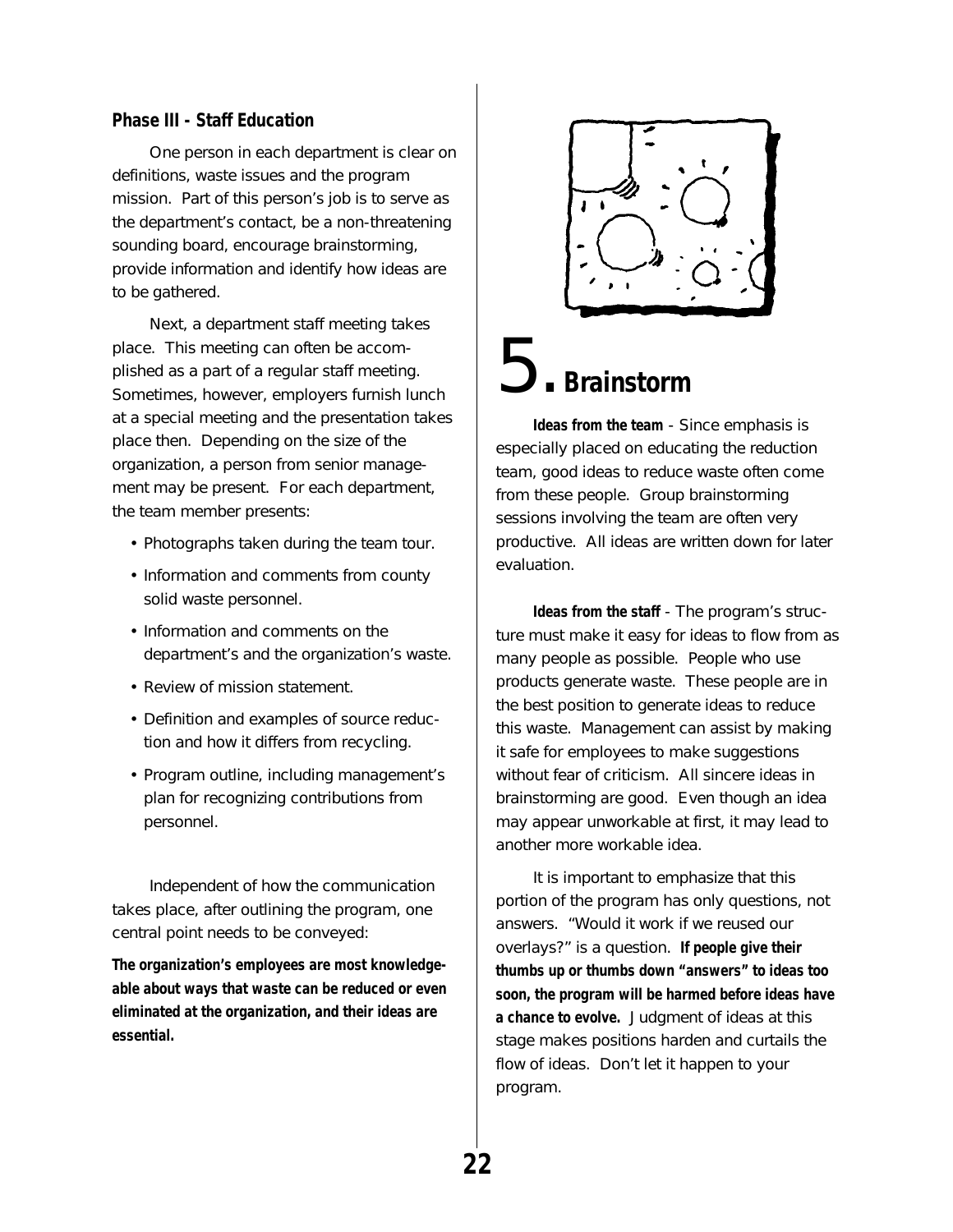### Phase III - Staff Education

One person in each department is clear on definitions, waste issues and the program mission. Part of this person's job is to serve as the department's contact, be a non-threatening sounding board, encourage brainstorming, provide information and identify how ideas are to be gathered.

Next, a department staff meeting takes place. This meeting can often be accomplished as a part of a regular staff meeting. Sometimes, however, employers furnish lunch at a special meeting and the presentation takes place then. Depending on the size of the organization, a person from senior management may be present. For each department, the team member presents:

- Photographs taken during the team tour.
- Information and comments from county solid waste personnel.
- Information and comments on the department's and the organization's waste.
- Review of mission statement.
- Definition and examples of source reduction and how it differs from recycling.
- Program outline, including management's plan for recognizing contributions from personnel.

Independent of how the communication takes place, after outlining the program, one central point needs to be conveyed:

**The organization's employees are most knowledgeable about ways that waste can be reduced or even eliminated at the organization, and their ideas are essential.**

# 5. Brainstorm

**Ideas from the team** - Since emphasis is especially placed on educating the reduction team, good ideas to reduce waste often come from these people. Group brainstorming sessions involving the team are often very productive. All ideas are written down for later evaluation.

**Ideas from the staff** - The program's structure must make it easy for ideas to flow from as many people as possible. People who use products generate waste. These people are in the best position to generate ideas to reduce this waste. Management can assist by making it safe for employees to make suggestions without fear of criticism. All sincere ideas in brainstorming are good. Even though an idea may appear unworkable at first, it may lead to another more workable idea.

It is important to emphasize that this portion of the program has only questions, not answers. "Would it work if we reused our overlays?" is a question. **If people give their thumbs up or thumbs down "answers" to ideas too soon, the program will be harmed before ideas have a chance to evolve.** Judgment of ideas at this stage makes positions harden and curtails the flow of ideas. Don't let it happen to your program.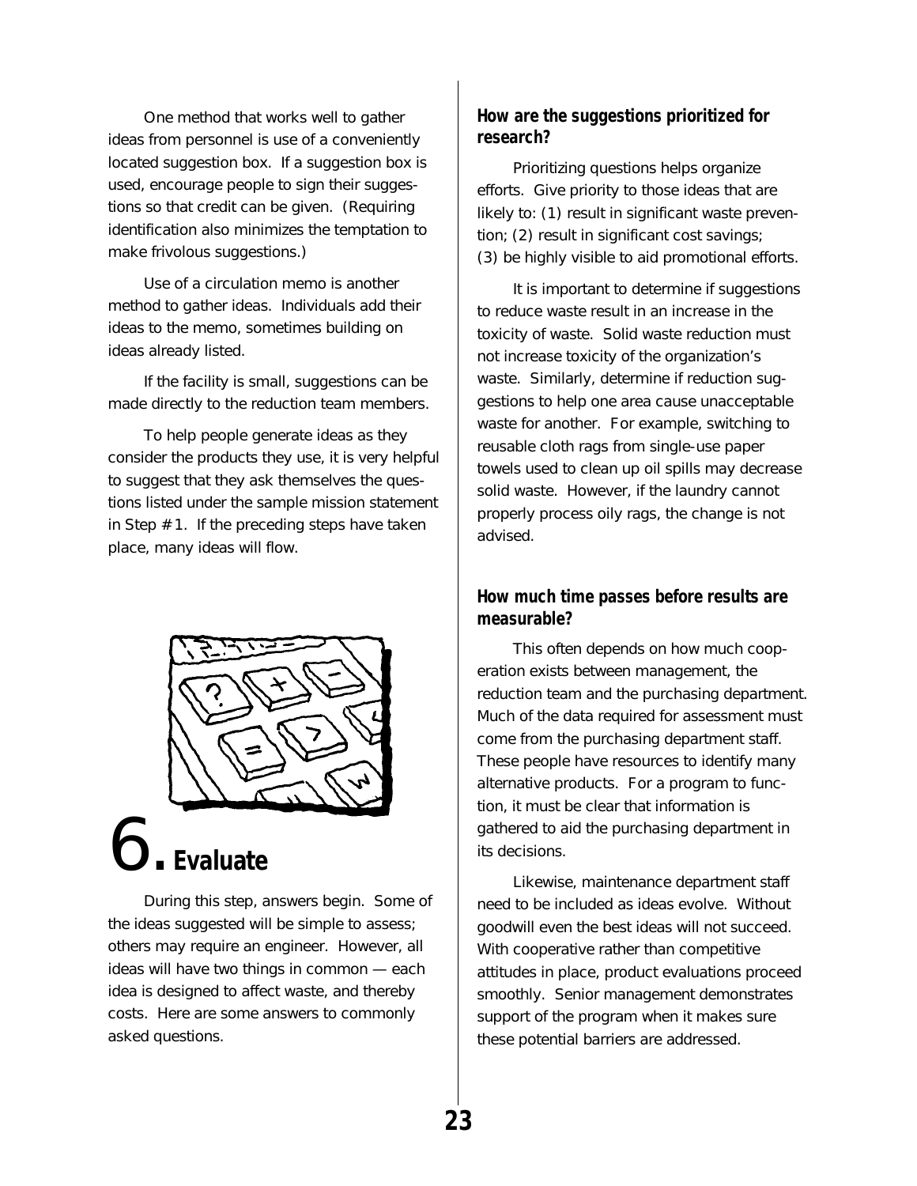One method that works well to gather ideas from personnel is use of a conveniently located suggestion box. If a suggestion box is used, encourage people to sign their suggestions so that credit can be given. (Requiring identification also minimizes the temptation to make frivolous suggestions.)

Use of a circulation memo is another method to gather ideas. Individuals add their ideas to the memo, sometimes building on ideas already listed.

If the facility is small, suggestions can be made directly to the reduction team members.

To help people generate ideas as they consider the products they use, it is very helpful to suggest that they ask themselves the questions listed under the sample mission statement in Step #1. If the preceding steps have taken place, many ideas will flow.

# 6. Evaluate

During this step, answers begin. Some of the ideas suggested will be simple to assess; others may require an engineer. However, all ideas will have two things in common — each idea is designed to affect waste, and thereby costs. Here are some answers to commonly asked questions.

### How are the suggestions prioritized for research?

Prioritizing questions helps organize efforts. Give priority to those ideas that are likely to: (1) result in significant waste prevention; (2) result in significant cost savings; (3) be highly visible to aid promotional efforts.

It is important to determine if suggestions to reduce waste result in an increase in the toxicity of waste. Solid waste reduction must not increase toxicity of the organization's waste. Similarly, determine if reduction suggestions to help one area cause unacceptable waste for another. For example, switching to reusable cloth rags from single-use paper towels used to clean up oil spills may decrease solid waste. However, if the laundry cannot properly process oily rags, the change is not advised.

### How much time passes before results are measurable?

This often depends on how much cooperation exists between management, the reduction team and the purchasing department. Much of the data required for assessment must come from the purchasing department staff. These people have resources to identify many alternative products. For a program to function, it must be clear that information is gathered to aid the purchasing department in its decisions.

Likewise, maintenance department staff need to be included as ideas evolve. Without goodwill even the best ideas will not succeed. With cooperative rather than competitive attitudes in place, product evaluations proceed smoothly. Senior management demonstrates support of the program when it makes sure these potential barriers are addressed.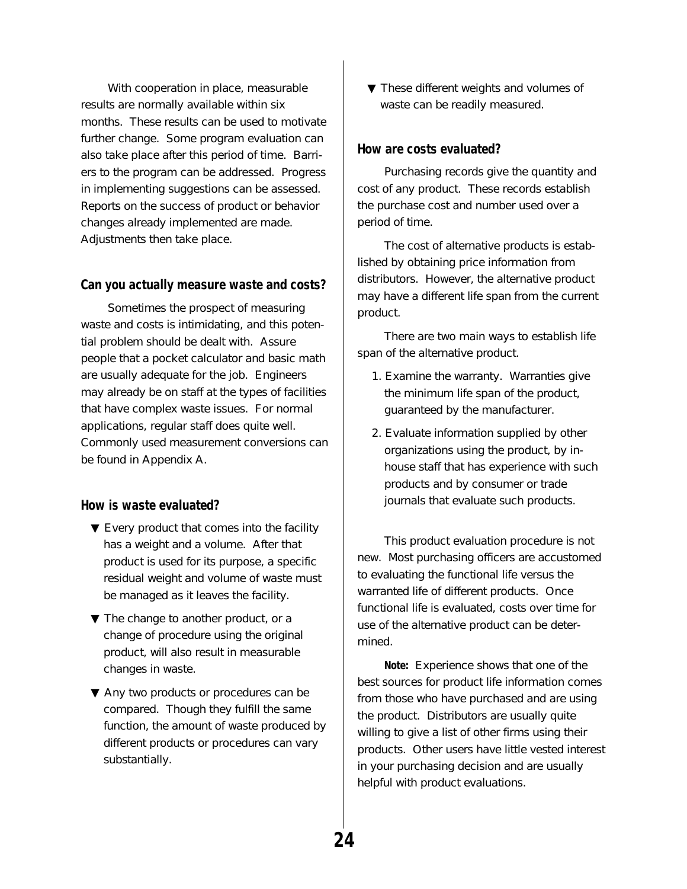With cooperation in place, measurable results are normally available within six months. These results can be used to motivate further change. Some program evaluation can also take place after this period of time. Barriers to the program can be addressed. Progress in implementing suggestions can be assessed. Reports on the success of product or behavior changes already implemented are made. Adjustments then take place.

### Can you actually measure waste and costs?

Sometimes the prospect of measuring waste and costs is intimidating, and this potential problem should be dealt with. Assure people that a pocket calculator and basic math are usually adequate for the job. Engineers may already be on staff at the types of facilities that have complex waste issues. For normal applications, regular staff does quite well. Commonly used measurement conversions can be found in Appendix A.

### How is waste evaluated?

- Every product that comes into the facility has a weight and a volume. After that product is used for its purpose, a specific residual weight and volume of waste must be managed as it leaves the facility.
- The change to another product, or a change of procedure using the original product, will also result in measurable changes in waste.
- Any two products or procedures can be compared. Though they fulfill the same function, the amount of waste produced by different products or procedures can vary substantially.
- These different weights and volumes of waste can be readily measured.

### How are costs evaluated?

Purchasing records give the quantity and cost of any product. These records establish the purchase cost and number used over a period of time.

The cost of alternative products is established by obtaining price information from distributors. However, the alternative product may have a different life span from the current product.

There are two main ways to establish life span of the alternative product.

1. Examine the warranty. Warranties give the minimum life span of the product, guaranteed by the manufacturer.
2. Evaluate information supplied by other organizations using the product, by in-house staff that has experience with such products and by consumer or trade journals that evaluate such products.

This product evaluation procedure is not new. Most purchasing officers are accustomed to evaluating the functional life versus the warranted life of different products. Once functional life is evaluated, costs over time for use of the alternative product can be determined.

**Note:** Experience shows that one of the best sources for product life information comes from those who have purchased and are using the product. Distributors are usually quite willing to give a list of other firms using their products. Other users have little vested interest in your purchasing decision and are usually helpful with product evaluations.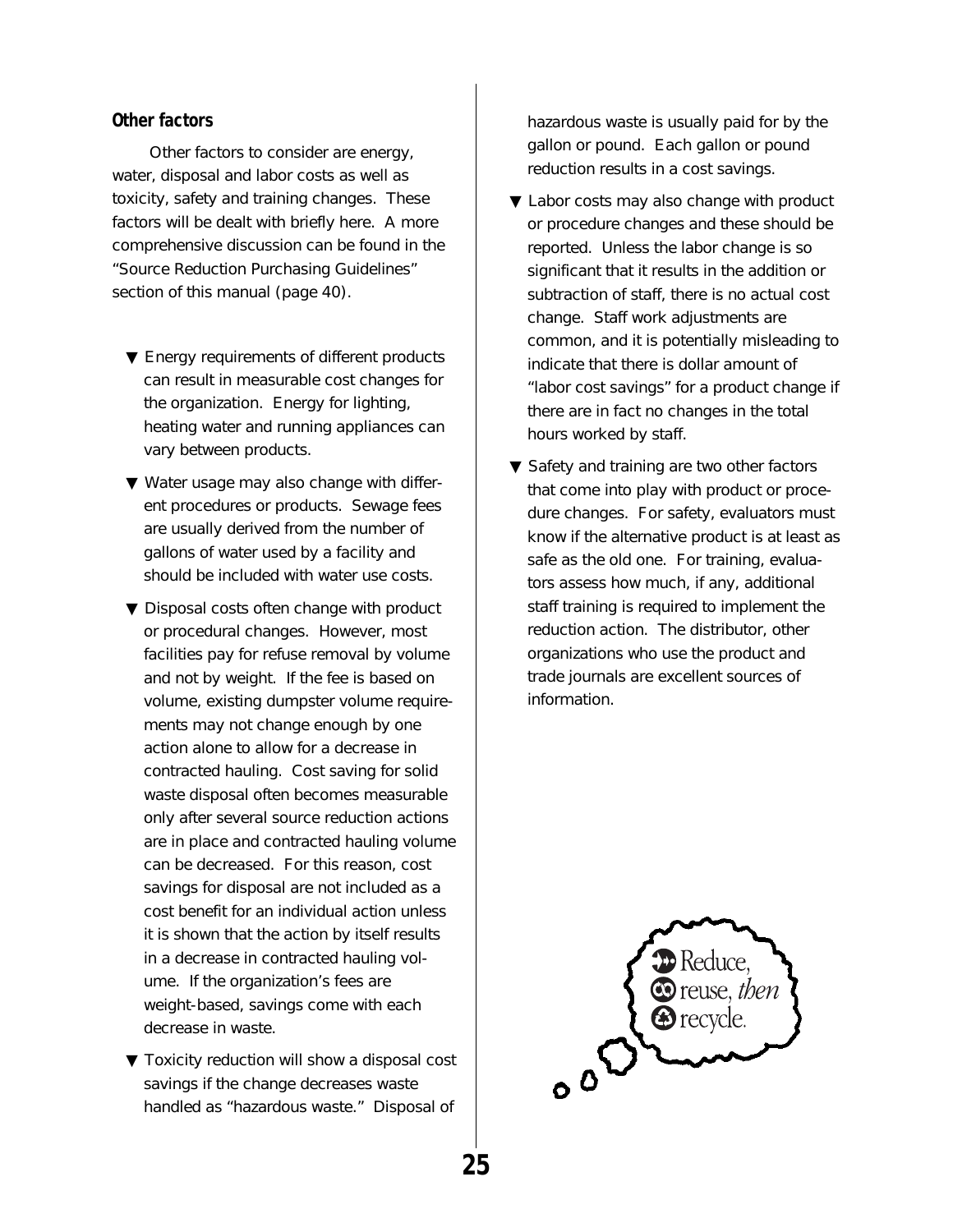### Other factors

Other factors to consider are energy, water, disposal and labor costs as well as toxicity, safety and training changes. These factors will be dealt with briefly here. A more comprehensive discussion can be found in the "Source Reduction Purchasing Guidelines" section of this manual (page 40).

- ▼ Energy requirements of different products can result in measurable cost changes for the organization. Energy for lighting, heating water and running appliances can vary between products.
- ▼ Water usage may also change with different procedures or products. Sewage fees are usually derived from the number of gallons of water used by a facility and should be included with water use costs.
- ▼ Disposal costs often change with product or procedural changes. However, most facilities pay for refuse removal by volume and not by weight. If the fee is based on volume, existing dumpster volume requirements may not change enough by one action alone to allow for a decrease in contracted hauling. Cost saving for solid waste disposal often becomes measurable only after several source reduction actions are in place and contracted hauling volume can be decreased. For this reason, cost savings for disposal are not included as a cost benefit for an individual action unless it is shown that the action by itself results in a decrease in contracted hauling volume. If the organization's fees are weight-based, savings come with each decrease in waste.
- ▼ Toxicity reduction will show a disposal cost savings if the change decreases waste handled as "hazardous waste." Disposal of hazardous waste is usually paid for by the gallon or pound. Each gallon or pound reduction results in a cost savings.
- ▼ Labor costs may also change with product or procedure changes and these should be reported. Unless the labor change is so significant that it results in the addition or subtraction of staff, there is no actual cost change. Staff work adjustments are common, and it is potentially misleading to indicate that there is dollar amount of "labor cost savings" for a product change if there are in fact no changes in the total hours worked by staff.
- ▼ Safety and training are two other factors that come into play with product or procedure changes. For safety, evaluators must know if the alternative product is at least as safe as the old one. For training, evaluators assess how much, if any, additional staff training is required to implement the reduction action. The distributor, other organizations who use the product and trade journals are excellent sources of information.

Reduce, reuse, *then* recycle.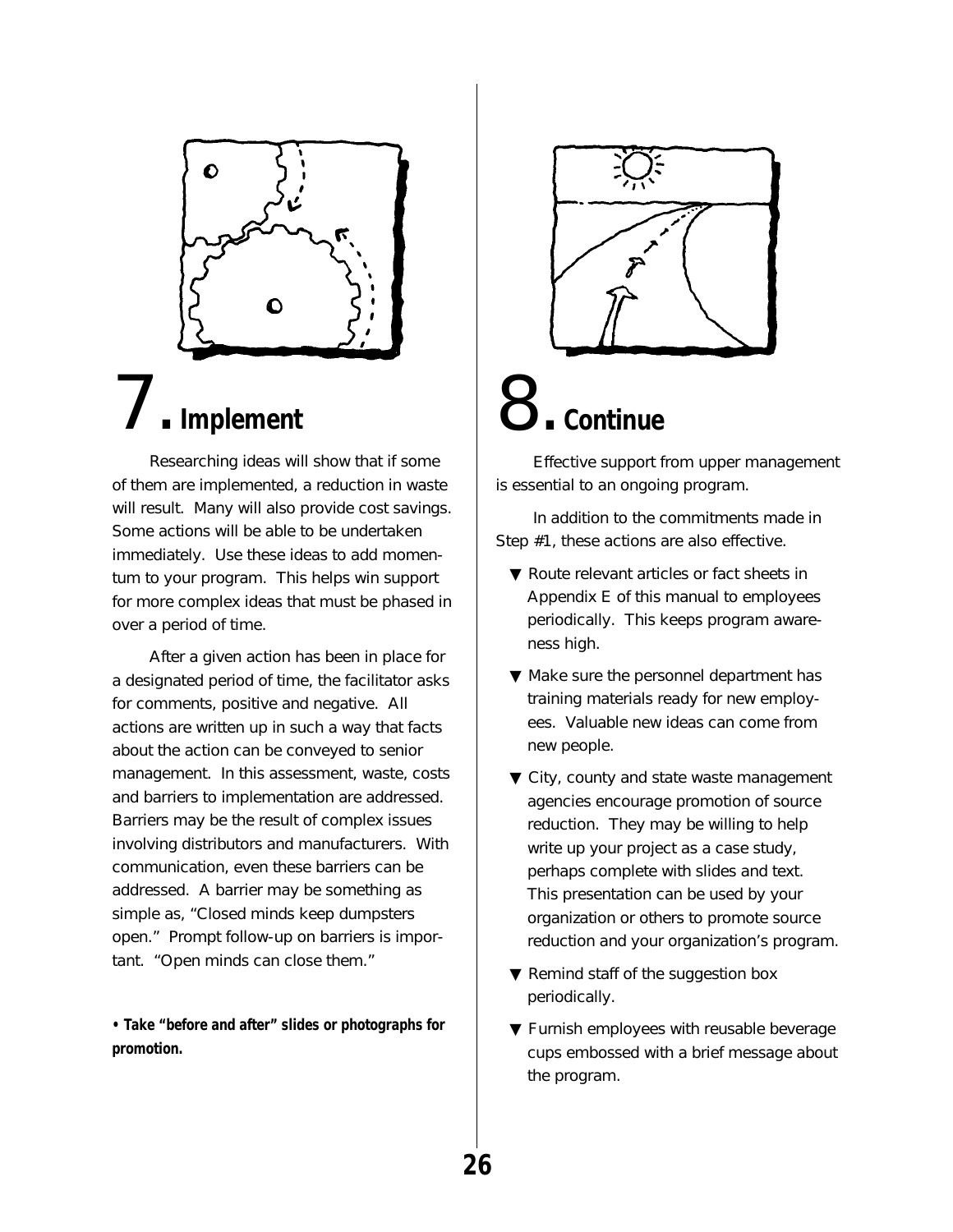# 7. Implement

Researching ideas will show that if some of them are implemented, a reduction in waste will result. Many will also provide cost savings. Some actions will be able to be undertaken immediately. Use these ideas to add momentum to your program. This helps win support for more complex ideas that must be phased in over a period of time.

After a given action has been in place for a designated period of time, the facilitator asks for comments, positive and negative. All actions are written up in such a way that facts about the action can be conveyed to senior management. In this assessment, waste, costs and barriers to implementation are addressed. Barriers may be the result of complex issues involving distributors and manufacturers. With communication, even these barriers can be addressed. A barrier may be something as simple as, "Closed minds keep dumpsters open." Prompt follow-up on barriers is important. "Open minds can close them."

- **Take "before and after" slides or photographs for promotion.**

# 8. Continue

Effective support from upper management is essential to an ongoing program.

In addition to the commitments made in Step #1, these actions are also effective.

- Route relevant articles or fact sheets in Appendix E of this manual to employees periodically. This keeps program awareness high.
- Make sure the personnel department has training materials ready for new employees. Valuable new ideas can come from new people.
- City, county and state waste management agencies encourage promotion of source reduction. They may be willing to help write up your project as a case study, perhaps complete with slides and text. This presentation can be used by your organization or others to promote source reduction and your organization's program.
- Remind staff of the suggestion box periodically.
- Furnish employees with reusable beverage cups embossed with a brief message about the program.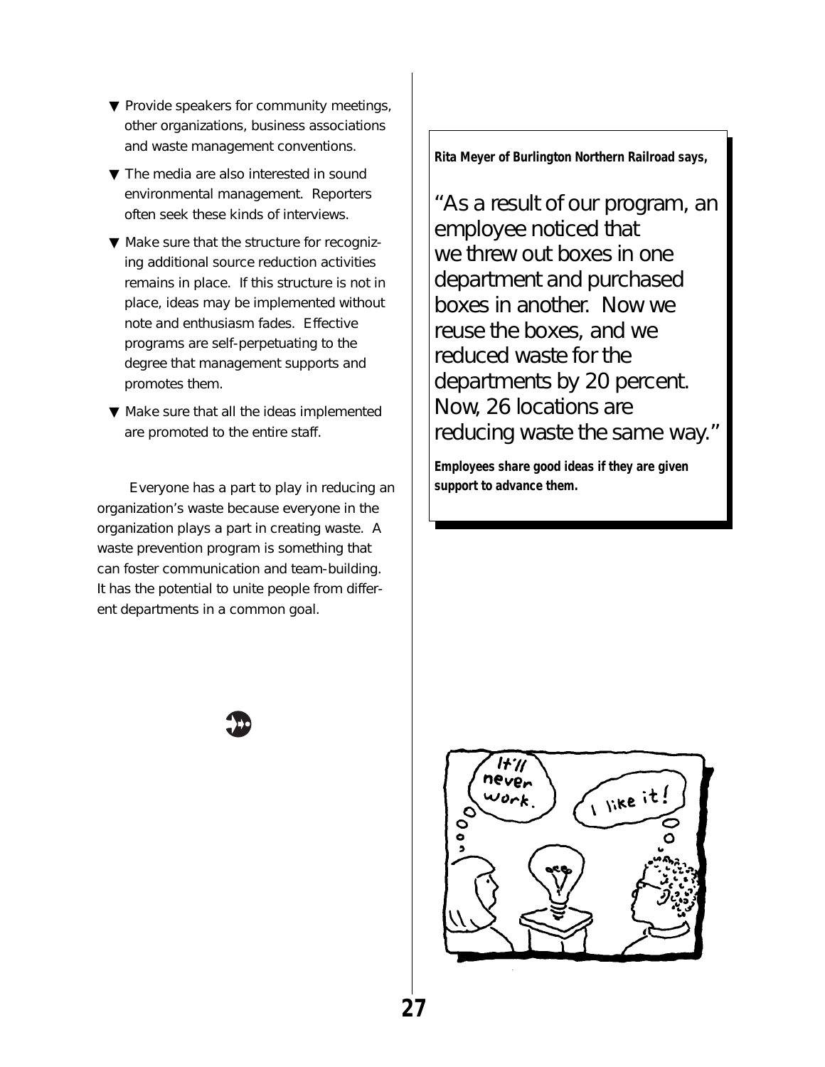- Provide speakers for community meetings, other organizations, business associations and waste management conventions.
- The media are also interested in sound environmental management. Reporters often seek these kinds of interviews.
- Make sure that the structure for recognizing additional source reduction activities remains in place. If this structure is not in place, ideas may be implemented without note and enthusiasm fades. Effective programs are self-perpetuating to the degree that management supports and promotes them.
- Make sure that all the ideas implemented are promoted to the entire staff.

Everyone has a part to play in reducing an organization's waste because everyone in the organization plays a part in creating waste. A waste prevention program is something that can foster communication and team-building. It has the potential to unite people from different departments in a common goal.

**Rita Meyer of Burlington Northern Railroad says,**

"As a result of our program, an employee noticed that we threw out boxes in one department and purchased boxes in another. Now we reuse the boxes, and we reduced waste for the departments by 20 percent. Now, 26 locations are reducing waste the same way."

**Employees share good ideas if they are given support to advance them.**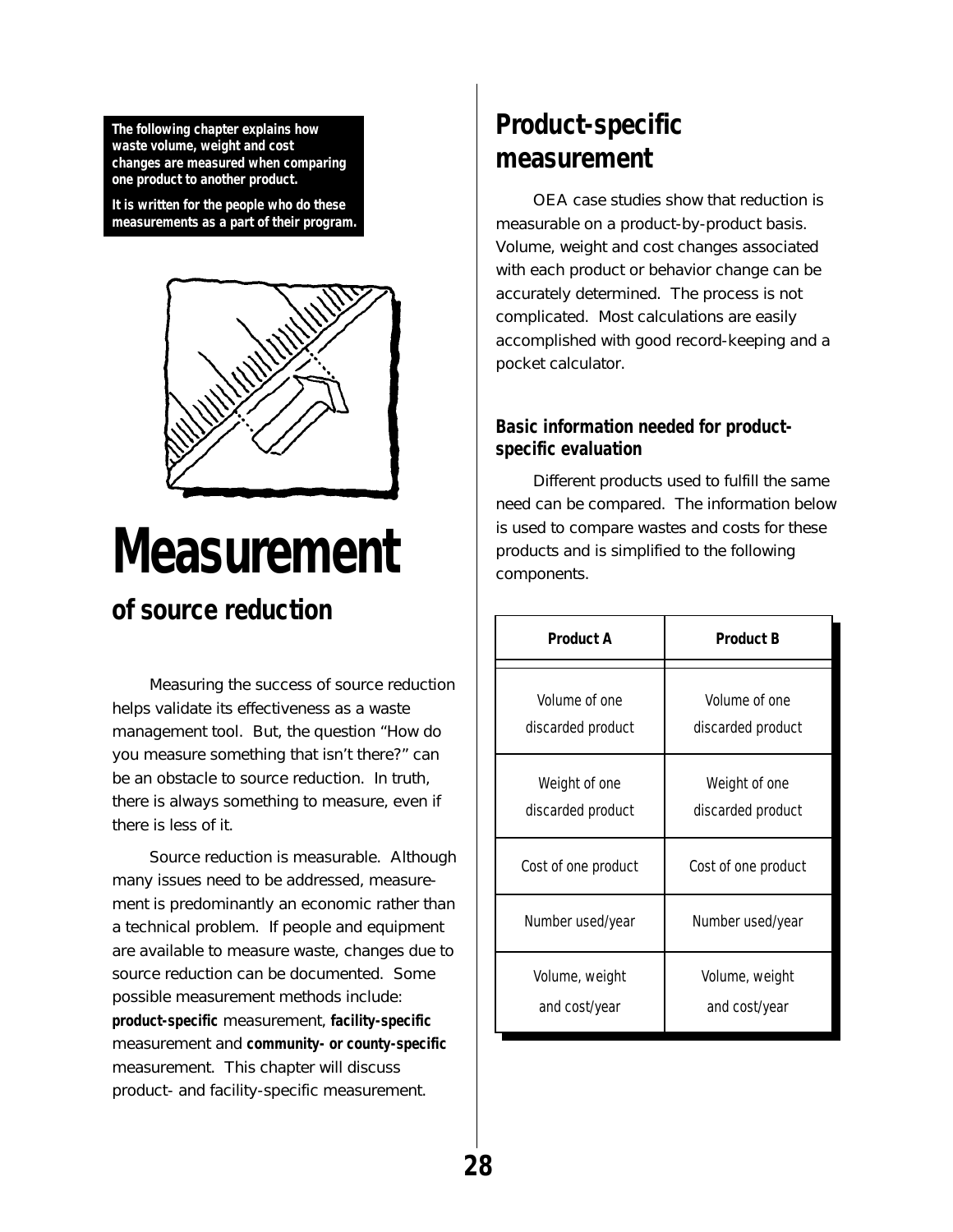**The following chapter explains how waste volume, weight and cost changes are measured when comparing one product to another product.**

**It is written for the people who do these measurements as a part of their program.**

# Measurement

## of source reduction

Measuring the success of source reduction helps validate its effectiveness as a waste management tool. But, the question "How do you measure something that isn't there?" can be an obstacle to source reduction. In truth, there is always something to measure, even if there is less of it.

Source reduction is measurable. Although many issues need to be addressed, measurement is predominantly an economic rather than a technical problem. If people and equipment are available to measure waste, changes due to source reduction can be documented. Some possible measurement methods include: **product-specific** measurement, **facility-specific** measurement and **community- or county-specific** measurement. This chapter will discuss product- and facility-specific measurement.

## Product-specific measurement

OEA case studies show that reduction is measurable on a product-by-product basis. Volume, weight and cost changes associated with each product or behavior change can be accurately determined. The process is not complicated. Most calculations are easily accomplished with good record-keeping and a pocket calculator.

### Basic information needed for product-specific evaluation

Different products used to fulfill the same need can be compared. The information below is used to compare wastes and costs for these products and is simplified to the following components.

| Product A | Product B |
|---|---|
| Volume of one discarded product | Volume of one discarded product |
| Weight of one discarded product | Weight of one discarded product |
| Cost of one product | Cost of one product |
| Number used/year | Number used/year |
| Volume, weight and cost/year | Volume, weight and cost/year |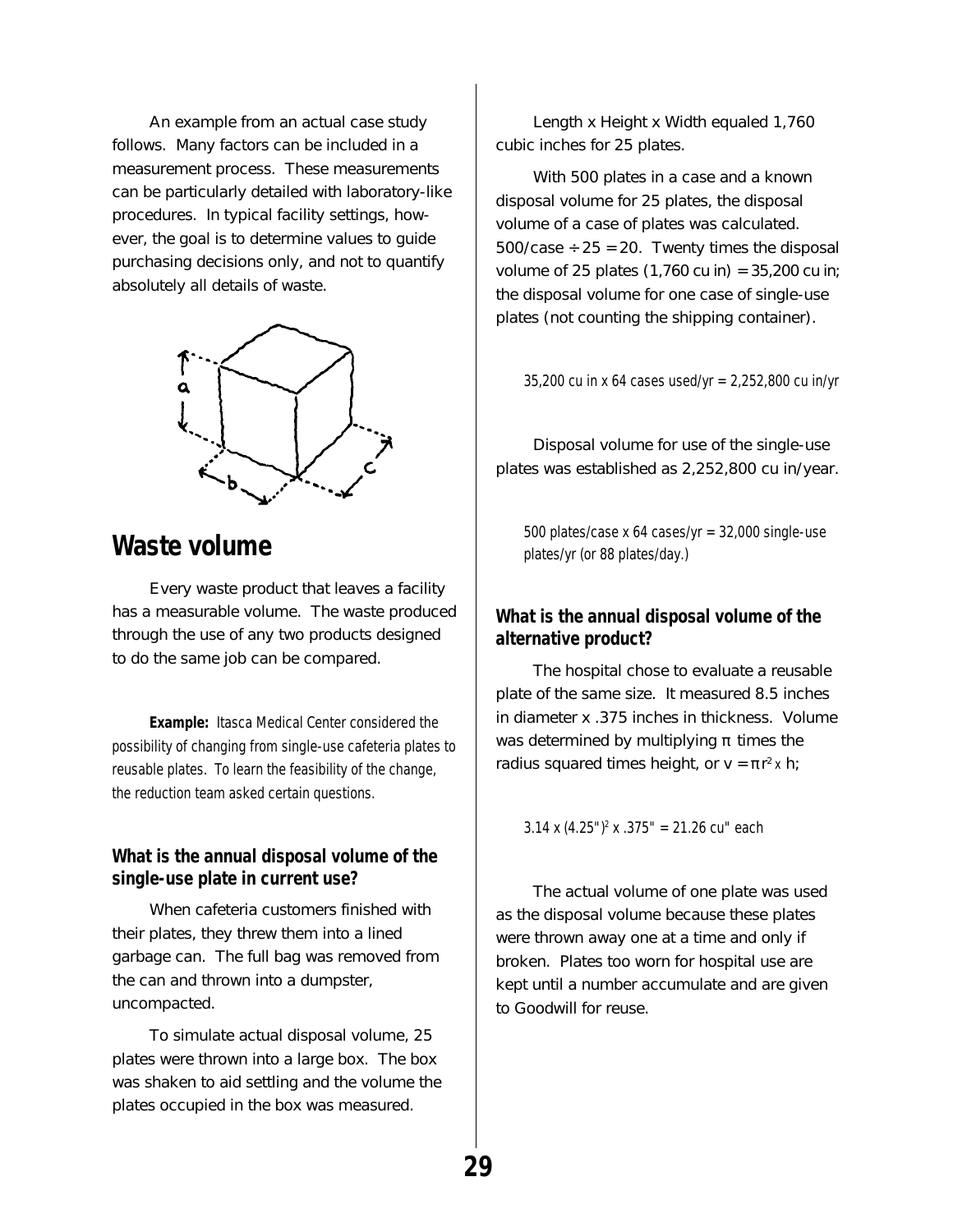An example from an actual case study follows. Many factors can be included in a measurement process. These measurements can be particularly detailed with laboratory-like procedures. In typical facility settings, however, the goal is to determine values to guide purchasing decisions only, and not to quantify absolutely all details of waste.

## Waste volume

Every waste product that leaves a facility has a measurable volume. The waste produced through the use of any two products designed to do the same job can be compared.

**Example:** Itasca Medical Center considered the possibility of changing from single-use cafeteria plates to reusable plates. To learn the feasibility of the change, the reduction team asked certain questions.

### What is the annual disposal volume of the single-use plate in current use?

When cafeteria customers finished with their plates, they threw them into a lined garbage can. The full bag was removed from the can and thrown into a dumpster, uncompacted.

To simulate actual disposal volume, 25 plates were thrown into a large box. The box was shaken to aid settling and the volume the plates occupied in the box was measured.

Length x Height x Width equaled 1,760 cubic inches for 25 plates.

With 500 plates in a case and a known disposal volume for 25 plates, the disposal volume of a case of plates was calculated. 500/case ÷ 25 = 20. Twenty times the disposal volume of 25 plates (1,760 cu in) = 35,200 cu in; the disposal volume for one case of single-use plates (not counting the shipping container).

35,200 cu in x 64 cases used/yr = 2,252,800 cu in/yr

Disposal volume for use of the single-use plates was established as 2,252,800 cu in/year.

500 plates/case x 64 cases/yr = 32,000 single-use plates/yr (or 88 plates/day.)

### What is the annual disposal volume of the alternative product?

The hospital chose to evaluate a reusable plate of the same size. It measured 8.5 inches in diameter x .375 inches in thickness. Volume was determined by multiplying π times the radius squared times height, or $v = \pi r^2 \times h$;

$3.14 \times (4.25")^2 \times .375" = 21.26$ cu" each

The actual volume of one plate was used as the disposal volume because these plates were thrown away one at a time and only if broken. Plates too worn for hospital use are kept until a number accumulate and are given to Goodwill for reuse.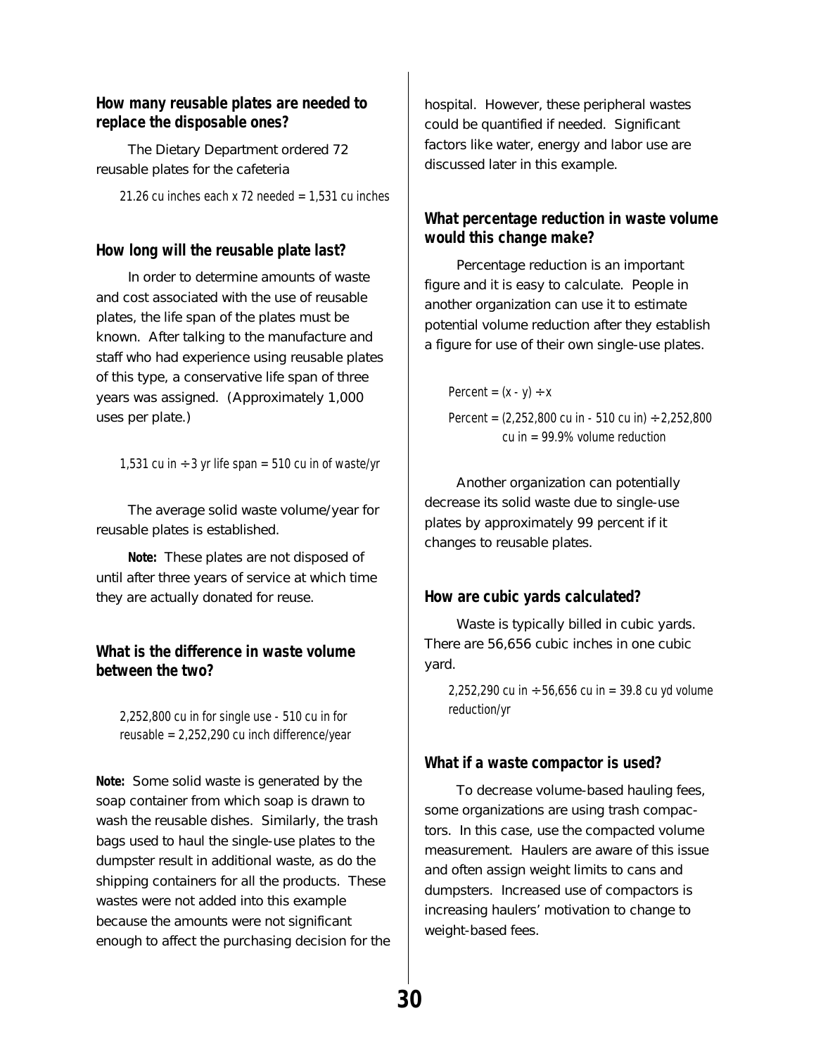### How many reusable plates are needed to replace the disposable ones?

The Dietary Department ordered 72 reusable plates for the cafeteria

21.26 cu inches each x 72 needed = 1,531 cu inches

### How long will the reusable plate last?

In order to determine amounts of waste and cost associated with the use of reusable plates, the life span of the plates must be known. After talking to the manufacture and staff who had experience using reusable plates of this type, a conservative life span of three years was assigned. (Approximately 1,000 uses per plate.)

1,531 cu in ÷ 3 yr life span = 510 cu in of waste/yr

The average solid waste volume/year for reusable plates is established.

**Note:** These plates are not disposed of until after three years of service at which time they are actually donated for reuse.

### What is the difference in waste volume between the two?

2,252,800 cu in for single use - 510 cu in for reusable = 2,252,290 cu inch difference/year

**Note:** Some solid waste is generated by the soap container from which soap is drawn to wash the reusable dishes. Similarly, the trash bags used to haul the single-use plates to the dumpster result in additional waste, as do the shipping containers for all the products. These wastes were not added into this example because the amounts were not significant enough to affect the purchasing decision for the hospital. However, these peripheral wastes could be quantified if needed. Significant factors like water, energy and labor use are discussed later in this example.

### What percentage reduction in waste volume would this change make?

Percentage reduction is an important figure and it is easy to calculate. People in another organization can use it to estimate potential volume reduction after they establish a figure for use of their own single-use plates.

Percent = $(x - y) \div x$

Percent = (2,252,800 cu in - 510 cu in) ÷ 2,252,800 cu in = 99.9% volume reduction

Another organization can potentially decrease its solid waste due to single-use plates by approximately 99 percent if it changes to reusable plates.

### How are cubic yards calculated?

Waste is typically billed in cubic yards. There are 56,656 cubic inches in one cubic yard.

2,252,290 cu in ÷ 56,656 cu in = 39.8 cu yd volume reduction/yr

### What if a waste compactor is used?

To decrease volume-based hauling fees, some organizations are using trash compactors. In this case, use the compacted volume measurement. Haulers are aware of this issue and often assign weight limits to cans and dumpsters. Increased use of compactors is increasing haulers' motivation to change to weight-based fees.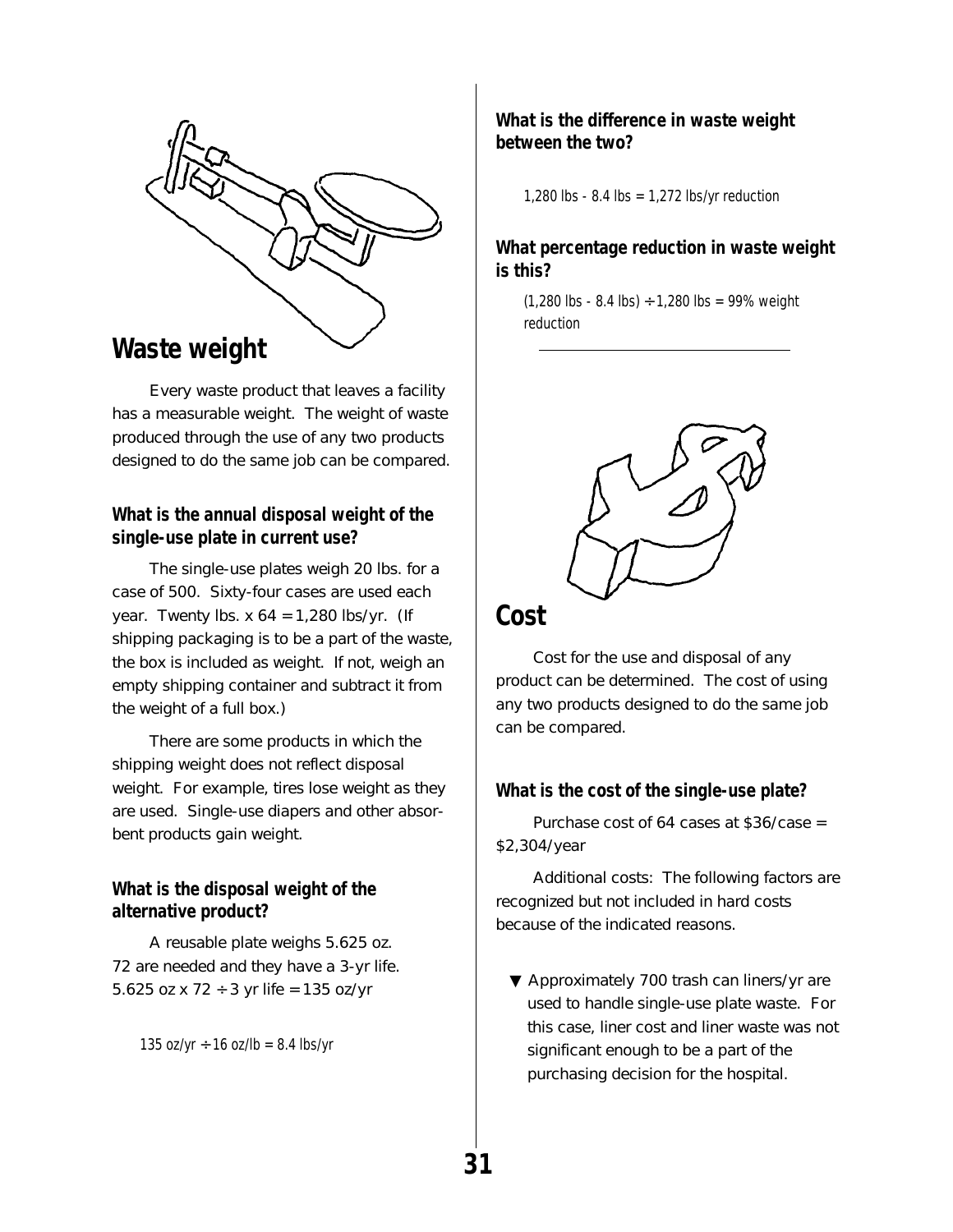## Waste weight

Every waste product that leaves a facility has a measurable weight. The weight of waste produced through the use of any two products designed to do the same job can be compared.

### What is the annual disposal weight of the single-use plate in current use?

The single-use plates weigh 20 lbs. for a case of 500. Sixty-four cases are used each year. Twenty lbs. x 64 = 1,280 lbs/yr. (If shipping packaging is to be a part of the waste, the box is included as weight. If not, weigh an empty shipping container and subtract it from the weight of a full box.)

There are some products in which the shipping weight does not reflect disposal weight. For example, tires lose weight as they are used. Single-use diapers and other absorbent products gain weight.

### What is the disposal weight of the alternative product?

A reusable plate weighs 5.625 oz. 72 are needed and they have a 3-yr life. 5.625 oz x 72 ÷ 3 yr life = 135 oz/yr

135 oz/yr ÷ 16 oz/lb = 8.4 lbs/yr

### What is the difference in waste weight between the two?

1,280 lbs - 8.4 lbs = 1,272 lbs/yr reduction

### What percentage reduction in waste weight is this?

(1,280 lbs - 8.4 lbs) ÷ 1,280 lbs = 99% weight reduction

---

## Cost

Cost for the use and disposal of any product can be determined. The cost of using any two products designed to do the same job can be compared.

### What is the cost of the single-use plate?

Purchase cost of 64 cases at $36/case = $2,304/year

Additional costs: The following factors are recognized but not included in hard costs because of the indicated reasons.

- Approximately 700 trash can liners/yr are used to handle single-use plate waste. For this case, liner cost and liner waste was not significant enough to be a part of the purchasing decision for the hospital.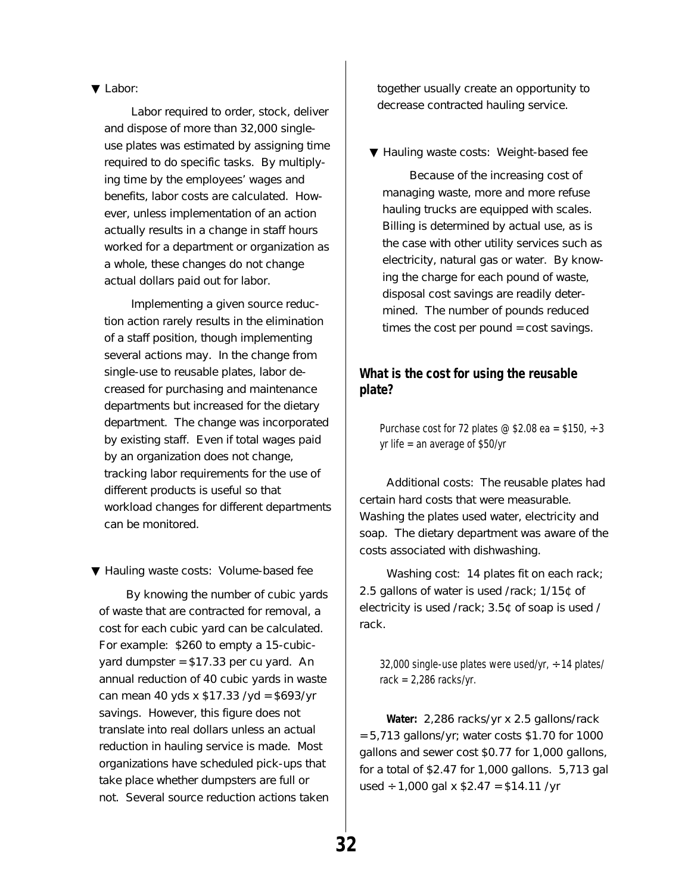▼ Labor:

Labor required to order, stock, deliver and dispose of more than 32,000 single-use plates was estimated by assigning time required to do specific tasks. By multiplying time by the employees' wages and benefits, labor costs are calculated. However, unless implementation of an action actually results in a change in staff hours worked for a department or organization as a whole, these changes do not change actual dollars paid out for labor.

Implementing a given source reduction action rarely results in the elimination of a staff position, though implementing several actions may. In the change from single-use to reusable plates, labor decreased for purchasing and maintenance departments but increased for the dietary department. The change was incorporated by existing staff. Even if total wages paid by an organization does not change, tracking labor requirements for the use of different products is useful so that workload changes for different departments can be monitored.

▼ Hauling waste costs: Volume-based fee

By knowing the number of cubic yards of waste that are contracted for removal, a cost for each cubic yard can be calculated. For example: \$260 to empty a 15-cubic-yard dumpster = \$17.33 per cu yard. An annual reduction of 40 cubic yards in waste can mean 40 yds x \$17.33 /yd = \$693/yr savings. However, this figure does not translate into real dollars unless an actual reduction in hauling service is made. Most organizations have scheduled pick-ups that take place whether dumpsters are full or not. Several source reduction actions taken together usually create an opportunity to decrease contracted hauling service.

▼ Hauling waste costs: Weight-based fee

Because of the increasing cost of managing waste, more and more refuse hauling trucks are equipped with scales. Billing is determined by actual use, as is the case with other utility services such as electricity, natural gas or water. By knowing the charge for each pound of waste, disposal cost savings are readily determined. The number of pounds reduced times the cost per pound = cost savings.

## What is the cost for using the reusable plate?

Purchase cost for 72 plates @ \$2.08 ea = \$150, ÷ 3 yr life = an average of \$50/yr

Additional costs: The reusable plates had certain hard costs that were measurable. Washing the plates used water, electricity and soap. The dietary department was aware of the costs associated with dishwashing.

Washing cost: 14 plates fit on each rack; 2.5 gallons of water is used /rack; 1/15¢ of electricity is used /rack; 3.5¢ of soap is used / rack.

32,000 single-use plates were used/yr, ÷ 14 plates/ rack = 2,286 racks/yr.

**Water:** 2,286 racks/yr x 2.5 gallons/rack = 5,713 gallons/yr; water costs \$1.70 for 1000 gallons and sewer cost \$0.77 for 1,000 gallons, for a total of \$2.47 for 1,000 gallons. 5,713 gal used ÷ 1,000 gal x \$2.47 = \$14.11 /yr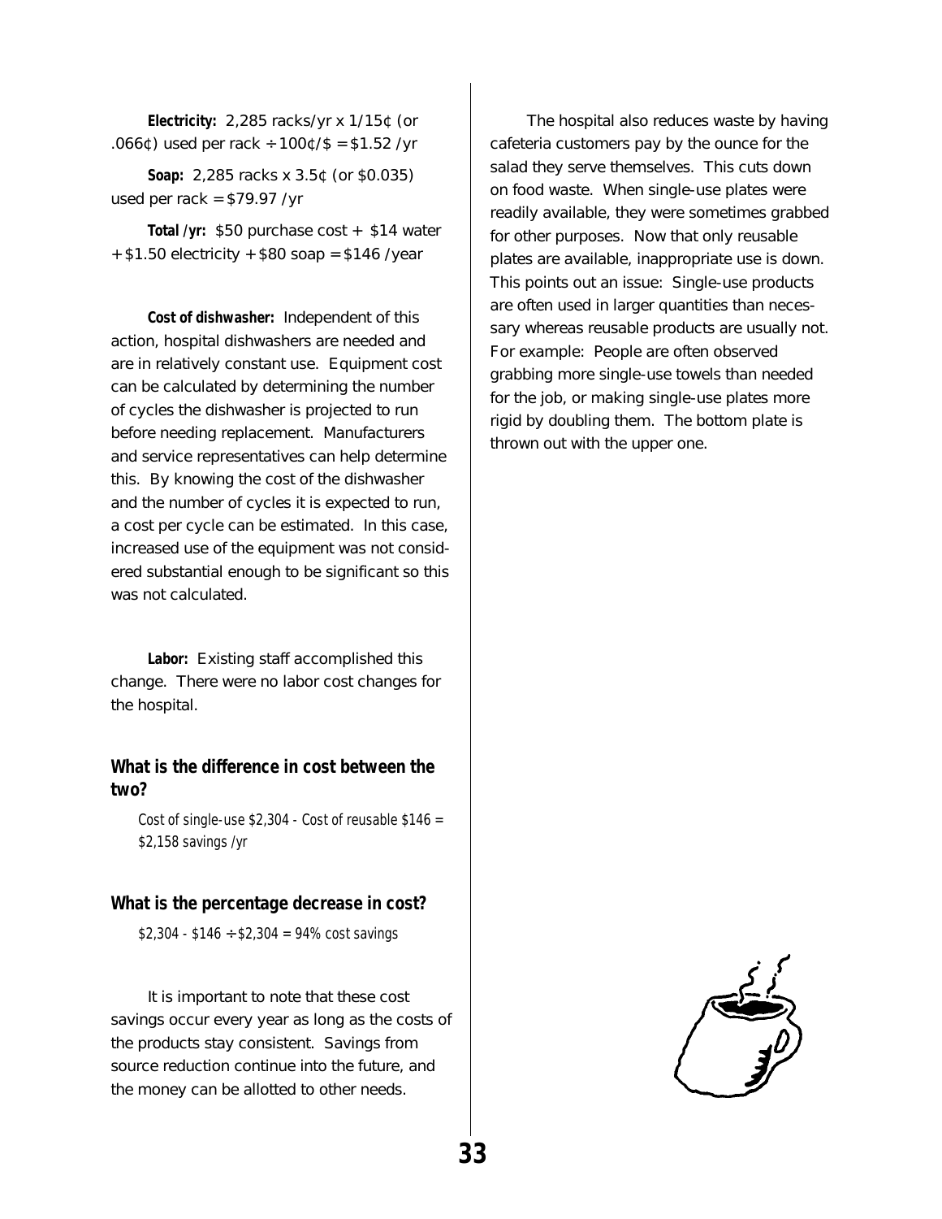**Electricity:** 2,285 racks/yr x 1/15¢ (or .066¢) used per rack ÷ 100¢/$ = $1.52 /yr

**Soap:** 2,285 racks x 3.5¢ (or $0.035) used per rack = $79.97 /yr

**Total /yr:** $50 purchase cost + $14 water + $1.50 electricity + $80 soap = $146 /year

**Cost of dishwasher:** Independent of this action, hospital dishwashers are needed and are in relatively constant use. Equipment cost can be calculated by determining the number of cycles the dishwasher is projected to run before needing replacement. Manufacturers and service representatives can help determine this. By knowing the cost of the dishwasher and the number of cycles it is expected to run, a cost per cycle can be estimated. In this case, increased use of the equipment was not considered substantial enough to be significant so this was not calculated.

**Labor:** Existing staff accomplished this change. There were no labor cost changes for the hospital.

### What is the difference in cost between the two?

Cost of single-use $2,304 - Cost of reusable $146 = $2,158 savings /yr

### What is the percentage decrease in cost?

$2,304 - $146 ÷ $2,304 = 94% cost savings

It is important to note that these cost savings occur every year as long as the costs of the products stay consistent. Savings from source reduction continue into the future, and the money can be allotted to other needs.

The hospital also reduces waste by having cafeteria customers pay by the ounce for the salad they serve themselves. This cuts down on food waste. When single-use plates were readily available, they were sometimes grabbed for other purposes. Now that only reusable plates are available, inappropriate use is down. This points out an issue: Single-use products are often used in larger quantities than necessary whereas reusable products are usually not. For example: People are often observed grabbing more single-use towels than needed for the job, or making single-use plates more rigid by doubling them. The bottom plate is thrown out with the upper one.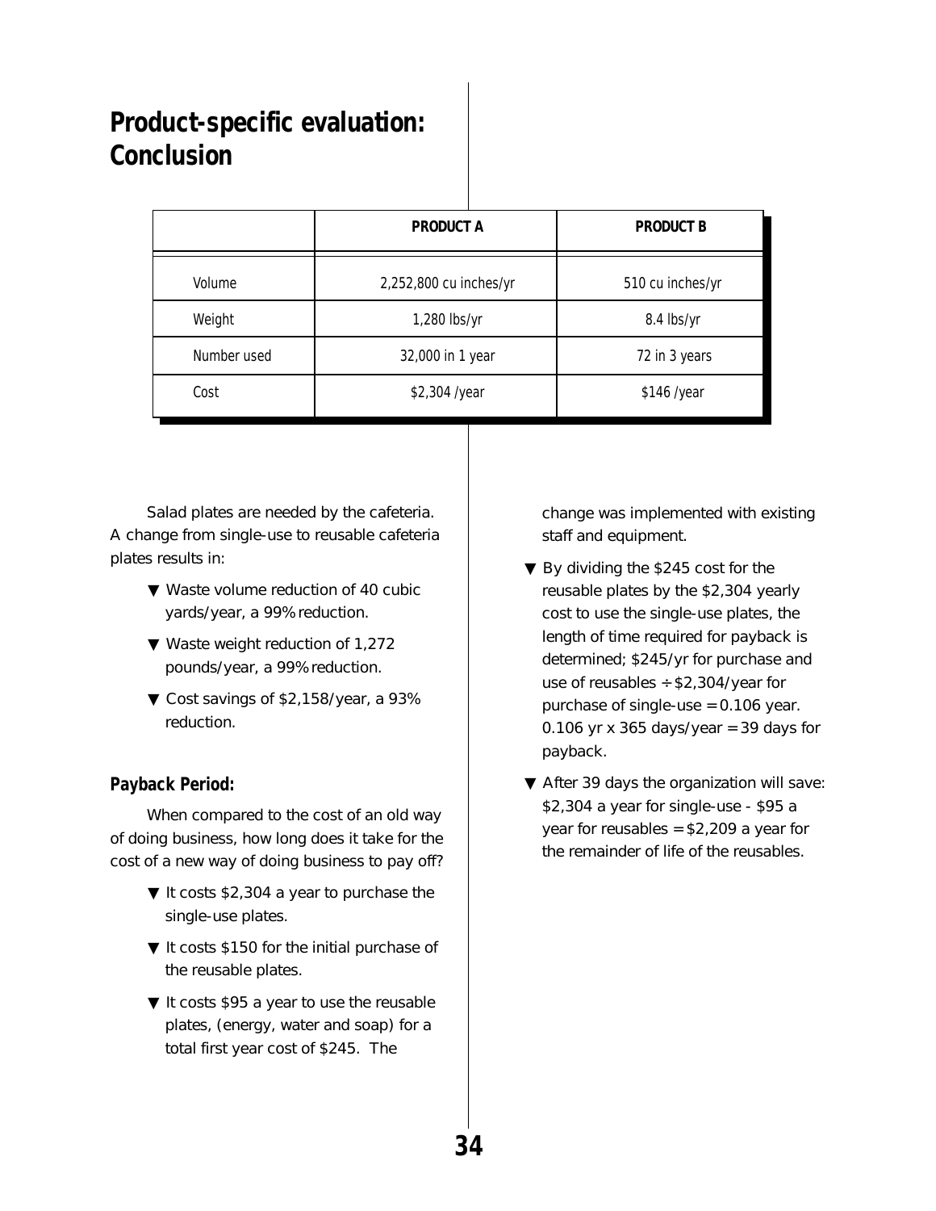## Product-specific evaluation: Conclusion

| | PRODUCT A | PRODUCT B |
|---|---|---|
| Volume | 2,252,800 cu inches/yr | 510 cu inches/yr |
| Weight | 1,280 lbs/yr | 8.4 lbs/yr |
| Number used | 32,000 in 1 year | 72 in 3 years |
| Cost | $2,304 /year | $146 /year |

Salad plates are needed by the cafeteria. A change from single-use to reusable cafeteria plates results in:

- ▼ Waste volume reduction of 40 cubic yards/year, a 99% reduction.
- ▼ Waste weight reduction of 1,272 pounds/year, a 99% reduction.
- ▼ Cost savings of $2,158/year, a 93% reduction.

### Payback Period:

When compared to the cost of an old way of doing business, how long does it take for the cost of a new way of doing business to pay off?

- ▼ It costs $2,304 a year to purchase the single-use plates.
- ▼ It costs $150 for the initial purchase of the reusable plates.
- ▼ It costs $95 a year to use the reusable plates, (energy, water and soap) for a total first year cost of $245. The change was implemented with existing staff and equipment.
- ▼ By dividing the $245 cost for the reusable plates by the $2,304 yearly cost to use the single-use plates, the length of time required for payback is determined; $245/yr for purchase and use of reusables ÷ $2,304/year for purchase of single-use = 0.106 year. 0.106 yr x 365 days/year = 39 days for payback.
- ▼ After 39 days the organization will save: $2,304 a year for single-use - $95 a year for reusables = $2,209 a year for the remainder of life of the reusables.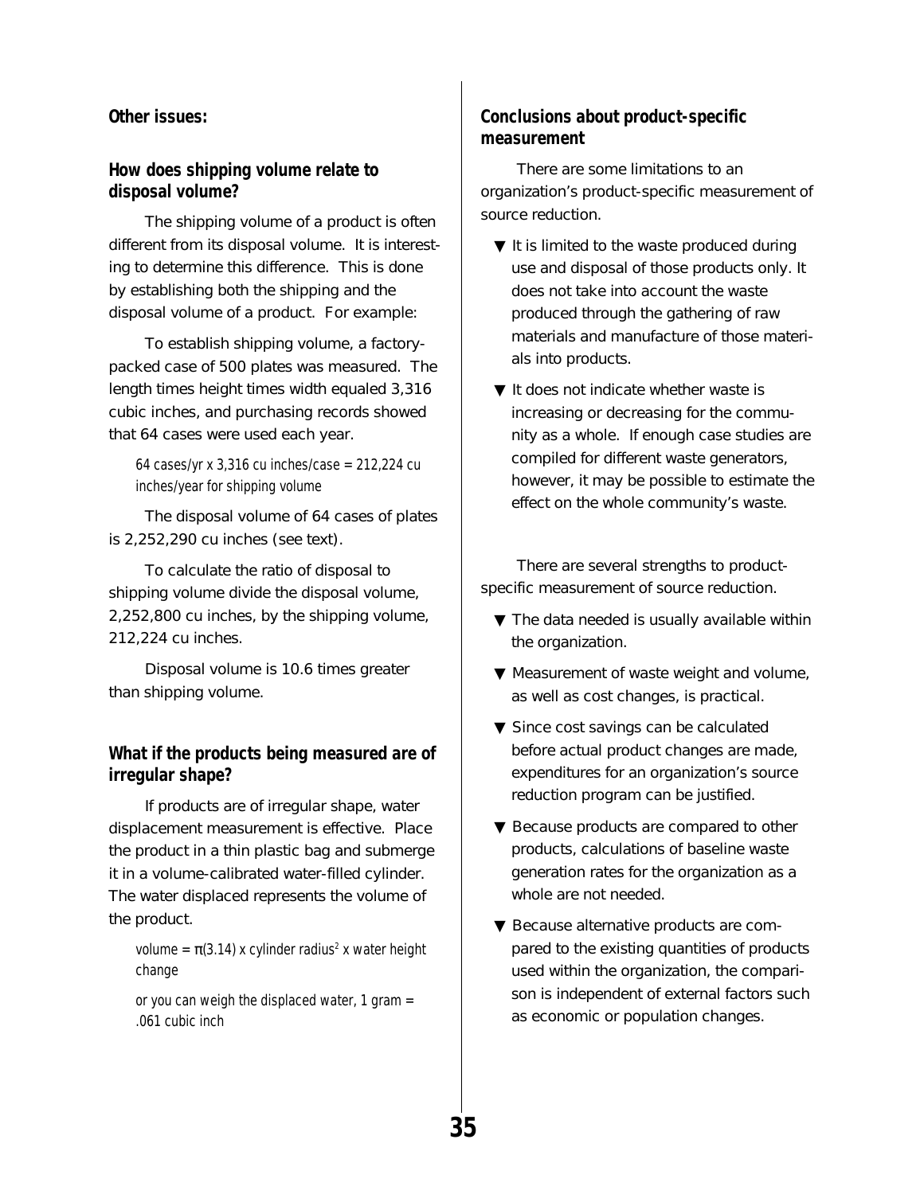**Other issues:**

### How does shipping volume relate to disposal volume?

The shipping volume of a product is often different from its disposal volume. It is interesting to determine this difference. This is done by establishing both the shipping and the disposal volume of a product. For example:

To establish shipping volume, a factory-packed case of 500 plates was measured. The length times height times width equaled 3,316 cubic inches, and purchasing records showed that 64 cases were used each year.

> 64 cases/yr x 3,316 cu inches/case = 212,224 cu inches/year for shipping volume

The disposal volume of 64 cases of plates is 2,252,290 cu inches (see text).

To calculate the ratio of disposal to shipping volume divide the disposal volume, 2,252,800 cu inches, by the shipping volume, 212,224 cu inches.

Disposal volume is 10.6 times greater than shipping volume.

### What if the products being measured are of irregular shape?

If products are of irregular shape, water displacement measurement is effective. Place the product in a thin plastic bag and submerge it in a volume-calibrated water-filled cylinder. The water displaced represents the volume of the product.

> volume = $\pi$(3.14) x cylinder radius$^2$ x water height change
>
> or you can weigh the displaced water, 1 gram = .061 cubic inch

### Conclusions about product-specific measurement

There are some limitations to an organization's product-specific measurement of source reduction.

- It is limited to the waste produced during use and disposal of those products only. It does not take into account the waste produced through the gathering of raw materials and manufacture of those materials into products.
- It does not indicate whether waste is increasing or decreasing for the community as a whole. If enough case studies are compiled for different waste generators, however, it may be possible to estimate the effect on the whole community's waste.

There are several strengths to product-specific measurement of source reduction.

- The data needed is usually available within the organization.
- Measurement of waste weight and volume, as well as cost changes, is practical.
- Since cost savings can be calculated before actual product changes are made, expenditures for an organization's source reduction program can be justified.
- Because products are compared to other products, calculations of baseline waste generation rates for the organization as a whole are not needed.
- Because alternative products are compared to the existing quantities of products used within the organization, the comparison is independent of external factors such as economic or population changes.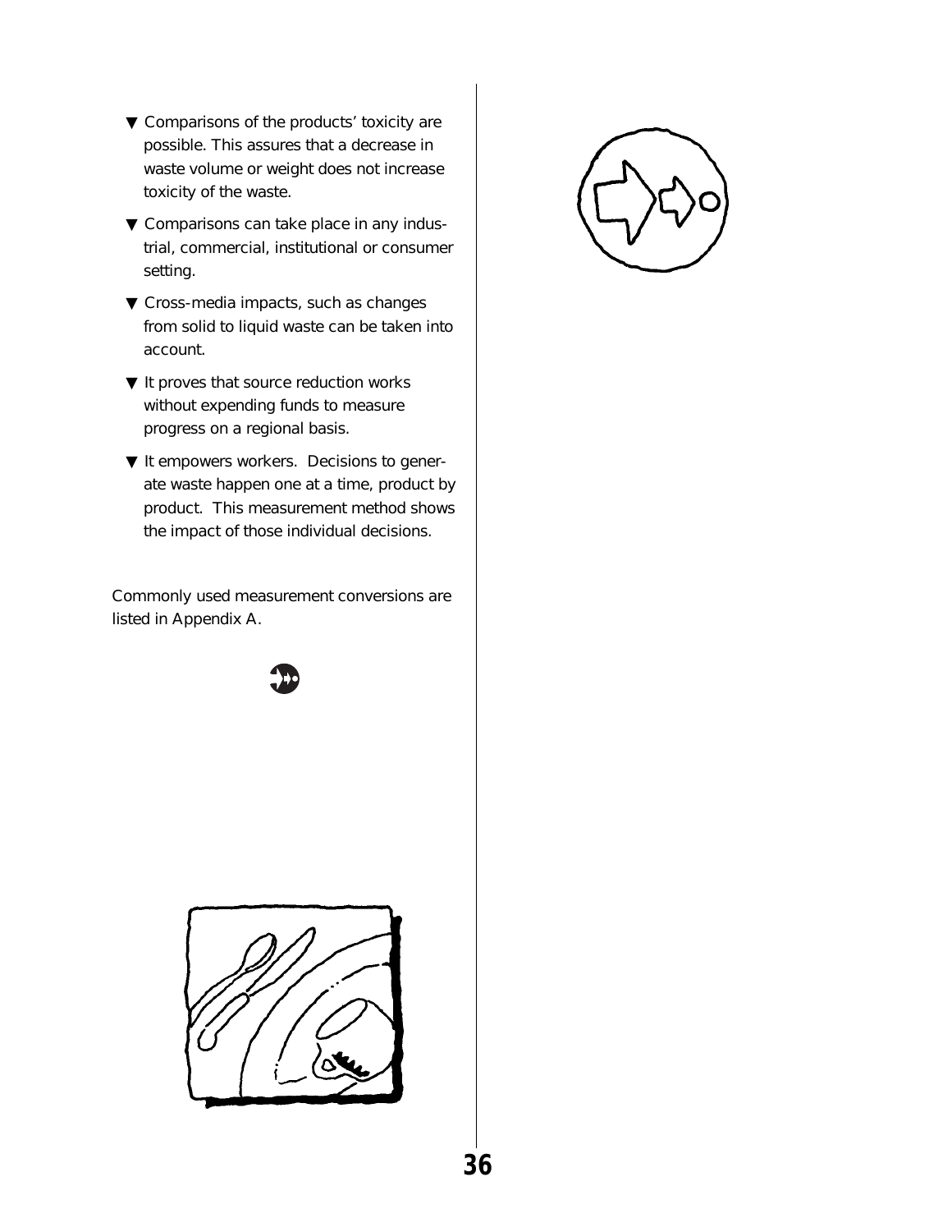- Comparisons of the products' toxicity are possible. This assures that a decrease in waste volume or weight does not increase toxicity of the waste.
- Comparisons can take place in any industrial, commercial, institutional or consumer setting.
- Cross-media impacts, such as changes from solid to liquid waste can be taken into account.
- It proves that source reduction works without expending funds to measure progress on a regional basis.
- It empowers workers. Decisions to generate waste happen one at a time, product by product. This measurement method shows the impact of those individual decisions.

Commonly used measurement conversions are listed in Appendix A.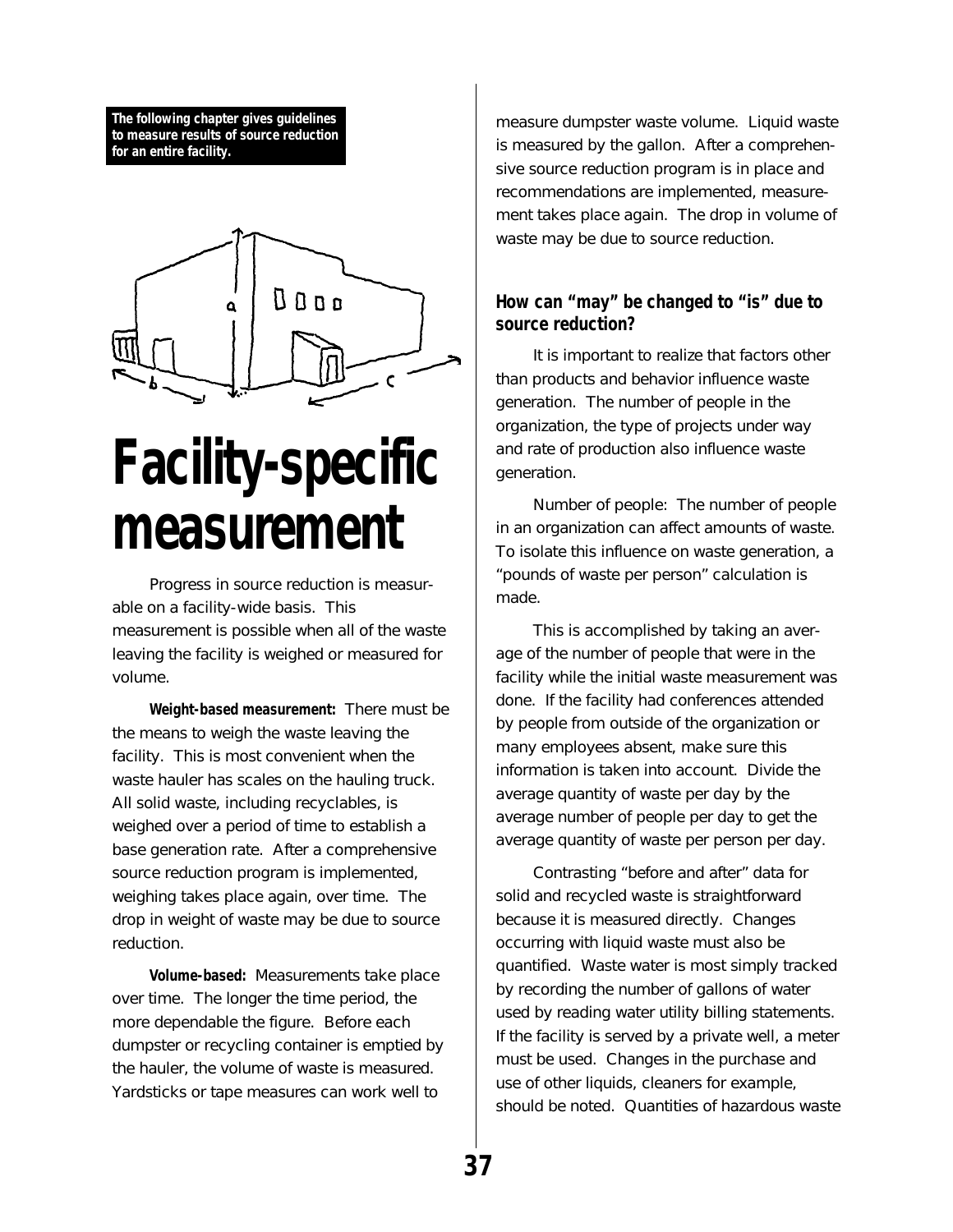**The following chapter gives guidelines to measure results of source reduction for an entire facility.**

# Facility-specific measurement

Progress in source reduction is measurable on a facility-wide basis. This measurement is possible when all of the waste leaving the facility is weighed or measured for volume.

**Weight-based measurement:** There must be the means to weigh the waste leaving the facility. This is most convenient when the waste hauler has scales on the hauling truck. All solid waste, including recyclables, is weighed over a period of time to establish a base generation rate. After a comprehensive source reduction program is implemented, weighing takes place again, over time. The drop in weight of waste may be due to source reduction.

**Volume-based:** Measurements take place over time. The longer the time period, the more dependable the figure. Before each dumpster or recycling container is emptied by the hauler, the volume of waste is measured. Yardsticks or tape measures can work well to measure dumpster waste volume. Liquid waste is measured by the gallon. After a comprehensive source reduction program is in place and recommendations are implemented, measurement takes place again. The drop in volume of waste may be due to source reduction.

### How can "may" be changed to "is" due to source reduction?

It is important to realize that factors other than products and behavior influence waste generation. The number of people in the organization, the type of projects under way and rate of production also influence waste generation.

Number of people: The number of people in an organization can affect amounts of waste. To isolate this influence on waste generation, a "pounds of waste per person" calculation is made.

This is accomplished by taking an average of the number of people that were in the facility while the initial waste measurement was done. If the facility had conferences attended by people from outside of the organization or many employees absent, make sure this information is taken into account. Divide the average quantity of waste per day by the average number of people per day to get the average quantity of waste per person per day.

Contrasting "before and after" data for solid and recycled waste is straightforward because it is measured directly. Changes occurring with liquid waste must also be quantified. Waste water is most simply tracked by recording the number of gallons of water used by reading water utility billing statements. If the facility is served by a private well, a meter must be used. Changes in the purchase and use of other liquids, cleaners for example, should be noted. Quantities of hazardous waste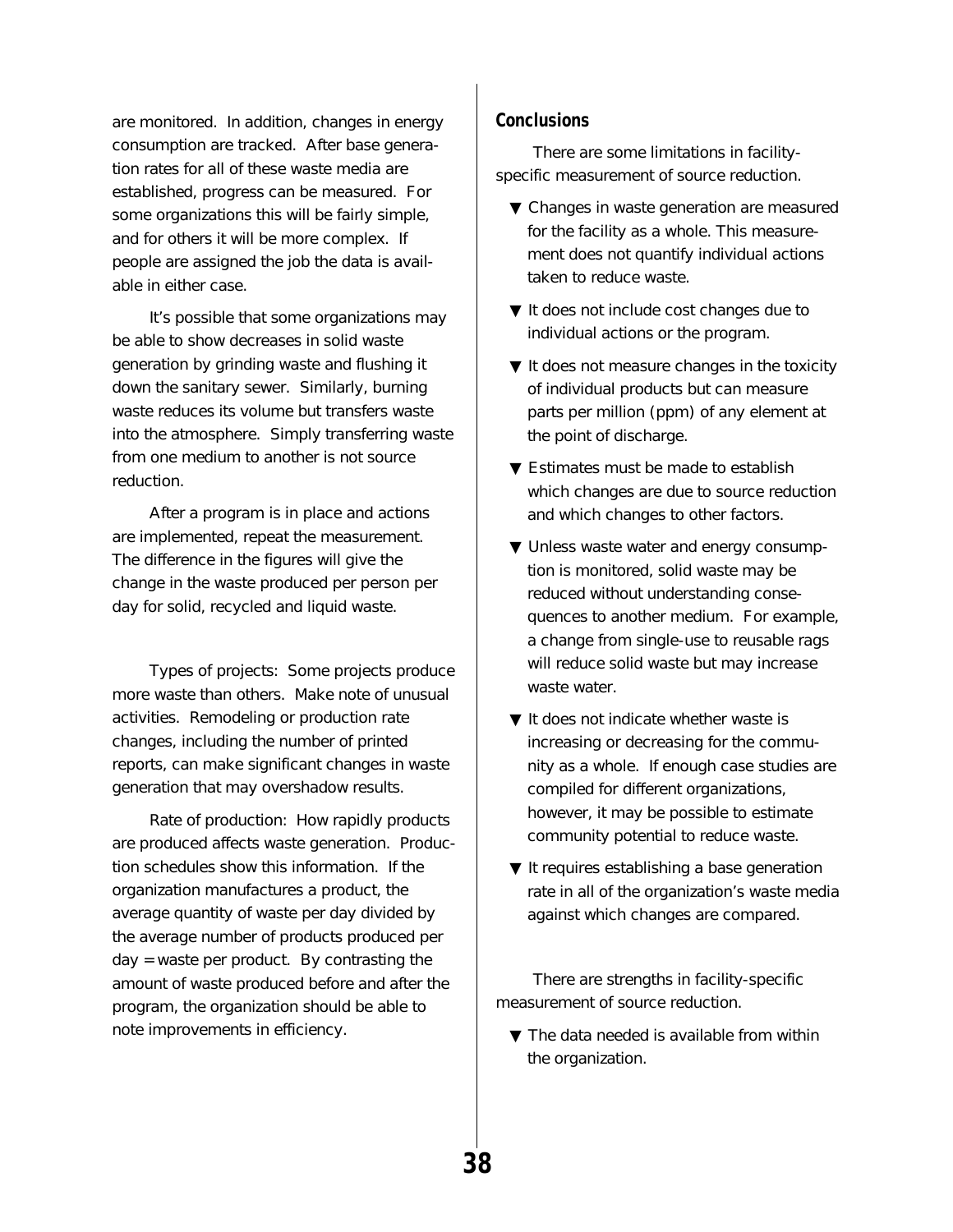are monitored. In addition, changes in energy consumption are tracked. After base generation rates for all of these waste media are established, progress can be measured. For some organizations this will be fairly simple, and for others it will be more complex. If people are assigned the job the data is available in either case.

It's possible that some organizations may be able to show decreases in solid waste generation by grinding waste and flushing it down the sanitary sewer. Similarly, burning waste reduces its volume but transfers waste into the atmosphere. Simply transferring waste from one medium to another is not source reduction.

After a program is in place and actions are implemented, repeat the measurement. The difference in the figures will give the change in the waste produced per person per day for solid, recycled and liquid waste.

Types of projects: Some projects produce more waste than others. Make note of unusual activities. Remodeling or production rate changes, including the number of printed reports, can make significant changes in waste generation that may overshadow results.

Rate of production: How rapidly products are produced affects waste generation. Production schedules show this information. If the organization manufactures a product, the average quantity of waste per day divided by the average number of products produced per day = waste per product. By contrasting the amount of waste produced before and after the program, the organization should be able to note improvements in efficiency.

## Conclusions

There are some limitations in facility-specific measurement of source reduction.

- ▼ Changes in waste generation are measured for the facility as a whole. This measurement does not quantify individual actions taken to reduce waste.
- ▼ It does not include cost changes due to individual actions or the program.
- ▼ It does not measure changes in the toxicity of individual products but can measure parts per million (ppm) of any element at the point of discharge.
- ▼ Estimates must be made to establish which changes are due to source reduction and which changes to other factors.
- ▼ Unless waste water and energy consumption is monitored, solid waste may be reduced without understanding consequences to another medium. For example, a change from single-use to reusable rags will reduce solid waste but may increase waste water.
- ▼ It does not indicate whether waste is increasing or decreasing for the community as a whole. If enough case studies are compiled for different organizations, however, it may be possible to estimate community potential to reduce waste.
- ▼ It requires establishing a base generation rate in all of the organization's waste media against which changes are compared.

There are strengths in facility-specific measurement of source reduction.

- ▼ The data needed is available from within the organization.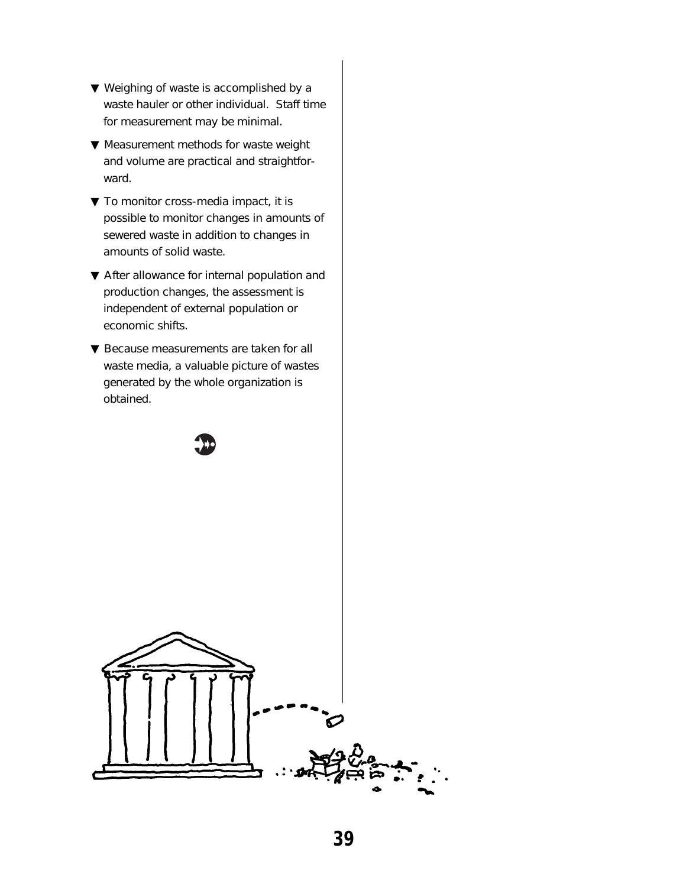- Weighing of waste is accomplished by a waste hauler or other individual. Staff time for measurement may be minimal.
- Measurement methods for waste weight and volume are practical and straightforward.
- To monitor cross-media impact, it is possible to monitor changes in amounts of sewered waste in addition to changes in amounts of solid waste.
- After allowance for internal population and production changes, the assessment is independent of external population or economic shifts.
- Because measurements are taken for all waste media, a valuable picture of wastes generated by the whole organization is obtained.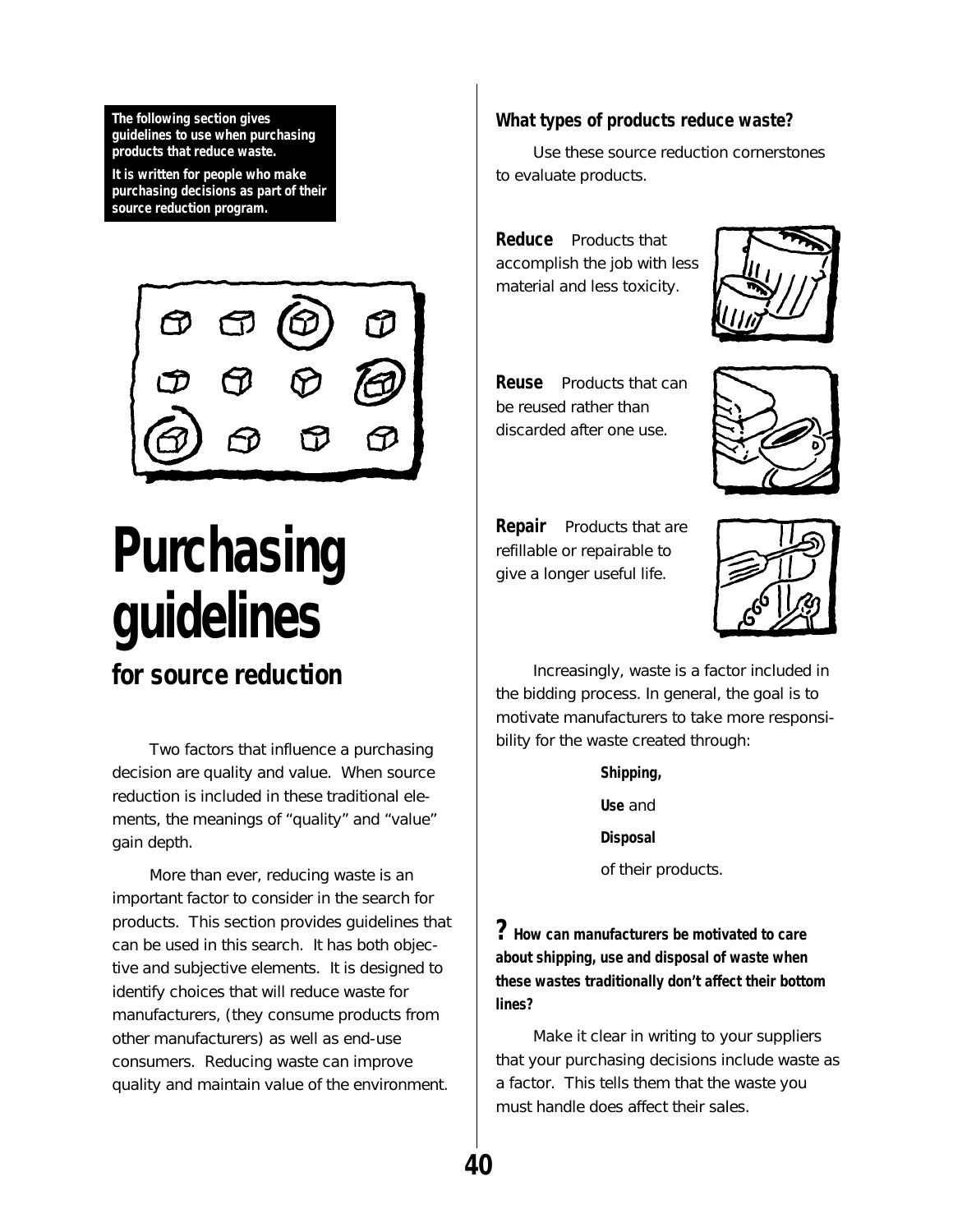**The following section gives guidelines to use when purchasing products that reduce waste.**

**It is written for people who make purchasing decisions as part of their source reduction program.**

# Purchasing guidelines

## for source reduction

Two factors that influence a purchasing decision are quality and value. When source reduction is included in these traditional elements, the meanings of "quality" and "value" gain depth.

More than ever, reducing waste is an important factor to consider in the search for products. This section provides guidelines that can be used in this search. It has both objective and subjective elements. It is designed to identify choices that will reduce waste for manufacturers, (they consume products from other manufacturers) as well as end-use consumers. Reducing waste can improve quality and maintain value of the environment.

### What types of products reduce waste?

Use these source reduction cornerstones to evaluate products.

**Reduce** Products that accomplish the job with less material and less toxicity.

**Reuse** Products that can be reused rather than discarded after one use.

**Repair** Products that are refillable or repairable to give a longer useful life.

Increasingly, waste is a factor included in the bidding process. In general, the goal is to motivate manufacturers to take more responsibility for the waste created through:

**Shipping,**

**Use** and

**Disposal**

of their products.

**? How can manufacturers be motivated to care about shipping, use and disposal of waste when these wastes traditionally don't affect their bottom lines?**

Make it clear in writing to your suppliers that your purchasing decisions include waste as a factor. This tells them that the waste you must handle does affect their sales.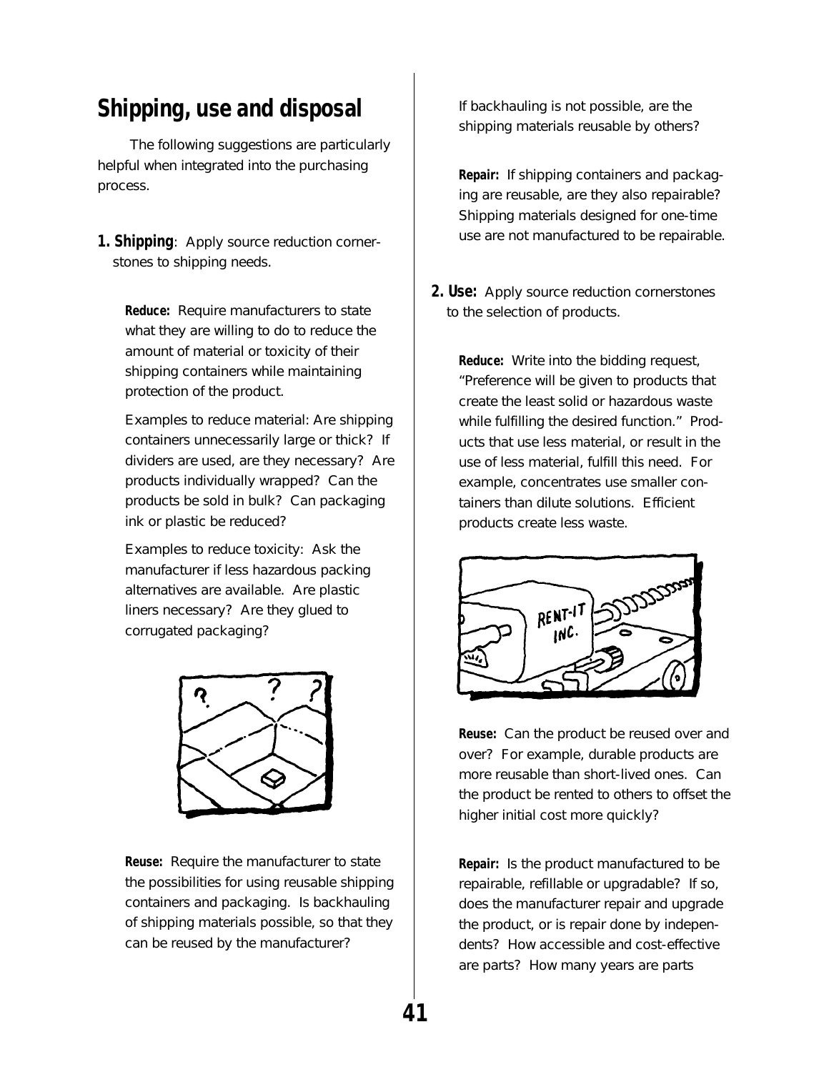## Shipping, use and disposal

The following suggestions are particularly helpful when integrated into the purchasing process.

**1. Shipping**: Apply source reduction cornerstones to shipping needs.

**Reduce:** Require manufacturers to state what they are willing to do to reduce the amount of material or toxicity of their shipping containers while maintaining protection of the product.

Examples to reduce material: Are shipping containers unnecessarily large or thick? If dividers are used, are they necessary? Are products individually wrapped? Can the products be sold in bulk? Can packaging ink or plastic be reduced?

Examples to reduce toxicity: Ask the manufacturer if less hazardous packing alternatives are available. Are plastic liners necessary? Are they glued to corrugated packaging?

**Reuse:** Require the manufacturer to state the possibilities for using reusable shipping containers and packaging. Is backhauling of shipping materials possible, so that they can be reused by the manufacturer? If backhauling is not possible, are the shipping materials reusable by others?

**Repair:** If shipping containers and packaging are reusable, are they also repairable? Shipping materials designed for one-time use are not manufactured to be repairable.

**2. Use:** Apply source reduction cornerstones to the selection of products.

**Reduce:** Write into the bidding request, "Preference will be given to products that create the least solid or hazardous waste while fulfilling the desired function." Products that use less material, or result in the use of less material, fulfill this need. For example, concentrates use smaller containers than dilute solutions. Efficient products create less waste.

**Reuse:** Can the product be reused over and over? For example, durable products are more reusable than short-lived ones. Can the product be rented to others to offset the higher initial cost more quickly?

**Repair:** Is the product manufactured to be repairable, refillable or upgradable? If so, does the manufacturer repair and upgrade the product, or is repair done by independents? How accessible and cost-effective are parts? How many years are parts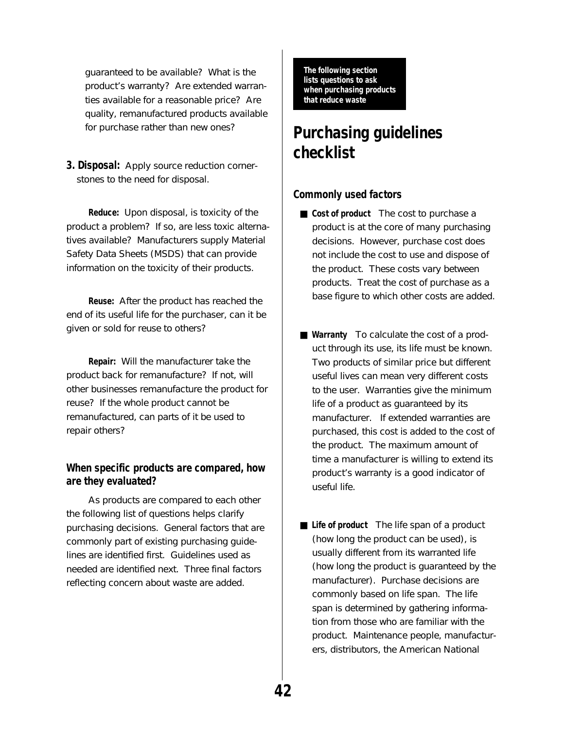guaranteed to be available? What is the product's warranty? Are extended warranties available for a reasonable price? Are quality, remanufactured products available for purchase rather than new ones?

**3. Disposal:** Apply source reduction cornerstones to the need for disposal.

**Reduce:** Upon disposal, is toxicity of the product a problem? If so, are less toxic alternatives available? Manufacturers supply Material Safety Data Sheets (MSDS) that can provide information on the toxicity of their products.

**Reuse:** After the product has reached the end of its useful life for the purchaser, can it be given or sold for reuse to others?

**Repair:** Will the manufacturer take the product back for remanufacture? If not, will other businesses remanufacture the product for reuse? If the whole product cannot be remanufactured, can parts of it be used to repair others?

### When specific products are compared, how are they evaluated?

As products are compared to each other the following list of questions helps clarify purchasing decisions. General factors that are commonly part of existing purchasing guidelines are identified first. Guidelines used as needed are identified next. Three final factors reflecting concern about waste are added.

**The following section lists questions to ask when purchasing products that reduce waste**

## Purchasing guidelines checklist

### Commonly used factors

- **Cost of product** The cost to purchase a product is at the core of many purchasing decisions. However, purchase cost does not include the cost to use and dispose of the product. These costs vary between products. Treat the cost of purchase as a base figure to which other costs are added.

- **Warranty** To calculate the cost of a product through its use, its life must be known. Two products of similar price but different useful lives can mean very different costs to the user. Warranties give the minimum life of a product as guaranteed by its manufacturer. If extended warranties are purchased, this cost is added to the cost of the product. The maximum amount of time a manufacturer is willing to extend its product's warranty is a good indicator of useful life.

- **Life of product** The life span of a product (how long the product can be used), is usually different from its warranted life (how long the product is guaranteed by the manufacturer). Purchase decisions are commonly based on life span. The life span is determined by gathering information from those who are familiar with the product. Maintenance people, manufacturers, distributors, the American National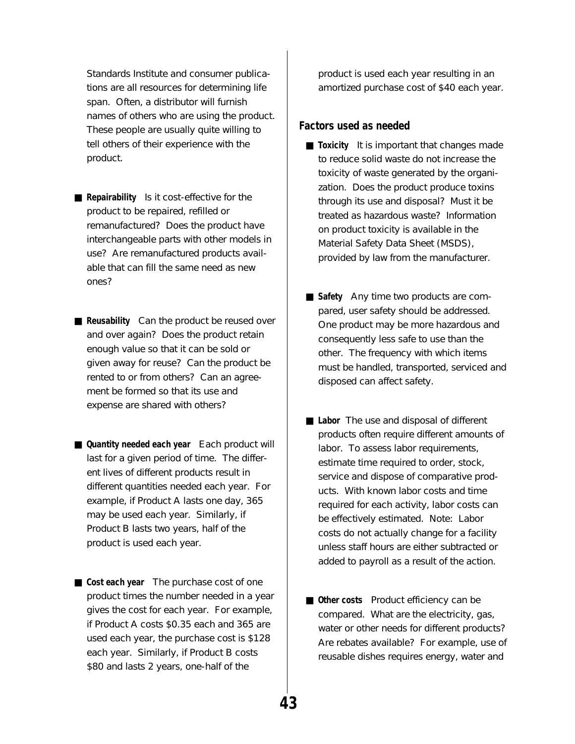Standards Institute and consumer publications are all resources for determining life span. Often, a distributor will furnish names of others who are using the product. These people are usually quite willing to tell others of their experience with the product.

- **Repairability** Is it cost-effective for the product to be repaired, refilled or remanufactured? Does the product have interchangeable parts with other models in use? Are remanufactured products available that can fill the same need as new ones?

- **Reusability** Can the product be reused over and over again? Does the product retain enough value so that it can be sold or given away for reuse? Can the product be rented to or from others? Can an agreement be formed so that its use and expense are shared with others?

- **Quantity needed each year** Each product will last for a given period of time. The different lives of different products result in different quantities needed each year. For example, if Product A lasts one day, 365 may be used each year. Similarly, if Product B lasts two years, half of the product is used each year.

- **Cost each year** The purchase cost of one product times the number needed in a year gives the cost for each year. For example, if Product A costs $0.35 each and 365 are used each year, the purchase cost is $128 each year. Similarly, if Product B costs $80 and lasts 2 years, one-half of the product is used each year resulting in an amortized purchase cost of $40 each year.

## Factors used as needed

- **Toxicity** It is important that changes made to reduce solid waste do not increase the toxicity of waste generated by the organization. Does the product produce toxins through its use and disposal? Must it be treated as hazardous waste? Information on product toxicity is available in the Material Safety Data Sheet (MSDS), provided by law from the manufacturer.

- **Safety** Any time two products are compared, user safety should be addressed. One product may be more hazardous and consequently less safe to use than the other. The frequency with which items must be handled, transported, serviced and disposed can affect safety.

- **Labor** The use and disposal of different products often require different amounts of labor. To assess labor requirements, estimate time required to order, stock, service and dispose of comparative products. With known labor costs and time required for each activity, labor costs can be effectively estimated. Note: Labor costs do not actually change for a facility unless staff hours are either subtracted or added to payroll as a result of the action.

- **Other costs** Product efficiency can be compared. What are the electricity, gas, water or other needs for different products? Are rebates available? For example, use of reusable dishes requires energy, water and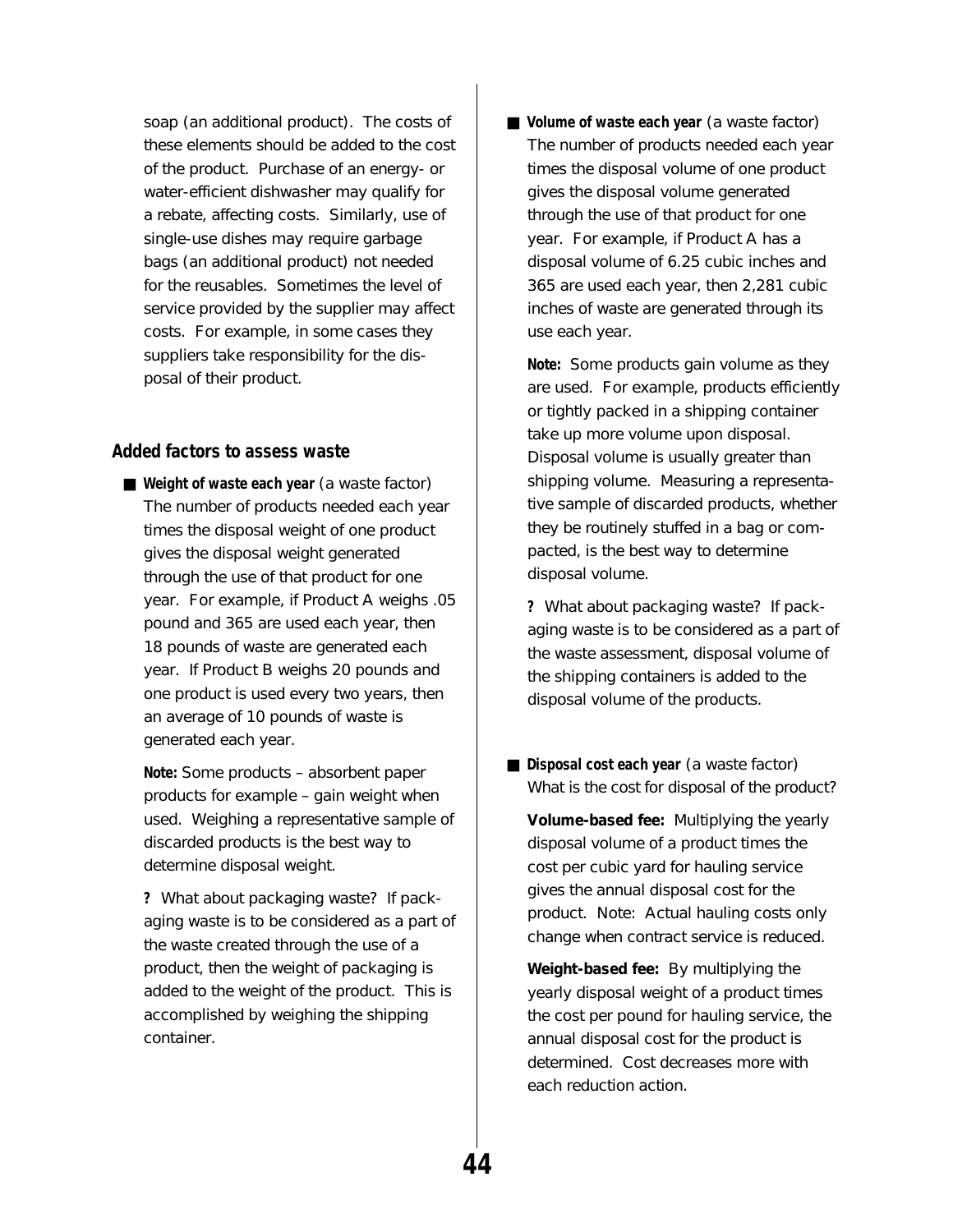soap (an additional product). The costs of these elements should be added to the cost of the product. Purchase of an energy- or water-efficient dishwasher may qualify for a rebate, affecting costs. Similarly, use of single-use dishes may require garbage bags (an additional product) not needed for the reusables. Sometimes the level of service provided by the supplier may affect costs. For example, in some cases they suppliers take responsibility for the disposal of their product.

## Added factors to assess waste

- **Weight of waste each year** (a waste factor) The number of products needed each year times the disposal weight of one product gives the disposal weight generated through the use of that product for one year. For example, if Product A weighs .05 pound and 365 are used each year, then 18 pounds of waste are generated each year. If Product B weighs 20 pounds and one product is used every two years, then an average of 10 pounds of waste is generated each year.

  **Note:** Some products – absorbent paper products for example – gain weight when used. Weighing a representative sample of discarded products is the best way to determine disposal weight.

  **?** What about packaging waste? If packaging waste is to be considered as a part of the waste created through the use of a product, then the weight of packaging is added to the weight of the product. This is accomplished by weighing the shipping container.

- **Volume of waste each year** (a waste factor) The number of products needed each year times the disposal volume of one product gives the disposal volume generated through the use of that product for one year. For example, if Product A has a disposal volume of 6.25 cubic inches and 365 are used each year, then 2,281 cubic inches of waste are generated through its use each year.

  **Note:** Some products gain volume as they are used. For example, products efficiently or tightly packed in a shipping container take up more volume upon disposal. Disposal volume is usually greater than shipping volume. Measuring a representative sample of discarded products, whether they be routinely stuffed in a bag or compacted, is the best way to determine disposal volume.

  **?** What about packaging waste? If packaging waste is to be considered as a part of the waste assessment, disposal volume of the shipping containers is added to the disposal volume of the products.

- **Disposal cost each year** (a waste factor) What is the cost for disposal of the product?

  **Volume-based fee:** Multiplying the yearly disposal volume of a product times the cost per cubic yard for hauling service gives the annual disposal cost for the product. Note: Actual hauling costs only change when contract service is reduced.

  **Weight-based fee:** By multiplying the yearly disposal weight of a product times the cost per pound for hauling service, the annual disposal cost for the product is determined. Cost decreases more with each reduction action.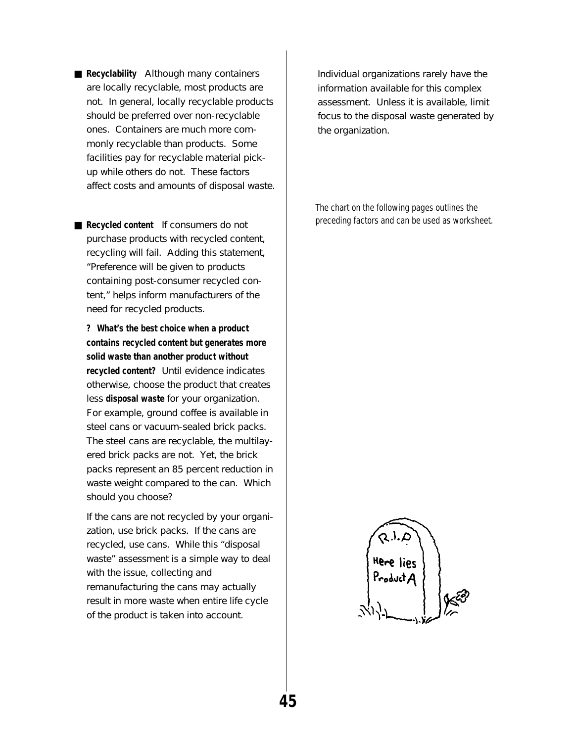- **Recyclability** Although many containers are locally recyclable, most products are not. In general, locally recyclable products should be preferred over non-recyclable ones. Containers are much more commonly recyclable than products. Some facilities pay for recyclable material pick-up while others do not. These factors affect costs and amounts of disposal waste.

- **Recycled content** If consumers do not purchase products with recycled content, recycling will fail. Adding this statement, "Preference will be given to products containing post-consumer recycled content," helps inform manufacturers of the need for recycled products.

  **? What's the best choice when a product contains recycled content but generates more solid waste than another product without recycled content?** Until evidence indicates otherwise, choose the product that creates less **disposal waste** for your organization. For example, ground coffee is available in steel cans or vacuum-sealed brick packs. The steel cans are recyclable, the multilayered brick packs are not. Yet, the brick packs represent an 85 percent reduction in waste weight compared to the can. Which should you choose?

  If the cans are not recycled by your organization, use brick packs. If the cans are recycled, use cans. While this "disposal waste" assessment is a simple way to deal with the issue, collecting and remanufacturing the cans may actually result in more waste when entire life cycle of the product is taken into account.

  Individual organizations rarely have the information available for this complex assessment. Unless it is available, limit focus to the disposal waste generated by the organization.

*The chart on the following pages outlines the preceding factors and can be used as worksheet.*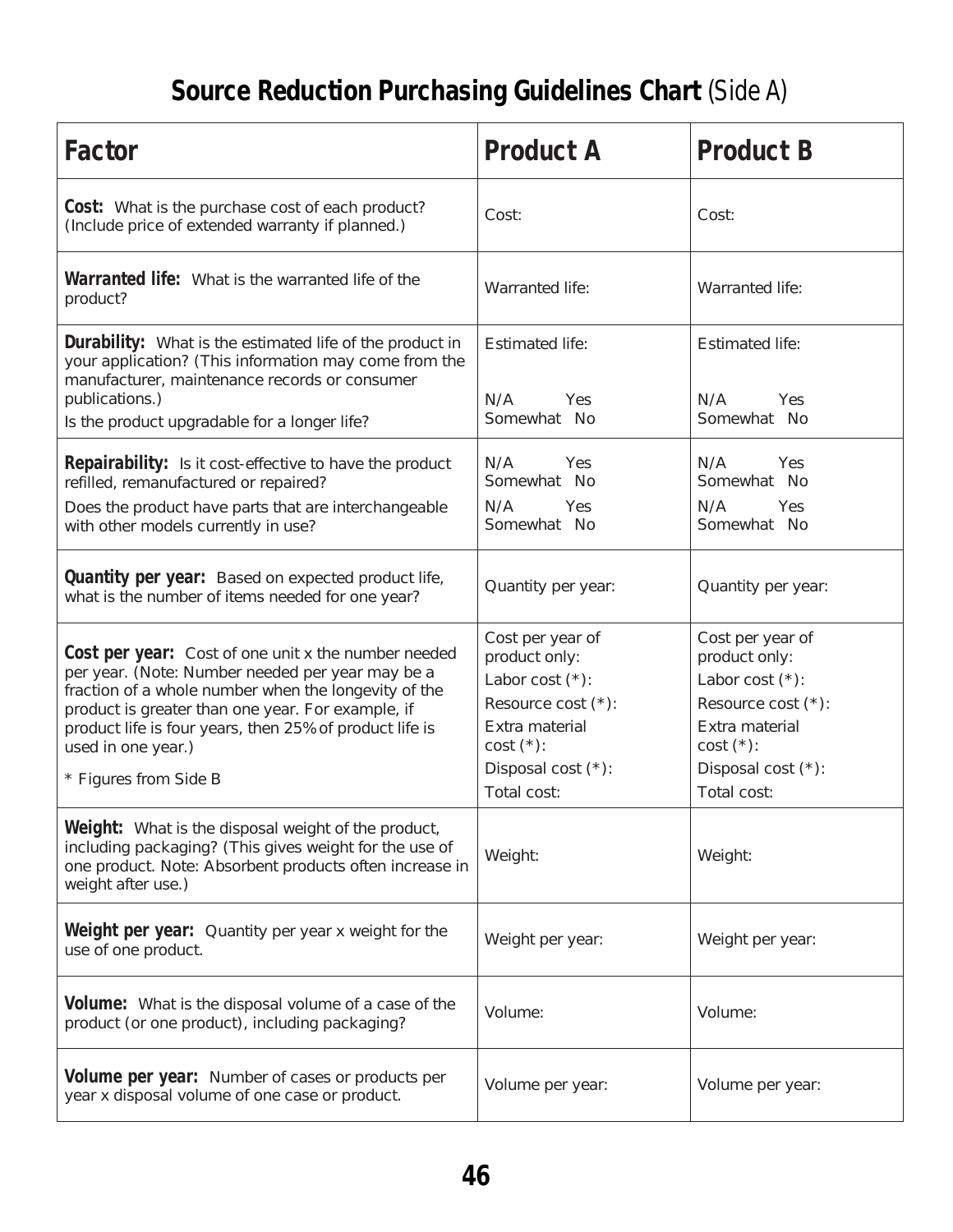# **Source Reduction Purchasing Guidelines Chart** (Side A)

| Factor | Product A | Product B |
|---|---|---|
| **Cost:** What is the purchase cost of each product? (Include price of extended warranty if planned.) | Cost: | Cost: |
| **Warranted life:** What is the warranted life of the product? | Warranted life: | Warranted life: |
| **Durability:** What is the estimated life of the product in your application? (This information may come from the manufacturer, maintenance records or consumer publications.)<br>Is the product upgradable for a longer life? | Estimated life:<br><br>N/A Yes<br>Somewhat No | Estimated life:<br><br>N/A Yes<br>Somewhat No |
| **Repairability:** Is it cost-effective to have the product refilled, remanufactured or repaired?<br>Does the product have parts that are interchangeable with other models currently in use? | N/A Yes<br>Somewhat No<br>N/A Yes<br>Somewhat No | N/A Yes<br>Somewhat No<br>N/A Yes<br>Somewhat No |
| **Quantity per year:** Based on expected product life, what is the number of items needed for one year? | Quantity per year: | Quantity per year: |
| **Cost per year:** Cost of one unit x the number needed per year. (Note: Number needed per year may be a fraction of a whole number when the longevity of the product is greater than one year. For example, if product life is four years, then 25% of product life is used in one year.)<br>* Figures from Side B | Cost per year of product only:<br>Labor cost (*):<br>Resource cost (*):<br>Extra material cost (*):<br>Disposal cost (*):<br>Total cost: | Cost per year of product only:<br>Labor cost (*):<br>Resource cost (*):<br>Extra material cost (*):<br>Disposal cost (*):<br>Total cost: |
| **Weight:** What is the disposal weight of the product, including packaging? (This gives weight for the use of one product. Note: Absorbent products often increase in weight after use.) | Weight: | Weight: |
| **Weight per year:** Quantity per year x weight for the use of one product. | Weight per year: | Weight per year: |
| **Volume:** What is the disposal volume of a case of the product (or one product), including packaging? | Volume: | Volume: |
| **Volume per year:** Number of cases or products per year x disposal volume of one case or product. | Volume per year: | Volume per year: |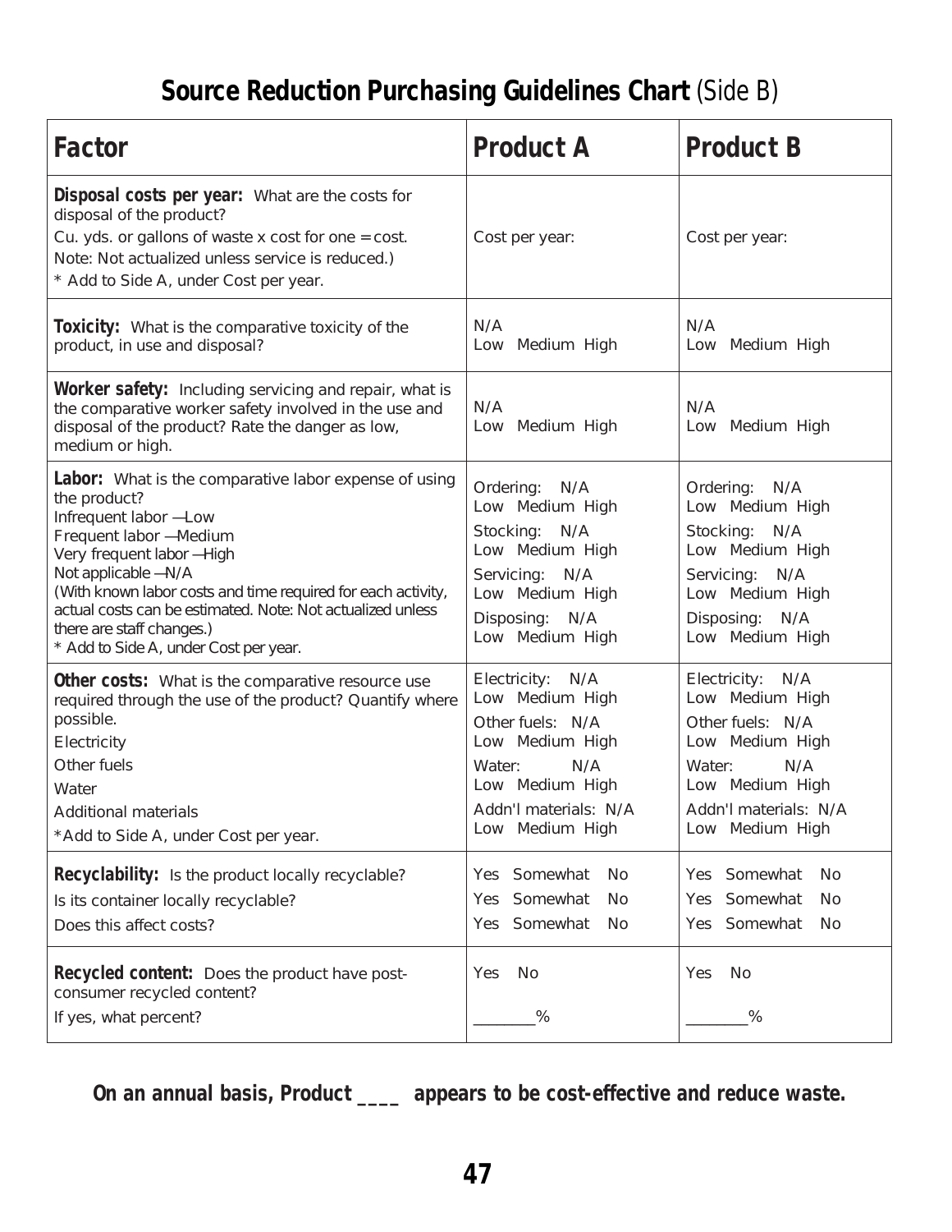# **Source Reduction Purchasing Guidelines Chart** (Side B)

| **Factor** | **Product A** | **Product B** |
|---|---|---|
| **Disposal costs per year:** What are the costs for disposal of the product?<br>Cu. yds. or gallons of waste x cost for one = cost.<br>Note: Not actualized unless service is reduced.)<br>* Add to Side A, under Cost per year. | Cost per year: | Cost per year: |
| **Toxicity:** What is the comparative toxicity of the product, in use and disposal? | N/A<br>Low Medium High | N/A<br>Low Medium High |
| **Worker safety:** Including servicing and repair, what is the comparative worker safety involved in the use and disposal of the product? Rate the danger as low, medium or high. | N/A<br>Low Medium High | N/A<br>Low Medium High |
| **Labor:** What is the comparative labor expense of using the product?<br>Infrequent labor —Low<br>Frequent labor —Medium<br>Very frequent labor —High<br>Not applicable —N/A<br>(With known labor costs and time required for each activity, actual costs can be estimated. Note: Not actualized unless there are staff changes.)<br>* Add to Side A, under Cost per year. | Ordering: N/A<br>Low Medium High<br>Stocking: N/A<br>Low Medium High<br>Servicing: N/A<br>Low Medium High<br>Disposing: N/A<br>Low Medium High | Ordering: N/A<br>Low Medium High<br>Stocking: N/A<br>Low Medium High<br>Servicing: N/A<br>Low Medium High<br>Disposing: N/A<br>Low Medium High |
| **Other costs:** What is the comparative resource use required through the use of the product? Quantify where possible.<br>Electricity<br>Other fuels<br>Water<br>Additional materials<br>*Add to Side A, under Cost per year. | Electricity: N/A<br>Low Medium High<br>Other fuels: N/A<br>Low Medium High<br>Water: N/A<br>Low Medium High<br>Addn'l materials: N/A<br>Low Medium High | Electricity: N/A<br>Low Medium High<br>Other fuels: N/A<br>Low Medium High<br>Water: N/A<br>Low Medium High<br>Addn'l materials: N/A<br>Low Medium High |
| **Recyclability:** Is the product locally recyclable?<br>Is its container locally recyclable?<br>Does this affect costs? | Yes Somewhat No<br>Yes Somewhat No<br>Yes Somewhat No | Yes Somewhat No<br>Yes Somewhat No<br>Yes Somewhat No |
| **Recycled content:** Does the product have post-consumer recycled content?<br>If yes, what percent? | Yes No<br>________% | Yes No<br>________% |

**On an annual basis, Product ____ appears to be cost-effective and reduce waste.**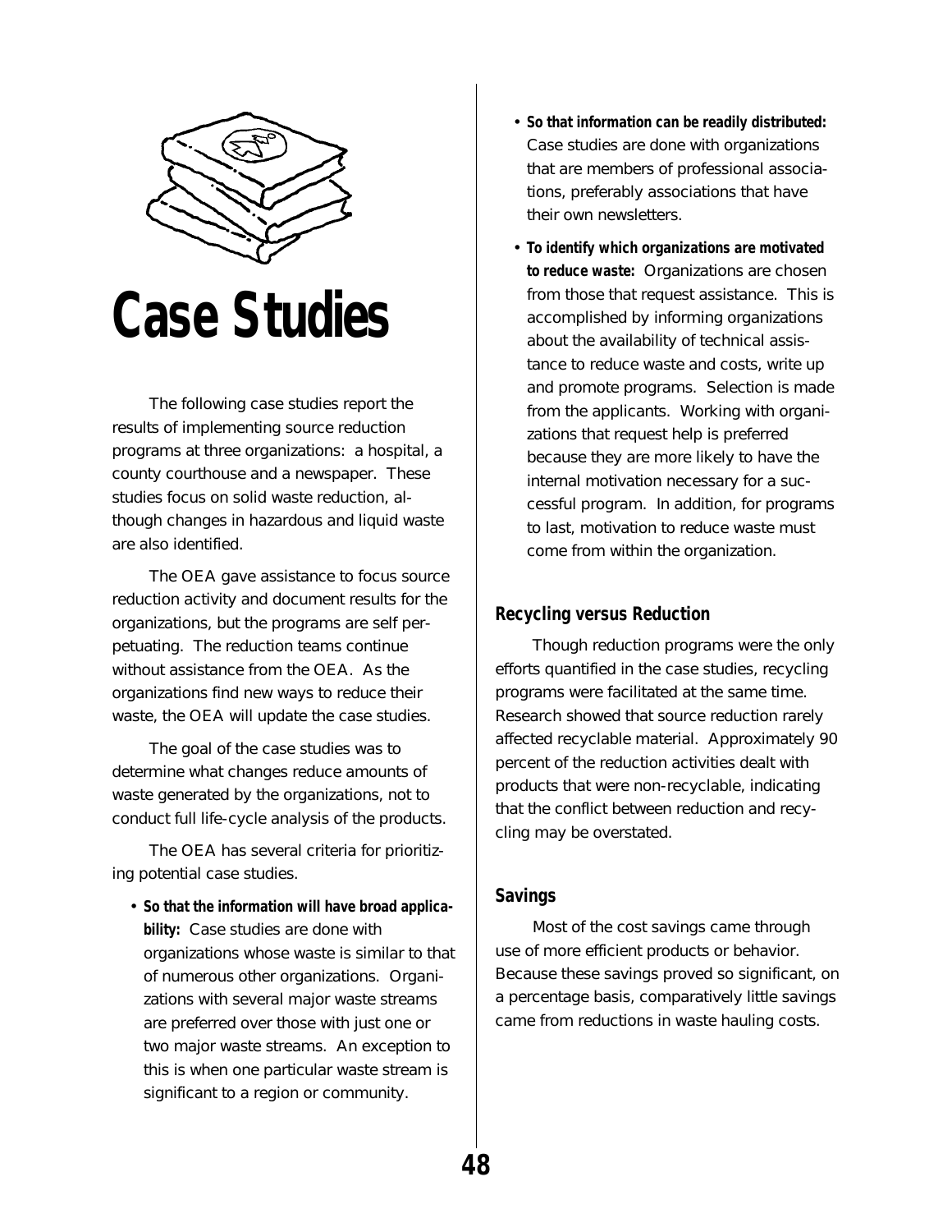# Case Studies

The following case studies report the results of implementing source reduction programs at three organizations: a hospital, a county courthouse and a newspaper. These studies focus on solid waste reduction, although changes in hazardous and liquid waste are also identified.

The OEA gave assistance to focus source reduction activity and document results for the organizations, but the programs are self perpetuating. The reduction teams continue without assistance from the OEA. As the organizations find new ways to reduce their waste, the OEA will update the case studies.

The goal of the case studies was to determine what changes reduce amounts of waste generated by the organizations, not to conduct full life-cycle analysis of the products.

The OEA has several criteria for prioritizing potential case studies.

- **So that the information will have broad applicability:** Case studies are done with organizations whose waste is similar to that of numerous other organizations. Organizations with several major waste streams are preferred over those with just one or two major waste streams. An exception to this is when one particular waste stream is significant to a region or community.
- **So that information can be readily distributed:** Case studies are done with organizations that are members of professional associations, preferably associations that have their own newsletters.
- **To identify which organizations are motivated to reduce waste:** Organizations are chosen from those that request assistance. This is accomplished by informing organizations about the availability of technical assistance to reduce waste and costs, write up and promote programs. Selection is made from the applicants. Working with organizations that request help is preferred because they are more likely to have the internal motivation necessary for a successful program. In addition, for programs to last, motivation to reduce waste must come from within the organization.

## Recycling versus Reduction

Though reduction programs were the only efforts quantified in the case studies, recycling programs were facilitated at the same time. Research showed that source reduction rarely affected recyclable material. Approximately 90 percent of the reduction activities dealt with products that were non-recyclable, indicating that the conflict between reduction and recycling may be overstated.

## Savings

Most of the cost savings came through use of more efficient products or behavior. Because these savings proved so significant, on a percentage basis, comparatively little savings came from reductions in waste hauling costs.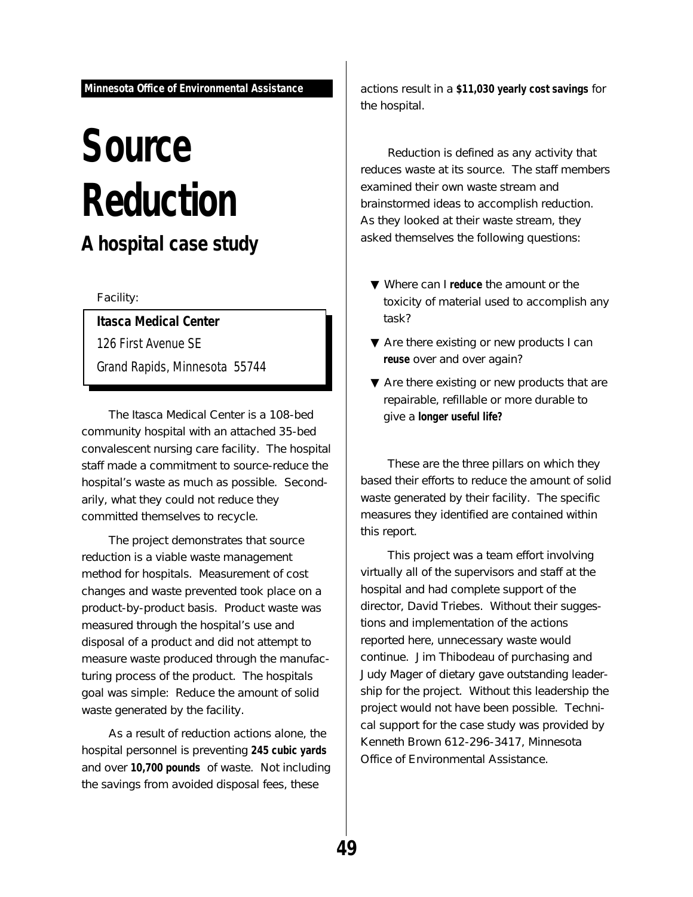**Minnesota Office of Environmental Assistance**

# Source Reduction

## A hospital case study

Facility:

**Itasca Medical Center**
126 First Avenue SE
Grand Rapids, Minnesota 55744

The Itasca Medical Center is a 108-bed community hospital with an attached 35-bed convalescent nursing care facility. The hospital staff made a commitment to source-reduce the hospital's waste as much as possible. Secondarily, what they could not reduce they committed themselves to recycle.

The project demonstrates that source reduction is a viable waste management method for hospitals. Measurement of cost changes and waste prevented took place on a product-by-product basis. Product waste was measured through the hospital's use and disposal of a product and did not attempt to measure waste produced through the manufacturing process of the product. The hospitals goal was simple: Reduce the amount of solid waste generated by the facility.

As a result of reduction actions alone, the hospital personnel is preventing **245 cubic yards** and over **10,700 pounds** of waste. Not including the savings from avoided disposal fees, these actions result in a **$11,030 yearly cost savings** for the hospital.

Reduction is defined as any activity that reduces waste at its source. The staff members examined their own waste stream and brainstormed ideas to accomplish reduction. As they looked at their waste stream, they asked themselves the following questions:

- Where can I **reduce** the amount or the toxicity of material used to accomplish any task?
- Are there existing or new products I can **reuse** over and over again?
- Are there existing or new products that are repairable, refillable or more durable to give a **longer useful life?**

These are the three pillars on which they based their efforts to reduce the amount of solid waste generated by their facility. The specific measures they identified are contained within this report.

This project was a team effort involving virtually all of the supervisors and staff at the hospital and had complete support of the director, David Triebes. Without their suggestions and implementation of the actions reported here, unnecessary waste would continue. Jim Thibodeau of purchasing and Judy Mager of dietary gave outstanding leadership for the project. Without this leadership the project would not have been possible. Technical support for the case study was provided by Kenneth Brown 612-296-3417, Minnesota Office of Environmental Assistance.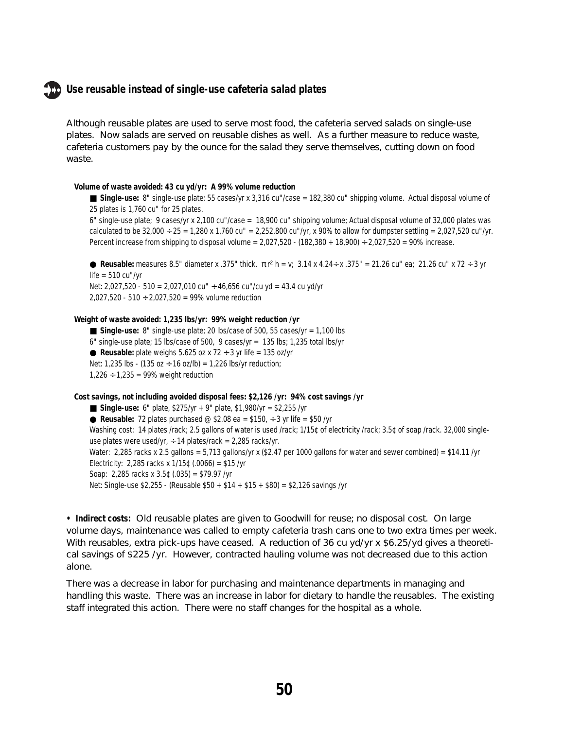## Use reusable instead of single-use cafeteria salad plates

Although reusable plates are used to serve most food, the cafeteria served salads on single-use plates. Now salads are served on reusable dishes as well. As a further measure to reduce waste, cafeteria customers pay by the ounce for the salad they serve themselves, cutting down on food waste.

**Volume of waste avoided: 43 cu yd/yr: A 99% volume reduction**

■ **Single-use:** 8" single-use plate; 55 cases/yr x 3,316 cu"/case = 182,380 cu" shipping volume. Actual disposal volume of 25 plates is 1,760 cu" for 25 plates.

6" single-use plate; 9 cases/yr x 2,100 cu"/case = 18,900 cu" shipping volume; Actual disposal volume of 32,000 plates was calculated to be 32,000 ÷ 25 = 1,280 x 1,760 cu" = 2,252,800 cu"/yr, x 90% to allow for dumpster settling = 2,027,520 cu"/yr. Percent increase from shipping to disposal volume = 2,027,520 - (182,380 + 18,900) ÷ 2,027,520 = 90% increase.

● **Reusable:** measures 8.5" diameter x .375" thick. $\pi r^2 h = v$; 3.14 x 4.24÷ x .375" = 21.26 cu" ea; 21.26 cu" x 72 ÷ 3 yr life = 510 cu"/yr

Net: 2,027,520 - 510 = 2,027,010 cu" ÷ 46,656 cu"/cu yd = 43.4 cu yd/yr

2,027,520 - 510 ÷ 2,027,520 = 99% volume reduction

**Weight of waste avoided: 1,235 lbs/yr: 99% weight reduction /yr**

■ **Single-use:** 8" single-use plate; 20 lbs/case of 500, 55 cases/yr = 1,100 lbs

6" single-use plate; 15 lbs/case of 500, 9 cases/yr = 135 lbs; 1,235 total lbs/yr

● **Reusable:** plate weighs 5.625 oz x 72 ÷ 3 yr life = 135 oz/yr

Net: 1,235 lbs - (135 oz ÷ 16 oz/lb) = 1,226 lbs/yr reduction;

1,226 ÷ 1,235 = 99% weight reduction

**Cost savings, not including avoided disposal fees: $2,126 /yr: 94% cost savings /yr**

■ **Single-use:** 6" plate, $275/yr + 9" plate, $1,980/yr = $2,255 /yr

● **Reusable:** 72 plates purchased @ $2.08 ea = $150, ÷ 3 yr life = $50 /yr

Washing cost: 14 plates /rack; 2.5 gallons of water is used /rack; 1/15¢ of electricity /rack; 3.5¢ of soap /rack. 32,000 single-use plates were used/yr, ÷ 14 plates/rack = 2,285 racks/yr.

Water: 2,285 racks x 2.5 gallons = 5,713 gallons/yr x ($2.47 per 1000 gallons for water and sewer combined) = $14.11 /yr

Electricity: 2,285 racks x 1/15¢ (.0066) = $15 /yr

Soap: 2,285 racks x 3.5¢ (.035) = $79.97 /yr

Net: Single-use $2,255 - (Reusable $50 + $14 + $15 + $80) = $2,126 savings /yr

• **Indirect costs:** Old reusable plates are given to Goodwill for reuse; no disposal cost. On large volume days, maintenance was called to empty cafeteria trash cans one to two extra times per week. With reusables, extra pick-ups have ceased. A reduction of 36 cu yd/yr x $6.25/yd gives a theoretical savings of $225 /yr. However, contracted hauling volume was not decreased due to this action alone.

There was a decrease in labor for purchasing and maintenance departments in managing and handling this waste. There was an increase in labor for dietary to handle the reusables. The existing staff integrated this action. There were no staff changes for the hospital as a whole.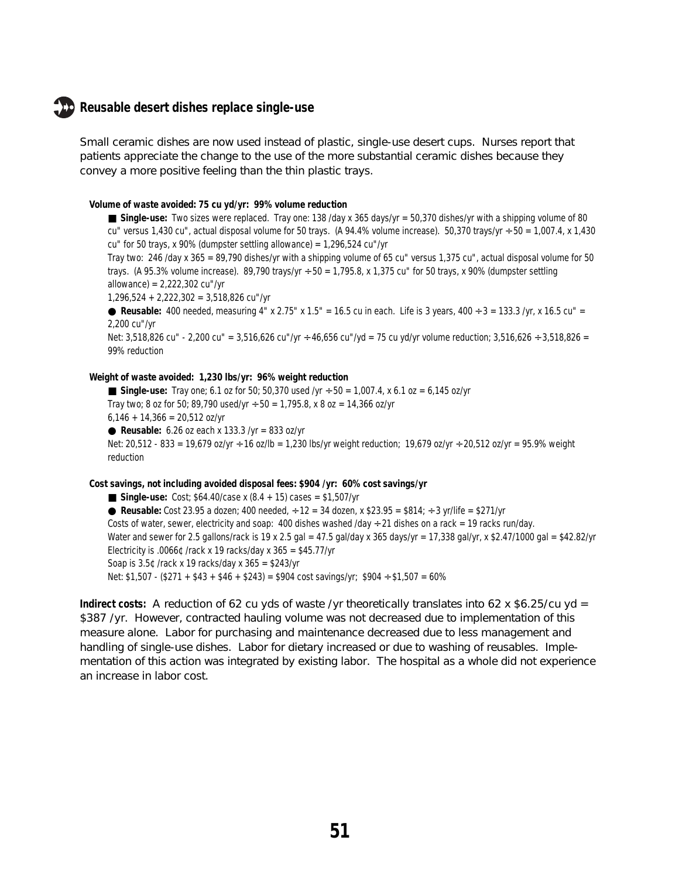## Reusable desert dishes replace single-use

Small ceramic dishes are now used instead of plastic, single-use desert cups. Nurses report that patients appreciate the change to the use of the more substantial ceramic dishes because they convey a more positive feeling than the thin plastic trays.

**Volume of waste avoided: 75 cu yd/yr: 99% volume reduction**

■ **Single-use:** Two sizes were replaced. Tray one: 138 /day x 365 days/yr = 50,370 dishes/yr with a shipping volume of 80 cu" versus 1,430 cu", actual disposal volume for 50 trays. (A 94.4% volume increase). 50,370 trays/yr ÷ 50 = 1,007.4, x 1,430 cu" for 50 trays, x 90% (dumpster settling allowance) = 1,296,524 cu"/yr

Tray two: 246 /day x 365 = 89,790 dishes/yr with a shipping volume of 65 cu" versus 1,375 cu", actual disposal volume for 50 trays. (A 95.3% volume increase). 89,790 trays/yr ÷ 50 = 1,795.8, x 1,375 cu" for 50 trays, x 90% (dumpster settling allowance) = 2,222,302 cu"/yr

1,296,524 + 2,222,302 = 3,518,826 cu"/yr

● **Reusable:** 400 needed, measuring 4" x 2.75" x 1.5" = 16.5 cu in each. Life is 3 years, 400 ÷ 3 = 133.3 /yr, x 16.5 cu" = 2,200 cu"/yr

Net: 3,518,826 cu" - 2,200 cu" = 3,516,626 cu"/yr ÷ 46,656 cu"/yd = 75 cu yd/yr volume reduction; 3,516,626 ÷ 3,518,826 = 99% reduction

**Weight of waste avoided: 1,230 lbs/yr: 96% weight reduction**

■ **Single-use:** Tray one; 6.1 oz for 50; 50,370 used /yr ÷ 50 = 1,007.4, x 6.1 oz = 6,145 oz/yr

Tray two; 8 oz for 50; 89,790 used/yr ÷ 50 = 1,795.8, x 8 oz = 14,366 oz/yr

6,146 + 14,366 = 20,512 oz/yr

● **Reusable:** 6.26 oz each x 133.3 /yr = 833 oz/yr

Net: 20,512 - 833 = 19,679 oz/yr ÷ 16 oz/lb = 1,230 lbs/yr weight reduction; 19,679 oz/yr ÷ 20,512 oz/yr = 95.9% weight reduction

**Cost savings, not including avoided disposal fees: $904 /yr: 60% cost savings/yr**

■ **Single-use:** Cost; $64.40/case x (8.4 + 15) cases = $1,507/yr

● **Reusable:** Cost 23.95 a dozen; 400 needed, ÷ 12 = 34 dozen, x $23.95 = $814; ÷ 3 yr/life = $271/yr

Costs of water, sewer, electricity and soap: 400 dishes washed /day ÷ 21 dishes on a rack = 19 racks run/day.

Water and sewer for 2.5 gallons/rack is 19 x 2.5 gal = 47.5 gal/day x 365 days/yr = 17,338 gal/yr, x $2.47/1000 gal = $42.82/yr

Electricity is .0066¢ /rack x 19 racks/day x 365 = $45.77/yr

Soap is 3.5¢ /rack x 19 racks/day x 365 = $243/yr

Net: $1,507 - ($271 + $43 + $46 + $243) = $904 cost savings/yr; $904 ÷ $1,507 = 60%

**Indirect costs:** A reduction of 62 cu yds of waste /yr theoretically translates into 62 x $6.25/cu yd = $387 /yr. However, contracted hauling volume was not decreased due to implementation of this measure alone. Labor for purchasing and maintenance decreased due to less management and handling of single-use dishes. Labor for dietary increased or due to washing of reusables. Implementation of this action was integrated by existing labor. The hospital as a whole did not experience an increase in labor cost.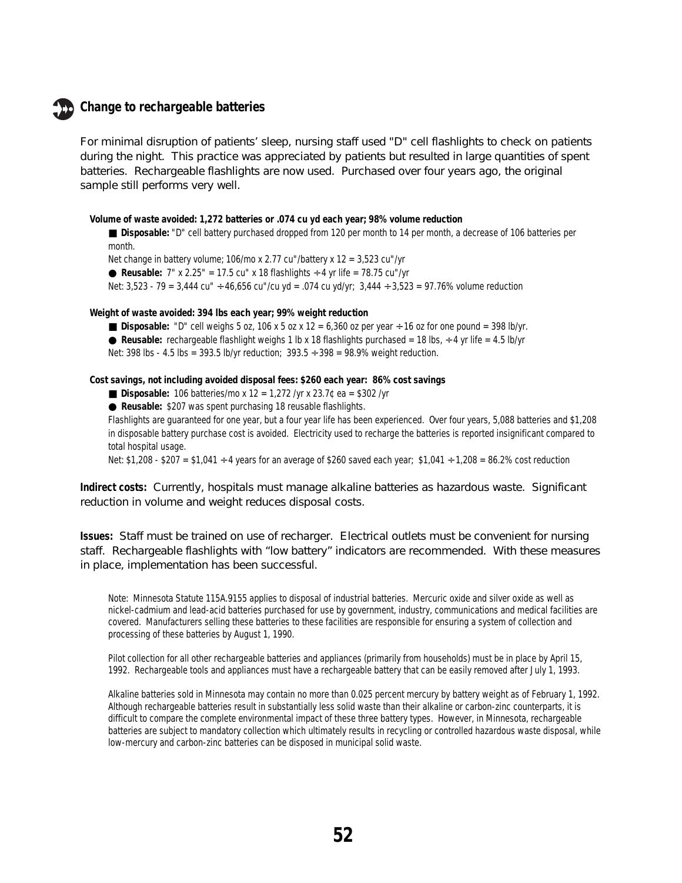## Change to rechargeable batteries

For minimal disruption of patients' sleep, nursing staff used "D" cell flashlights to check on patients during the night. This practice was appreciated by patients but resulted in large quantities of spent batteries. Rechargeable flashlights are now used. Purchased over four years ago, the original sample still performs very well.

**Volume of waste avoided: 1,272 batteries or .074 cu yd each year; 98% volume reduction**

■ **Disposable:** "D" cell battery purchased dropped from 120 per month to 14 per month, a decrease of 106 batteries per month.

Net change in battery volume; 106/mo x 2.77 cu"/battery x 12 = 3,523 cu"/yr

● **Reusable:** 7" x 2.25" = 17.5 cu" x 18 flashlights ÷ 4 yr life = 78.75 cu"/yr

Net: 3,523 - 79 = 3,444 cu" ÷ 46,656 cu"/cu yd = .074 cu yd/yr; 3,444 ÷ 3,523 = 97.76% volume reduction

**Weight of waste avoided: 394 lbs each year; 99% weight reduction**

■ **Disposable:** "D" cell weighs 5 oz, 106 x 5 oz x 12 = 6,360 oz per year ÷ 16 oz for one pound = 398 lb/yr.

● **Reusable:** rechargeable flashlight weighs 1 lb x 18 flashlights purchased = 18 lbs, ÷ 4 yr life = 4.5 lb/yr

Net: 398 lbs - 4.5 lbs = 393.5 lb/yr reduction; 393.5 ÷ 398 = 98.9% weight reduction.

**Cost savings, not including avoided disposal fees: $260 each year: 86% cost savings**

■ **Disposable:** 106 batteries/mo x 12 = 1,272 /yr x 23.7¢ ea = $302 /yr

● **Reusable:** $207 was spent purchasing 18 reusable flashlights.

Flashlights are guaranteed for one year, but a four year life has been experienced. Over four years, 5,088 batteries and $1,208 in disposable battery purchase cost is avoided. Electricity used to recharge the batteries is reported insignificant compared to total hospital usage.

Net: $1,208 - $207 = $1,041 ÷ 4 years for an average of $260 saved each year; $1,041 ÷ 1,208 = 86.2% cost reduction

**Indirect costs:** Currently, hospitals must manage alkaline batteries as hazardous waste. Significant reduction in volume and weight reduces disposal costs.

**Issues:** Staff must be trained on use of recharger. Electrical outlets must be convenient for nursing staff. Rechargeable flashlights with "low battery" indicators are recommended. With these measures in place, implementation has been successful.

Note: Minnesota Statute 115A.9155 applies to disposal of industrial batteries. Mercuric oxide and silver oxide as well as nickel-cadmium and lead-acid batteries purchased for use by government, industry, communications and medical facilities are covered. Manufacturers selling these batteries to these facilities are responsible for ensuring a system of collection and processing of these batteries by August 1, 1990.

Pilot collection for all other rechargeable batteries and appliances (primarily from households) must be in place by April 15, 1992. Rechargeable tools and appliances must have a rechargeable battery that can be easily removed after July 1, 1993.

Alkaline batteries sold in Minnesota may contain no more than 0.025 percent mercury by battery weight as of February 1, 1992. Although rechargeable batteries result in substantially less solid waste than their alkaline or carbon-zinc counterparts, it is difficult to compare the complete environmental impact of these three battery types. However, in Minnesota, rechargeable batteries are subject to mandatory collection which ultimately results in recycling or controlled hazardous waste disposal, while low-mercury and carbon-zinc batteries can be disposed in municipal solid waste.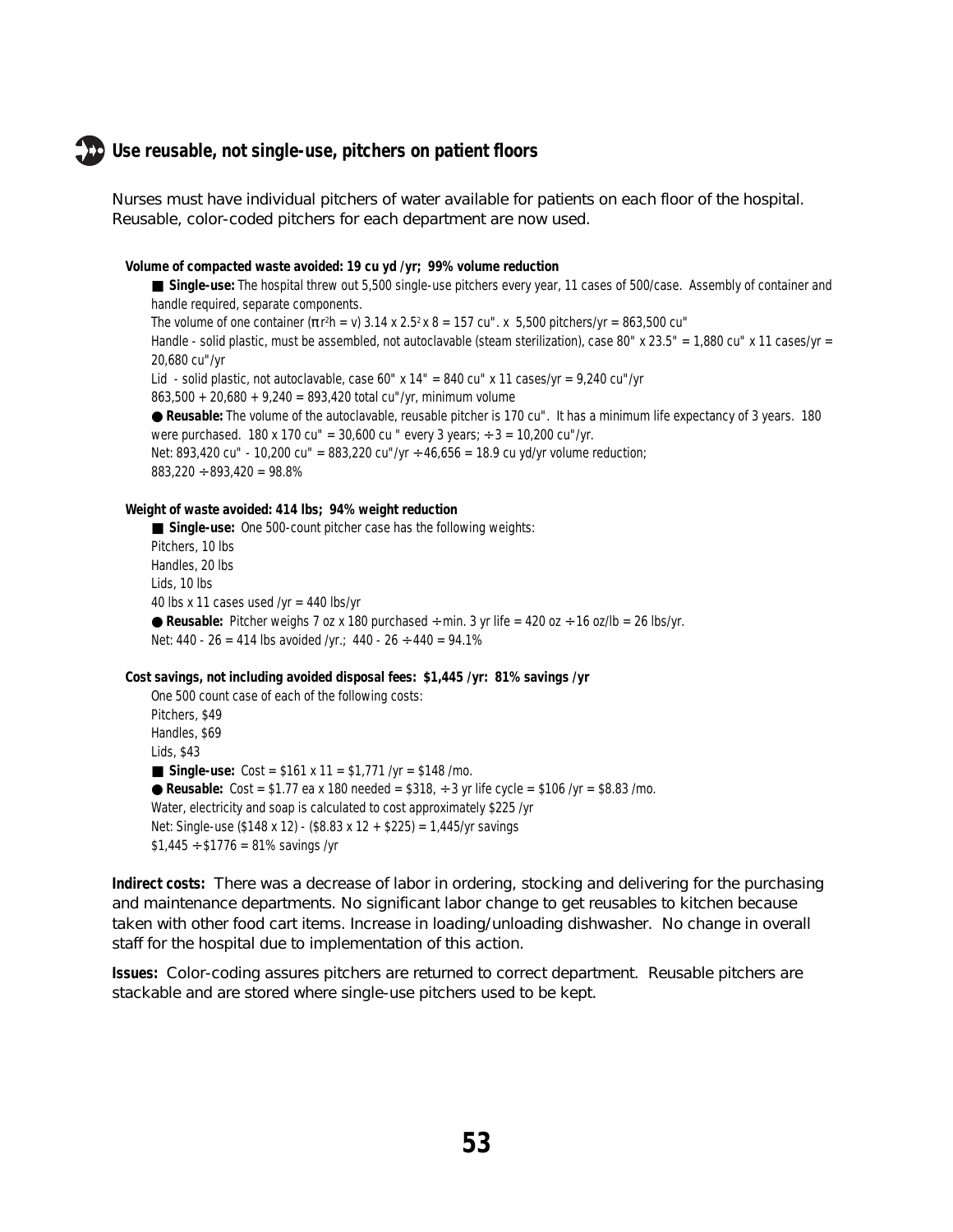## Use reusable, not single-use, pitchers on patient floors

Nurses must have individual pitchers of water available for patients on each floor of the hospital. Reusable, color-coded pitchers for each department are now used.

**Volume of compacted waste avoided: 19 cu yd /yr; 99% volume reduction**

■ **Single-use:** The hospital threw out 5,500 single-use pitchers every year, 11 cases of 500/case. Assembly of container and handle required, separate components.

The volume of one container ($\pi r^2 h = v$) 3.14 x $2.5^2$ x 8 = 157 cu". x 5,500 pitchers/yr = 863,500 cu"

Handle - solid plastic, must be assembled, not autoclavable (steam sterilization), case 80" x 23.5" = 1,880 cu" x 11 cases/yr = 20,680 cu"/yr

Lid - solid plastic, not autoclavable, case 60" x 14" = 840 cu" x 11 cases/yr = 9,240 cu"/yr

863,500 + 20,680 + 9,240 = 893,420 total cu"/yr, minimum volume

● **Reusable:** The volume of the autoclavable, reusable pitcher is 170 cu". It has a minimum life expectancy of 3 years. 180 were purchased. 180 x 170 cu" = 30,600 cu " every 3 years; ÷ 3 = 10,200 cu"/yr.

Net: 893,420 cu" - 10,200 cu" = 883,220 cu"/yr ÷ 46,656 = 18.9 cu yd/yr volume reduction;

883,220 ÷ 893,420 = 98.8%

**Weight of waste avoided: 414 lbs; 94% weight reduction**

■ **Single-use:** One 500-count pitcher case has the following weights:

Pitchers, 10 lbs

Handles, 20 lbs

Lids, 10 lbs

40 lbs x 11 cases used /yr = 440 lbs/yr

● **Reusable:** Pitcher weighs 7 oz x 180 purchased ÷ min. 3 yr life = 420 oz ÷ 16 oz/lb = 26 lbs/yr.

Net: 440 - 26 = 414 lbs avoided /yr.; 440 - 26 ÷ 440 = 94.1%

**Cost savings, not including avoided disposal fees: $1,445 /yr: 81% savings /yr**

One 500 count case of each of the following costs:

Pitchers, $49

Handles, $69

Lids, $43

■ **Single-use:** Cost = $161 x 11 = $1,771 /yr = $148 /mo.

● **Reusable:** Cost = $1.77 ea x 180 needed = $318, ÷ 3 yr life cycle = $106 /yr = $8.83 /mo.

Water, electricity and soap is calculated to cost approximately $225 /yr

Net: Single-use ($148 x 12) - ($8.83 x 12 + $225) = 1,445/yr savings

$1,445 ÷ $1776 = 81% savings /yr

**Indirect costs:** There was a decrease of labor in ordering, stocking and delivering for the purchasing and maintenance departments. No significant labor change to get reusables to kitchen because taken with other food cart items. Increase in loading/unloading dishwasher. No change in overall staff for the hospital due to implementation of this action.

**Issues:** Color-coding assures pitchers are returned to correct department. Reusable pitchers are stackable and are stored where single-use pitchers used to be kept.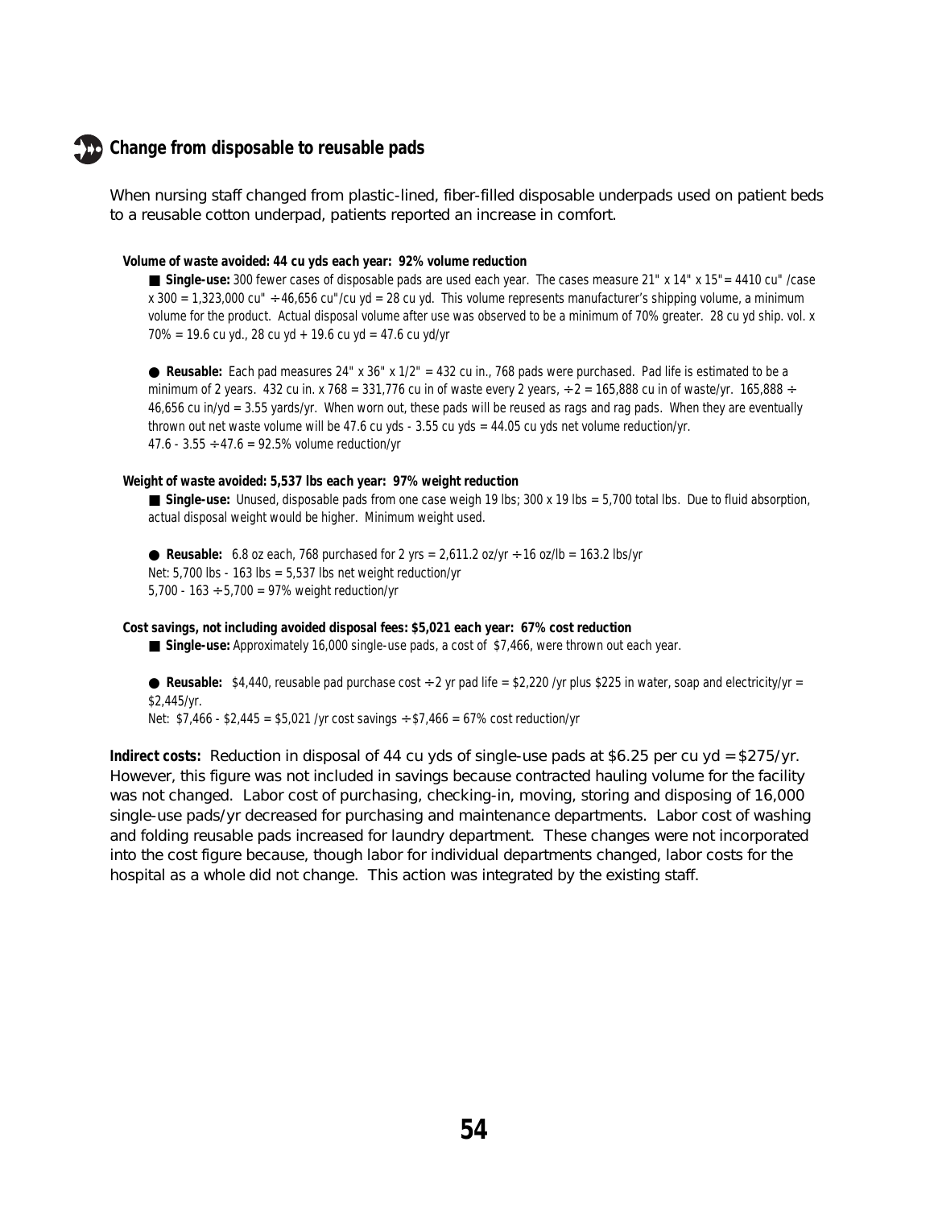## Change from disposable to reusable pads

When nursing staff changed from plastic-lined, fiber-filled disposable underpads used on patient beds to a reusable cotton underpad, patients reported an increase in comfort.

**Volume of waste avoided: 44 cu yds each year: 92% volume reduction**

■ **Single-use:** 300 fewer cases of disposable pads are used each year. The cases measure 21" x 14" x 15"= 4410 cu" /case x 300 = 1,323,000 cu" ÷ 46,656 cu"/cu yd = 28 cu yd. This volume represents manufacturer's shipping volume, a minimum volume for the product. Actual disposal volume after use was observed to be a minimum of 70% greater. 28 cu yd ship. vol. x 70% = 19.6 cu yd., 28 cu yd + 19.6 cu yd = 47.6 cu yd/yr

● **Reusable:** Each pad measures 24" x 36" x 1/2" = 432 cu in., 768 pads were purchased. Pad life is estimated to be a minimum of 2 years. 432 cu in. x 768 = 331,776 cu in of waste every 2 years, ÷ 2 = 165,888 cu in of waste/yr. 165,888 ÷ 46,656 cu in/yd = 3.55 yards/yr. When worn out, these pads will be reused as rags and rag pads. When they are eventually thrown out net waste volume will be 47.6 cu yds - 3.55 cu yds = 44.05 cu yds net volume reduction/yr.
47.6 - 3.55 ÷ 47.6 = 92.5% volume reduction/yr

**Weight of waste avoided: 5,537 lbs each year: 97% weight reduction**

■ **Single-use:** Unused, disposable pads from one case weigh 19 lbs; 300 x 19 lbs = 5,700 total lbs. Due to fluid absorption, actual disposal weight would be higher. Minimum weight used.

● **Reusable:** 6.8 oz each, 768 purchased for 2 yrs = 2,611.2 oz/yr ÷ 16 oz/lb = 163.2 lbs/yr
Net: 5,700 lbs - 163 lbs = 5,537 lbs net weight reduction/yr
5,700 - 163 ÷ 5,700 = 97% weight reduction/yr

**Cost savings, not including avoided disposal fees: $5,021 each year: 67% cost reduction**

■ **Single-use:** Approximately 16,000 single-use pads, a cost of $7,466, were thrown out each year.

● **Reusable:** $4,440, reusable pad purchase cost ÷ 2 yr pad life = $2,220 /yr plus $225 in water, soap and electricity/yr = $2,445/yr.
Net: $7,466 - $2,445 = $5,021 /yr cost savings ÷ $7,466 = 67% cost reduction/yr

**Indirect costs:** Reduction in disposal of 44 cu yds of single-use pads at $6.25 per cu yd = $275/yr. However, this figure was not included in savings because contracted hauling volume for the facility was not changed. Labor cost of purchasing, checking-in, moving, storing and disposing of 16,000 single-use pads/yr decreased for purchasing and maintenance departments. Labor cost of washing and folding reusable pads increased for laundry department. These changes were not incorporated into the cost figure because, though labor for individual departments changed, labor costs for the hospital as a whole did not change. This action was integrated by the existing staff.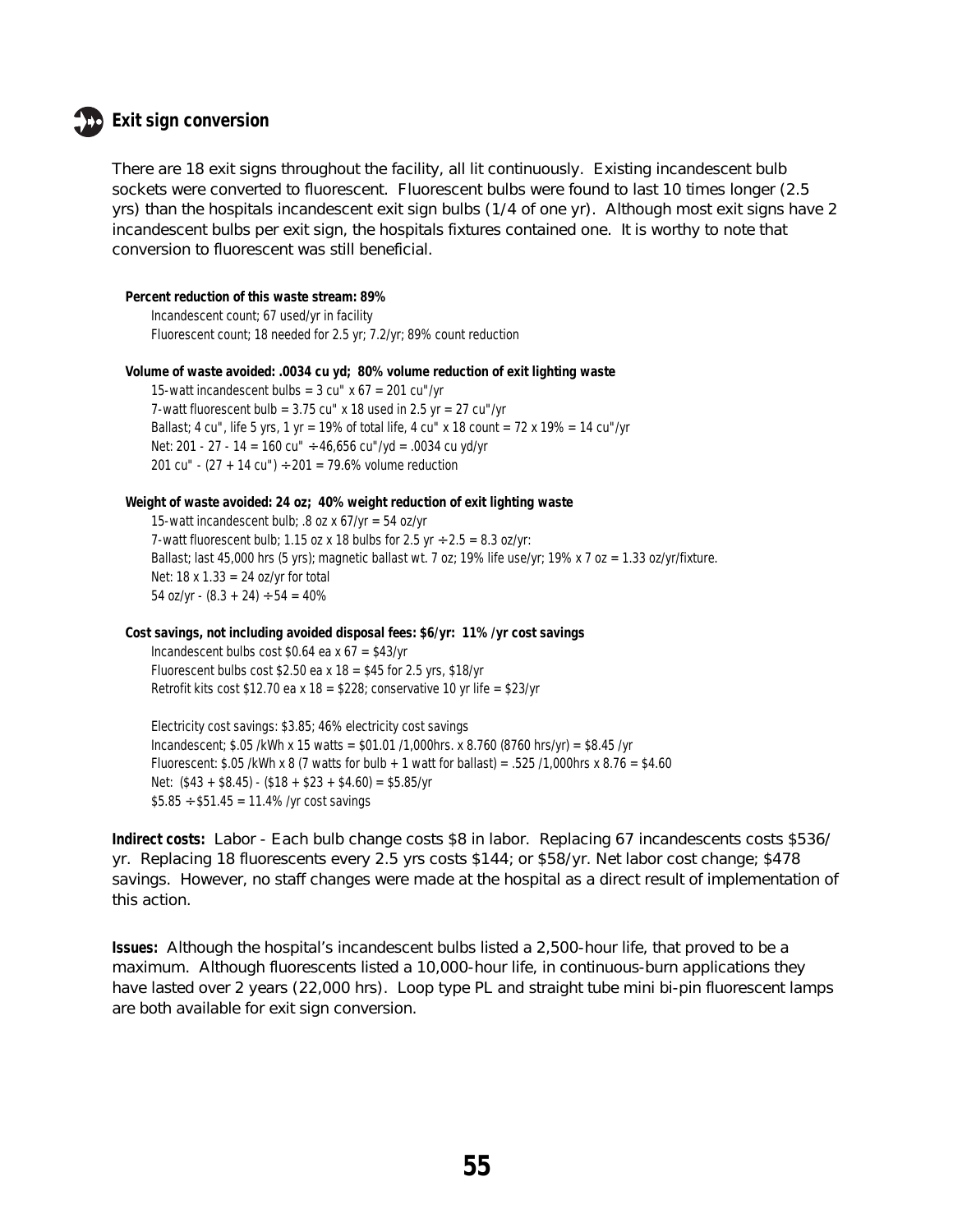## Exit sign conversion

There are 18 exit signs throughout the facility, all lit continuously. Existing incandescent bulb sockets were converted to fluorescent. Fluorescent bulbs were found to last 10 times longer (2.5 yrs) than the hospitals incandescent exit sign bulbs (1/4 of one yr). Although most exit signs have 2 incandescent bulbs per exit sign, the hospitals fixtures contained one. It is worthy to note that conversion to fluorescent was still beneficial.

**Percent reduction of this waste stream: 89%**

Incandescent count; 67 used/yr in facility
Fluorescent count; 18 needed for 2.5 yr; 7.2/yr; 89% count reduction

**Volume of waste avoided: .0034 cu yd; 80% volume reduction of exit lighting waste**

15-watt incandescent bulbs = 3 cu" x 67 = 201 cu"/yr
7-watt fluorescent bulb = 3.75 cu" x 18 used in 2.5 yr = 27 cu"/yr
Ballast; 4 cu", life 5 yrs, 1 yr = 19% of total life, 4 cu" x 18 count = 72 x 19% = 14 cu"/yr
Net: 201 - 27 - 14 = 160 cu" ÷ 46,656 cu"/yd = .0034 cu yd/yr
201 cu" - (27 + 14 cu") ÷ 201 = 79.6% volume reduction

**Weight of waste avoided: 24 oz; 40% weight reduction of exit lighting waste**

15-watt incandescent bulb; .8 oz x 67/yr = 54 oz/yr
7-watt fluorescent bulb; 1.15 oz x 18 bulbs for 2.5 yr ÷ 2.5 = 8.3 oz/yr:
Ballast; last 45,000 hrs (5 yrs); magnetic ballast wt. 7 oz; 19% life use/yr; 19% x 7 oz = 1.33 oz/yr/fixture.
Net: 18 x 1.33 = 24 oz/yr for total
54 oz/yr - (8.3 + 24) ÷ 54 = 40%

**Cost savings, not including avoided disposal fees: $6/yr: 11% /yr cost savings**

Incandescent bulbs cost $0.64 ea x 67 = $43/yr
Fluorescent bulbs cost $2.50 ea x 18 = $45 for 2.5 yrs, $18/yr
Retrofit kits cost $12.70 ea x 18 = $228; conservative 10 yr life = $23/yr

Electricity cost savings: $3.85; 46% electricity cost savings
Incandescent; $.05 /kWh x 15 watts = $01.01 /1,000hrs. x 8.760 (8760 hrs/yr) = $8.45 /yr
Fluorescent: $.05 /kWh x 8 (7 watts for bulb + 1 watt for ballast) = .525 /1,000hrs x 8.76 = $4.60
Net: ($43 + $8.45) - ($18 + $23 + $4.60) = $5.85/yr
$5.85 ÷ $51.45 = 11.4% /yr cost savings

**Indirect costs:** Labor - Each bulb change costs $8 in labor. Replacing 67 incandescents costs $536/ yr. Replacing 18 fluorescents every 2.5 yrs costs $144; or $58/yr. Net labor cost change; $478 savings. However, no staff changes were made at the hospital as a direct result of implementation of this action.

**Issues:** Although the hospital's incandescent bulbs listed a 2,500-hour life, that proved to be a maximum. Although fluorescents listed a 10,000-hour life, in continuous-burn applications they have lasted over 2 years (22,000 hrs). Loop type PL and straight tube mini bi-pin fluorescent lamps are both available for exit sign conversion.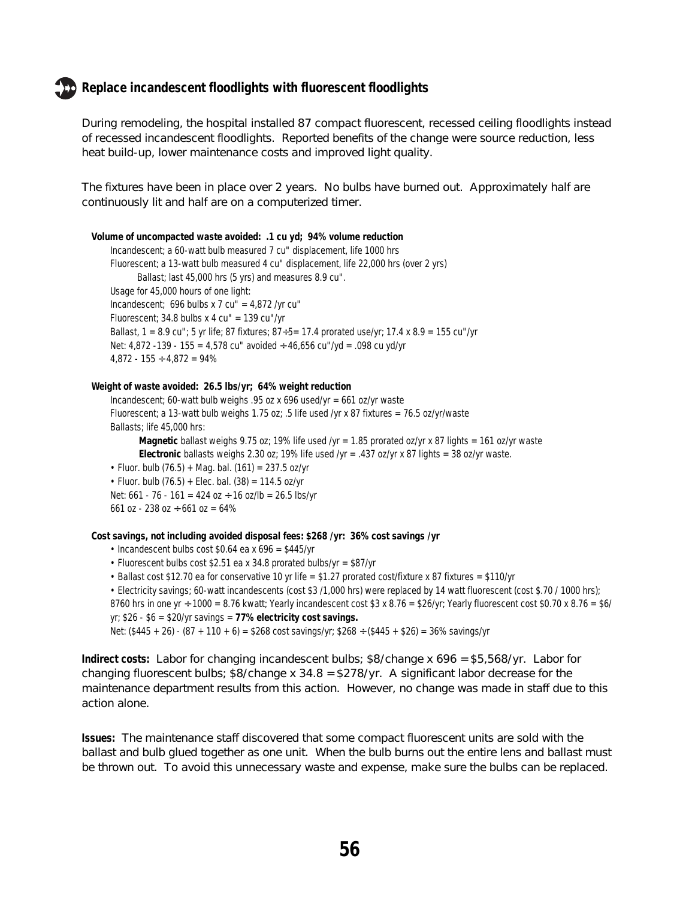## Replace incandescent floodlights with fluorescent floodlights

During remodeling, the hospital installed 87 compact fluorescent, recessed ceiling floodlights instead of recessed incandescent floodlights. Reported benefits of the change were source reduction, less heat build-up, lower maintenance costs and improved light quality.

The fixtures have been in place over 2 years. No bulbs have burned out. Approximately half are continuously lit and half are on a computerized timer.

**Volume of uncompacted waste avoided: .1 cu yd; 94% volume reduction**

Incandescent; a 60-watt bulb measured 7 cu" displacement, life 1000 hrs
Fluorescent; a 13-watt bulb measured 4 cu" displacement, life 22,000 hrs (over 2 yrs)
  Ballast; last 45,000 hrs (5 yrs) and measures 8.9 cu".
Usage for 45,000 hours of one light:
Incandescent; 696 bulbs x 7 cu" = 4,872 /yr cu"
Fluorescent; 34.8 bulbs x 4 cu" = 139 cu"/yr
Ballast, 1 = 8.9 cu"; 5 yr life; 87 fixtures; 87÷5= 17.4 prorated use/yr; 17.4 x 8.9 = 155 cu"/yr
Net: 4,872 -139 - 155 = 4,578 cu" avoided ÷ 46,656 cu"/yd = .098 cu yd/yr
4,872 - 155 ÷ 4,872 = 94%

**Weight of waste avoided: 26.5 lbs/yr; 64% weight reduction**

Incandescent; 60-watt bulb weighs .95 oz x 696 used/yr = 661 oz/yr waste
Fluorescent; a 13-watt bulb weighs 1.75 oz; .5 life used /yr x 87 fixtures = 76.5 oz/yr/waste
Ballasts; life 45,000 hrs:
  **Magnetic** ballast weighs 9.75 oz; 19% life used /yr = 1.85 prorated oz/yr x 87 lights = 161 oz/yr waste
  **Electronic** ballasts weighs 2.30 oz; 19% life used /yr = .437 oz/yr x 87 lights = 38 oz/yr waste.

- Fluor. bulb (76.5) + Mag. bal. (161) = 237.5 oz/yr
- Fluor. bulb (76.5) + Elec. bal. (38) = 114.5 oz/yr

Net: 661 - 76 - 161 = 424 oz ÷ 16 oz/lb = 26.5 lbs/yr
661 oz - 238 oz ÷ 661 oz = 64%

**Cost savings, not including avoided disposal fees: $268 /yr: 36% cost savings /yr**

- Incandescent bulbs cost $0.64 ea x 696 = $445/yr
- Fluorescent bulbs cost $2.51 ea x 34.8 prorated bulbs/yr = $87/yr
- Ballast cost $12.70 ea for conservative 10 yr life = $1.27 prorated cost/fixture x 87 fixtures = $110/yr
- Electricity savings; 60-watt incandescents (cost $3 /1,000 hrs) were replaced by 14 watt fluorescent (cost $.70 / 1000 hrs); 8760 hrs in one yr ÷ 1000 = 8.76 kwatt; Yearly incandescent cost $3 x 8.76 = $26/yr; Yearly fluorescent cost $0.70 x 8.76 = $6/yr; $26 - $6 = $20/yr savings = **77% electricity cost savings.**

Net: ($445 + 26) - (87 + 110 + 6) = $268 cost savings/yr; $268 ÷ ($445 + $26) = 36% savings/yr

**Indirect costs:** Labor for changing incandescent bulbs; $8/change x 696 = $5,568/yr. Labor for changing fluorescent bulbs; $8/change x 34.8 = $278/yr. A significant labor decrease for the maintenance department results from this action. However, no change was made in staff due to this action alone.

**Issues:** The maintenance staff discovered that some compact fluorescent units are sold with the ballast and bulb glued together as one unit. When the bulb burns out the entire lens and ballast must be thrown out. To avoid this unnecessary waste and expense, make sure the bulbs can be replaced.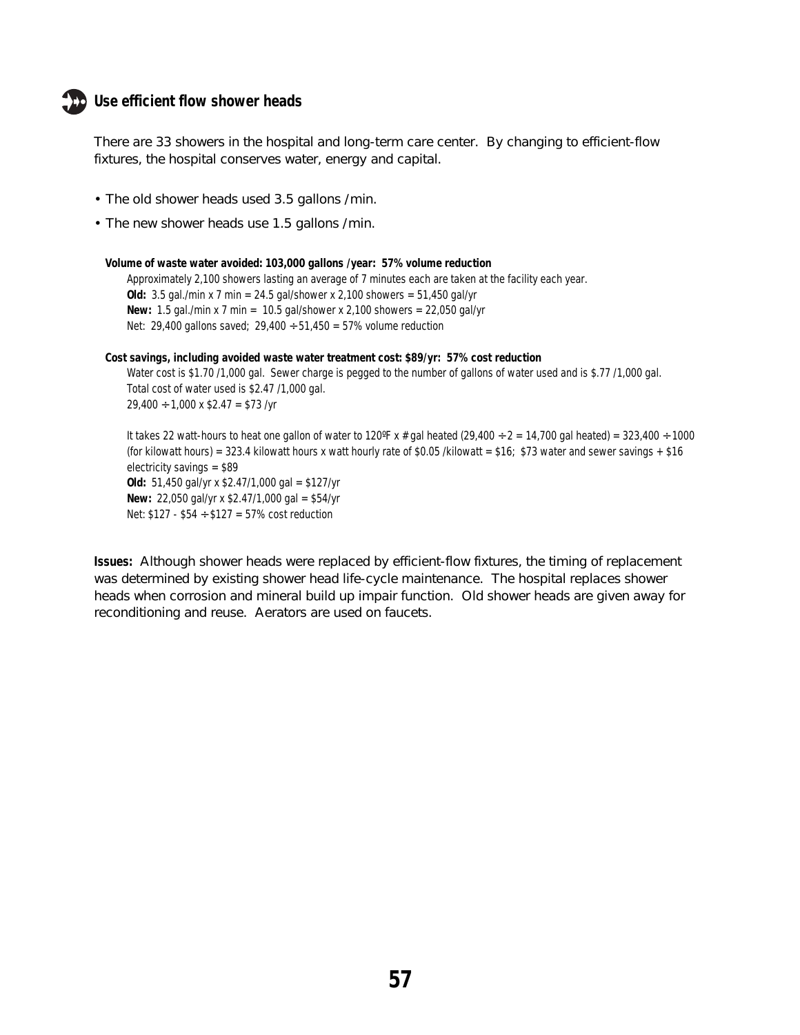## Use efficient flow shower heads

There are 33 showers in the hospital and long-term care center. By changing to efficient-flow fixtures, the hospital conserves water, energy and capital.

- The old shower heads used 3.5 gallons /min.
- The new shower heads use 1.5 gallons /min.

**Volume of waste water avoided: 103,000 gallons /year: 57% volume reduction**

Approximately 2,100 showers lasting an average of 7 minutes each are taken at the facility each year.

**Old:** 3.5 gal./min x 7 min = 24.5 gal/shower x 2,100 showers = 51,450 gal/yr

**New:** 1.5 gal./min x 7 min = 10.5 gal/shower x 2,100 showers = 22,050 gal/yr

Net: 29,400 gallons saved; 29,400 ÷ 51,450 = 57% volume reduction

**Cost savings, including avoided waste water treatment cost: $89/yr: 57% cost reduction**

Water cost is $1.70 /1,000 gal. Sewer charge is pegged to the number of gallons of water used and is $.77 /1,000 gal. Total cost of water used is $2.47 /1,000 gal.

29,400 ÷ 1,000 x $2.47 = $73 /yr

It takes 22 watt-hours to heat one gallon of water to 120ºF x # gal heated (29,400 ÷ 2 = 14,700 gal heated) = 323,400 ÷ 1000 (for kilowatt hours) = 323.4 kilowatt hours x watt hourly rate of $0.05 /kilowatt = $16; $73 water and sewer savings + $16 electricity savings = $89

**Old:** 51,450 gal/yr x $2.47/1,000 gal = $127/yr

**New:** 22,050 gal/yr x $2.47/1,000 gal = $54/yr

Net: $127 - $54 ÷ $127 = 57% cost reduction

**Issues:** Although shower heads were replaced by efficient-flow fixtures, the timing of replacement was determined by existing shower head life-cycle maintenance. The hospital replaces shower heads when corrosion and mineral build up impair function. Old shower heads are given away for reconditioning and reuse. Aerators are used on faucets.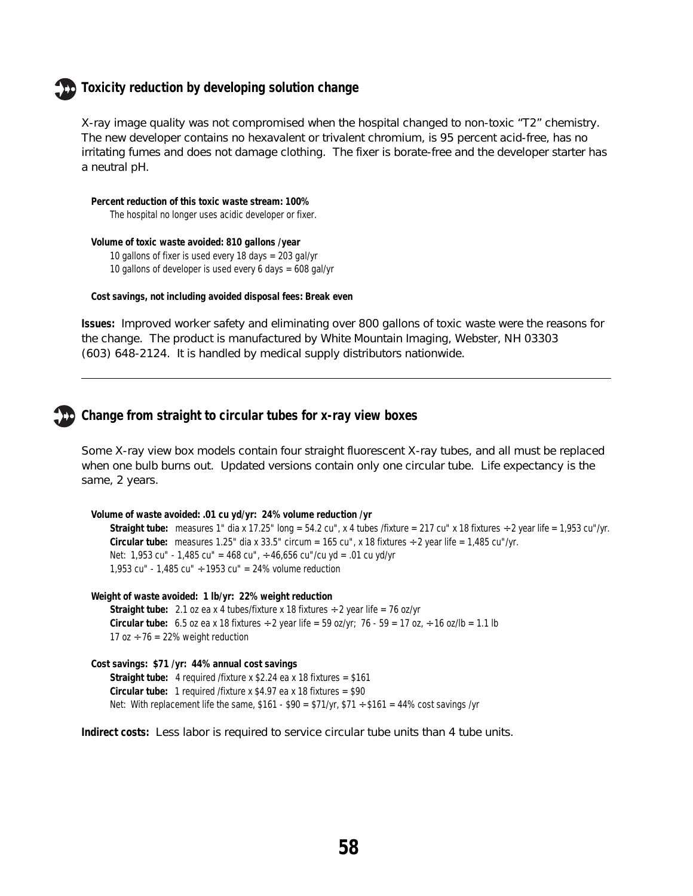## Toxicity reduction by developing solution change

X-ray image quality was not compromised when the hospital changed to non-toxic “T2” chemistry. The new developer contains no hexavalent or trivalent chromium, is 95 percent acid-free, has no irritating fumes and does not damage clothing. The fixer is borate-free and the developer starter has a neutral pH.

**Percent reduction of this toxic waste stream: 100%**
The hospital no longer uses acidic developer or fixer.

**Volume of toxic waste avoided: 810 gallons /year**
10 gallons of fixer is used every 18 days = 203 gal/yr
10 gallons of developer is used every 6 days = 608 gal/yr

**Cost savings, not including avoided disposal fees: Break even**

**Issues:** Improved worker safety and eliminating over 800 gallons of toxic waste were the reasons for the change. The product is manufactured by White Mountain Imaging, Webster, NH 03303 (603) 648-2124. It is handled by medical supply distributors nationwide.

---

## Change from straight to circular tubes for x-ray view boxes

Some X-ray view box models contain four straight fluorescent X-ray tubes, and all must be replaced when one bulb burns out. Updated versions contain only one circular tube. Life expectancy is the same, 2 years.

**Volume of waste avoided: .01 cu yd/yr: 24% volume reduction /yr**
**Straight tube:** measures 1" dia x 17.25" long = 54.2 cu", x 4 tubes /fixture = 217 cu" x 18 fixtures ÷ 2 year life = 1,953 cu"/yr.
**Circular tube:** measures 1.25" dia x 33.5" circum = 165 cu", x 18 fixtures ÷ 2 year life = 1,485 cu"/yr.
Net: 1,953 cu" - 1,485 cu" = 468 cu", ÷ 46,656 cu"/cu yd = .01 cu yd/yr
1,953 cu" - 1,485 cu" ÷ 1953 cu" = 24% volume reduction

**Weight of waste avoided: 1 lb/yr: 22% weight reduction**
**Straight tube:** 2.1 oz ea x 4 tubes/fixture x 18 fixtures ÷ 2 year life = 76 oz/yr
**Circular tube:** 6.5 oz ea x 18 fixtures ÷ 2 year life = 59 oz/yr; 76 - 59 = 17 oz, ÷ 16 oz/lb = 1.1 lb
17 oz ÷ 76 = 22% weight reduction

**Cost savings: $71 /yr: 44% annual cost savings**
**Straight tube:** 4 required /fixture x $2.24 ea x 18 fixtures = $161
**Circular tube:** 1 required /fixture x $4.97 ea x 18 fixtures = $90
Net: With replacement life the same, $161 - $90 = $71/yr, $71 ÷ $161 = 44% cost savings /yr

**Indirect costs:** Less labor is required to service circular tube units than 4 tube units.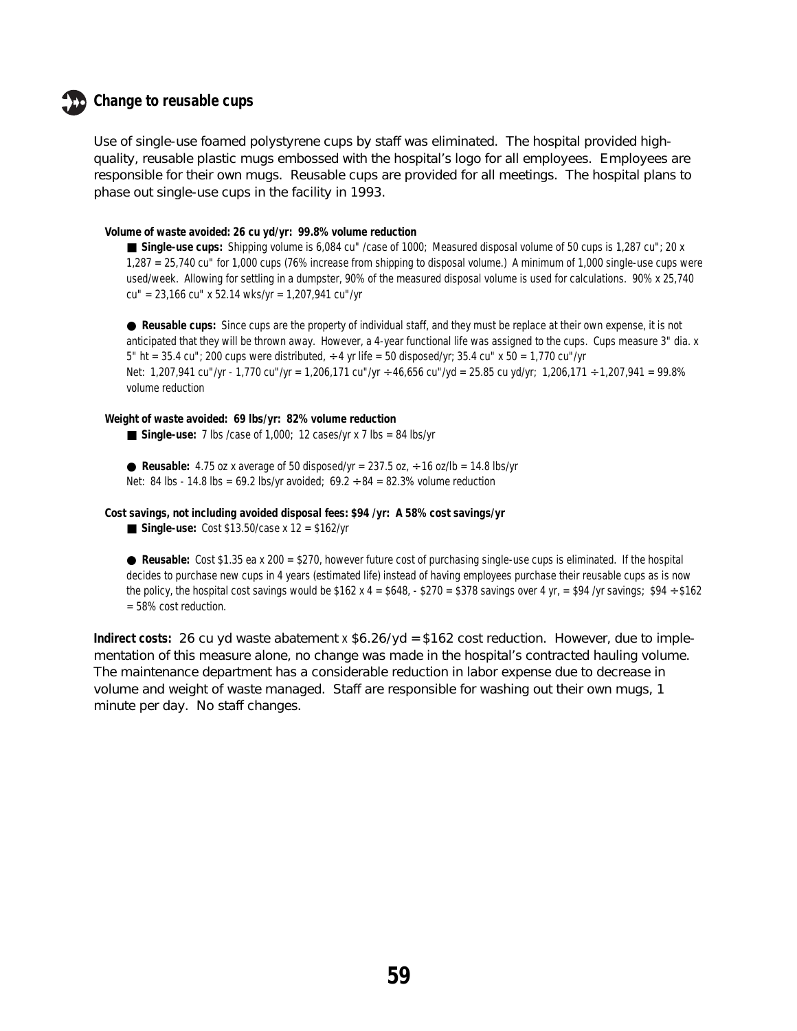## Change to reusable cups

Use of single-use foamed polystyrene cups by staff was eliminated. The hospital provided high-quality, reusable plastic mugs embossed with the hospital's logo for all employees. Employees are responsible for their own mugs. Reusable cups are provided for all meetings. The hospital plans to phase out single-use cups in the facility in 1993.

**Volume of waste avoided: 26 cu yd/yr: 99.8% volume reduction**

■ **Single-use cups:** Shipping volume is 6,084 cu" /case of 1000; Measured disposal volume of 50 cups is 1,287 cu"; 20 x 1,287 = 25,740 cu" for 1,000 cups (76% increase from shipping to disposal volume.) A minimum of 1,000 single-use cups were used/week. Allowing for settling in a dumpster, 90% of the measured disposal volume is used for calculations. 90% x 25,740 cu" = 23,166 cu" x 52.14 wks/yr = 1,207,941 cu"/yr

● **Reusable cups:** Since cups are the property of individual staff, and they must be replace at their own expense, it is not anticipated that they will be thrown away. However, a 4-year functional life was assigned to the cups. Cups measure 3" dia. x 5" ht = 35.4 cu"; 200 cups were distributed, ÷ 4 yr life = 50 disposed/yr; 35.4 cu" x 50 = 1,770 cu"/yr
Net: 1,207,941 cu"/yr - 1,770 cu"/yr = 1,206,171 cu"/yr ÷ 46,656 cu"/yd = 25.85 cu yd/yr; 1,206,171 ÷ 1,207,941 = 99.8% volume reduction

**Weight of waste avoided: 69 lbs/yr: 82% volume reduction**

■ **Single-use:** 7 lbs /case of 1,000; 12 cases/yr x 7 lbs = 84 lbs/yr

● **Reusable:** 4.75 oz x average of 50 disposed/yr = 237.5 oz, ÷ 16 oz/lb = 14.8 lbs/yr
Net: 84 lbs - 14.8 lbs = 69.2 lbs/yr avoided; 69.2 ÷ 84 = 82.3% volume reduction

**Cost savings, not including avoided disposal fees: $94 /yr: A 58% cost savings/yr**

■ **Single-use:** Cost $13.50/case x 12 = $162/yr

● **Reusable:** Cost $1.35 ea x 200 = $270, however future cost of purchasing single-use cups is eliminated. If the hospital decides to purchase new cups in 4 years (estimated life) instead of having employees purchase their reusable cups as is now the policy, the hospital cost savings would be $162 x 4 = $648, - $270 = $378 savings over 4 yr, = $94 /yr savings; $94 ÷ $162 = 58% cost reduction.

**Indirect costs:** 26 cu yd waste abatement x $6.26/yd = $162 cost reduction. However, due to implementation of this measure alone, no change was made in the hospital's contracted hauling volume. The maintenance department has a considerable reduction in labor expense due to decrease in volume and weight of waste managed. Staff are responsible for washing out their own mugs, 1 minute per day. No staff changes.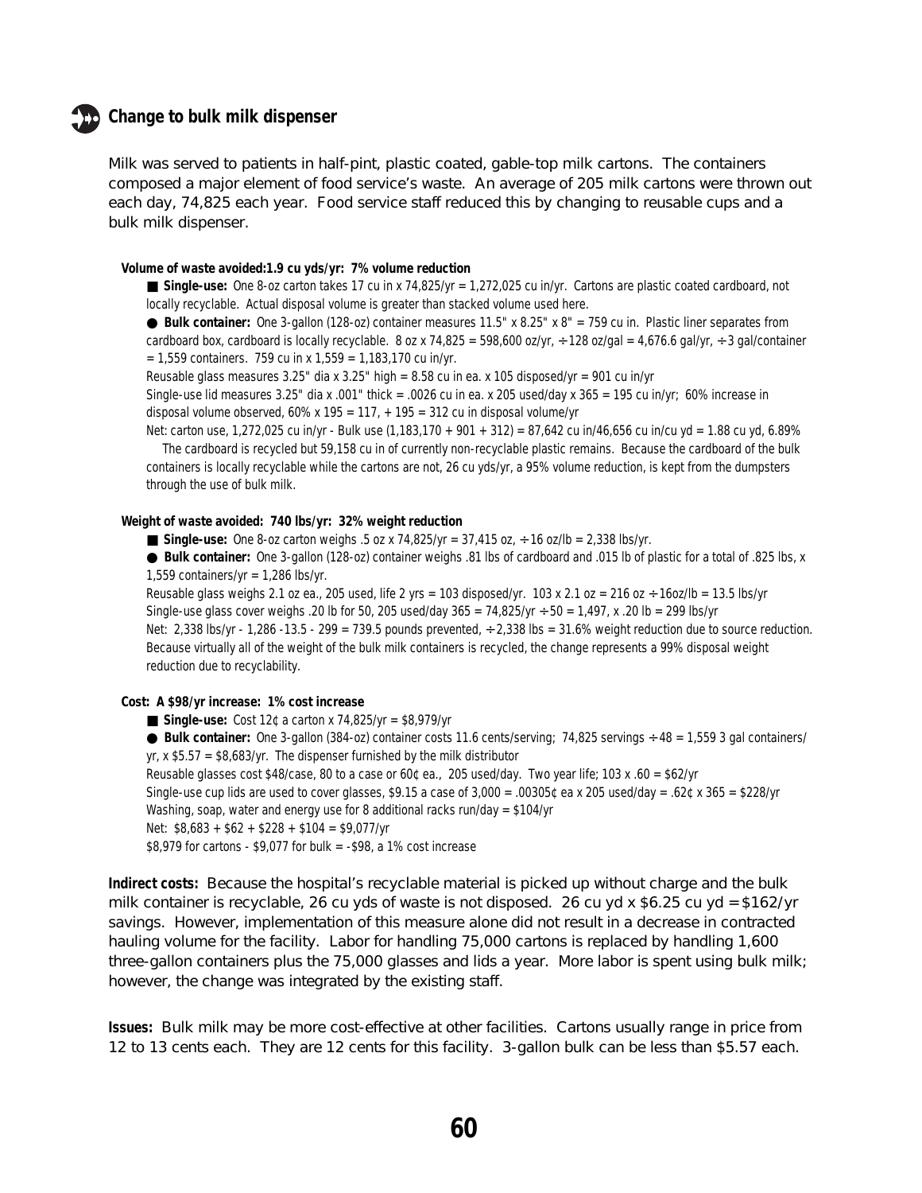## Change to bulk milk dispenser

Milk was served to patients in half-pint, plastic coated, gable-top milk cartons. The containers composed a major element of food service's waste. An average of 205 milk cartons were thrown out each day, 74,825 each year. Food service staff reduced this by changing to reusable cups and a bulk milk dispenser.

**Volume of waste avoided:1.9 cu yds/yr: 7% volume reduction**

■ **Single-use:** One 8-oz carton takes 17 cu in x 74,825/yr = 1,272,025 cu in/yr. Cartons are plastic coated cardboard, not locally recyclable. Actual disposal volume is greater than stacked volume used here.

● **Bulk container:** One 3-gallon (128-oz) container measures 11.5" x 8.25" x 8" = 759 cu in. Plastic liner separates from cardboard box, cardboard is locally recyclable. 8 oz x 74,825 = 598,600 oz/yr, ÷128 oz/gal = 4,676.6 gal/yr, ÷3 gal/container = 1,559 containers. 759 cu in x 1,559 = 1,183,170 cu in/yr.

Reusable glass measures 3.25" dia x 3.25" high = 8.58 cu in ea. x 105 disposed/yr = 901 cu in/yr

Single-use lid measures 3.25" dia x .001" thick = .0026 cu in ea. x 205 used/day x 365 = 195 cu in/yr; 60% increase in disposal volume observed, 60% x 195 = 117, + 195 = 312 cu in disposal volume/yr

Net: carton use, 1,272,025 cu in/yr - Bulk use (1,183,170 + 901 + 312) = 87,642 cu in/46,656 cu in/cu yd = 1.88 cu yd, 6.89%

The cardboard is recycled but 59,158 cu in of currently non-recyclable plastic remains. Because the cardboard of the bulk containers is locally recyclable while the cartons are not, 26 cu yds/yr, a 95% volume reduction, is kept from the dumpsters through the use of bulk milk.

**Weight of waste avoided: 740 lbs/yr: 32% weight reduction**

■ **Single-use:** One 8-oz carton weighs .5 oz x 74,825/yr = 37,415 oz, ÷16 oz/lb = 2,338 lbs/yr.

● **Bulk container:** One 3-gallon (128-oz) container weighs .81 lbs of cardboard and .015 lb of plastic for a total of .825 lbs, x 1,559 containers/yr = 1,286 lbs/yr.

Reusable glass weighs 2.1 oz ea., 205 used, life 2 yrs = 103 disposed/yr. 103 x 2.1 oz = 216 oz ÷16oz/lb = 13.5 lbs/yr

Single-use glass cover weighs .20 lb for 50, 205 used/day 365 = 74,825/yr ÷50 = 1,497, x .20 lb = 299 lbs/yr

Net: 2,338 lbs/yr - 1,286 -13.5 - 299 = 739.5 pounds prevented, ÷2,338 lbs = 31.6% weight reduction due to source reduction. Because virtually all of the weight of the bulk milk containers is recycled, the change represents a 99% disposal weight reduction due to recyclability.

**Cost: A $98/yr increase: 1% cost increase**

■ **Single-use:** Cost 12¢ a carton x 74,825/yr = $8,979/yr

● **Bulk container:** One 3-gallon (384-oz) container costs 11.6 cents/serving; 74,825 servings ÷48 = 1,559 3 gal containers/yr, x $5.57 = $8,683/yr. The dispenser furnished by the milk distributor

Reusable glasses cost $48/case, 80 to a case or 60¢ ea., 205 used/day. Two year life; 103 x .60 = $62/yr

Single-use cup lids are used to cover glasses, $9.15 a case of 3,000 = .00305¢ ea x 205 used/day = .62¢ x 365 = $228/yr

Washing, soap, water and energy use for 8 additional racks run/day = $104/yr

Net: $8,683 + $62 + $228 + $104 = $9,077/yr

$8,979 for cartons - $9,077 for bulk = -$98, a 1% cost increase

**Indirect costs:** Because the hospital's recyclable material is picked up without charge and the bulk milk container is recyclable, 26 cu yds of waste is not disposed. 26 cu yd x $6.25 cu yd = $162/yr savings. However, implementation of this measure alone did not result in a decrease in contracted hauling volume for the facility. Labor for handling 75,000 cartons is replaced by handling 1,600 three-gallon containers plus the 75,000 glasses and lids a year. More labor is spent using bulk milk; however, the change was integrated by the existing staff.

**Issues:** Bulk milk may be more cost-effective at other facilities. Cartons usually range in price from 12 to 13 cents each. They are 12 cents for this facility. 3-gallon bulk can be less than $5.57 each.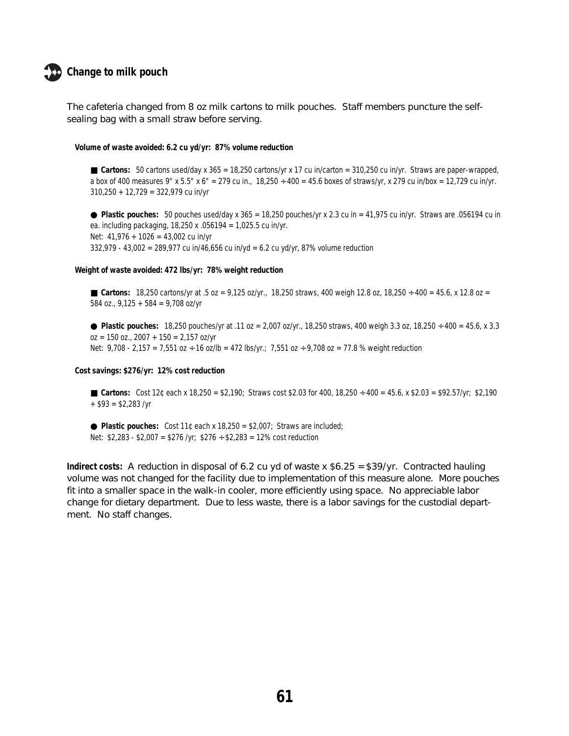## Change to milk pouch

The cafeteria changed from 8 oz milk cartons to milk pouches. Staff members puncture the self-sealing bag with a small straw before serving.

**Volume of waste avoided: 6.2 cu yd/yr: 87% volume reduction**

■ **Cartons:** 50 cartons used/day x 365 = 18,250 cartons/yr x 17 cu in/carton = 310,250 cu in/yr. Straws are paper-wrapped, a box of 400 measures 9" x 5.5" x 6" = 279 cu in., 18,250 ÷ 400 = 45.6 boxes of straws/yr, x 279 cu in/box = 12,729 cu in/yr. 310,250 + 12,729 = 322,979 cu in/yr

● **Plastic pouches:** 50 pouches used/day x 365 = 18,250 pouches/yr x 2.3 cu in = 41,975 cu in/yr. Straws are .056194 cu in ea. including packaging, 18,250 x .056194 = 1,025.5 cu in/yr.
Net: 41,976 + 1026 = 43,002 cu in/yr
332,979 - 43,002 = 289,977 cu in/46,656 cu in/yd = 6.2 cu yd/yr, 87% volume reduction

**Weight of waste avoided: 472 lbs/yr: 78% weight reduction**

■ **Cartons:** 18,250 cartons/yr at .5 oz = 9,125 oz/yr., 18,250 straws, 400 weigh 12.8 oz, 18,250 ÷ 400 = 45.6, x 12.8 oz = 584 oz., 9,125 + 584 = 9,708 oz/yr

● **Plastic pouches:** 18,250 pouches/yr at .11 oz = 2,007 oz/yr., 18,250 straws, 400 weigh 3.3 oz, 18,250 ÷ 400 = 45.6, x 3.3 oz = 150 oz., 2007 + 150 = 2,157 oz/yr
Net: 9,708 - 2,157 = 7,551 oz ÷ 16 oz/lb = 472 lbs/yr.; 7,551 oz ÷ 9,708 oz = 77.8 % weight reduction

**Cost savings: $276/yr: 12% cost reduction**

■ **Cartons:** Cost 12¢ each x 18,250 = $2,190; Straws cost $2.03 for 400, 18,250 ÷ 400 = 45.6, x $2.03 = $92.57/yr; $2,190 + $93 = $2,283 /yr

● **Plastic pouches:** Cost 11¢ each x 18,250 = $2,007; Straws are included;
Net: $2,283 - $2,007 = $276 /yr; $276 ÷ $2,283 = 12% cost reduction

**Indirect costs:** A reduction in disposal of 6.2 cu yd of waste x $6.25 = $39/yr. Contracted hauling volume was not changed for the facility due to implementation of this measure alone. More pouches fit into a smaller space in the walk-in cooler, more efficiently using space. No appreciable labor change for dietary department. Due to less waste, there is a labor savings for the custodial department. No staff changes.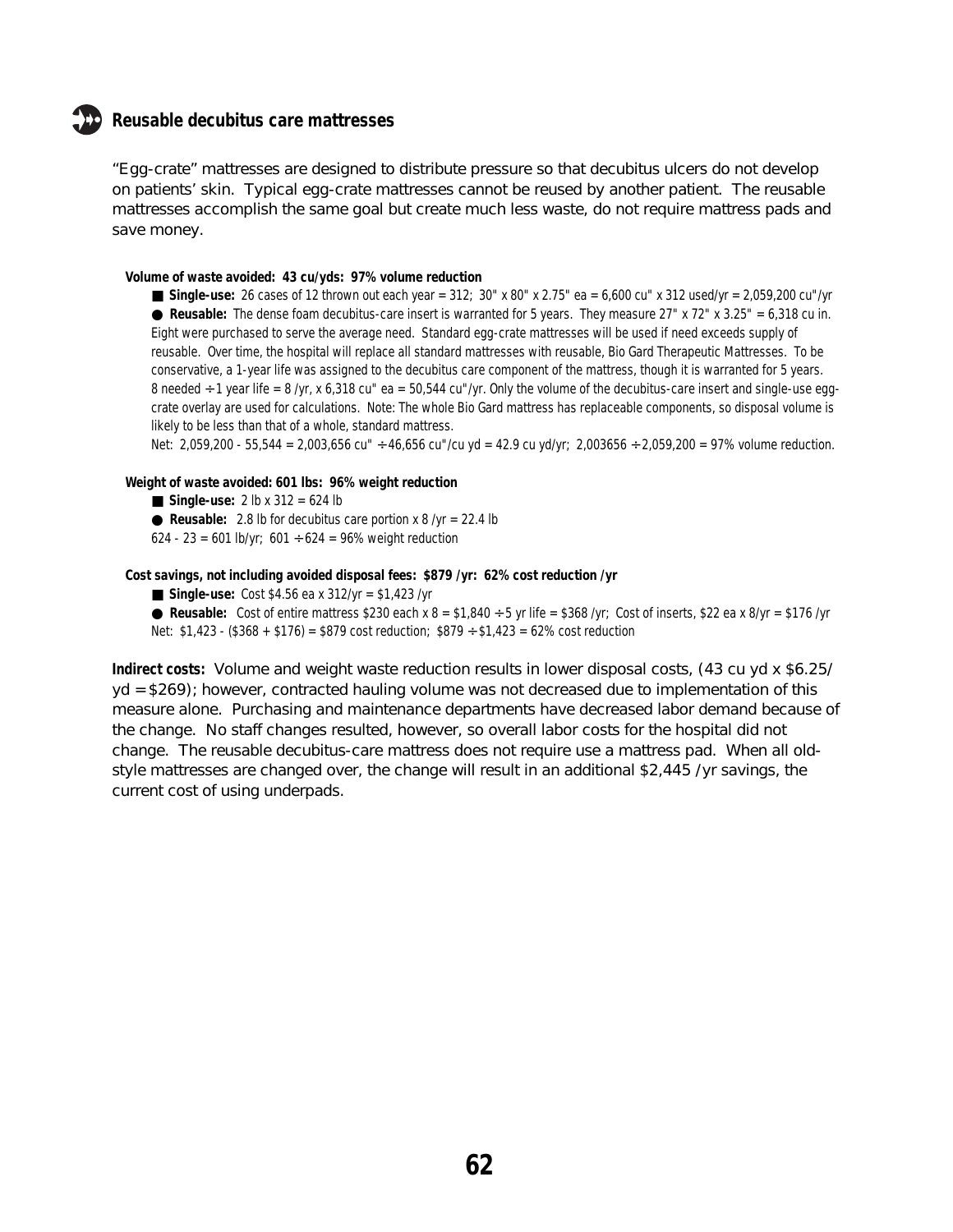## Reusable decubitus care mattresses

"Egg-crate" mattresses are designed to distribute pressure so that decubitus ulcers do not develop on patients' skin. Typical egg-crate mattresses cannot be reused by another patient. The reusable mattresses accomplish the same goal but create much less waste, do not require mattress pads and save money.

**Volume of waste avoided: 43 cu/yds: 97% volume reduction**

■ **Single-use:** 26 cases of 12 thrown out each year = 312; 30" x 80" x 2.75" ea = 6,600 cu" x 312 used/yr = 2,059,200 cu"/yr

● **Reusable:** The dense foam decubitus-care insert is warranted for 5 years. They measure 27" x 72" x 3.25" = 6,318 cu in. Eight were purchased to serve the average need. Standard egg-crate mattresses will be used if need exceeds supply of reusable. Over time, the hospital will replace all standard mattresses with reusable, Bio Gard Therapeutic Mattresses. To be conservative, a 1-year life was assigned to the decubitus care component of the mattress, though it is warranted for 5 years. 8 needed ÷ 1 year life = 8 /yr, x 6,318 cu" ea = 50,544 cu"/yr. Only the volume of the decubitus-care insert and single-use egg-crate overlay are used for calculations. Note: The whole Bio Gard mattress has replaceable components, so disposal volume is likely to be less than that of a whole, standard mattress.

Net: 2,059,200 - 55,544 = 2,003,656 cu" ÷ 46,656 cu"/cu yd = 42.9 cu yd/yr; 2,003656 ÷ 2,059,200 = 97% volume reduction.

**Weight of waste avoided: 601 lbs: 96% weight reduction**

■ **Single-use:** 2 lb x 312 = 624 lb

● **Reusable:** 2.8 lb for decubitus care portion x 8 /yr = 22.4 lb

624 - 23 = 601 lb/yr; 601 ÷ 624 = 96% weight reduction

**Cost savings, not including avoided disposal fees: $879 /yr: 62% cost reduction /yr**

■ **Single-use:** Cost $4.56 ea x 312/yr = $1,423 /yr

● **Reusable:** Cost of entire mattress $230 each x 8 = $1,840 ÷ 5 yr life = $368 /yr; Cost of inserts, $22 ea x 8/yr = $176 /yr

Net: $1,423 - ($368 + $176) = $879 cost reduction; $879 ÷ $1,423 = 62% cost reduction

**Indirect costs:** Volume and weight waste reduction results in lower disposal costs, (43 cu yd x $6.25/ yd = $269); however, contracted hauling volume was not decreased due to implementation of this measure alone. Purchasing and maintenance departments have decreased labor demand because of the change. No staff changes resulted, however, so overall labor costs for the hospital did not change. The reusable decubitus-care mattress does not require use a mattress pad. When all old-style mattresses are changed over, the change will result in an additional $2,445 /yr savings, the current cost of using underpads.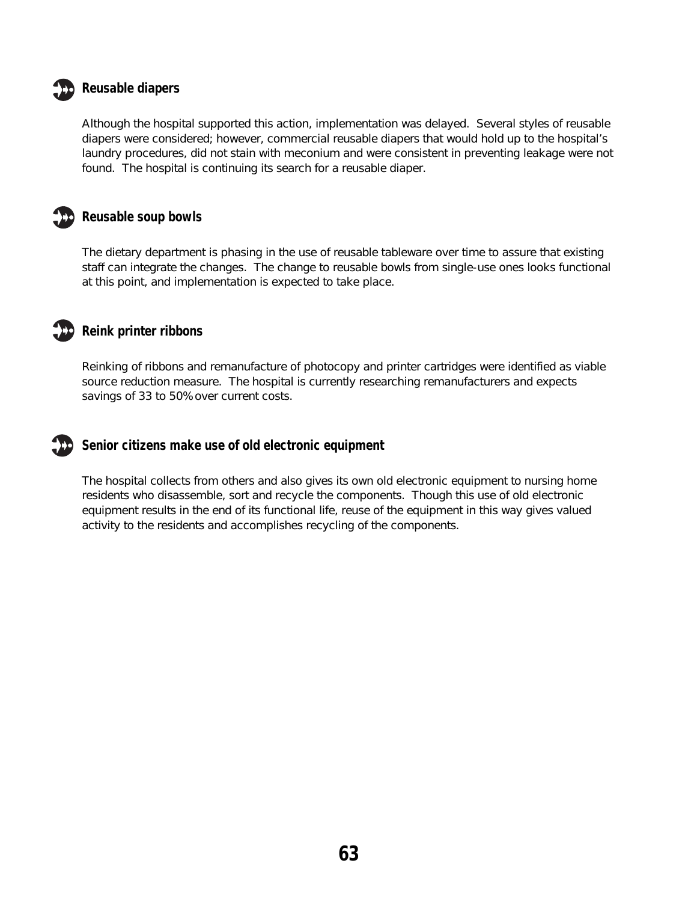### Reusable diapers

Although the hospital supported this action, implementation was delayed. Several styles of reusable diapers were considered; however, commercial reusable diapers that would hold up to the hospital's laundry procedures, did not stain with meconium and were consistent in preventing leakage were not found. The hospital is continuing its search for a reusable diaper.

### Reusable soup bowls

The dietary department is phasing in the use of reusable tableware over time to assure that existing staff can integrate the changes. The change to reusable bowls from single-use ones looks functional at this point, and implementation is expected to take place.

### Reink printer ribbons

Reinking of ribbons and remanufacture of photocopy and printer cartridges were identified as viable source reduction measure. The hospital is currently researching remanufacturers and expects savings of 33 to 50% over current costs.

### Senior citizens make use of old electronic equipment

The hospital collects from others and also gives its own old electronic equipment to nursing home residents who disassemble, sort and recycle the components. Though this use of old electronic equipment results in the end of its functional life, reuse of the equipment in this way gives valued activity to the residents and accomplishes recycling of the components.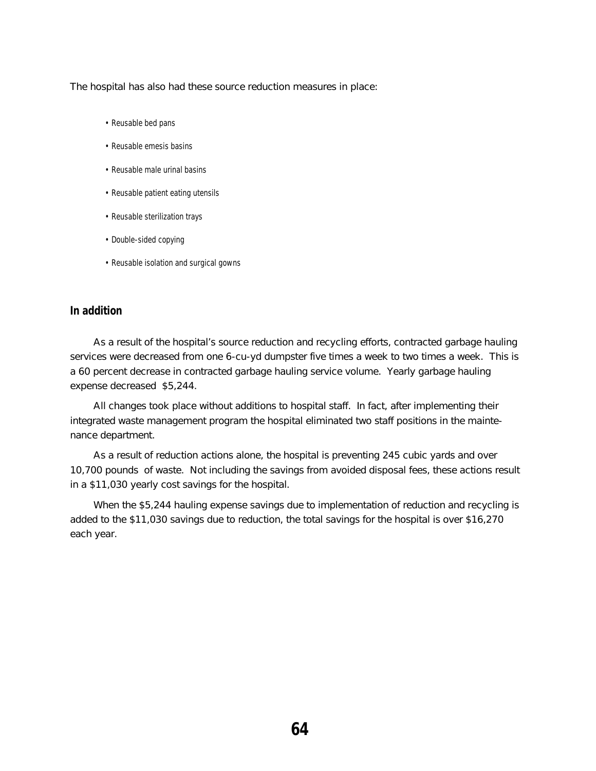The hospital has also had these source reduction measures in place:

- Reusable bed pans
- Reusable emesis basins
- Reusable male urinal basins
- Reusable patient eating utensils
- Reusable sterilization trays
- Double-sided copying
- Reusable isolation and surgical gowns

## In addition

As a result of the hospital's source reduction and recycling efforts, contracted garbage hauling services were decreased from one 6-cu-yd dumpster five times a week to two times a week. This is a 60 percent decrease in contracted garbage hauling service volume. Yearly garbage hauling expense decreased $5,244.

All changes took place without additions to hospital staff. In fact, after implementing their integrated waste management program the hospital eliminated two staff positions in the maintenance department.

As a result of reduction actions alone, the hospital is preventing 245 cubic yards and over 10,700 pounds of waste. Not including the savings from avoided disposal fees, these actions result in a $11,030 yearly cost savings for the hospital.

When the $5,244 hauling expense savings due to implementation of reduction and recycling is added to the $11,030 savings due to reduction, the total savings for the hospital is over $16,270 each year.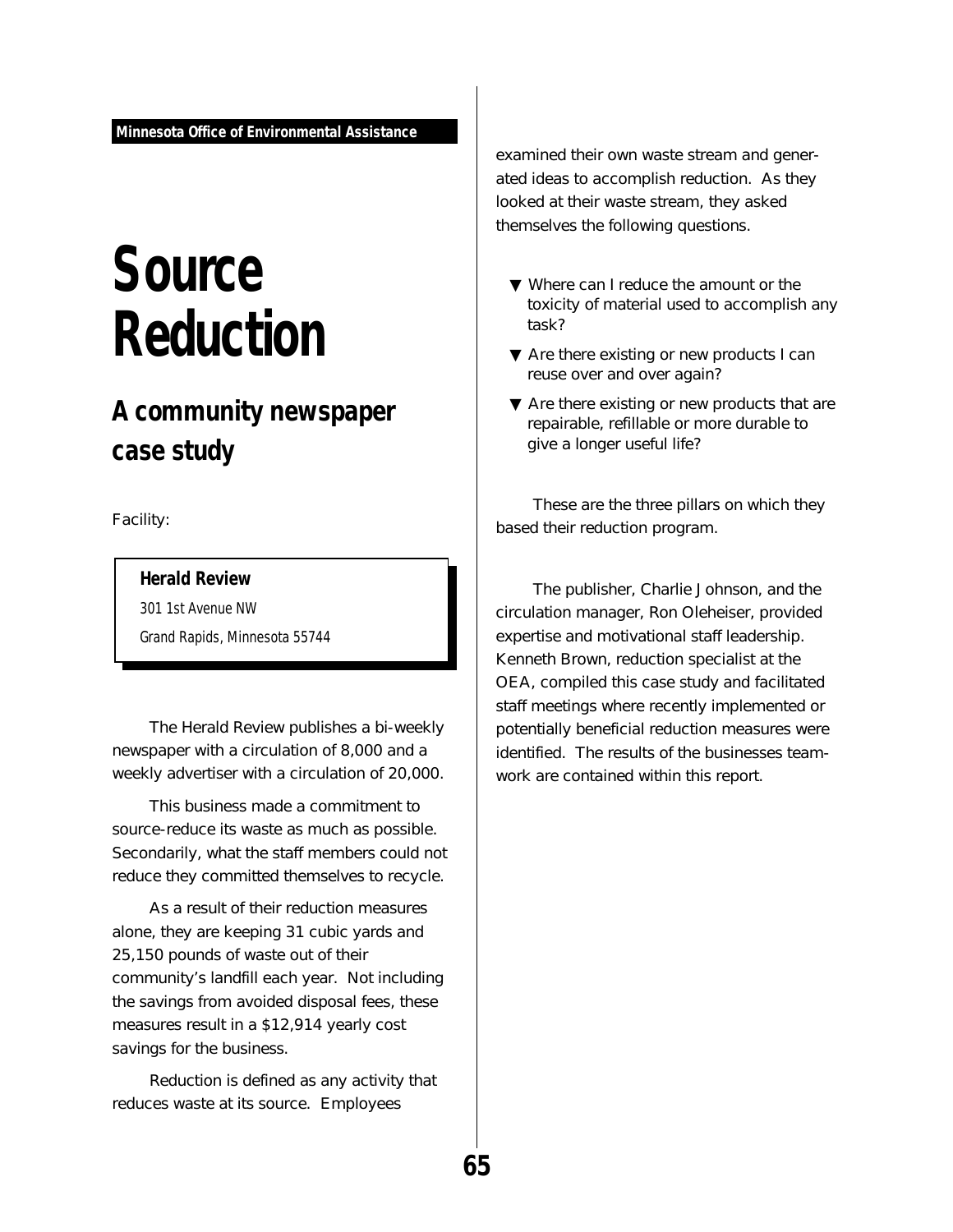**Minnesota Office of Environmental Assistance**

# Source Reduction

## A community newspaper case study

Facility:

**Herald Review**
301 1st Avenue NW
Grand Rapids, Minnesota 55744

The Herald Review publishes a bi-weekly newspaper with a circulation of 8,000 and a weekly advertiser with a circulation of 20,000.

This business made a commitment to source-reduce its waste as much as possible. Secondarily, what the staff members could not reduce they committed themselves to recycle.

As a result of their reduction measures alone, they are keeping 31 cubic yards and 25,150 pounds of waste out of their community's landfill each year. Not including the savings from avoided disposal fees, these measures result in a $12,914 yearly cost savings for the business.

Reduction is defined as any activity that reduces waste at its source. Employees examined their own waste stream and generated ideas to accomplish reduction. As they looked at their waste stream, they asked themselves the following questions.

- Where can I reduce the amount or the toxicity of material used to accomplish any task?
- Are there existing or new products I can reuse over and over again?
- Are there existing or new products that are repairable, refillable or more durable to give a longer useful life?

These are the three pillars on which they based their reduction program.

The publisher, Charlie Johnson, and the circulation manager, Ron Oleheiser, provided expertise and motivational staff leadership. Kenneth Brown, reduction specialist at the OEA, compiled this case study and facilitated staff meetings where recently implemented or potentially beneficial reduction measures were identified. The results of the businesses teamwork are contained within this report.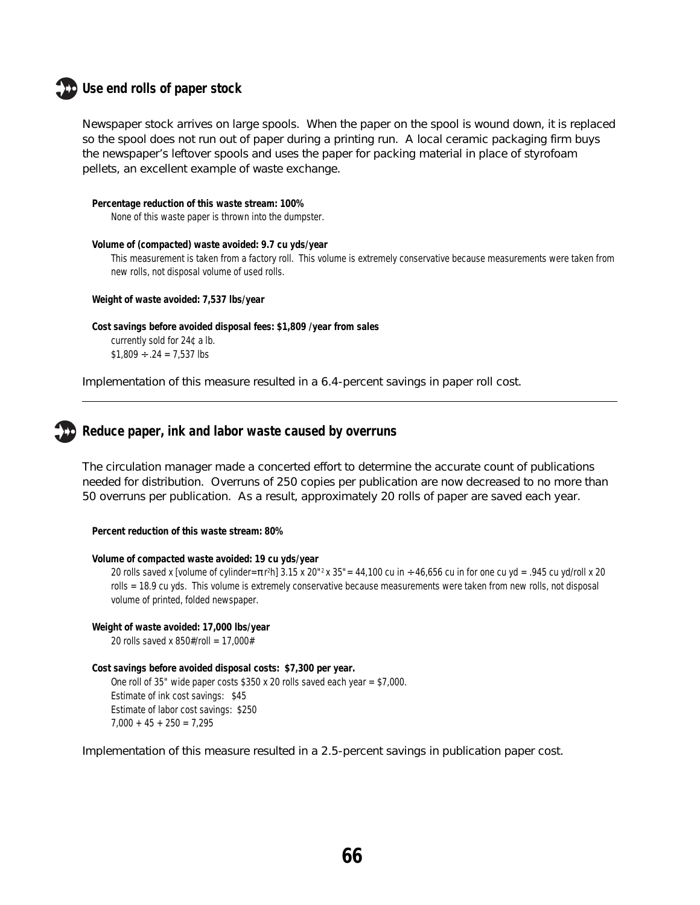## Use end rolls of paper stock

Newspaper stock arrives on large spools. When the paper on the spool is wound down, it is replaced so the spool does not run out of paper during a printing run. A local ceramic packaging firm buys the newspaper's leftover spools and uses the paper for packing material in place of styrofoam pellets, an excellent example of waste exchange.

**Percentage reduction of this waste stream: 100%**
None of this waste paper is thrown into the dumpster.

**Volume of (compacted) waste avoided: 9.7 cu yds/year**
This measurement is taken from a factory roll. This volume is extremely conservative because measurements were taken from new rolls, not disposal volume of used rolls.

**Weight of waste avoided: 7,537 lbs/year**

**Cost savings before avoided disposal fees: $1,809 /year from sales**
currently sold for 24¢ a lb.
$1,809 ÷ .24 = 7,537 lbs

Implementation of this measure resulted in a 6.4-percent savings in paper roll cost.

---

## Reduce paper, ink and labor waste caused by overruns

The circulation manager made a concerted effort to determine the accurate count of publications needed for distribution. Overruns of 250 copies per publication are now decreased to no more than 50 overruns per publication. As a result, approximately 20 rolls of paper are saved each year.

**Percent reduction of this waste stream: 80%**

**Volume of compacted waste avoided: 19 cu yds/year**
20 rolls saved x [volume of cylinder=$\pi r^2 h$] 3.15 x 20"$^2$ x 35" = 44,100 cu in ÷ 46,656 cu in for one cu yd = .945 cu yd/roll x 20 rolls = 18.9 cu yds. This volume is extremely conservative because measurements were taken from new rolls, not disposal volume of printed, folded newspaper.

**Weight of waste avoided: 17,000 lbs/year**
20 rolls saved x 850#/roll = 17,000#

**Cost savings before avoided disposal costs: $7,300 per year.**
One roll of 35" wide paper costs $350 x 20 rolls saved each year = $7,000.
Estimate of ink cost savings: $45
Estimate of labor cost savings: $250
7,000 + 45 + 250 = 7,295

Implementation of this measure resulted in a 2.5-percent savings in publication paper cost.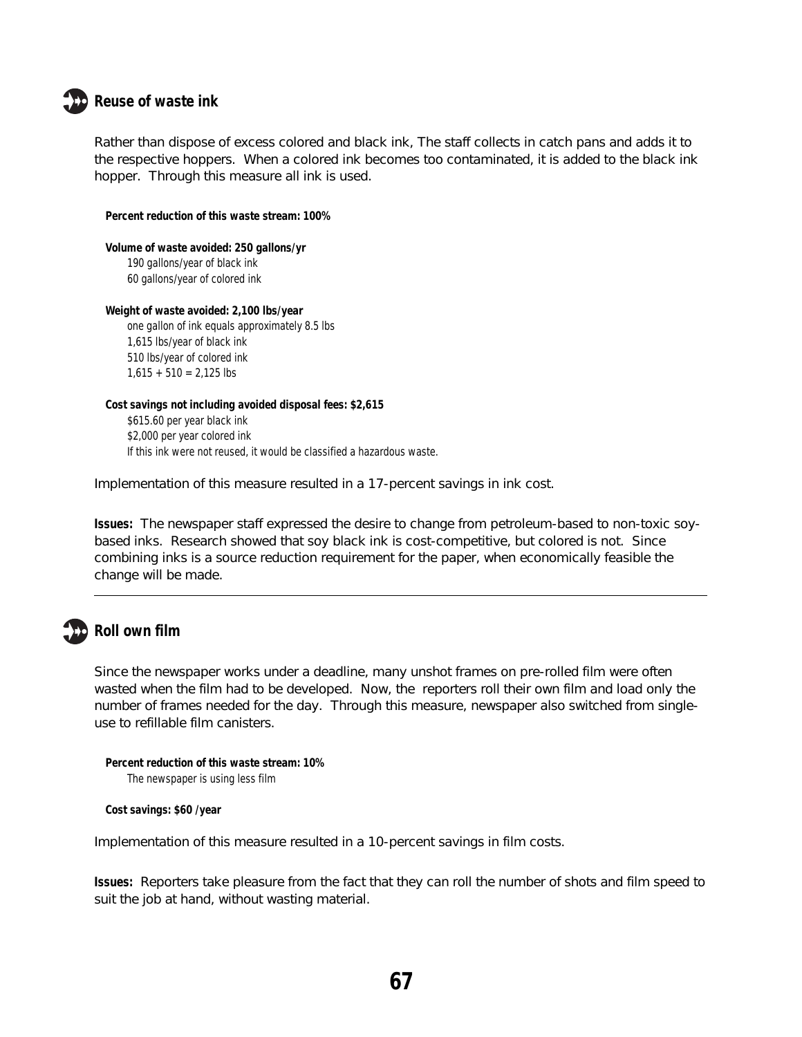### Reuse of waste ink

Rather than dispose of excess colored and black ink, The staff collects in catch pans and adds it to the respective hoppers. When a colored ink becomes too contaminated, it is added to the black ink hopper. Through this measure all ink is used.

**Percent reduction of this waste stream: 100%**

**Volume of waste avoided: 250 gallons/yr**
190 gallons/year of black ink
60 gallons/year of colored ink

**Weight of waste avoided: 2,100 lbs/year**
one gallon of ink equals approximately 8.5 lbs
1,615 lbs/year of black ink
510 lbs/year of colored ink
1,615 + 510 = 2,125 lbs

**Cost savings not including avoided disposal fees: $2,615**
$615.60 per year black ink
$2,000 per year colored ink
If this ink were not reused, it would be classified a hazardous waste.

Implementation of this measure resulted in a 17-percent savings in ink cost.

**Issues:** The newspaper staff expressed the desire to change from petroleum-based to non-toxic soy-based inks. Research showed that soy black ink is cost-competitive, but colored is not. Since combining inks is a source reduction requirement for the paper, when economically feasible the change will be made.

---

### Roll own film

Since the newspaper works under a deadline, many unshot frames on pre-rolled film were often wasted when the film had to be developed. Now, the reporters roll their own film and load only the number of frames needed for the day. Through this measure, newspaper also switched from single-use to refillable film canisters.

**Percent reduction of this waste stream: 10%**
The newspaper is using less film

**Cost savings: $60 /year**

Implementation of this measure resulted in a 10-percent savings in film costs.

**Issues:** Reporters take pleasure from the fact that they can roll the number of shots and film speed to suit the job at hand, without wasting material.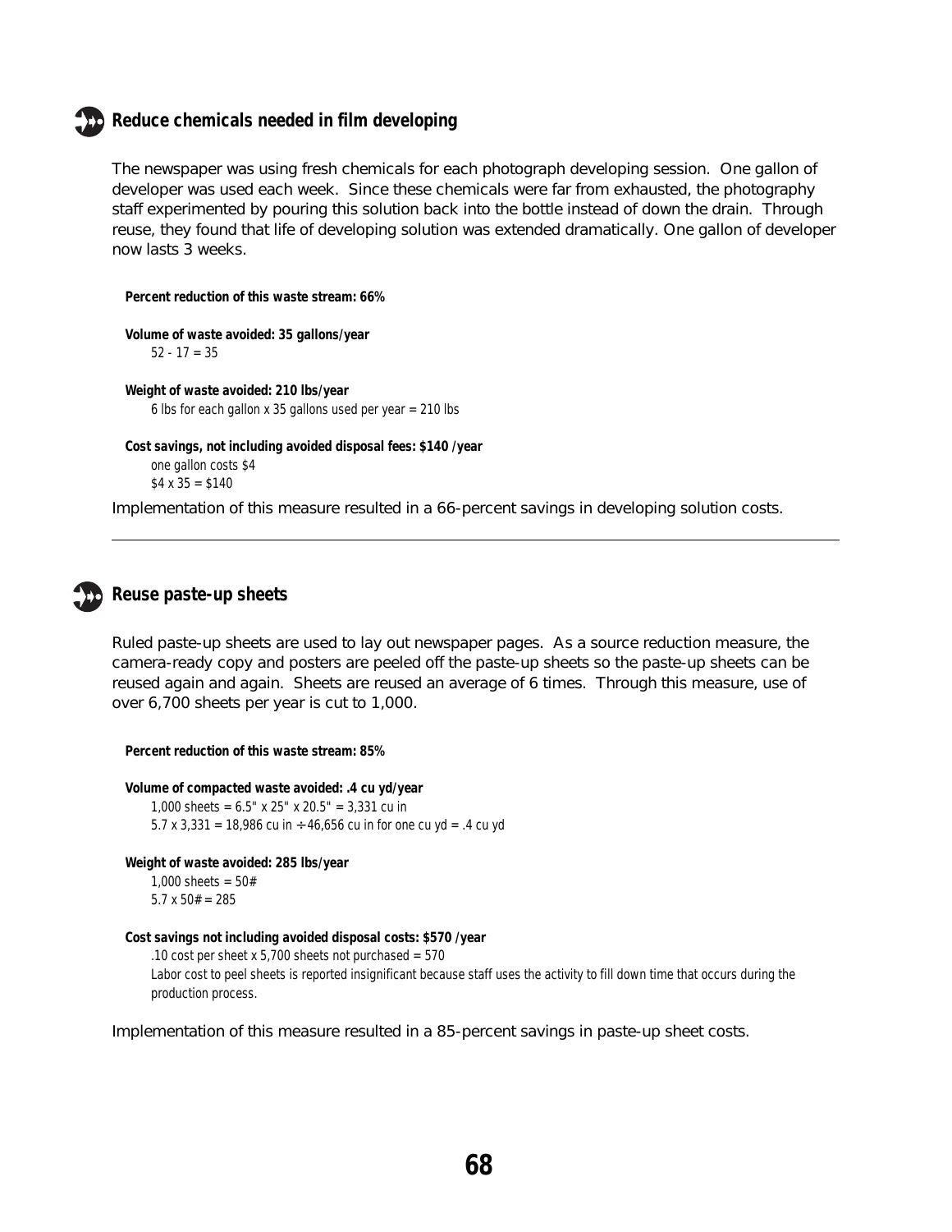### Reduce chemicals needed in film developing

The newspaper was using fresh chemicals for each photograph developing session. One gallon of developer was used each week. Since these chemicals were far from exhausted, the photography staff experimented by pouring this solution back into the bottle instead of down the drain. Through reuse, they found that life of developing solution was extended dramatically. One gallon of developer now lasts 3 weeks.

**Percent reduction of this waste stream: 66%**

**Volume of waste avoided: 35 gallons/year**
52 - 17 = 35

**Weight of waste avoided: 210 lbs/year**
6 lbs for each gallon x 35 gallons used per year = 210 lbs

**Cost savings, not including avoided disposal fees: $140 /year**
one gallon costs $4
$4 x 35 = $140

Implementation of this measure resulted in a 66-percent savings in developing solution costs.

---

### Reuse paste-up sheets

Ruled paste-up sheets are used to lay out newspaper pages. As a source reduction measure, the camera-ready copy and posters are peeled off the paste-up sheets so the paste-up sheets can be reused again and again. Sheets are reused an average of 6 times. Through this measure, use of over 6,700 sheets per year is cut to 1,000.

**Percent reduction of this waste stream: 85%**

**Volume of compacted waste avoided: .4 cu yd/year**
1,000 sheets = 6.5" x 25" x 20.5" = 3,331 cu in
5.7 x 3,331 = 18,986 cu in ÷ 46,656 cu in for one cu yd = .4 cu yd

**Weight of waste avoided: 285 lbs/year**
1,000 sheets = 50#
5.7 x 50# = 285

**Cost savings not including avoided disposal costs: $570 /year**
.10 cost per sheet x 5,700 sheets not purchased = 570
Labor cost to peel sheets is reported insignificant because staff uses the activity to fill down time that occurs during the production process.

Implementation of this measure resulted in a 85-percent savings in paste-up sheet costs.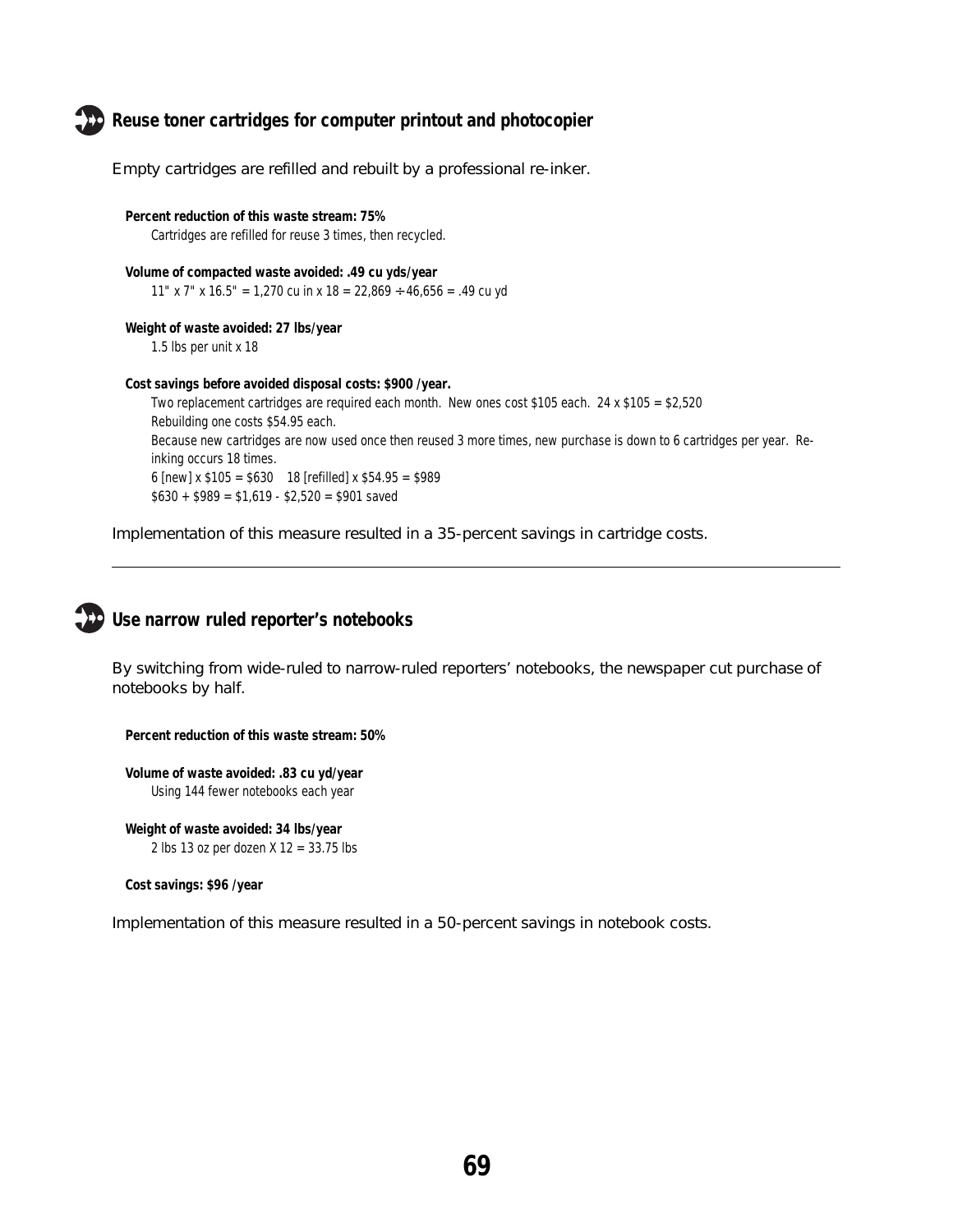## Reuse toner cartridges for computer printout and photocopier

Empty cartridges are refilled and rebuilt by a professional re-inker.

**Percent reduction of this waste stream: 75%**

Cartridges are refilled for reuse 3 times, then recycled.

**Volume of compacted waste avoided: .49 cu yds/year**

11" x 7" x 16.5" = 1,270 cu in x 18 = 22,869 ÷ 46,656 = .49 cu yd

**Weight of waste avoided: 27 lbs/year**

1.5 lbs per unit x 18

**Cost savings before avoided disposal costs: $900 /year.**

Two replacement cartridges are required each month. New ones cost $105 each. 24 x $105 = $2,520
Rebuilding one costs $54.95 each.
Because new cartridges are now used once then reused 3 more times, new purchase is down to 6 cartridges per year. Re-inking occurs 18 times.
6 [new] x $105 = $630    18 [refilled] x $54.95 = $989
$630 + $989 = $1,619 - $2,520 = $901 saved

Implementation of this measure resulted in a 35-percent savings in cartridge costs.

---

## Use narrow ruled reporter's notebooks

By switching from wide-ruled to narrow-ruled reporters' notebooks, the newspaper cut purchase of notebooks by half.

**Percent reduction of this waste stream: 50%**

**Volume of waste avoided: .83 cu yd/year**

Using 144 fewer notebooks each year

**Weight of waste avoided: 34 lbs/year**

2 lbs 13 oz per dozen X 12 = 33.75 lbs

**Cost savings: $96 /year**

Implementation of this measure resulted in a 50-percent savings in notebook costs.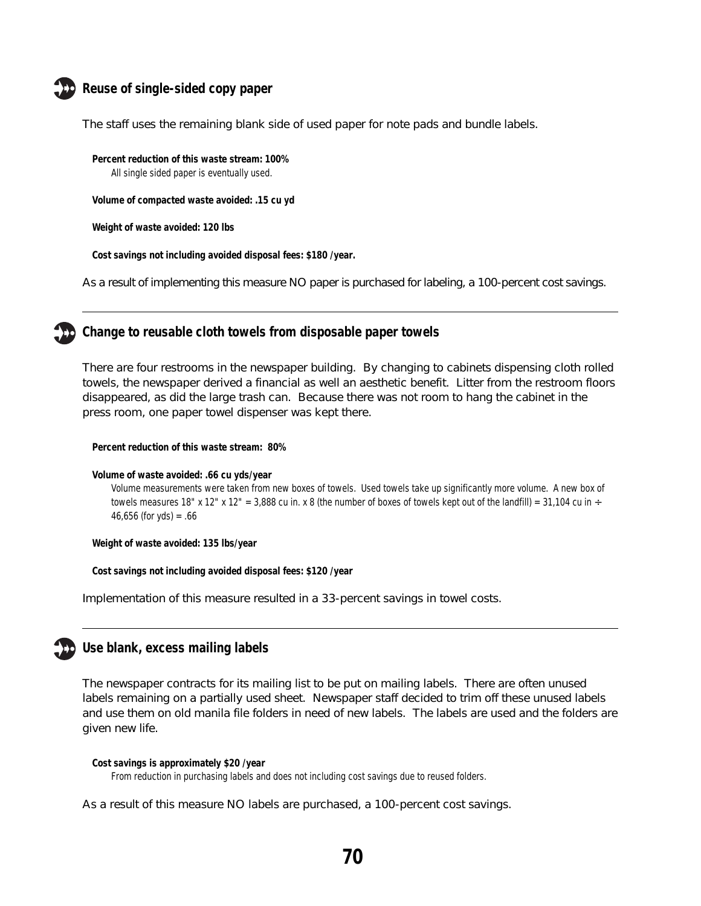### Reuse of single-sided copy paper

The staff uses the remaining blank side of used paper for note pads and bundle labels.

**Percent reduction of this waste stream: 100%**

All single sided paper is eventually used.

**Volume of compacted waste avoided: .15 cu yd**

**Weight of waste avoided: 120 lbs**

**Cost savings not including avoided disposal fees: $180 /year.**

As a result of implementing this measure NO paper is purchased for labeling, a 100-percent cost savings.

---

### Change to reusable cloth towels from disposable paper towels

There are four restrooms in the newspaper building. By changing to cabinets dispensing cloth rolled towels, the newspaper derived a financial as well an aesthetic benefit. Litter from the restroom floors disappeared, as did the large trash can. Because there was not room to hang the cabinet in the press room, one paper towel dispenser was kept there.

**Percent reduction of this waste stream: 80%**

**Volume of waste avoided: .66 cu yds/year**

Volume measurements were taken from new boxes of towels. Used towels take up significantly more volume. A new box of towels measures 18" x 12" x 12" = 3,888 cu in. x 8 (the number of boxes of towels kept out of the landfill) = 31,104 cu in ÷ 46,656 (for yds) = .66

**Weight of waste avoided: 135 lbs/year**

**Cost savings not including avoided disposal fees: $120 /year**

Implementation of this measure resulted in a 33-percent savings in towel costs.

---

### Use blank, excess mailing labels

The newspaper contracts for its mailing list to be put on mailing labels. There are often unused labels remaining on a partially used sheet. Newspaper staff decided to trim off these unused labels and use them on old manila file folders in need of new labels. The labels are used and the folders are given new life.

**Cost savings is approximately $20 /year**

From reduction in purchasing labels and does not including cost savings due to reused folders.

As a result of this measure NO labels are purchased, a 100-percent cost savings.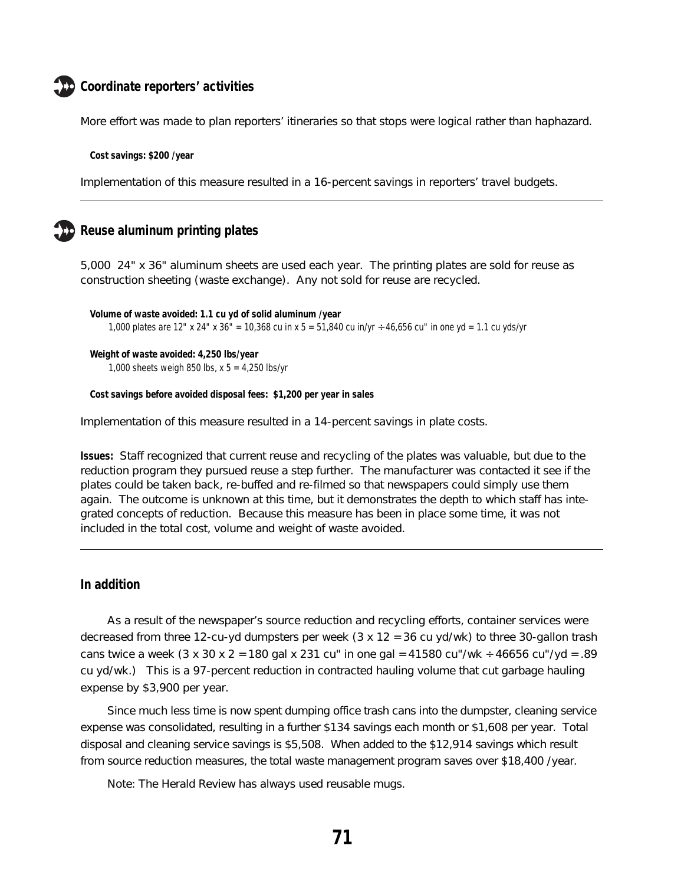### Coordinate reporters' activities

More effort was made to plan reporters' itineraries so that stops were logical rather than haphazard.

**Cost savings: $200 /year**

Implementation of this measure resulted in a 16-percent savings in reporters' travel budgets.

---

### Reuse aluminum printing plates

5,000 24" x 36" aluminum sheets are used each year. The printing plates are sold for reuse as construction sheeting (waste exchange). Any not sold for reuse are recycled.

**Volume of waste avoided: 1.1 cu yd of solid aluminum /year**
*1,000 plates are 12" x 24" x 36" = 10,368 cu in x 5 = 51,840 cu in/yr ÷ 46,656 cu" in one yd = 1.1 cu yds/yr*

**Weight of waste avoided: 4,250 lbs/year**
*1,000 sheets weigh 850 lbs, x 5 = 4,250 lbs/yr*

**Cost savings before avoided disposal fees: $1,200 per year in sales**

Implementation of this measure resulted in a 14-percent savings in plate costs.

**Issues:** Staff recognized that current reuse and recycling of the plates was valuable, but due to the reduction program they pursued reuse a step further. The manufacturer was contacted it see if the plates could be taken back, re-buffed and re-filmed so that newspapers could simply use them again. The outcome is unknown at this time, but it demonstrates the depth to which staff has integrated concepts of reduction. Because this measure has been in place some time, it was not included in the total cost, volume and weight of waste avoided.

---

### In addition

As a result of the newspaper's source reduction and recycling efforts, container services were decreased from three 12-cu-yd dumpsters per week (3 x 12 = 36 cu yd/wk) to three 30-gallon trash cans twice a week (3 x 30 x 2 = 180 gal x 231 cu" in one gal = 41580 cu"/wk ÷ 46656 cu"/yd = .89 cu yd/wk.) This is a 97-percent reduction in contracted hauling volume that cut garbage hauling expense by $3,900 per year.

Since much less time is now spent dumping office trash cans into the dumpster, cleaning service expense was consolidated, resulting in a further $134 savings each month or $1,608 per year. Total disposal and cleaning service savings is $5,508. When added to the $12,914 savings which result from source reduction measures, the total waste management program saves over $18,400 /year.

Note: The Herald Review has always used reusable mugs.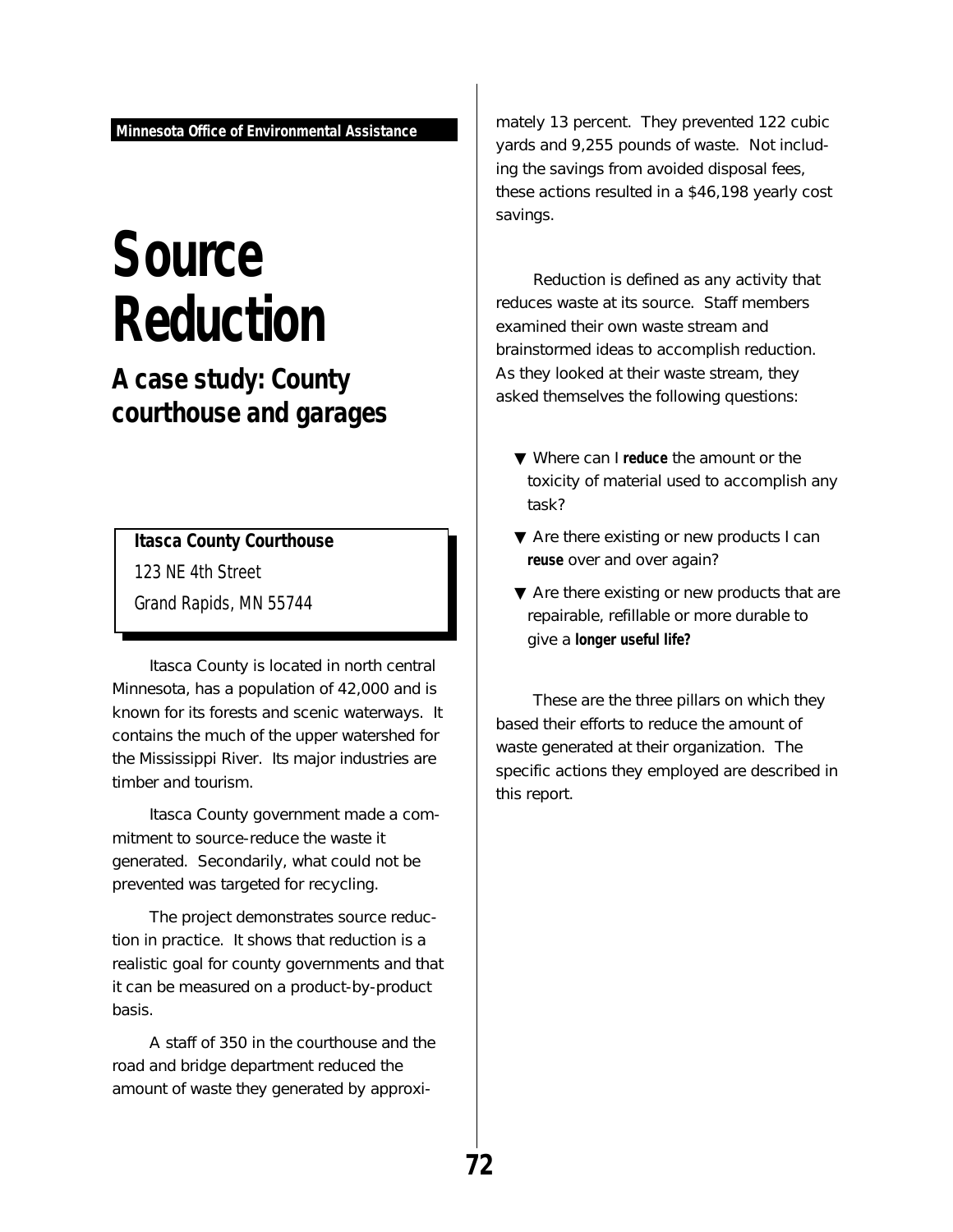**Minnesota Office of Environmental Assistance**

# Source Reduction

## A case study: County courthouse and garages

**Itasca County Courthouse**
123 NE 4th Street
Grand Rapids, MN 55744

Itasca County is located in north central Minnesota, has a population of 42,000 and is known for its forests and scenic waterways. It contains the much of the upper watershed for the Mississippi River. Its major industries are timber and tourism.

Itasca County government made a commitment to source-reduce the waste it generated. Secondarily, what could not be prevented was targeted for recycling.

The project demonstrates source reduction in practice. It shows that reduction is a realistic goal for county governments and that it can be measured on a product-by-product basis.

A staff of 350 in the courthouse and the road and bridge department reduced the amount of waste they generated by approximately 13 percent. They prevented 122 cubic yards and 9,255 pounds of waste. Not including the savings from avoided disposal fees, these actions resulted in a $46,198 yearly cost savings.

Reduction is defined as any activity that reduces waste at its source. Staff members examined their own waste stream and brainstormed ideas to accomplish reduction. As they looked at their waste stream, they asked themselves the following questions:

- ▼ Where can I **reduce** the amount or the toxicity of material used to accomplish any task?
- ▼ Are there existing or new products I can **reuse** over and over again?
- ▼ Are there existing or new products that are repairable, refillable or more durable to give a **longer useful life?**

These are the three pillars on which they based their efforts to reduce the amount of waste generated at their organization. The specific actions they employed are described in this report.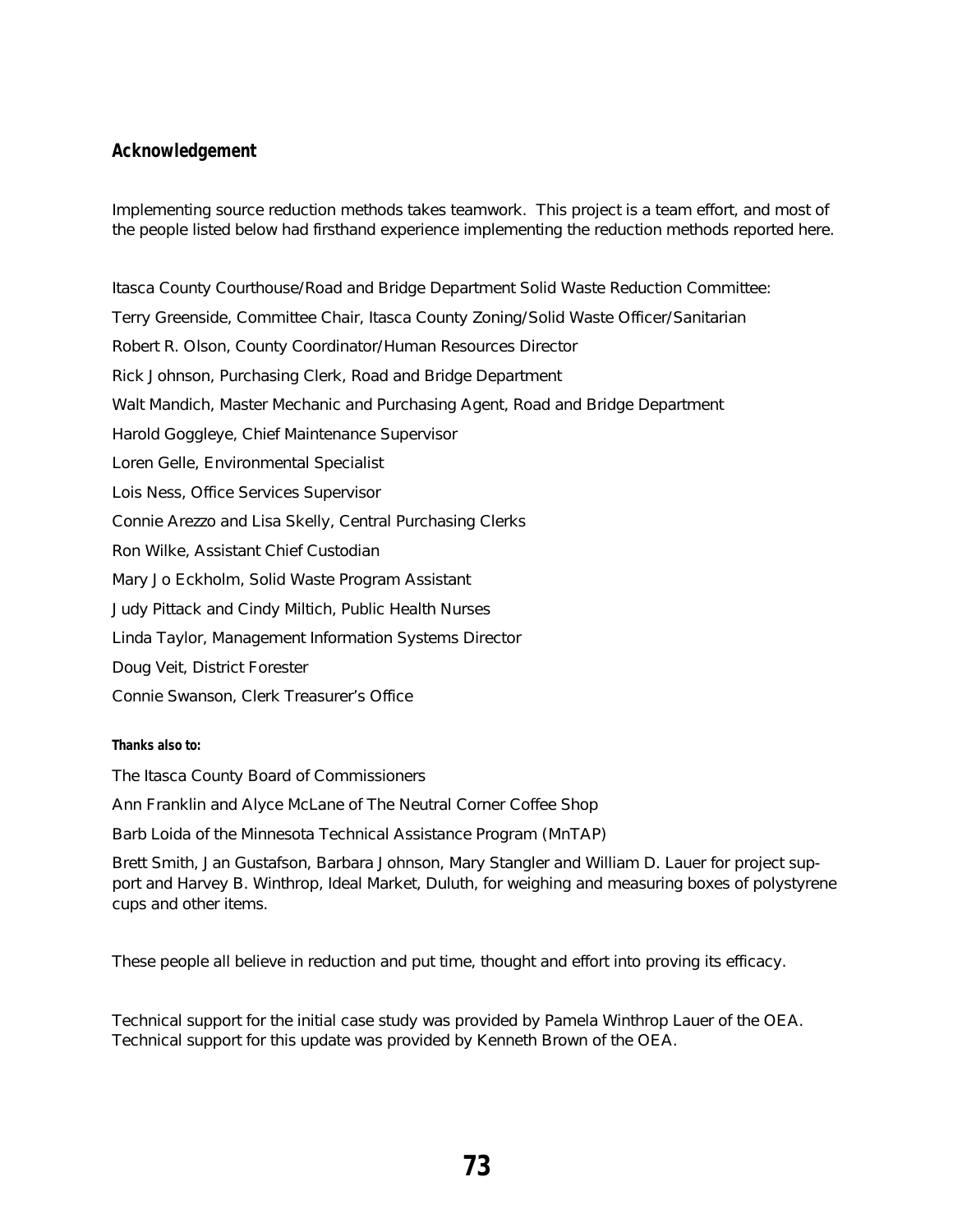## Acknowledgement

Implementing source reduction methods takes teamwork. This project is a team effort, and most of the people listed below had firsthand experience implementing the reduction methods reported here.

Itasca County Courthouse/Road and Bridge Department Solid Waste Reduction Committee:

Terry Greenside, Committee Chair, Itasca County Zoning/Solid Waste Officer/Sanitarian

Robert R. Olson, County Coordinator/Human Resources Director

Rick Johnson, Purchasing Clerk, Road and Bridge Department

Walt Mandich, Master Mechanic and Purchasing Agent, Road and Bridge Department

Harold Goggleye, Chief Maintenance Supervisor

Loren Gelle, Environmental Specialist

Lois Ness, Office Services Supervisor

Connie Arezzo and Lisa Skelly, Central Purchasing Clerks

Ron Wilke, Assistant Chief Custodian

Mary Jo Eckholm, Solid Waste Program Assistant

Judy Pittack and Cindy Miltich, Public Health Nurses

Linda Taylor, Management Information Systems Director

Doug Veit, District Forester

Connie Swanson, Clerk Treasurer's Office

**Thanks also to:**

The Itasca County Board of Commissioners

Ann Franklin and Alyce McLane of The Neutral Corner Coffee Shop

Barb Loida of the Minnesota Technical Assistance Program (MnTAP)

Brett Smith, Jan Gustafson, Barbara Johnson, Mary Stangler and William D. Lauer for project support and Harvey B. Winthrop, Ideal Market, Duluth, for weighing and measuring boxes of polystyrene cups and other items.

These people all believe in reduction and put time, thought and effort into proving its efficacy.

Technical support for the initial case study was provided by Pamela Winthrop Lauer of the OEA. Technical support for this update was provided by Kenneth Brown of the OEA.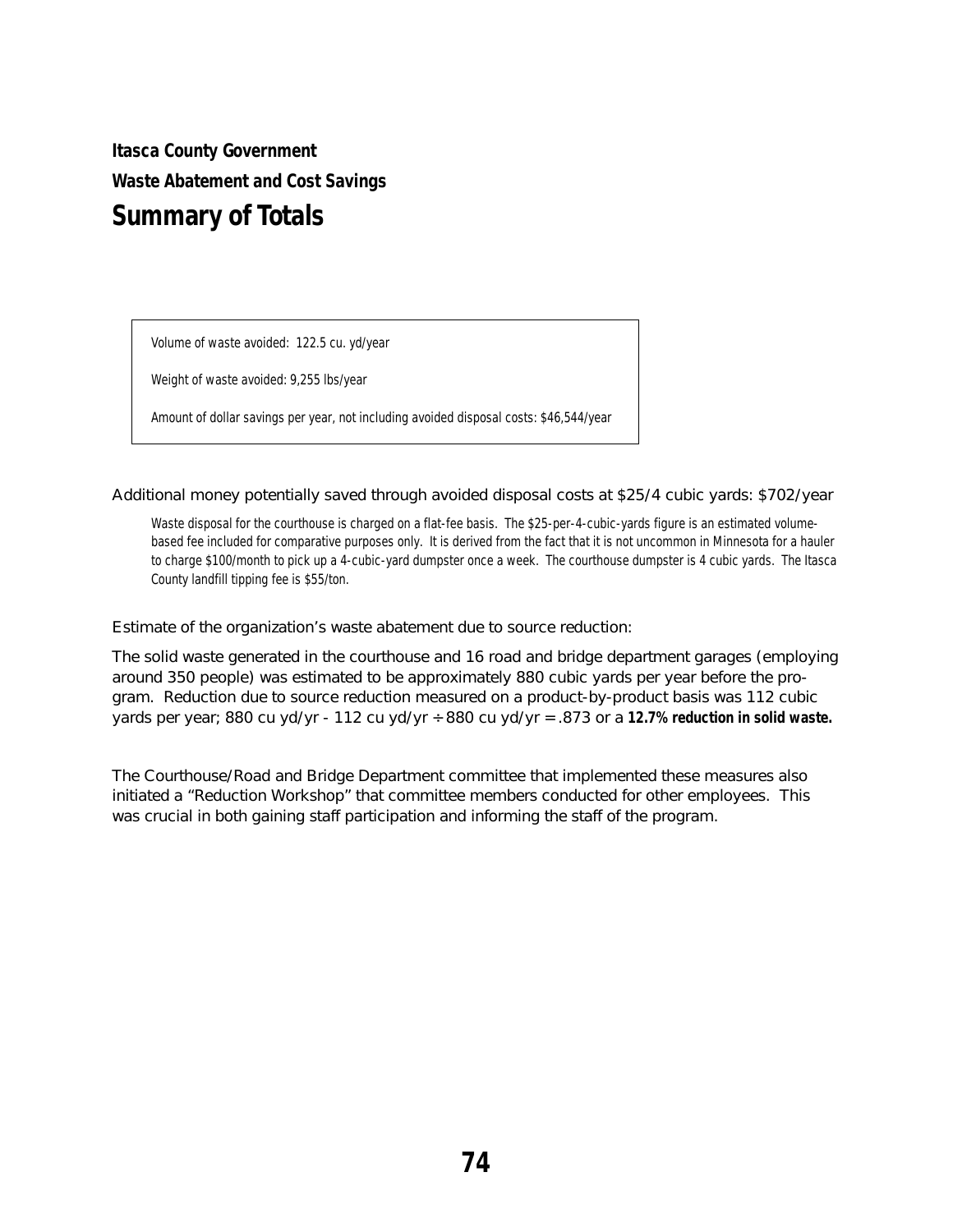**Itasca County Government**

**Waste Abatement and Cost Savings**

## Summary of Totals

> Volume of waste avoided: 122.5 cu. yd/year
>
> Weight of waste avoided: 9,255 lbs/year
>
> Amount of dollar savings per year, not including avoided disposal costs: $46,544/year

Additional money potentially saved through avoided disposal costs at $25/4 cubic yards: $702/year

Waste disposal for the courthouse is charged on a flat-fee basis. The $25-per-4-cubic-yards figure is an estimated volume-based fee included for comparative purposes only. It is derived from the fact that it is not uncommon in Minnesota for a hauler to charge $100/month to pick up a 4-cubic-yard dumpster once a week. The courthouse dumpster is 4 cubic yards. The Itasca County landfill tipping fee is $55/ton.

Estimate of the organization's waste abatement due to source reduction:

The solid waste generated in the courthouse and 16 road and bridge department garages (employing around 350 people) was estimated to be approximately 880 cubic yards per year before the program. Reduction due to source reduction measured on a product-by-product basis was 112 cubic yards per year; 880 cu yd/yr - 112 cu yd/yr ÷ 880 cu yd/yr = .873 or a **12.7% reduction in solid waste.**

The Courthouse/Road and Bridge Department committee that implemented these measures also initiated a "Reduction Workshop" that committee members conducted for other employees. This was crucial in both gaining staff participation and informing the staff of the program.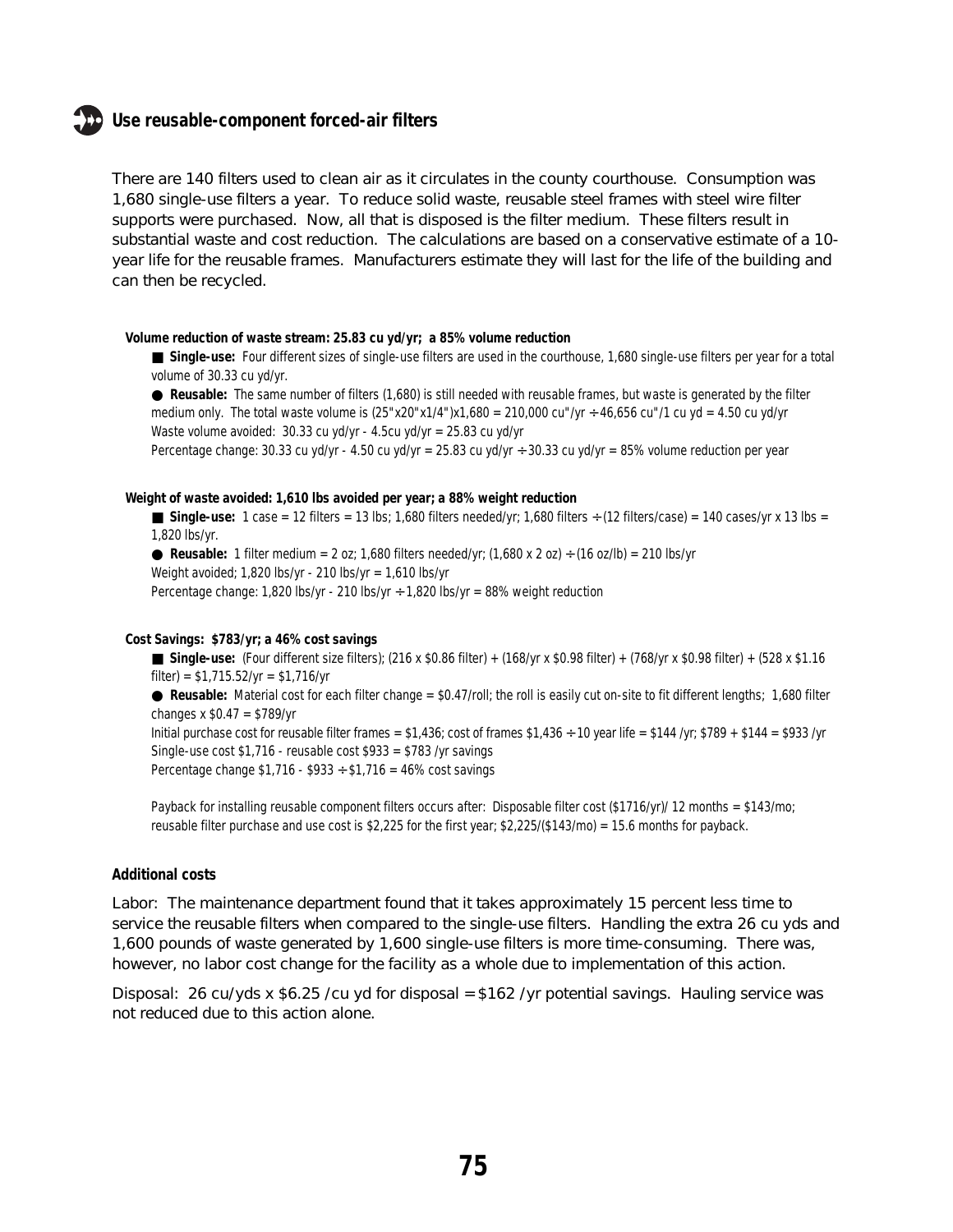## Use reusable-component forced-air filters

There are 140 filters used to clean air as it circulates in the county courthouse. Consumption was 1,680 single-use filters a year. To reduce solid waste, reusable steel frames with steel wire filter supports were purchased. Now, all that is disposed is the filter medium. These filters result in substantial waste and cost reduction. The calculations are based on a conservative estimate of a 10-year life for the reusable frames. Manufacturers estimate they will last for the life of the building and can then be recycled.

**Volume reduction of waste stream: 25.83 cu yd/yr; a 85% volume reduction**

■ **Single-use:** Four different sizes of single-use filters are used in the courthouse, 1,680 single-use filters per year for a total volume of 30.33 cu yd/yr.

● **Reusable:** The same number of filters (1,680) is still needed with reusable frames, but waste is generated by the filter medium only. The total waste volume is (25"x20"x1/4")x1,680 = 210,000 cu"/yr ÷ 46,656 cu"/1 cu yd = 4.50 cu yd/yr
Waste volume avoided: 30.33 cu yd/yr - 4.5cu yd/yr = 25.83 cu yd/yr
Percentage change: 30.33 cu yd/yr - 4.50 cu yd/yr = 25.83 cu yd/yr ÷ 30.33 cu yd/yr = 85% volume reduction per year

**Weight of waste avoided: 1,610 lbs avoided per year; a 88% weight reduction**

■ **Single-use:** 1 case = 12 filters = 13 lbs; 1,680 filters needed/yr; 1,680 filters ÷ (12 filters/case) = 140 cases/yr x 13 lbs = 1,820 lbs/yr.

● **Reusable:** 1 filter medium = 2 oz; 1,680 filters needed/yr; (1,680 x 2 oz) ÷ (16 oz/lb) = 210 lbs/yr
Weight avoided; 1,820 lbs/yr - 210 lbs/yr = 1,610 lbs/yr
Percentage change: 1,820 lbs/yr - 210 lbs/yr ÷ 1,820 lbs/yr = 88% weight reduction

**Cost Savings: $783/yr; a 46% cost savings**

■ **Single-use:** (Four different size filters); (216 x $0.86 filter) + (168/yr x $0.98 filter) + (768/yr x $0.98 filter) + (528 x $1.16 filter) = $1,715.52/yr = $1,716/yr

● **Reusable:** Material cost for each filter change = $0.47/roll; the roll is easily cut on-site to fit different lengths; 1,680 filter changes x $0.47 = $789/yr
Initial purchase cost for reusable filter frames = $1,436; cost of frames $1,436 ÷ 10 year life = $144 /yr; $789 + $144 = $933 /yr
Single-use cost $1,716 - reusable cost $933 = $783 /yr savings
Percentage change $1,716 - $933 ÷ $1,716 = 46% cost savings

Payback for installing reusable component filters occurs after: Disposable filter cost ($1716/yr)/ 12 months = $143/mo; reusable filter purchase and use cost is $2,225 for the first year; $2,225/($143/mo) = 15.6 months for payback.

**Additional costs**

Labor: The maintenance department found that it takes approximately 15 percent less time to service the reusable filters when compared to the single-use filters. Handling the extra 26 cu yds and 1,600 pounds of waste generated by 1,600 single-use filters is more time-consuming. There was, however, no labor cost change for the facility as a whole due to implementation of this action.

Disposal: 26 cu/yds x $6.25 /cu yd for disposal = $162 /yr potential savings. Hauling service was not reduced due to this action alone.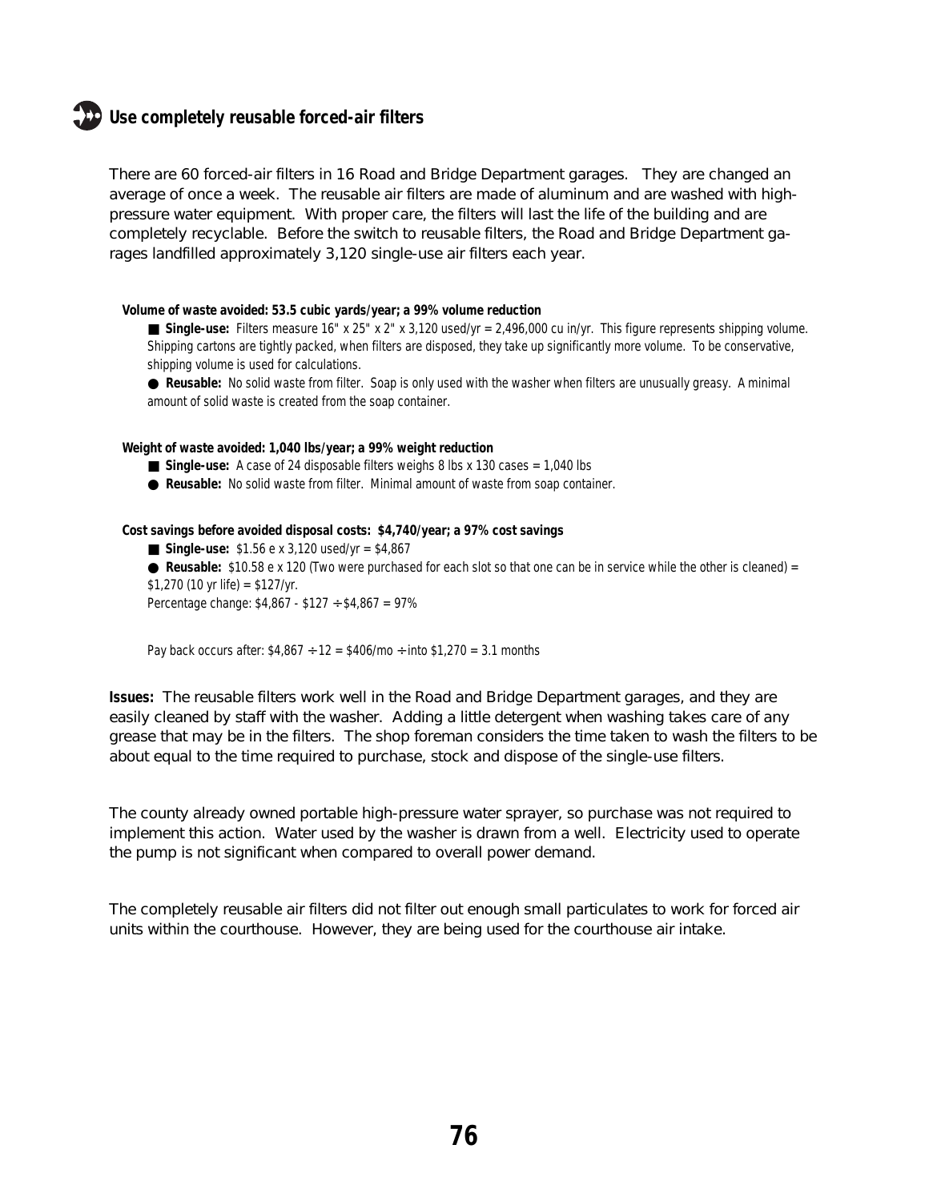## Use completely reusable forced-air filters

There are 60 forced-air filters in 16 Road and Bridge Department garages. They are changed an average of once a week. The reusable air filters are made of aluminum and are washed with high-pressure water equipment. With proper care, the filters will last the life of the building and are completely recyclable. Before the switch to reusable filters, the Road and Bridge Department garages landfilled approximately 3,120 single-use air filters each year.

**Volume of waste avoided: 53.5 cubic yards/year; a 99% volume reduction**

■ **Single-use:** Filters measure 16" x 25" x 2" x 3,120 used/yr = 2,496,000 cu in/yr. This figure represents shipping volume. Shipping cartons are tightly packed, when filters are disposed, they take up significantly more volume. To be conservative, shipping volume is used for calculations.

● **Reusable:** No solid waste from filter. Soap is only used with the washer when filters are unusually greasy. A minimal amount of solid waste is created from the soap container.

**Weight of waste avoided: 1,040 lbs/year; a 99% weight reduction**

■ **Single-use:** A case of 24 disposable filters weighs 8 lbs x 130 cases = 1,040 lbs

● **Reusable:** No solid waste from filter. Minimal amount of waste from soap container.

**Cost savings before avoided disposal costs: $4,740/year; a 97% cost savings**

■ **Single-use:** $1.56 e x 3,120 used/yr = $4,867

● **Reusable:** $10.58 e x 120 (Two were purchased for each slot so that one can be in service while the other is cleaned) = $1,270 (10 yr life) = $127/yr.

Percentage change: $4,867 - $127 ÷ $4,867 = 97%

Pay back occurs after: $4,867 ÷ 12 = $406/mo ÷ into $1,270 = 3.1 months

**Issues:** The reusable filters work well in the Road and Bridge Department garages, and they are easily cleaned by staff with the washer. Adding a little detergent when washing takes care of any grease that may be in the filters. The shop foreman considers the time taken to wash the filters to be about equal to the time required to purchase, stock and dispose of the single-use filters.

The county already owned portable high-pressure water sprayer, so purchase was not required to implement this action. Water used by the washer is drawn from a well. Electricity used to operate the pump is not significant when compared to overall power demand.

The completely reusable air filters did not filter out enough small particulates to work for forced air units within the courthouse. However, they are being used for the courthouse air intake.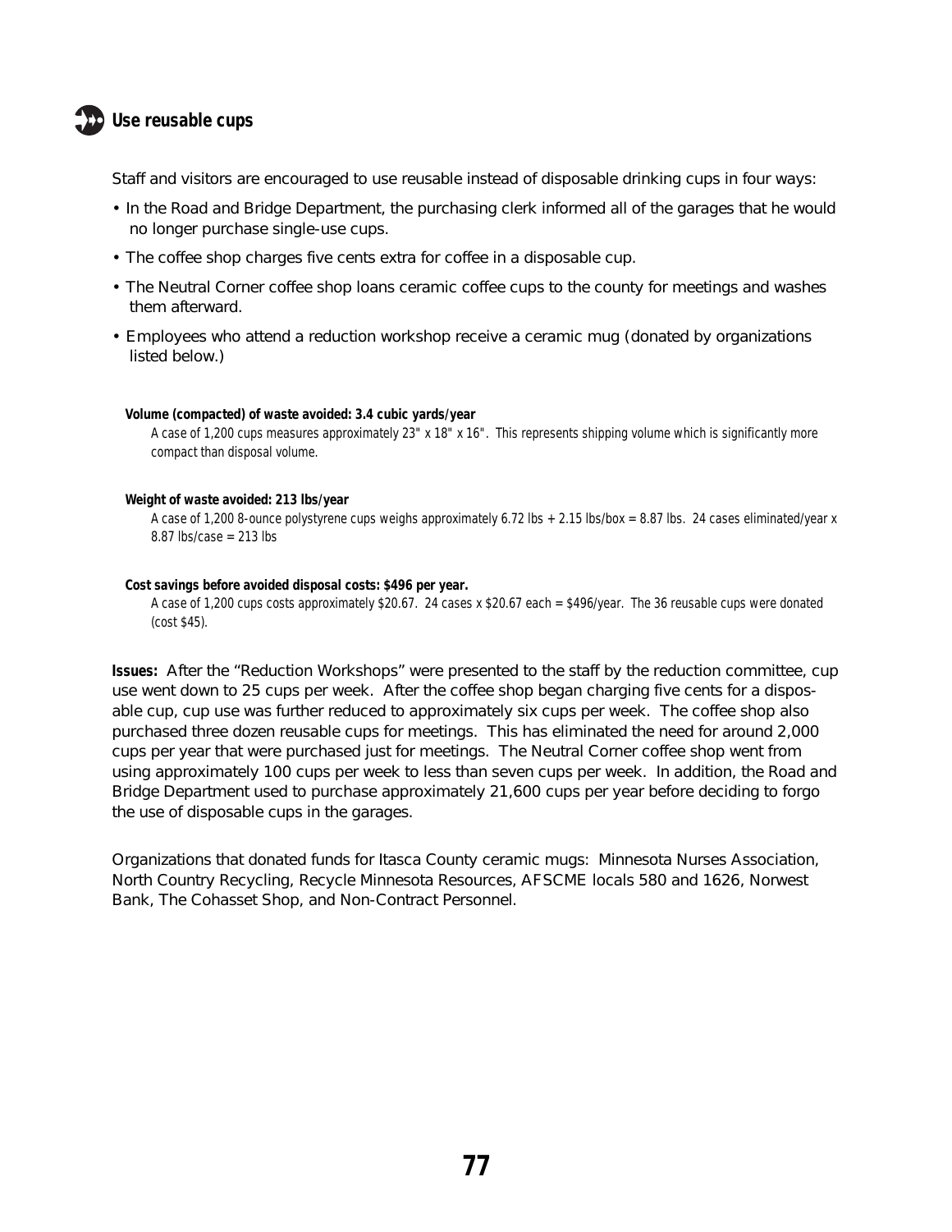## Use reusable cups

Staff and visitors are encouraged to use reusable instead of disposable drinking cups in four ways:

- In the Road and Bridge Department, the purchasing clerk informed all of the garages that he would no longer purchase single-use cups.
- The coffee shop charges five cents extra for coffee in a disposable cup.
- The Neutral Corner coffee shop loans ceramic coffee cups to the county for meetings and washes them afterward.
- Employees who attend a reduction workshop receive a ceramic mug (donated by organizations listed below.)

**Volume (compacted) of waste avoided: 3.4 cubic yards/year**

A case of 1,200 cups measures approximately 23" x 18" x 16". This represents shipping volume which is significantly more compact than disposal volume.

**Weight of waste avoided: 213 lbs/year**

A case of 1,200 8-ounce polystyrene cups weighs approximately 6.72 lbs + 2.15 lbs/box = 8.87 lbs. 24 cases eliminated/year x 8.87 lbs/case = 213 lbs

**Cost savings before avoided disposal costs: $496 per year.**

A case of 1,200 cups costs approximately $20.67. 24 cases x $20.67 each = $496/year. The 36 reusable cups were donated (cost $45).

**Issues:** After the "Reduction Workshops" were presented to the staff by the reduction committee, cup use went down to 25 cups per week. After the coffee shop began charging five cents for a disposable cup, cup use was further reduced to approximately six cups per week. The coffee shop also purchased three dozen reusable cups for meetings. This has eliminated the need for around 2,000 cups per year that were purchased just for meetings. The Neutral Corner coffee shop went from using approximately 100 cups per week to less than seven cups per week. In addition, the Road and Bridge Department used to purchase approximately 21,600 cups per year before deciding to forgo the use of disposable cups in the garages.

Organizations that donated funds for Itasca County ceramic mugs: Minnesota Nurses Association, North Country Recycling, Recycle Minnesota Resources, AFSCME locals 580 and 1626, Norwest Bank, The Cohasset Shop, and Non-Contract Personnel.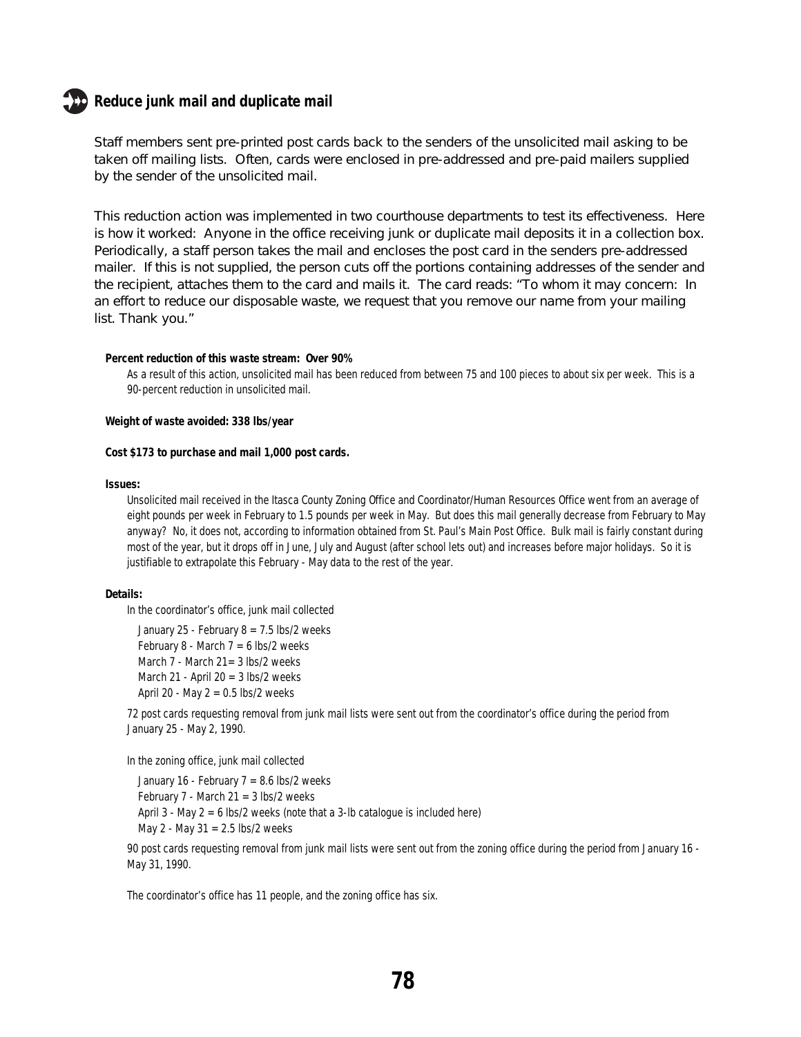## Reduce junk mail and duplicate mail

Staff members sent pre-printed post cards back to the senders of the unsolicited mail asking to be taken off mailing lists. Often, cards were enclosed in pre-addressed and pre-paid mailers supplied by the sender of the unsolicited mail.

This reduction action was implemented in two courthouse departments to test its effectiveness. Here is how it worked: Anyone in the office receiving junk or duplicate mail deposits it in a collection box. Periodically, a staff person takes the mail and encloses the post card in the senders pre-addressed mailer. If this is not supplied, the person cuts off the portions containing addresses of the sender and the recipient, attaches them to the card and mails it. The card reads: "To whom it may concern: In an effort to reduce our disposable waste, we request that you remove our name from your mailing list. Thank you."

**Percent reduction of this waste stream: Over 90%**

As a result of this action, unsolicited mail has been reduced from between 75 and 100 pieces to about six per week. This is a 90-percent reduction in unsolicited mail.

**Weight of waste avoided: 338 lbs/year**

**Cost $173 to purchase and mail 1,000 post cards.**

**Issues:**

Unsolicited mail received in the Itasca County Zoning Office and Coordinator/Human Resources Office went from an average of eight pounds per week in February to 1.5 pounds per week in May. But does this mail generally decrease from February to May anyway? No, it does not, according to information obtained from St. Paul's Main Post Office. Bulk mail is fairly constant during most of the year, but it drops off in June, July and August (after school lets out) and increases before major holidays. So it is justifiable to extrapolate this February - May data to the rest of the year.

**Details:**

In the coordinator's office, junk mail collected

January 25 - February 8 = 7.5 lbs/2 weeks
February 8 - March 7 = 6 lbs/2 weeks
March 7 - March 21= 3 lbs/2 weeks
March 21 - April 20 = 3 lbs/2 weeks
April 20 - May 2 = 0.5 lbs/2 weeks

72 post cards requesting removal from junk mail lists were sent out from the coordinator's office during the period from January 25 - May 2, 1990.

In the zoning office, junk mail collected

January 16 - February 7 = 8.6 lbs/2 weeks
February 7 - March 21 = 3 lbs/2 weeks
April 3 - May 2 = 6 lbs/2 weeks (note that a 3-lb catalogue is included here)
May 2 - May 31 = 2.5 lbs/2 weeks

90 post cards requesting removal from junk mail lists were sent out from the zoning office during the period from January 16 - May 31, 1990.

The coordinator's office has 11 people, and the zoning office has six.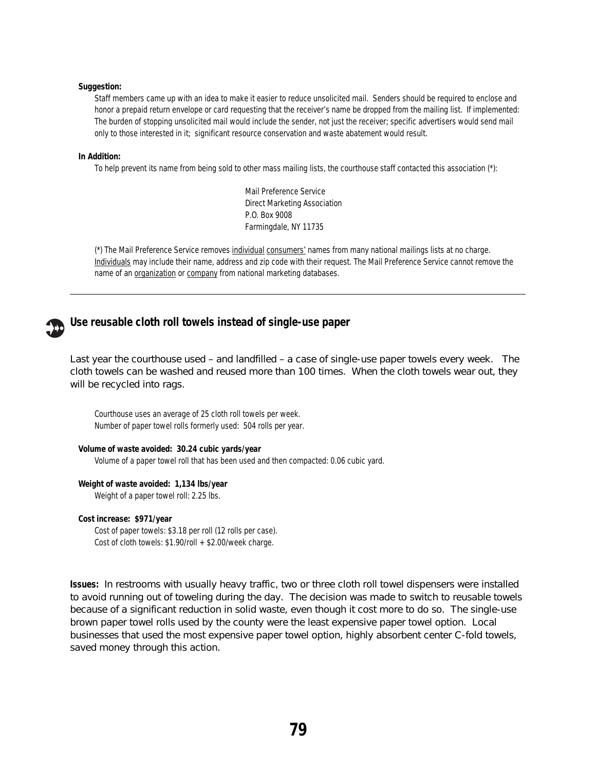**Suggestion:**

Staff members came up with an idea to make it easier to reduce unsolicited mail. Senders should be required to enclose and honor a prepaid return envelope or card requesting that the receiver's name be dropped from the mailing list. If implemented: The burden of stopping unsolicited mail would include the sender, not just the receiver; specific advertisers would send mail only to those interested in it; significant resource conservation and waste abatement would result.

**In Addition:**

To help prevent its name from being sold to other mass mailing lists, the courthouse staff contacted this association (*):

Mail Preference Service
Direct Marketing Association
P.O. Box 9008
Farmingdale, NY 11735

(*) The Mail Preference Service removes individual consumers' names from many national mailings lists at no charge. Individuals may include their name, address and zip code with their request. The Mail Preference Service cannot remove the name of an organization or company from national marketing databases.

---

## Use reusable cloth roll towels instead of single-use paper

Last year the courthouse used – and landfilled – a case of single-use paper towels every week. The cloth towels can be washed and reused more than 100 times. When the cloth towels wear out, they will be recycled into rags.

Courthouse uses an average of 25 cloth roll towels per week.
Number of paper towel rolls formerly used: 504 rolls per year.

**Volume of waste avoided: 30.24 cubic yards/year**

Volume of a paper towel roll that has been used and then compacted: 0.06 cubic yard.

**Weight of waste avoided: 1,134 lbs/year**

Weight of a paper towel roll: 2.25 lbs.

**Cost increase: $971/year**

Cost of paper towels: $3.18 per roll (12 rolls per case).
Cost of cloth towels: $1.90/roll + $2.00/week charge.

**Issues:** In restrooms with usually heavy traffic, two or three cloth roll towel dispensers were installed to avoid running out of toweling during the day. The decision was made to switch to reusable towels because of a significant reduction in solid waste, even though it cost more to do so. The single-use brown paper towel rolls used by the county were the least expensive paper towel option. Local businesses that used the most expensive paper towel option, highly absorbent center C-fold towels, saved money through this action.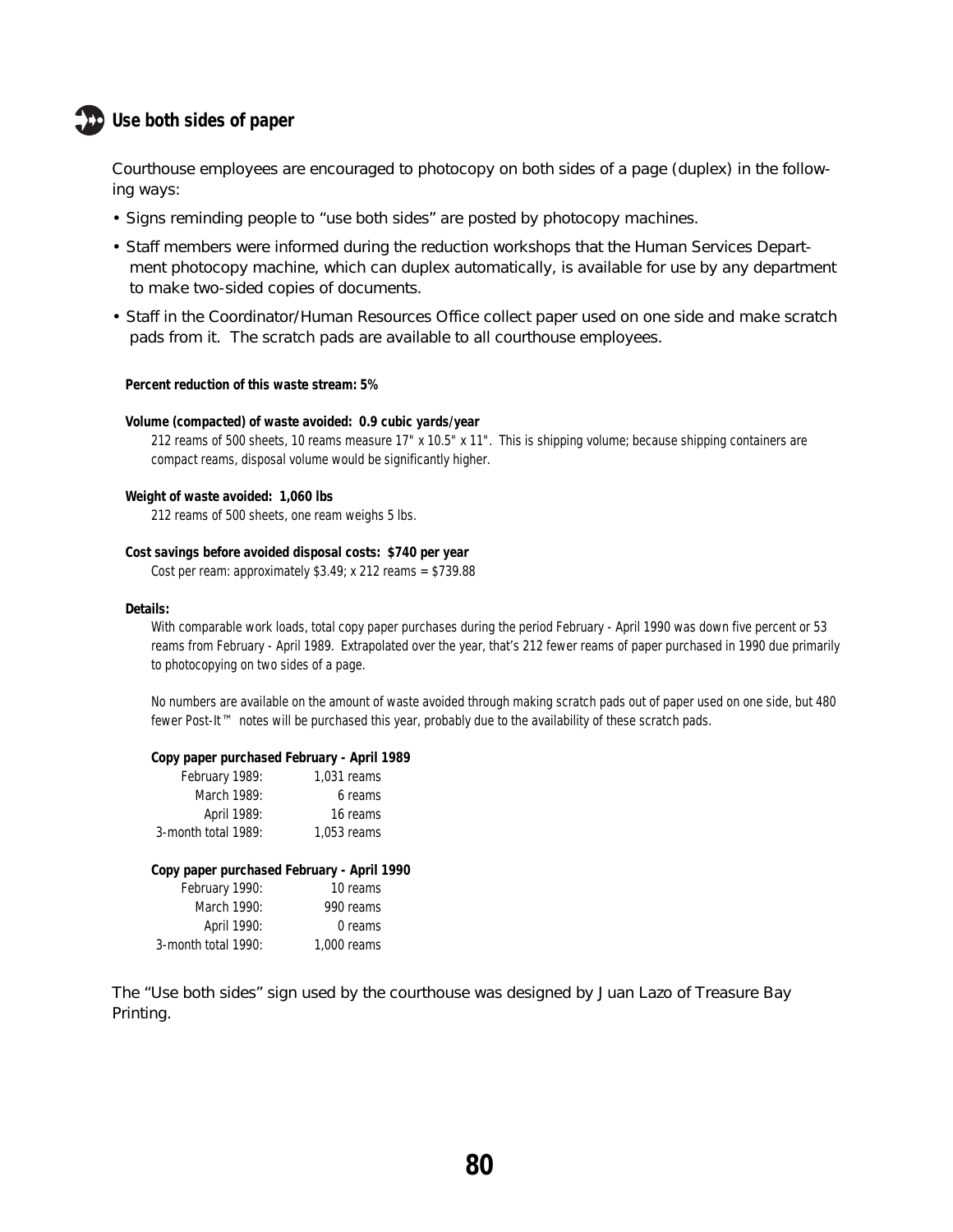## Use both sides of paper

Courthouse employees are encouraged to photocopy on both sides of a page (duplex) in the following ways:

- Signs reminding people to "use both sides" are posted by photocopy machines.
- Staff members were informed during the reduction workshops that the Human Services Department photocopy machine, which can duplex automatically, is available for use by any department to make two-sided copies of documents.
- Staff in the Coordinator/Human Resources Office collect paper used on one side and make scratch pads from it. The scratch pads are available to all courthouse employees.

**Percent reduction of this waste stream: 5%**

**Volume (compacted) of waste avoided: 0.9 cubic yards/year**

212 reams of 500 sheets, 10 reams measure 17" x 10.5" x 11". This is shipping volume; because shipping containers are compact reams, disposal volume would be significantly higher.

**Weight of waste avoided: 1,060 lbs**

212 reams of 500 sheets, one ream weighs 5 lbs.

**Cost savings before avoided disposal costs: $740 per year**

Cost per ream: approximately $3.49; x 212 reams = $739.88

**Details:**

With comparable work loads, total copy paper purchases during the period February - April 1990 was down five percent or 53 reams from February - April 1989. Extrapolated over the year, that's 212 fewer reams of paper purchased in 1990 due primarily to photocopying on two sides of a page.

No numbers are available on the amount of waste avoided through making scratch pads out of paper used on one side, but 480 fewer Post-It™ notes will be purchased this year, probably due to the availability of these scratch pads.

**Copy paper purchased February - April 1989**

| | |
|---|---|
| February 1989: | 1,031 reams |
| March 1989: | 6 reams |
| April 1989: | 16 reams |
| 3-month total 1989: | 1,053 reams |

**Copy paper purchased February - April 1990**

| | |
|---|---|
| February 1990: | 10 reams |
| March 1990: | 990 reams |
| April 1990: | 0 reams |
| 3-month total 1990: | 1,000 reams |

The "Use both sides" sign used by the courthouse was designed by Juan Lazo of Treasure Bay Printing.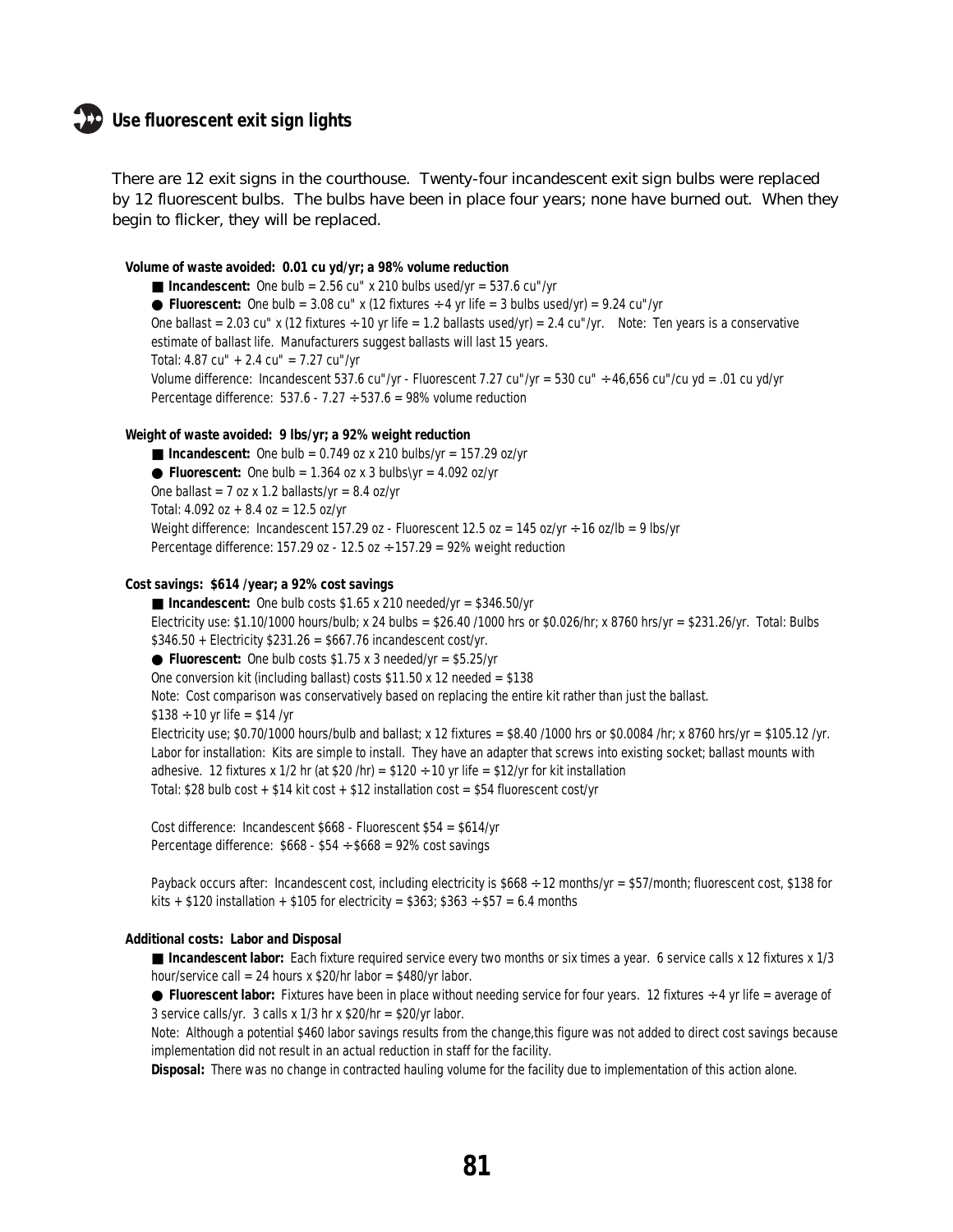## Use fluorescent exit sign lights

There are 12 exit signs in the courthouse. Twenty-four incandescent exit sign bulbs were replaced by 12 fluorescent bulbs. The bulbs have been in place four years; none have burned out. When they begin to flicker, they will be replaced.

**Volume of waste avoided: 0.01 cu yd/yr; a 98% volume reduction**

■ **Incandescent:** One bulb = 2.56 cu" x 210 bulbs used/yr = 537.6 cu"/yr

● **Fluorescent:** One bulb = 3.08 cu" x (12 fixtures ÷ 4 yr life = 3 bulbs used/yr) = 9.24 cu"/yr

One ballast = 2.03 cu" x (12 fixtures ÷ 10 yr life = 1.2 ballasts used/yr) = 2.4 cu"/yr. Note: Ten years is a conservative estimate of ballast life. Manufacturers suggest ballasts will last 15 years.

Total: 4.87 cu" + 2.4 cu" = 7.27 cu"/yr

Volume difference: Incandescent 537.6 cu"/yr - Fluorescent 7.27 cu"/yr = 530 cu" ÷ 46,656 cu"/cu yd = .01 cu yd/yr

Percentage difference: 537.6 - 7.27 ÷ 537.6 = 98% volume reduction

**Weight of waste avoided: 9 lbs/yr; a 92% weight reduction**

■ **Incandescent:** One bulb = 0.749 oz x 210 bulbs/yr = 157.29 oz/yr

● **Fluorescent:** One bulb = 1.364 oz x 3 bulbs\yr = 4.092 oz/yr

One ballast = 7 oz x 1.2 ballasts/yr = 8.4 oz/yr

Total: 4.092 oz + 8.4 oz = 12.5 oz/yr

Weight difference: Incandescent 157.29 oz - Fluorescent 12.5 oz = 145 oz/yr ÷ 16 oz/lb = 9 lbs/yr

Percentage difference: 157.29 oz - 12.5 oz ÷ 157.29 = 92% weight reduction

**Cost savings: $614 /year; a 92% cost savings**

■ **Incandescent:** One bulb costs $1.65 x 210 needed/yr = $346.50/yr

Electricity use: $1.10/1000 hours/bulb; x 24 bulbs = $26.40 /1000 hrs or $0.026/hr; x 8760 hrs/yr = $231.26/yr. Total: Bulbs $346.50 + Electricity $231.26 = $667.76 incandescent cost/yr.

● **Fluorescent:** One bulb costs $1.75 x 3 needed/yr = $5.25/yr

One conversion kit (including ballast) costs $11.50 x 12 needed = $138

Note: Cost comparison was conservatively based on replacing the entire kit rather than just the ballast.

$138 ÷ 10 yr life = $14 /yr

Electricity use; $0.70/1000 hours/bulb and ballast; x 12 fixtures = $8.40 /1000 hrs or $0.0084 /hr; x 8760 hrs/yr = $105.12 /yr.

Labor for installation: Kits are simple to install. They have an adapter that screws into existing socket; ballast mounts with adhesive. 12 fixtures x 1/2 hr (at $20 /hr) = $120 ÷ 10 yr life = $12/yr for kit installation

Total: $28 bulb cost + $14 kit cost + $12 installation cost = $54 fluorescent cost/yr

Cost difference: Incandescent $668 - Fluorescent $54 = $614/yr

Percentage difference: $668 - $54 ÷ $668 = 92% cost savings

Payback occurs after: Incandescent cost, including electricity is $668 ÷ 12 months/yr = $57/month; fluorescent cost, $138 for kits + $120 installation + $105 for electricity = $363; $363 ÷ $57 = 6.4 months

**Additional costs: Labor and Disposal**

■ **Incandescent labor:** Each fixture required service every two months or six times a year. 6 service calls x 12 fixtures x 1/3 hour/service call = 24 hours x $20/hr labor = $480/yr labor.

● **Fluorescent labor:** Fixtures have been in place without needing service for four years. 12 fixtures ÷ 4 yr life = average of 3 service calls/yr. 3 calls x 1/3 hr x $20/hr = $20/yr labor.

Note: Although a potential $460 labor savings results from the change,this figure was not added to direct cost savings because implementation did not result in an actual reduction in staff for the facility.

**Disposal:** There was no change in contracted hauling volume for the facility due to implementation of this action alone.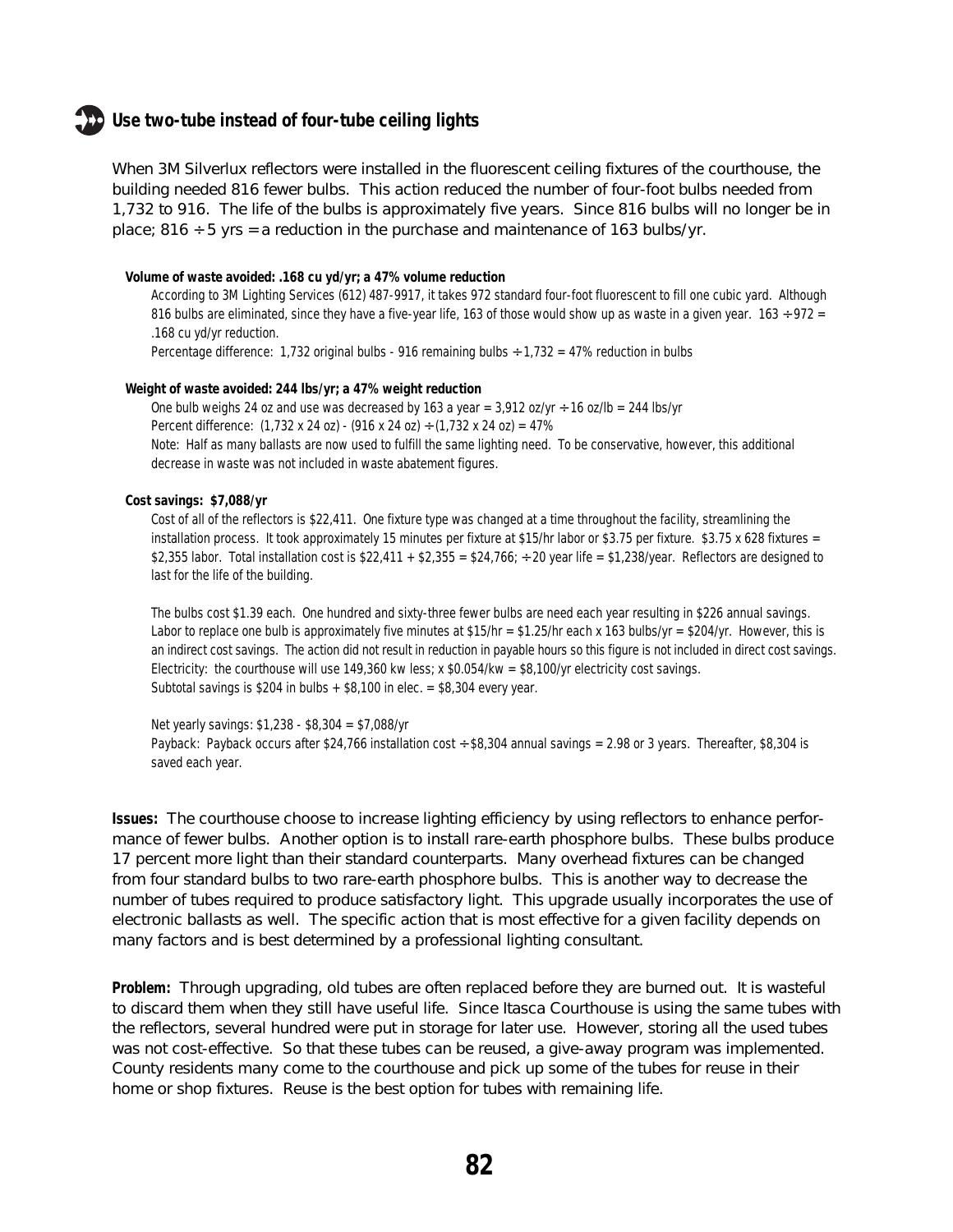## Use two-tube instead of four-tube ceiling lights

When 3M Silverlux reflectors were installed in the fluorescent ceiling fixtures of the courthouse, the building needed 816 fewer bulbs. This action reduced the number of four-foot bulbs needed from 1,732 to 916. The life of the bulbs is approximately five years. Since 816 bulbs will no longer be in place; 816 ÷ 5 yrs = a reduction in the purchase and maintenance of 163 bulbs/yr.

**Volume of waste avoided: .168 cu yd/yr; a 47% volume reduction**

According to 3M Lighting Services (612) 487-9917, it takes 972 standard four-foot fluorescent to fill one cubic yard. Although 816 bulbs are eliminated, since they have a five-year life, 163 of those would show up as waste in a given year. 163 ÷ 972 = .168 cu yd/yr reduction.

Percentage difference: 1,732 original bulbs - 916 remaining bulbs ÷ 1,732 = 47% reduction in bulbs

**Weight of waste avoided: 244 lbs/yr; a 47% weight reduction**

One bulb weighs 24 oz and use was decreased by 163 a year = 3,912 oz/yr ÷ 16 oz/lb = 244 lbs/yr

Percent difference: (1,732 x 24 oz) - (916 x 24 oz) ÷ (1,732 x 24 oz) = 47%

Note: Half as many ballasts are now used to fulfill the same lighting need. To be conservative, however, this additional decrease in waste was not included in waste abatement figures.

**Cost savings: $7,088/yr**

Cost of all of the reflectors is $22,411. One fixture type was changed at a time throughout the facility, streamlining the installation process. It took approximately 15 minutes per fixture at $15/hr labor or $3.75 per fixture. $3.75 x 628 fixtures = $2,355 labor. Total installation cost is $22,411 + $2,355 = $24,766; ÷ 20 year life = $1,238/year. Reflectors are designed to last for the life of the building.

The bulbs cost $1.39 each. One hundred and sixty-three fewer bulbs are need each year resulting in $226 annual savings. Labor to replace one bulb is approximately five minutes at $15/hr = $1.25/hr each x 163 bulbs/yr = $204/yr. However, this is an indirect cost savings. The action did not result in reduction in payable hours so this figure is not included in direct cost savings.
Electricity: the courthouse will use 149,360 kw less; x $0.054/kw = $8,100/yr electricity cost savings.
Subtotal savings is $204 in bulbs + $8,100 in elec. = $8,304 every year.

Net yearly savings: $1,238 - $8,304 = $7,088/yr

Payback: Payback occurs after $24,766 installation cost ÷ $8,304 annual savings = 2.98 or 3 years. Thereafter, $8,304 is saved each year.

**Issues:** The courthouse choose to increase lighting efficiency by using reflectors to enhance performance of fewer bulbs. Another option is to install rare-earth phosphore bulbs. These bulbs produce 17 percent more light than their standard counterparts. Many overhead fixtures can be changed from four standard bulbs to two rare-earth phosphore bulbs. This is another way to decrease the number of tubes required to produce satisfactory light. This upgrade usually incorporates the use of electronic ballasts as well. The specific action that is most effective for a given facility depends on many factors and is best determined by a professional lighting consultant.

**Problem:** Through upgrading, old tubes are often replaced before they are burned out. It is wasteful to discard them when they still have useful life. Since Itasca Courthouse is using the same tubes with the reflectors, several hundred were put in storage for later use. However, storing all the used tubes was not cost-effective. So that these tubes can be reused, a give-away program was implemented. County residents many come to the courthouse and pick up some of the tubes for reuse in their home or shop fixtures. Reuse is the best option for tubes with remaining life.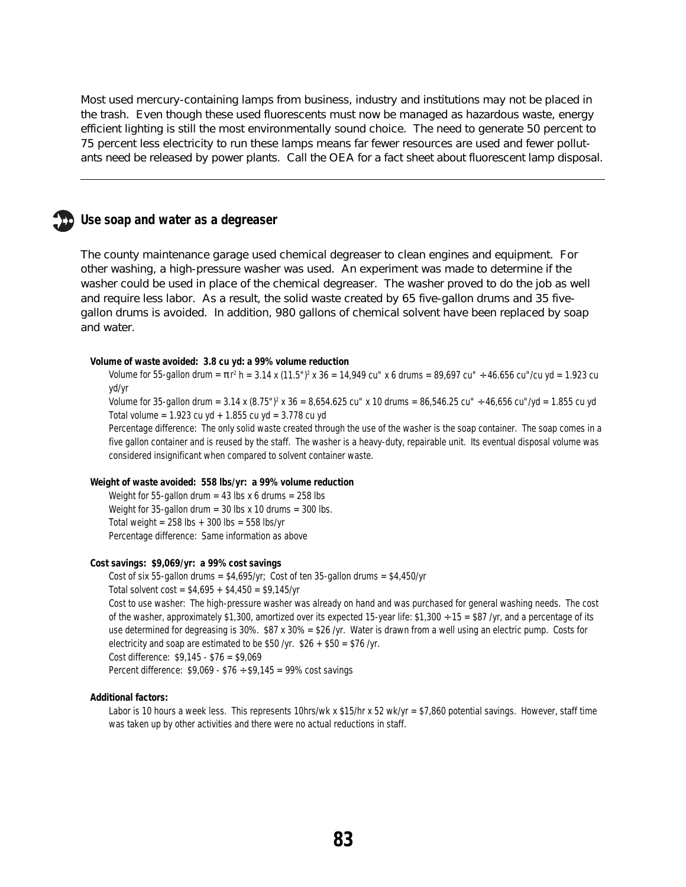Most used mercury-containing lamps from business, industry and institutions may not be placed in the trash. Even though these used fluorescents must now be managed as hazardous waste, energy efficient lighting is still the most environmentally sound choice. The need to generate 50 percent to 75 percent less electricity to run these lamps means far fewer resources are used and fewer pollutants need be released by power plants. Call the OEA for a fact sheet about fluorescent lamp disposal.

---

## Use soap and water as a degreaser

The county maintenance garage used chemical degreaser to clean engines and equipment. For other washing, a high-pressure washer was used. An experiment was made to determine if the washer could be used in place of the chemical degreaser. The washer proved to do the job as well and require less labor. As a result, the solid waste created by 65 five-gallon drums and 35 five-gallon drums is avoided. In addition, 980 gallons of chemical solvent have been replaced by soap and water.

**Volume of waste avoided: 3.8 cu yd: a 99% volume reduction**

Volume for 55-gallon drum = $\pi r^2 h$ = 3.14 x (11.5")$^2$ x 36 = 14,949 cu" x 6 drums = 89,697 cu" ÷ 46.656 cu"/cu yd = 1.923 cu yd/yr

Volume for 35-gallon drum = 3.14 x (8.75")$^2$ x 36 = 8,654.625 cu" x 10 drums = 86,546.25 cu" ÷ 46,656 cu"/yd = 1.855 cu yd

Total volume = 1.923 cu yd + 1.855 cu yd = 3.778 cu yd

Percentage difference: The only solid waste created through the use of the washer is the soap container. The soap comes in a five gallon container and is reused by the staff. The washer is a heavy-duty, repairable unit. Its eventual disposal volume was considered insignificant when compared to solvent container waste.

**Weight of waste avoided: 558 lbs/yr: a 99% volume reduction**

Weight for 55-gallon drum = 43 lbs x 6 drums = 258 lbs

Weight for 35-gallon drum = 30 lbs x 10 drums = 300 lbs.

Total weight = 258 lbs + 300 lbs = 558 lbs/yr

Percentage difference: Same information as above

**Cost savings: $9,069/yr: a 99% cost savings**

Cost of six 55-gallon drums = $4,695/yr; Cost of ten 35-gallon drums = $4,450/yr

Total solvent cost = $4,695 + $4,450 = $9,145/yr

Cost to use washer: The high-pressure washer was already on hand and was purchased for general washing needs. The cost of the washer, approximately $1,300, amortized over its expected 15-year life: $1,300 ÷ 15 = $87 /yr, and a percentage of its use determined for degreasing is 30%. $87 x 30% = $26 /yr. Water is drawn from a well using an electric pump. Costs for electricity and soap are estimated to be $50 /yr. $26 + $50 = $76 /yr.

Cost difference: $9,145 - $76 = $9,069

Percent difference: $9,069 - $76 ÷ $9,145 = 99% cost savings

**Additional factors:**

Labor is 10 hours a week less. This represents 10hrs/wk x $15/hr x 52 wk/yr = $7,860 potential savings. However, staff time was taken up by other activities and there were no actual reductions in staff.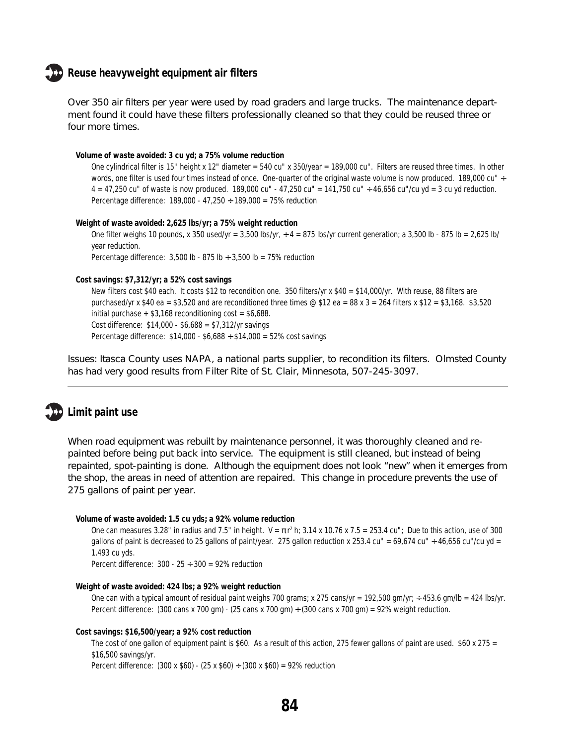## Reuse heavyweight equipment air filters

Over 350 air filters per year were used by road graders and large trucks. The maintenance department found it could have these filters professionally cleaned so that they could be reused three or four more times.

**Volume of waste avoided: 3 cu yd; a 75% volume reduction**

One cylindrical filter is 15" height x 12" diameter = 540 cu" x 350/year = 189,000 cu". Filters are reused three times. In other words, one filter is used four times instead of once. One-quarter of the original waste volume is now produced. 189,000 cu" ÷ 4 = 47,250 cu" of waste is now produced. 189,000 cu" - 47,250 cu" = 141,750 cu" ÷ 46,656 cu"/cu yd = 3 cu yd reduction.
Percentage difference: 189,000 - 47,250 ÷ 189,000 = 75% reduction

**Weight of waste avoided: 2,625 lbs/yr; a 75% weight reduction**

One filter weighs 10 pounds, x 350 used/yr = 3,500 lbs/yr, ÷ 4 = 875 lbs/yr current generation; a 3,500 lb - 875 lb = 2,625 lb/year reduction.
Percentage difference: 3,500 lb - 875 lb ÷ 3,500 lb = 75% reduction

**Cost savings: $7,312/yr; a 52% cost savings**

New filters cost $40 each. It costs $12 to recondition one. 350 filters/yr x $40 = $14,000/yr. With reuse, 88 filters are purchased/yr x $40 ea = $3,520 and are reconditioned three times @ $12 ea = 88 x 3 = 264 filters x $12 = $3,168. $3,520 initial purchase + $3,168 reconditioning cost = $6,688.
Cost difference: $14,000 - $6,688 = $7,312/yr savings
Percentage difference: $14,000 - $6,688 ÷ $14,000 = 52% cost savings

Issues: Itasca County uses NAPA, a national parts supplier, to recondition its filters. Olmsted County has had very good results from Filter Rite of St. Clair, Minnesota, 507-245-3097.

---

## Limit paint use

When road equipment was rebuilt by maintenance personnel, it was thoroughly cleaned and repainted before being put back into service. The equipment is still cleaned, but instead of being repainted, spot-painting is done. Although the equipment does not look "new" when it emerges from the shop, the areas in need of attention are repaired. This change in procedure prevents the use of 275 gallons of paint per year.

**Volume of waste avoided: 1.5 cu yds; a 92% volume reduction**

One can measures 3.28" in radius and 7.5" in height. $V = \pi r^2 h$; 3.14 x 10.76 x 7.5 = 253.4 cu"; Due to this action, use of 300 gallons of paint is decreased to 25 gallons of paint/year. 275 gallon reduction x 253.4 cu" = 69,674 cu" ÷ 46,656 cu"/cu yd = 1.493 cu yds.
Percent difference: 300 - 25 ÷ 300 = 92% reduction

**Weight of waste avoided: 424 lbs; a 92% weight reduction**

One can with a typical amount of residual paint weighs 700 grams; x 275 cans/yr = 192,500 gm/yr; ÷ 453.6 gm/lb = 424 lbs/yr.
Percent difference: (300 cans x 700 gm) - (25 cans x 700 gm) ÷ (300 cans x 700 gm) = 92% weight reduction.

**Cost savings: $16,500/year; a 92% cost reduction**

The cost of one gallon of equipment paint is $60. As a result of this action, 275 fewer gallons of paint are used. $60 x 275 = $16,500 savings/yr.
Percent difference: (300 x $60) - (25 x $60) ÷ (300 x $60) = 92% reduction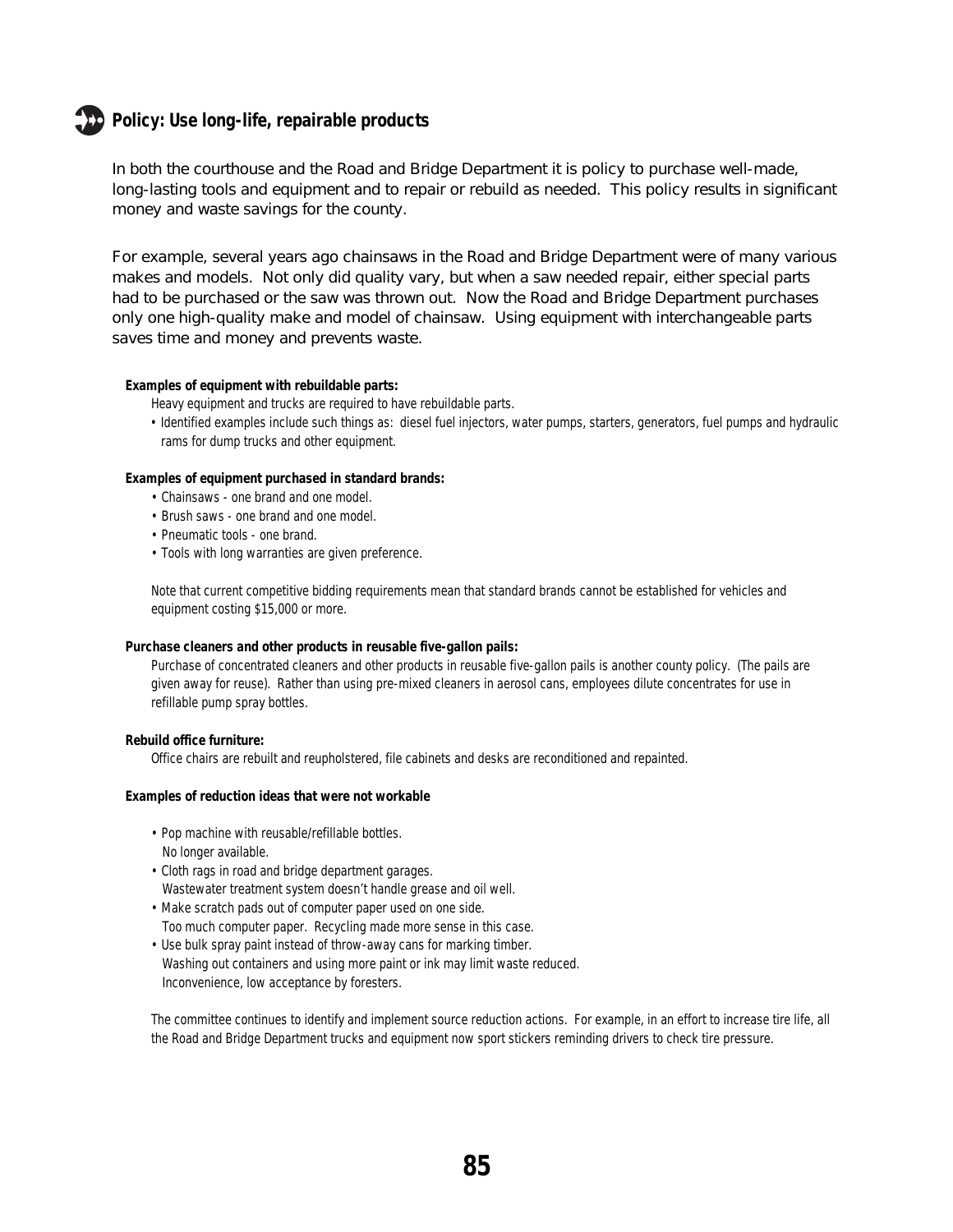## Policy: Use long-life, repairable products

In both the courthouse and the Road and Bridge Department it is policy to purchase well-made, long-lasting tools and equipment and to repair or rebuild as needed. This policy results in significant money and waste savings for the county.

For example, several years ago chainsaws in the Road and Bridge Department were of many various makes and models. Not only did quality vary, but when a saw needed repair, either special parts had to be purchased or the saw was thrown out. Now the Road and Bridge Department purchases only one high-quality make and model of chainsaw. Using equipment with interchangeable parts saves time and money and prevents waste.

**Examples of equipment with rebuildable parts:**

Heavy equipment and trucks are required to have rebuildable parts.

- Identified examples include such things as: diesel fuel injectors, water pumps, starters, generators, fuel pumps and hydraulic rams for dump trucks and other equipment.

**Examples of equipment purchased in standard brands:**

- Chainsaws - one brand and one model.
- Brush saws - one brand and one model.
- Pneumatic tools - one brand.
- Tools with long warranties are given preference.

Note that current competitive bidding requirements mean that standard brands cannot be established for vehicles and equipment costing $15,000 or more.

**Purchase cleaners and other products in reusable five-gallon pails:**

Purchase of concentrated cleaners and other products in reusable five-gallon pails is another county policy. (The pails are given away for reuse). Rather than using pre-mixed cleaners in aerosol cans, employees dilute concentrates for use in refillable pump spray bottles.

**Rebuild office furniture:**

Office chairs are rebuilt and reupholstered, file cabinets and desks are reconditioned and repainted.

**Examples of reduction ideas that were not workable**

- Pop machine with reusable/refillable bottles.
  No longer available.
- Cloth rags in road and bridge department garages.
  Wastewater treatment system doesn't handle grease and oil well.
- Make scratch pads out of computer paper used on one side.
  Too much computer paper. Recycling made more sense in this case.
- Use bulk spray paint instead of throw-away cans for marking timber.
  Washing out containers and using more paint or ink may limit waste reduced.
  Inconvenience, low acceptance by foresters.

The committee continues to identify and implement source reduction actions. For example, in an effort to increase tire life, all the Road and Bridge Department trucks and equipment now sport stickers reminding drivers to check tire pressure.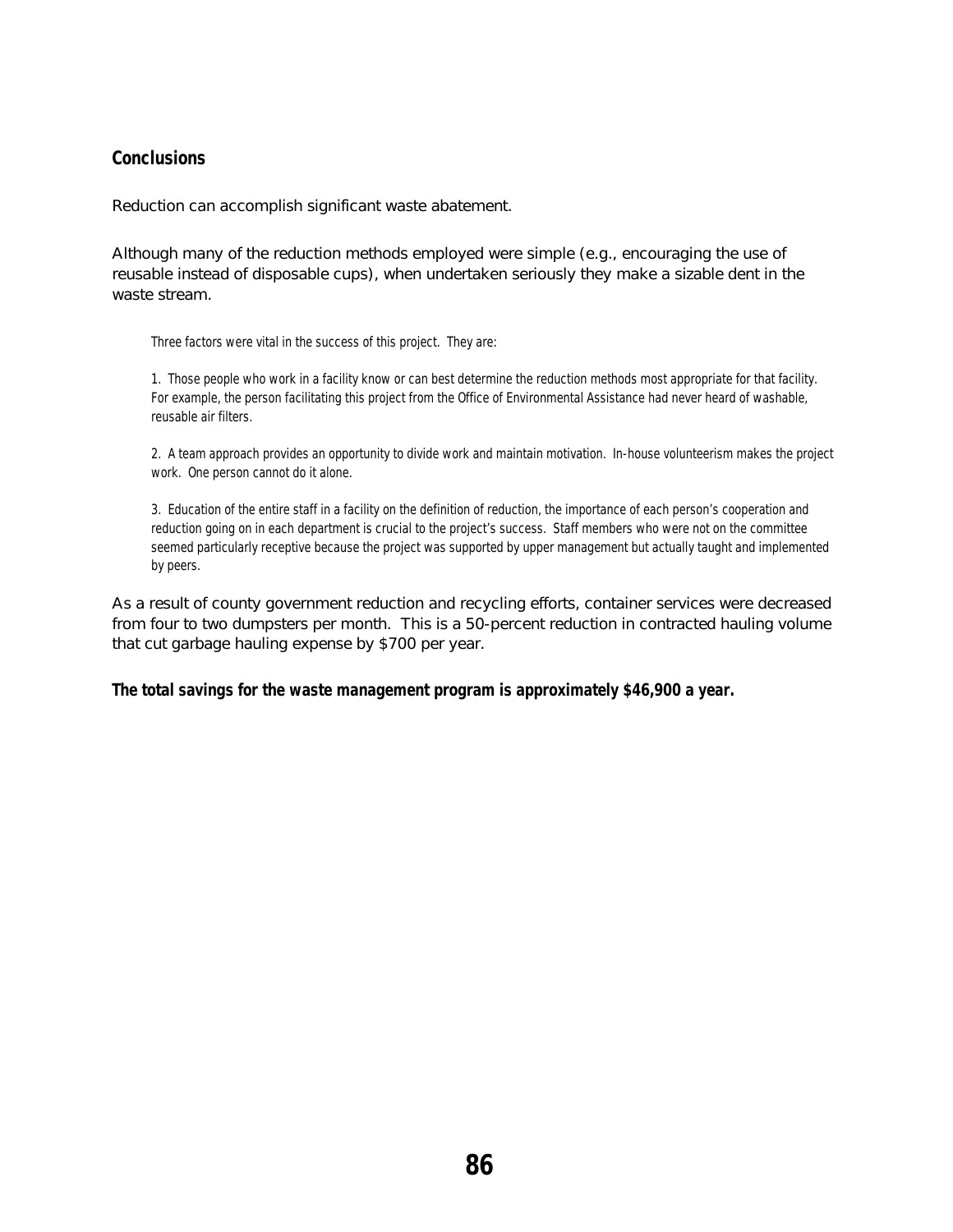## Conclusions

Reduction can accomplish significant waste abatement.

Although many of the reduction methods employed were simple (e.g., encouraging the use of reusable instead of disposable cups), when undertaken seriously they make a sizable dent in the waste stream.

> Three factors were vital in the success of this project. They are:
>
> 1. Those people who work in a facility know or can best determine the reduction methods most appropriate for that facility. For example, the person facilitating this project from the Office of Environmental Assistance had never heard of washable, reusable air filters.
>
> 2. A team approach provides an opportunity to divide work and maintain motivation. In-house volunteerism makes the project work. One person cannot do it alone.
>
> 3. Education of the entire staff in a facility on the definition of reduction, the importance of each person's cooperation and reduction going on in each department is crucial to the project's success. Staff members who were not on the committee seemed particularly receptive because the project was supported by upper management but actually taught and implemented by peers.

As a result of county government reduction and recycling efforts, container services were decreased from four to two dumpsters per month. This is a 50-percent reduction in contracted hauling volume that cut garbage hauling expense by $700 per year.

**The total savings for the waste management program is approximately $46,900 a year.**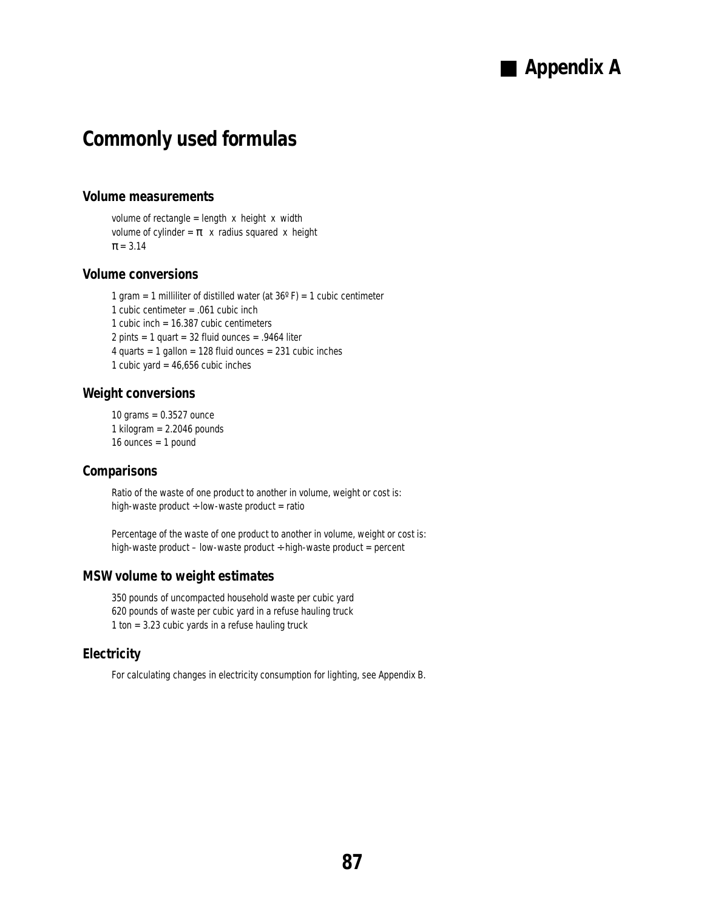# Appendix A

## Commonly used formulas

### Volume measurements

volume of rectangle = length x height x width
volume of cylinder = $\pi$ x radius squared x height
$\pi$ = 3.14

### Volume conversions

1 gram = 1 milliliter of distilled water (at 36º F) = 1 cubic centimeter
1 cubic centimeter = .061 cubic inch
1 cubic inch = 16.387 cubic centimeters
2 pints = 1 quart = 32 fluid ounces = .9464 liter
4 quarts = 1 gallon = 128 fluid ounces = 231 cubic inches
1 cubic yard = 46,656 cubic inches

### Weight conversions

10 grams = 0.3527 ounce
1 kilogram = 2.2046 pounds
16 ounces = 1 pound

### Comparisons

Ratio of the waste of one product to another in volume, weight or cost is:
high-waste product ÷ low-waste product = ratio

Percentage of the waste of one product to another in volume, weight or cost is:
high-waste product – low-waste product ÷ high-waste product = percent

### MSW volume to weight estimates

350 pounds of uncompacted household waste per cubic yard
620 pounds of waste per cubic yard in a refuse hauling truck
1 ton = 3.23 cubic yards in a refuse hauling truck

### Electricity

For calculating changes in electricity consumption for lighting, see Appendix B.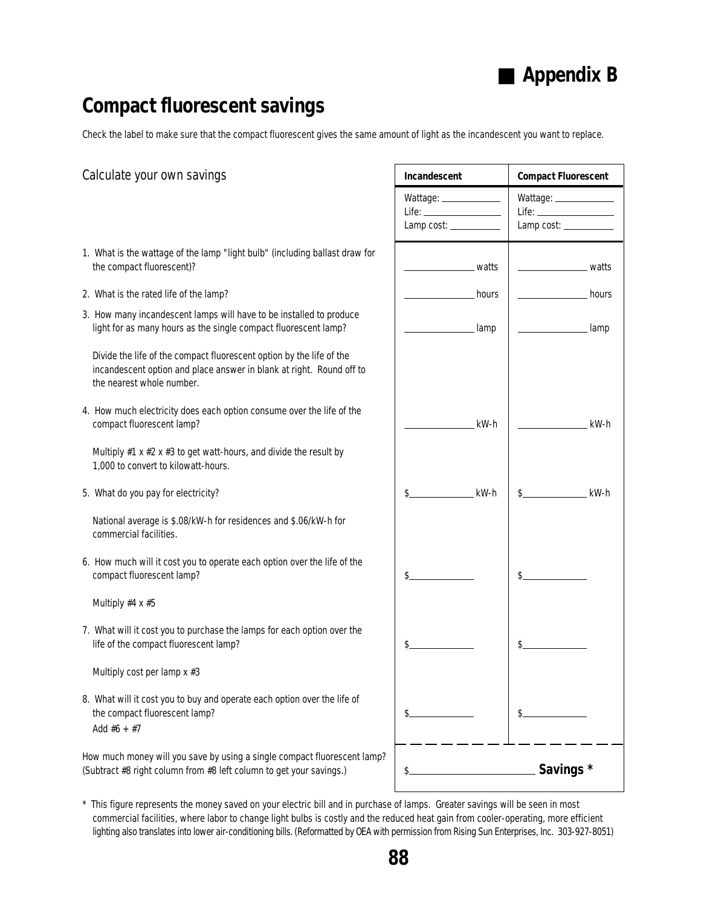## Appendix B

# Compact fluorescent savings

Check the label to make sure that the compact fluorescent gives the same amount of light as the incandescent you want to replace.

| Calculate your own savings | Incandescent | Compact Fluorescent |
|---|---|---|
| | Wattage: ______<br>Life: ______<br>Lamp cost: ______ | Wattage: ______<br>Life: ______<br>Lamp cost: ______ |
| 1. What is the wattage of the lamp "light bulb" (including ballast draw for the compact fluorescent)? | ______ watts | ______ watts |
| 2. What is the rated life of the lamp? | ______ hours | ______ hours |
| 3. How many incandescent lamps will have to be installed to produce light for as many hours as the single compact fluorescent lamp?<br><br>Divide the life of the compact fluorescent option by the life of the incandescent option and place answer in blank at right. Round off to the nearest whole number. | ______ lamp | ______ lamp |
| 4. How much electricity does each option consume over the life of the compact fluorescent lamp?<br><br>Multiply #1 x #2 x #3 to get watt-hours, and divide the result by 1,000 to convert to kilowatt-hours. | ______ kW-h | ______ kW-h |
| 5. What do you pay for electricity?<br><br>National average is $.08/kW-h for residences and $.06/kW-h for commercial facilities. | $______ kW-h | $______ kW-h |
| 6. How much will it cost you to operate each option over the life of the compact fluorescent lamp?<br><br>Multiply #4 x #5 | $______ | $______ |
| 7. What will it cost you to purchase the lamps for each option over the life of the compact fluorescent lamp?<br><br>Multiply cost per lamp x #3 | $______ | $______ |
| 8. What will it cost you to buy and operate each option over the life of the compact fluorescent lamp?<br>Add #6 + #7 | $______ | $______ |
| How much money will you save by using a single compact fluorescent lamp? (Subtract #8 right column from #8 left column to get your savings.) | $______ **Savings *** | |

\* This figure represents the money saved on your electric bill and in purchase of lamps. Greater savings will be seen in most commercial facilities, where labor to change light bulbs is costly and the reduced heat gain from cooler-operating, more efficient lighting also translates into lower air-conditioning bills. (Reformatted by OEA with permission from Rising Sun Enterprises, Inc. 303-927-8051)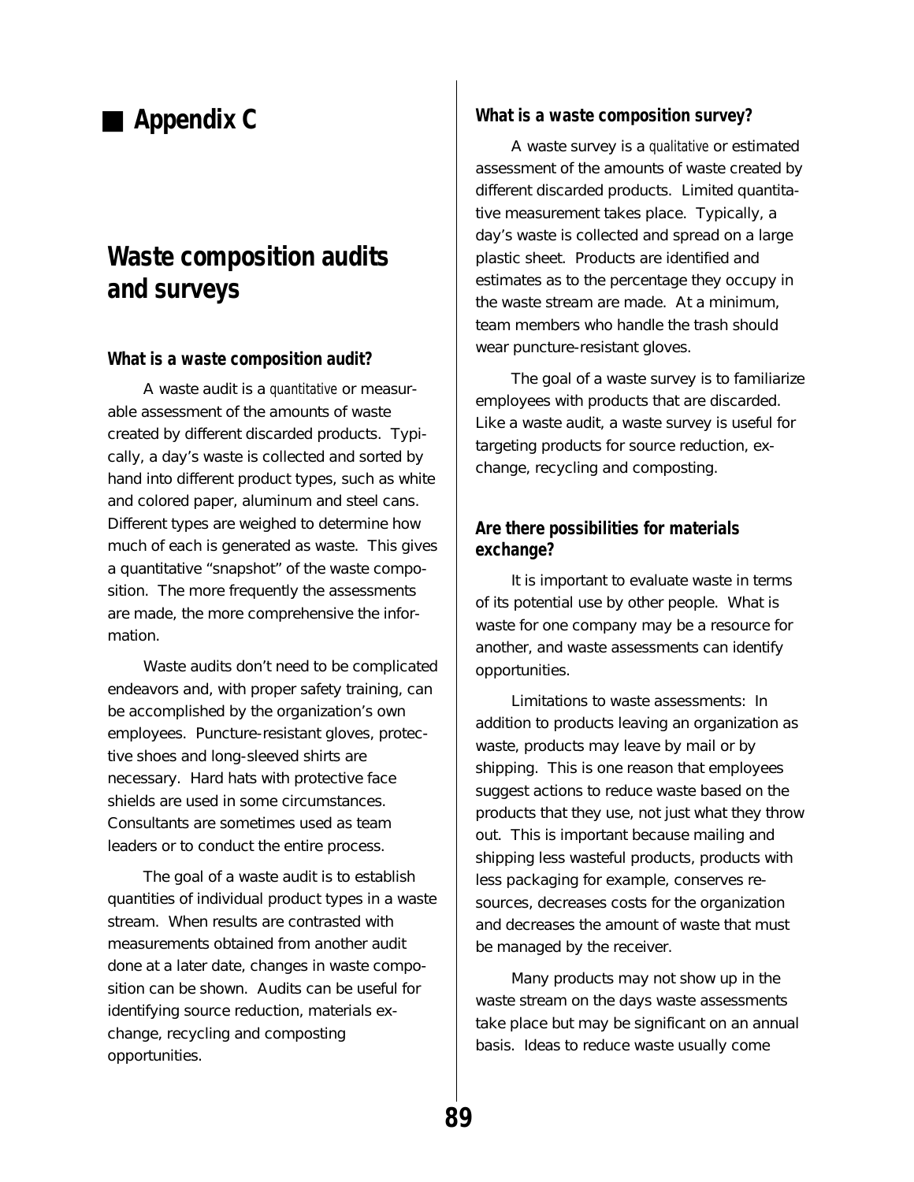# ■ Appendix C

## Waste composition audits and surveys

### What is a waste composition audit?

A waste audit is a *quantitative* or measurable assessment of the amounts of waste created by different discarded products. Typically, a day's waste is collected and sorted by hand into different product types, such as white and colored paper, aluminum and steel cans. Different types are weighed to determine how much of each is generated as waste. This gives a quantitative "snapshot" of the waste composition. The more frequently the assessments are made, the more comprehensive the information.

Waste audits don't need to be complicated endeavors and, with proper safety training, can be accomplished by the organization's own employees. Puncture-resistant gloves, protective shoes and long-sleeved shirts are necessary. Hard hats with protective face shields are used in some circumstances. Consultants are sometimes used as team leaders or to conduct the entire process.

The goal of a waste audit is to establish quantities of individual product types in a waste stream. When results are contrasted with measurements obtained from another audit done at a later date, changes in waste composition can be shown. Audits can be useful for identifying source reduction, materials exchange, recycling and composting opportunities.

### What is a waste composition survey?

A waste survey is a *qualitative* or estimated assessment of the amounts of waste created by different discarded products. Limited quantitative measurement takes place. Typically, a day's waste is collected and spread on a large plastic sheet. Products are identified and estimates as to the percentage they occupy in the waste stream are made. At a minimum, team members who handle the trash should wear puncture-resistant gloves.

The goal of a waste survey is to familiarize employees with products that are discarded. Like a waste audit, a waste survey is useful for targeting products for source reduction, exchange, recycling and composting.

### Are there possibilities for materials exchange?

It is important to evaluate waste in terms of its potential use by other people. What is waste for one company may be a resource for another, and waste assessments can identify opportunities.

Limitations to waste assessments: In addition to products leaving an organization as waste, products may leave by mail or by shipping. This is one reason that employees suggest actions to reduce waste based on the products that they use, not just what they throw out. This is important because mailing and shipping less wasteful products, products with less packaging for example, conserves resources, decreases costs for the organization and decreases the amount of waste that must be managed by the receiver.

Many products may not show up in the waste stream on the days waste assessments take place but may be significant on an annual basis. Ideas to reduce waste usually come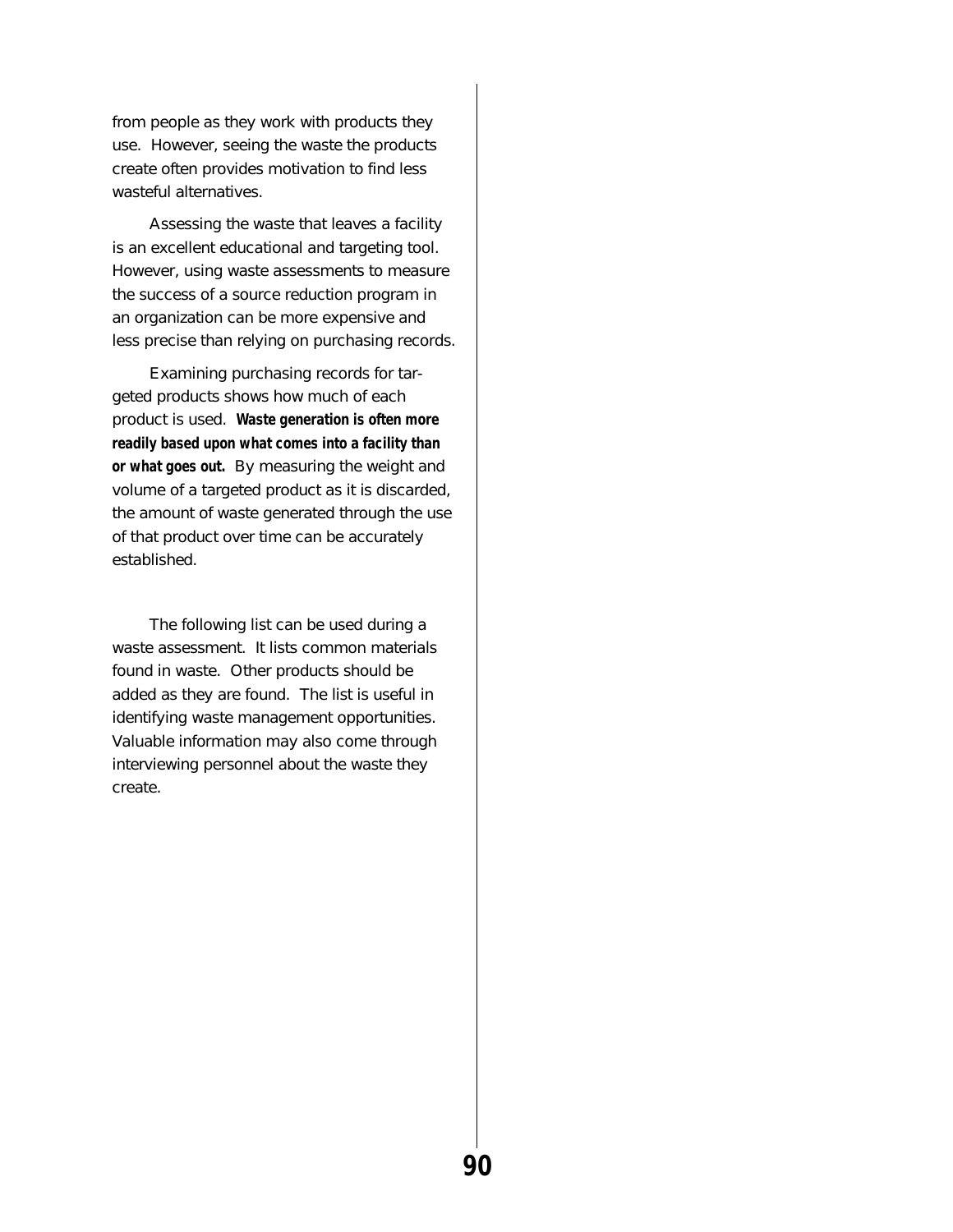from people as they work with products they use. However, seeing the waste the products create often provides motivation to find less wasteful alternatives.

Assessing the waste that leaves a facility is an excellent educational and targeting tool. However, using waste assessments to measure the success of a source reduction program in an organization can be more expensive and less precise than relying on purchasing records.

Examining purchasing records for targeted products shows how much of each product is used. **Waste generation is often more readily based upon what comes into a facility than or what goes out.** By measuring the weight and volume of a targeted product as it is discarded, the amount of waste generated through the use of that product over time can be accurately established.

The following list can be used during a waste assessment. It lists common materials found in waste. Other products should be added as they are found. The list is useful in identifying waste management opportunities. Valuable information may also come through interviewing personnel about the waste they create.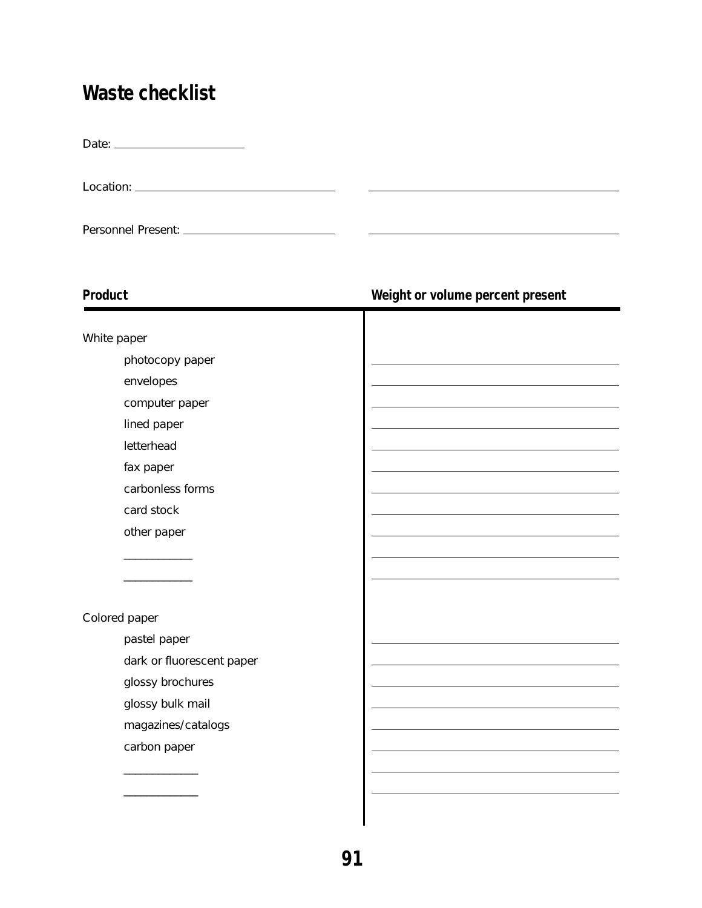# Waste checklist

Date: ____________________

Location: ______________________________ ______________________________________

Personnel Present: ______________________ ______________________________________

| Product | Weight or volume percent present |
|---|---|
| White paper | |
| photocopy paper | ______________________ |
| envelopes | ______________________ |
| computer paper | ______________________ |
| lined paper | ______________________ |
| letterhead | ______________________ |
| fax paper | ______________________ |
| carbonless forms | ______________________ |
| card stock | ______________________ |
| other paper | ______________________ |
| ___________ | ______________________ |
| ___________ | ______________________ |
| Colored paper | |
| pastel paper | ______________________ |
| dark or fluorescent paper | ______________________ |
| glossy brochures | ______________________ |
| glossy bulk mail | ______________________ |
| magazines/catalogs | ______________________ |
| carbon paper | ______________________ |
| ___________ | ______________________ |
| ___________ | ______________________ |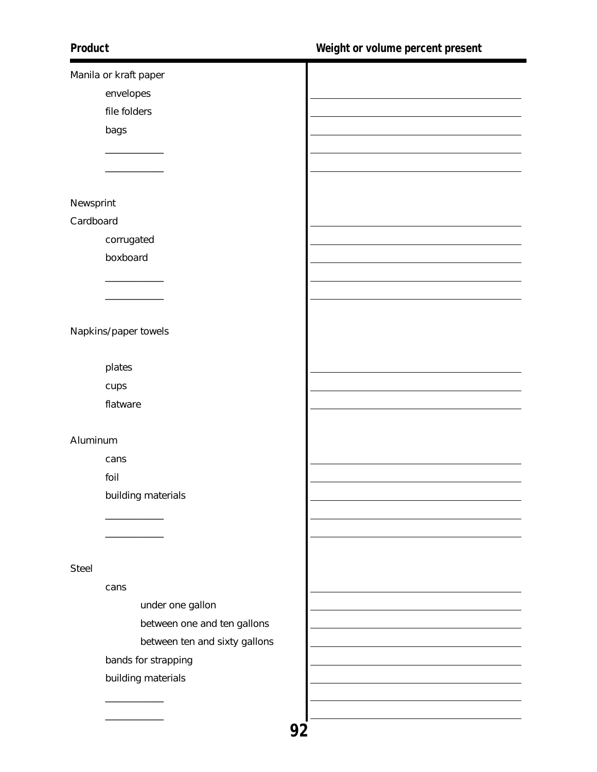| Product | Weight or volume percent present |
| --- | --- |
| Manila or kraft paper | |
| envelopes | ___ |
| file folders | ___ |
| bags | ___ |
| ___ | ___ |
| ___ | ___ |
| Newsprint | |
| Cardboard | ___ |
| corrugated | ___ |
| boxboard | ___ |
| ___ | ___ |
| ___ | ___ |
| Napkins/paper towels | |
| plates | ___ |
| cups | ___ |
| flatware | ___ |
| Aluminum | |
| cans | ___ |
| foil | ___ |
| building materials | ___ |
| ___ | ___ |
| ___ | ___ |
| Steel | |
| cans | ___ |
| under one gallon | ___ |
| between one and ten gallons | ___ |
| between ten and sixty gallons | ___ |
| bands for strapping | ___ |
| building materials | ___ |
| ___ | ___ |
| ___ | ___ |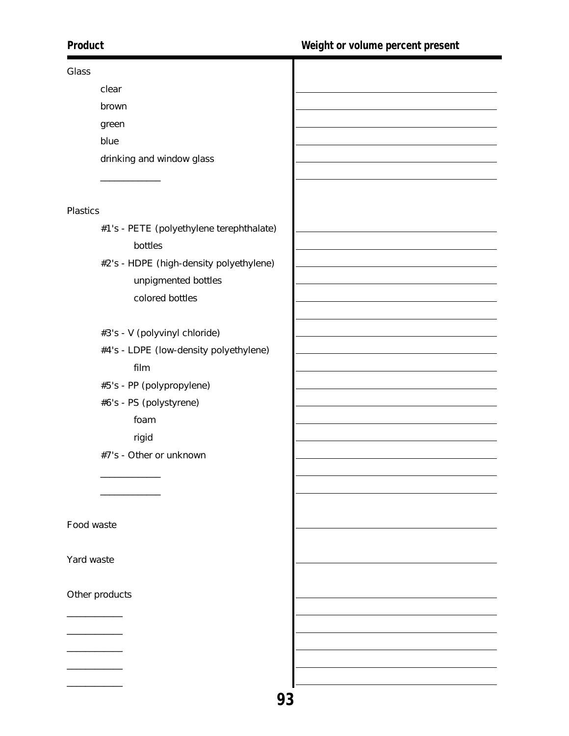| Product | Weight or volume percent present |
|---|---|
| Glass | |
| clear | |
| brown | |
| green | |
| blue | |
| drinking and window glass | |
| ____________ | |
| Plastics | |
| #1's - PETE (polyethylene terephthalate) | |
| bottles | |
| #2's - HDPE (high-density polyethylene) | |
| unpigmented bottles | |
| colored bottles | |
| | |
| #3's - V (polyvinyl chloride) | |
| #4's - LDPE (low-density polyethylene) | |
| film | |
| #5's - PP (polypropylene) | |
| #6's - PS (polystyrene) | |
| foam | |
| rigid | |
| #7's - Other or unknown | |
| ____________ | |
| ____________ | |
| Food waste | |
| Yard waste | |
| Other products | |
| ___________ | |
| ___________ | |
| ___________ | |
| ___________ | |
| ___________ | |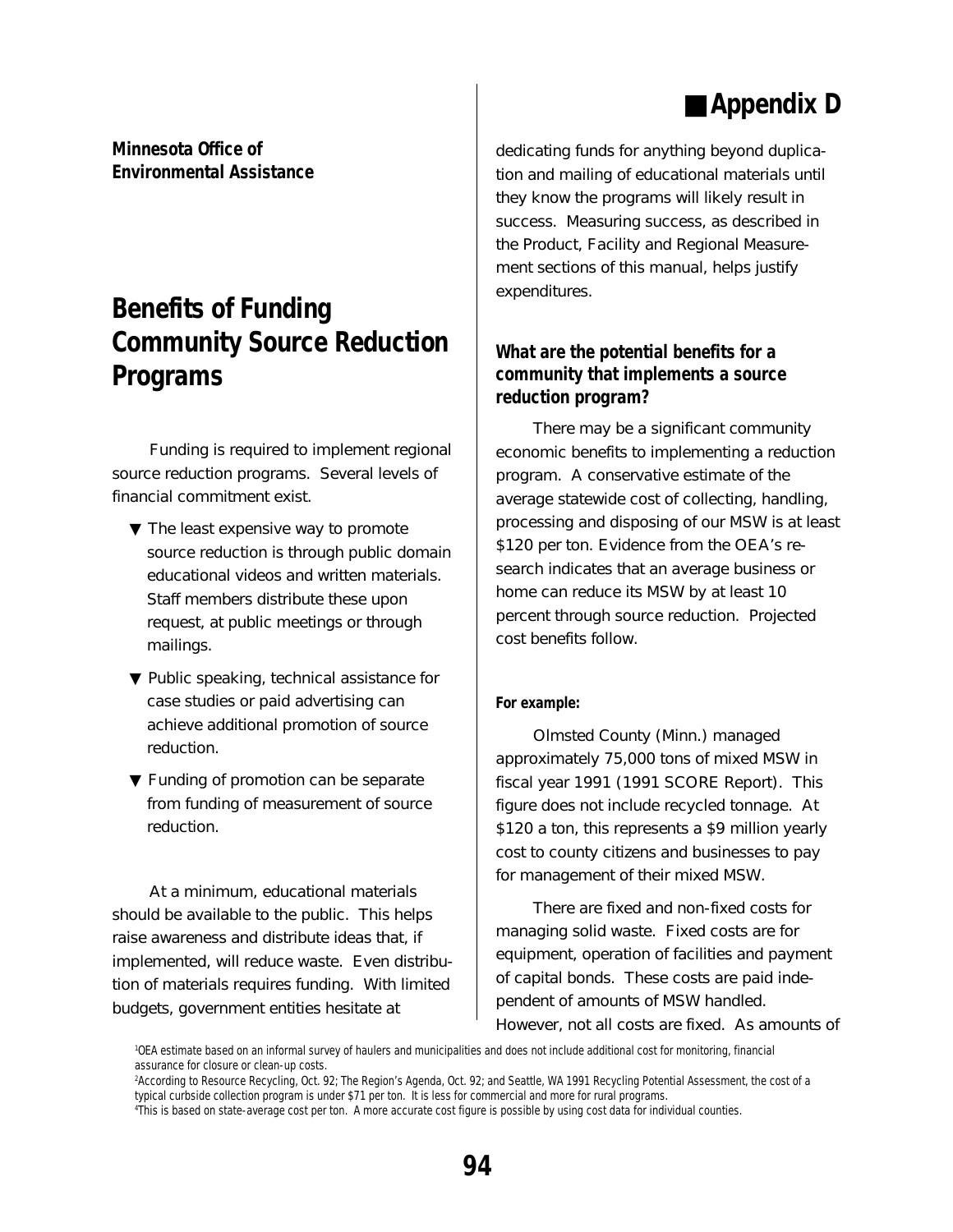# Appendix D

**Minnesota Office of Environmental Assistance**

## Benefits of Funding Community Source Reduction Programs

Funding is required to implement regional source reduction programs. Several levels of financial commitment exist.

- The least expensive way to promote source reduction is through public domain educational videos and written materials. Staff members distribute these upon request, at public meetings or through mailings.
- Public speaking, technical assistance for case studies or paid advertising can achieve additional promotion of source reduction.
- Funding of promotion can be separate from funding of measurement of source reduction.

At a minimum, educational materials should be available to the public. This helps raise awareness and distribute ideas that, if implemented, will reduce waste. Even distribution of materials requires funding. With limited budgets, government entities hesitate at dedicating funds for anything beyond duplication and mailing of educational materials until they know the programs will likely result in success. Measuring success, as described in the Product, Facility and Regional Measurement sections of this manual, helps justify expenditures.

### What are the potential benefits for a community that implements a source reduction program?

There may be a significant community economic benefits to implementing a reduction program. A conservative estimate of the average statewide cost of collecting, handling, processing and disposing of our MSW is at least \$120 per ton. Evidence from the OEA's research indicates that an average business or home can reduce its MSW by at least 10 percent through source reduction. Projected cost benefits follow.

**For example:**

Olmsted County (Minn.) managed approximately 75,000 tons of mixed MSW in fiscal year 1991 (1991 SCORE Report). This figure does not include recycled tonnage. At \$120 a ton, this represents a \$9 million yearly cost to county citizens and businesses to pay for management of their mixed MSW.

There are fixed and non-fixed costs for managing solid waste. Fixed costs are for equipment, operation of facilities and payment of capital bonds. These costs are paid independent of amounts of MSW handled. However, not all costs are fixed. As amounts of

[1]OEA estimate based on an informal survey of haulers and municipalities and does not include additional cost for monitoring, financial assurance for closure or clean-up costs.
[2]According to Resource Recycling, Oct. 92; The Region's Agenda, Oct. 92; and Seattle, WA 1991 Recycling Potential Assessment, the cost of a typical curbside collection program is under \$71 per ton. It is less for commercial and more for rural programs.
[4]This is based on state-average cost per ton. A more accurate cost figure is possible by using cost data for individual counties.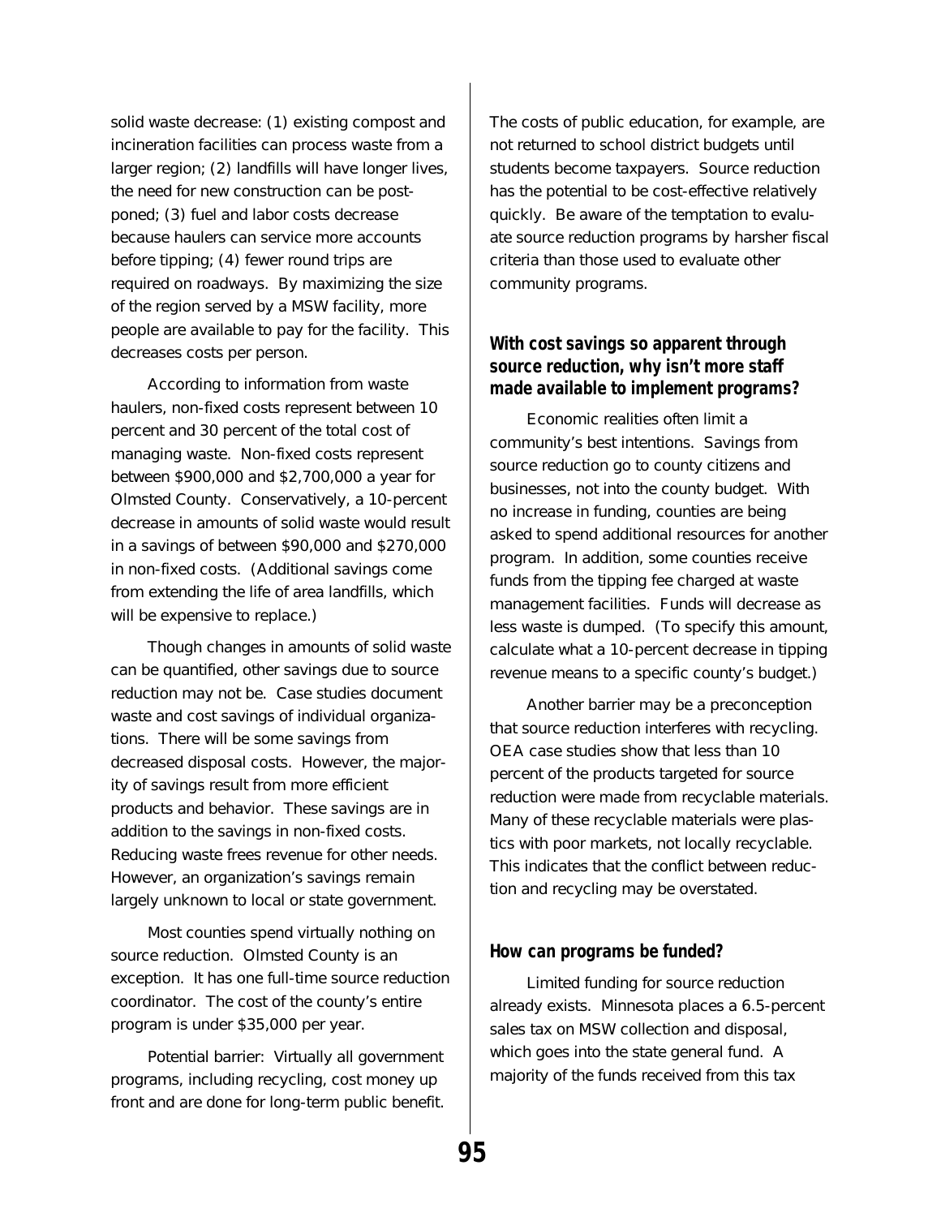solid waste decrease: (1) existing compost and incineration facilities can process waste from a larger region; (2) landfills will have longer lives, the need for new construction can be postponed; (3) fuel and labor costs decrease because haulers can service more accounts before tipping; (4) fewer round trips are required on roadways. By maximizing the size of the region served by a MSW facility, more people are available to pay for the facility. This decreases costs per person.

According to information from waste haulers, non-fixed costs represent between 10 percent and 30 percent of the total cost of managing waste. Non-fixed costs represent between $900,000 and $2,700,000 a year for Olmsted County. Conservatively, a 10-percent decrease in amounts of solid waste would result in a savings of between $90,000 and $270,000 in non-fixed costs. (Additional savings come from extending the life of area landfills, which will be expensive to replace.)

Though changes in amounts of solid waste can be quantified, other savings due to source reduction may not be. Case studies document waste and cost savings of individual organizations. There will be some savings from decreased disposal costs. However, the majority of savings result from more efficient products and behavior. These savings are in addition to the savings in non-fixed costs. Reducing waste frees revenue for other needs. However, an organization's savings remain largely unknown to local or state government.

Most counties spend virtually nothing on source reduction. Olmsted County is an exception. It has one full-time source reduction coordinator. The cost of the county's entire program is under $35,000 per year.

Potential barrier: Virtually all government programs, including recycling, cost money up front and are done for long-term public benefit. The costs of public education, for example, are not returned to school district budgets until students become taxpayers. Source reduction has the potential to be cost-effective relatively quickly. Be aware of the temptation to evaluate source reduction programs by harsher fiscal criteria than those used to evaluate other community programs.

### With cost savings so apparent through source reduction, why isn't more staff made available to implement programs?

Economic realities often limit a community's best intentions. Savings from source reduction go to county citizens and businesses, not into the county budget. With no increase in funding, counties are being asked to spend additional resources for another program. In addition, some counties receive funds from the tipping fee charged at waste management facilities. Funds will decrease as less waste is dumped. (To specify this amount, calculate what a 10-percent decrease in tipping revenue means to a specific county's budget.)

Another barrier may be a preconception that source reduction interferes with recycling. OEA case studies show that less than 10 percent of the products targeted for source reduction were made from recyclable materials. Many of these recyclable materials were plastics with poor markets, not locally recyclable. This indicates that the conflict between reduction and recycling may be overstated.

### How can programs be funded?

Limited funding for source reduction already exists. Minnesota places a 6.5-percent sales tax on MSW collection and disposal, which goes into the state general fund. A majority of the funds received from this tax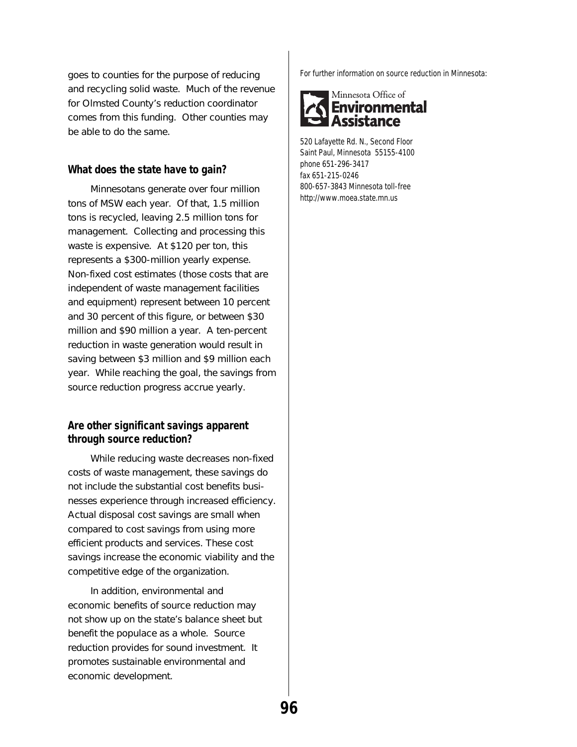goes to counties for the purpose of reducing and recycling solid waste. Much of the revenue for Olmsted County's reduction coordinator comes from this funding. Other counties may be able to do the same.

### What does the state have to gain?

Minnesotans generate over four million tons of MSW each year. Of that, 1.5 million tons is recycled, leaving 2.5 million tons for management. Collecting and processing this waste is expensive. At $120 per ton, this represents a $300-million yearly expense. Non-fixed cost estimates (those costs that are independent of waste management facilities and equipment) represent between 10 percent and 30 percent of this figure, or between $30 million and $90 million a year. A ten-percent reduction in waste generation would result in saving between $3 million and $9 million each year. While reaching the goal, the savings from source reduction progress accrue yearly.

### Are other significant savings apparent through source reduction?

While reducing waste decreases non-fixed costs of waste management, these savings do not include the substantial cost benefits businesses experience through increased efficiency. Actual disposal cost savings are small when compared to cost savings from using more efficient products and services. These cost savings increase the economic viability and the competitive edge of the organization.

In addition, environmental and economic benefits of source reduction may not show up on the state's balance sheet but benefit the populace as a whole. Source reduction provides for sound investment. It promotes sustainable environmental and economic development.

For further information on source reduction in Minnesota:

Minnesota Office of **Environmental Assistance**

520 Lafayette Rd. N., Second Floor
Saint Paul, Minnesota 55155-4100
phone 651-296-3417
fax 651-215-0246
800-657-3843 Minnesota toll-free
http://www.moea.state.mn.us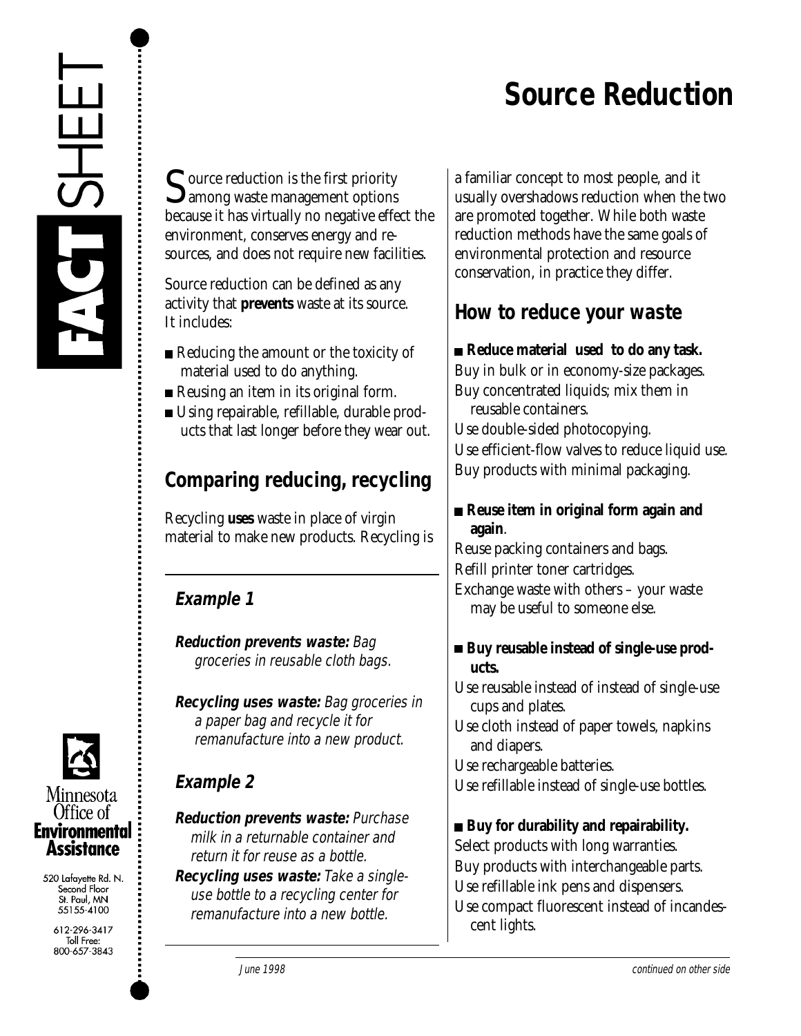# Source Reduction

Source reduction is the first priority among waste management options because it has virtually no negative effect the environment, conserves energy and resources, and does not require new facilities.

Source reduction can be defined as any activity that **prevents** waste at its source. It includes:

- Reducing the amount or the toxicity of material used to do anything.
- Reusing an item in its original form.
- Using repairable, refillable, durable products that last longer before they wear out.

## Comparing reducing, recycling

Recycling **uses** waste in place of virgin material to make new products. Recycling is a familiar concept to most people, and it usually overshadows reduction when the two are promoted together. While both waste reduction methods have the same goals of environmental protection and resource conservation, in practice they differ.

### Example 1

***Reduction prevents waste:*** *Bag groceries in reusable cloth bags.*

***Recycling uses waste:*** *Bag groceries in a paper bag and recycle it for remanufacture into a new product.*

### Example 2

***Reduction prevents waste:*** *Purchase milk in a returnable container and return it for reuse as a bottle.*

***Recycling uses waste:*** *Take a single-use bottle to a recycling center for remanufacture into a new bottle.*

## How to reduce your waste

- **Reduce material used to do any task.**

Buy in bulk or in economy-size packages.
Buy concentrated liquids; mix them in reusable containers.
Use double-sided photocopying.
Use efficient-flow valves to reduce liquid use.
Buy products with minimal packaging.

- **Reuse item in original form again and again**.

Reuse packing containers and bags.
Refill printer toner cartridges.
Exchange waste with others – your waste may be useful to someone else.

- **Buy reusable instead of single-use products.**

Use reusable instead of instead of single-use cups and plates.
Use cloth instead of paper towels, napkins and diapers.
Use rechargeable batteries.
Use refillable instead of single-use bottles.

- **Buy for durability and repairability.**

Select products with long warranties.
Buy products with interchangeable parts.
Use refillable ink pens and dispensers.
Use compact fluorescent instead of incandescent lights.

Minnesota Office of Environmental Assistance
520 Lafayette Rd. N.
Second Floor
St. Paul, MN 55155-4100
612-296-3417
Toll Free: 800-657-3843

*June 1998*

*continued on other side*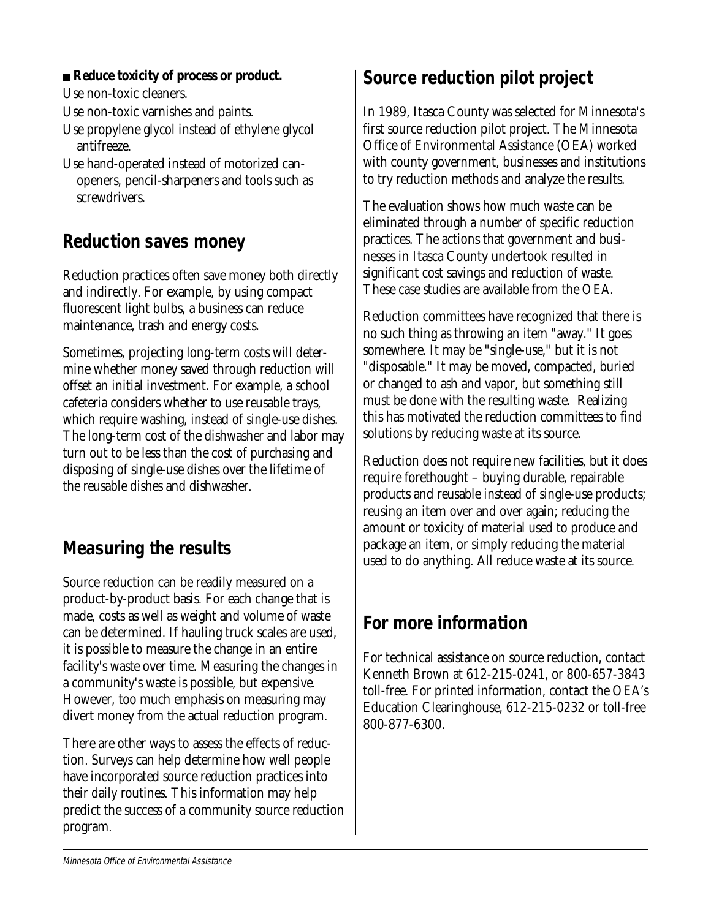- **Reduce toxicity of process or product.**

Use non-toxic cleaners.

Use non-toxic varnishes and paints.

Use propylene glycol instead of ethylene glycol antifreeze.

Use hand-operated instead of motorized can-openers, pencil-sharpeners and tools such as screwdrivers.

## Reduction saves money

Reduction practices often save money both directly and indirectly. For example, by using compact fluorescent light bulbs, a business can reduce maintenance, trash and energy costs.

Sometimes, projecting long-term costs will determine whether money saved through reduction will offset an initial investment. For example, a school cafeteria considers whether to use reusable trays, which require washing, instead of single-use dishes. The long-term cost of the dishwasher and labor may turn out to be less than the cost of purchasing and disposing of single-use dishes over the lifetime of the reusable dishes and dishwasher.

## Measuring the results

Source reduction can be readily measured on a product-by-product basis. For each change that is made, costs as well as weight and volume of waste can be determined. If hauling truck scales are used, it is possible to measure the change in an entire facility's waste over time. Measuring the changes in a community's waste is possible, but expensive. However, too much emphasis on measuring may divert money from the actual reduction program.

There are other ways to assess the effects of reduction. Surveys can help determine how well people have incorporated source reduction practices into their daily routines. This information may help predict the success of a community source reduction program.

## Source reduction pilot project

In 1989, Itasca County was selected for Minnesota's first source reduction pilot project. The Minnesota Office of Environmental Assistance (OEA) worked with county government, businesses and institutions to try reduction methods and analyze the results.

The evaluation shows how much waste can be eliminated through a number of specific reduction practices. The actions that government and businesses in Itasca County undertook resulted in significant cost savings and reduction of waste. These case studies are available from the OEA.

Reduction committees have recognized that there is no such thing as throwing an item "away." It goes somewhere. It may be "single-use," but it is not "disposable." It may be moved, compacted, buried or changed to ash and vapor, but something still must be done with the resulting waste. Realizing this has motivated the reduction committees to find solutions by reducing waste at its source.

Reduction does not require new facilities, but it does require forethought – buying durable, repairable products and reusable instead of single-use products; reusing an item over and over again; reducing the amount or toxicity of material used to produce and package an item, or simply reducing the material used to do anything. All reduce waste at its source.

## For more information

For technical assistance on source reduction, contact Kenneth Brown at 612-215-0241, or 800-657-3843 toll-free. For printed information, contact the OEA's Education Clearinghouse, 612-215-0232 or toll-free 800-877-6300.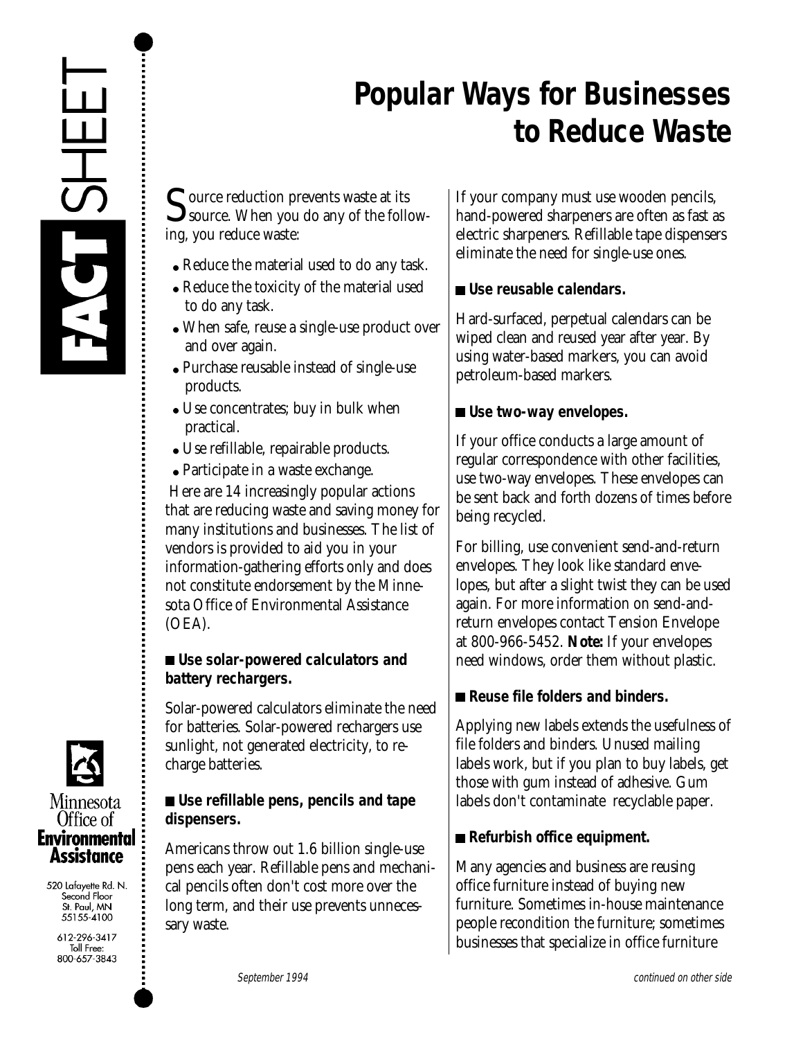FACT SHEET

# Popular Ways for Businesses to Reduce Waste

Source reduction prevents waste at its source. When you do any of the following, you reduce waste:

- Reduce the material used to do any task.
- Reduce the toxicity of the material used to do any task.
- When safe, reuse a single-use product over and over again.
- Purchase reusable instead of single-use products.
- Use concentrates; buy in bulk when practical.
- Use refillable, repairable products.
- Participate in a waste exchange.

Here are 14 increasingly popular actions that are reducing waste and saving money for many institutions and businesses. The list of vendors is provided to aid you in your information-gathering efforts only and does not constitute endorsement by the Minnesota Office of Environmental Assistance (OEA).

### Use solar-powered calculators and battery rechargers.

Solar-powered calculators eliminate the need for batteries. Solar-powered rechargers use sunlight, not generated electricity, to recharge batteries.

### Use refillable pens, pencils and tape dispensers.

Americans throw out 1.6 billion single-use pens each year. Refillable pens and mechanical pencils often don't cost more over the long term, and their use prevents unnecessary waste.

If your company must use wooden pencils, hand-powered sharpeners are often as fast as electric sharpeners. Refillable tape dispensers eliminate the need for single-use ones.

### Use reusable calendars.

Hard-surfaced, perpetual calendars can be wiped clean and reused year after year. By using water-based markers, you can avoid petroleum-based markers.

### Use two-way envelopes.

If your office conducts a large amount of regular correspondence with other facilities, use two-way envelopes. These envelopes can be sent back and forth dozens of times before being recycled.

For billing, use convenient send-and-return envelopes. They look like standard envelopes, but after a slight twist they can be used again. For more information on send-and-return envelopes contact Tension Envelope at 800-966-5452. **Note:** If your envelopes need windows, order them without plastic.

### Reuse file folders and binders.

Applying new labels extends the usefulness of file folders and binders. Unused mailing labels work, but if you plan to buy labels, get those with gum instead of adhesive. Gum labels don't contaminate recyclable paper.

### Refurbish office equipment.

Many agencies and business are reusing office furniture instead of buying new furniture. Sometimes in-house maintenance people recondition the furniture; sometimes businesses that specialize in office furniture

Minnesota Office of Environmental Assistance

520 Lafayette Rd. N.
Second Floor
St. Paul, MN
55155-4100

612-296-3417
Toll Free:
800-657-3843

*September 1994*

*continued on other side*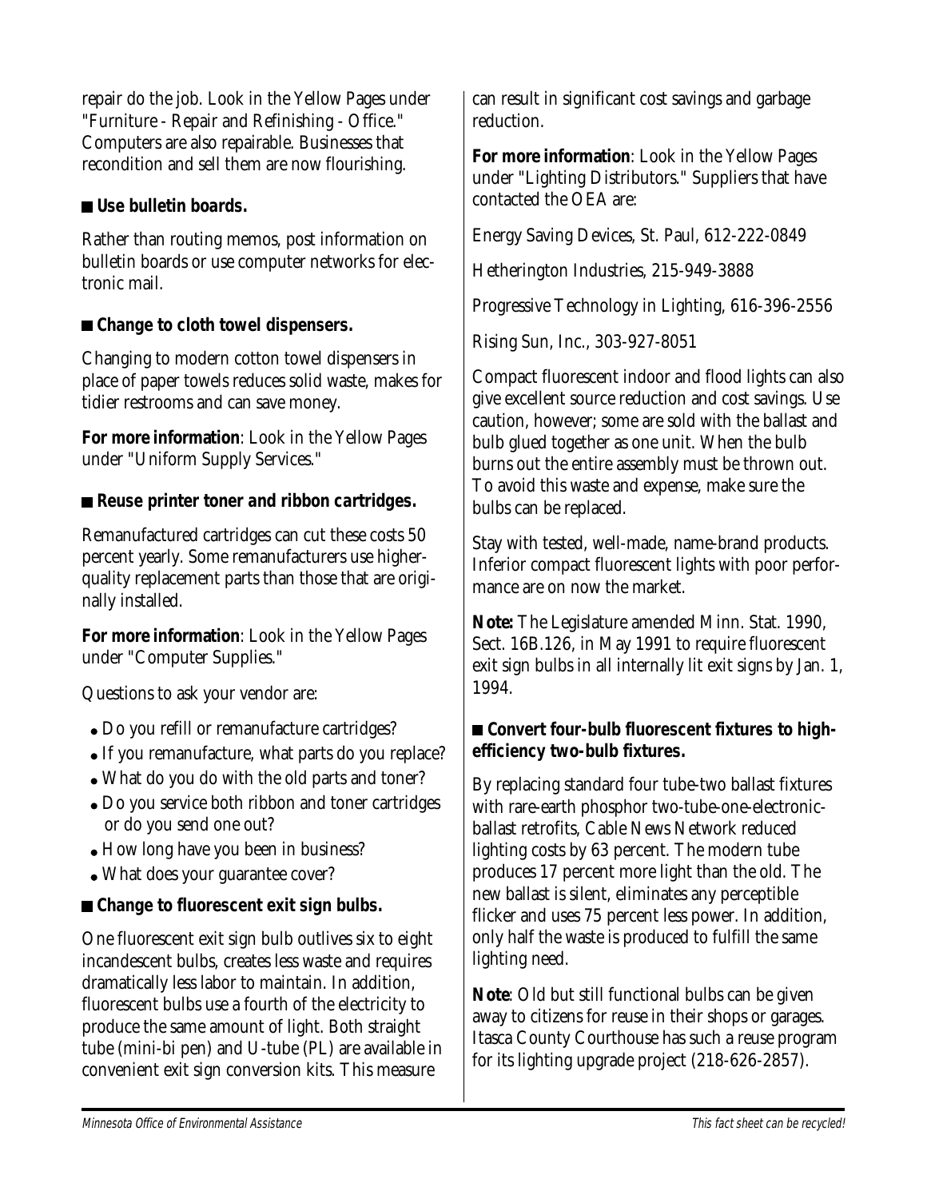repair do the job. Look in the Yellow Pages under "Furniture - Repair and Refinishing - Office." Computers are also repairable. Businesses that recondition and sell them are now flourishing.

■ ***Use bulletin boards.***

Rather than routing memos, post information on bulletin boards or use computer networks for electronic mail.

■ ***Change to cloth towel dispensers.***

Changing to modern cotton towel dispensers in place of paper towels reduces solid waste, makes for tidier restrooms and can save money.

**For more information**: Look in the Yellow Pages under "Uniform Supply Services."

■ ***Reuse printer toner and ribbon cartridges.***

Remanufactured cartridges can cut these costs 50 percent yearly. Some remanufacturers use higher-quality replacement parts than those that are originally installed.

**For more information**: Look in the Yellow Pages under "Computer Supplies."

Questions to ask your vendor are:

- Do you refill or remanufacture cartridges?
- If you remanufacture, what parts do you replace?
- What do you do with the old parts and toner?
- Do you service both ribbon and toner cartridges or do you send one out?
- How long have you been in business?
- What does your guarantee cover?

■ ***Change to fluorescent exit sign bulbs.***

One fluorescent exit sign bulb outlives six to eight incandescent bulbs, creates less waste and requires dramatically less labor to maintain. In addition, fluorescent bulbs use a fourth of the electricity to produce the same amount of light. Both straight tube (mini-bi pen) and U-tube (PL) are available in convenient exit sign conversion kits. This measure can result in significant cost savings and garbage reduction.

**For more information**: Look in the Yellow Pages under "Lighting Distributors." Suppliers that have contacted the OEA are:

Energy Saving Devices, St. Paul, 612-222-0849

Hetherington Industries, 215-949-3888

Progressive Technology in Lighting, 616-396-2556

Rising Sun, Inc., 303-927-8051

Compact fluorescent indoor and flood lights can also give excellent source reduction and cost savings. Use caution, however; some are sold with the ballast and bulb glued together as one unit. When the bulb burns out the entire assembly must be thrown out. To avoid this waste and expense, make sure the bulbs can be replaced.

Stay with tested, well-made, name-brand products. Inferior compact fluorescent lights with poor performance are on now the market.

**Note:** The Legislature amended Minn. Stat. 1990, Sect. 16B.126, in May 1991 to require fluorescent exit sign bulbs in all internally lit exit signs by Jan. 1, 1994.

■ ***Convert four-bulb fluorescent fixtures to high-efficiency two-bulb fixtures.***

By replacing standard four tube-two ballast fixtures with rare-earth phosphor two-tube-one-electronic-ballast retrofits, Cable News Network reduced lighting costs by 63 percent. The modern tube produces 17 percent more light than the old. The new ballast is silent, eliminates any perceptible flicker and uses 75 percent less power. In addition, only half the waste is produced to fulfill the same lighting need.

**Note**: Old but still functional bulbs can be given away to citizens for reuse in their shops or garages. Itasca County Courthouse has such a reuse program for its lighting upgrade project (218-626-2857).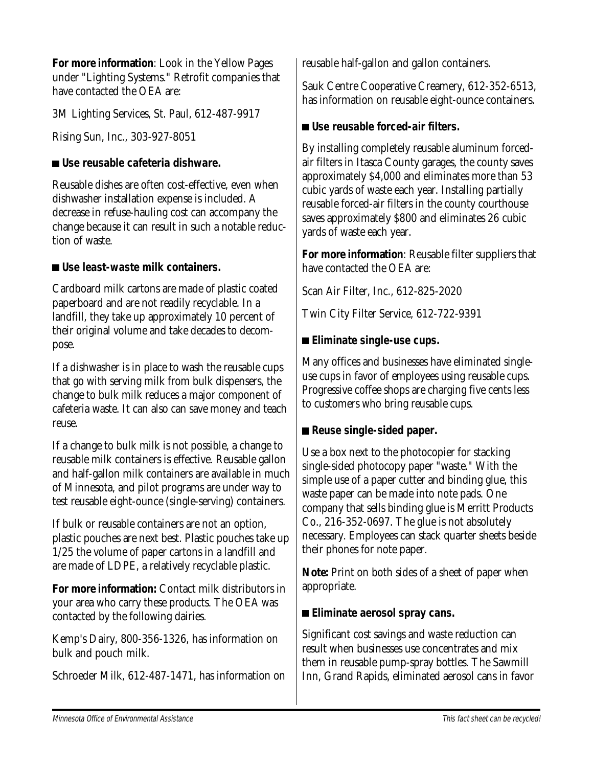**For more information**: Look in the Yellow Pages under "Lighting Systems." Retrofit companies that have contacted the OEA are:

3M Lighting Services, St. Paul, 612-487-9917

Rising Sun, Inc., 303-927-8051

### ■ Use reusable cafeteria dishware.

Reusable dishes are often cost-effective, even when dishwasher installation expense is included. A decrease in refuse-hauling cost can accompany the change because it can result in such a notable reduction of waste.

### ■ Use least-waste milk containers.

Cardboard milk cartons are made of plastic coated paperboard and are not readily recyclable. In a landfill, they take up approximately 10 percent of their original volume and take decades to decompose.

If a dishwasher is in place to wash the reusable cups that go with serving milk from bulk dispensers, the change to bulk milk reduces a major component of cafeteria waste. It can also can save money and teach reuse.

If a change to bulk milk is not possible, a change to reusable milk containers is effective. Reusable gallon and half-gallon milk containers are available in much of Minnesota, and pilot programs are under way to test reusable eight-ounce (single-serving) containers.

If bulk or reusable containers are not an option, plastic pouches are next best. Plastic pouches take up 1/25 the volume of paper cartons in a landfill and are made of LDPE, a relatively recyclable plastic.

**For more information:** Contact milk distributors in your area who carry these products. The OEA was contacted by the following dairies.

Kemp's Dairy, 800-356-1326, has information on bulk and pouch milk.

Schroeder Milk, 612-487-1471, has information on reusable half-gallon and gallon containers.

Sauk Centre Cooperative Creamery, 612-352-6513, has information on reusable eight-ounce containers.

### ■ Use reusable forced-air filters.

By installing completely reusable aluminum forced-air filters in Itasca County garages, the county saves approximately $4,000 and eliminates more than 53 cubic yards of waste each year. Installing partially reusable forced-air filters in the county courthouse saves approximately $800 and eliminates 26 cubic yards of waste each year.

**For more information**: Reusable filter suppliers that have contacted the OEA are:

Scan Air Filter, Inc., 612-825-2020

Twin City Filter Service, 612-722-9391

### ■ Eliminate single-use cups.

Many offices and businesses have eliminated single-use cups in favor of employees using reusable cups. Progressive coffee shops are charging five cents less to customers who bring reusable cups.

### ■ Reuse single-sided paper.

Use a box next to the photocopier for stacking single-sided photocopy paper "waste." With the simple use of a paper cutter and binding glue, this waste paper can be made into note pads. One company that sells binding glue is Merritt Products Co., 216-352-0697. The glue is not absolutely necessary. Employees can stack quarter sheets beside their phones for note paper.

**Note:** Print on both sides of a sheet of paper when appropriate.

### ■ Eliminate aerosol spray cans.

Significant cost savings and waste reduction can result when businesses use concentrates and mix them in reusable pump-spray bottles. The Sawmill Inn, Grand Rapids, eliminated aerosol cans in favor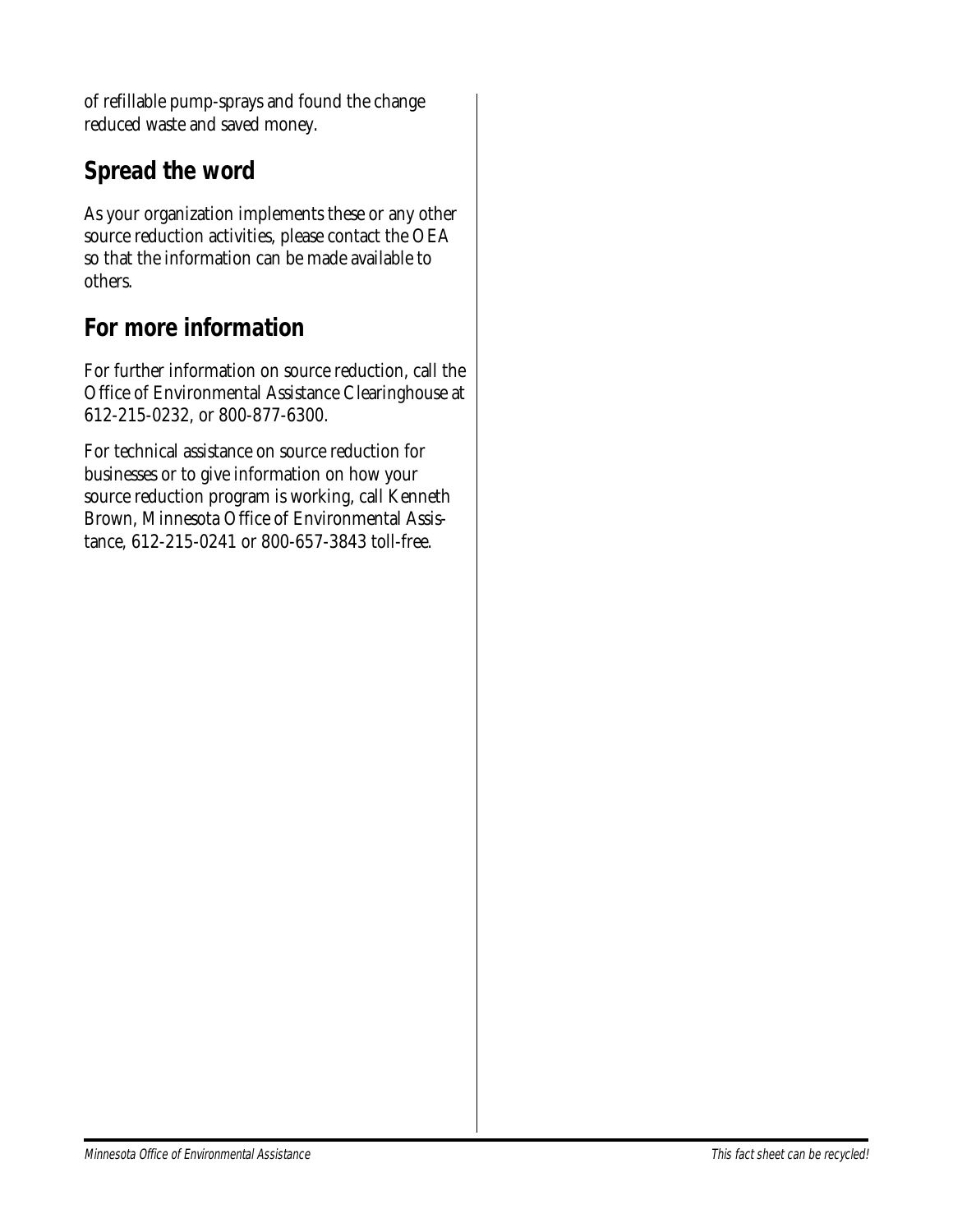of refillable pump-sprays and found the change reduced waste and saved money.

## Spread the word

As your organization implements these or any other source reduction activities, please contact the OEA so that the information can be made available to others.

## For more information

For further information on source reduction, call the Office of Environmental Assistance Clearinghouse at 612-215-0232, or 800-877-6300.

For technical assistance on source reduction for businesses or to give information on how your source reduction program is working, call Kenneth Brown, Minnesota Office of Environmental Assistance, 612-215-0241 or 800-657-3843 toll-free.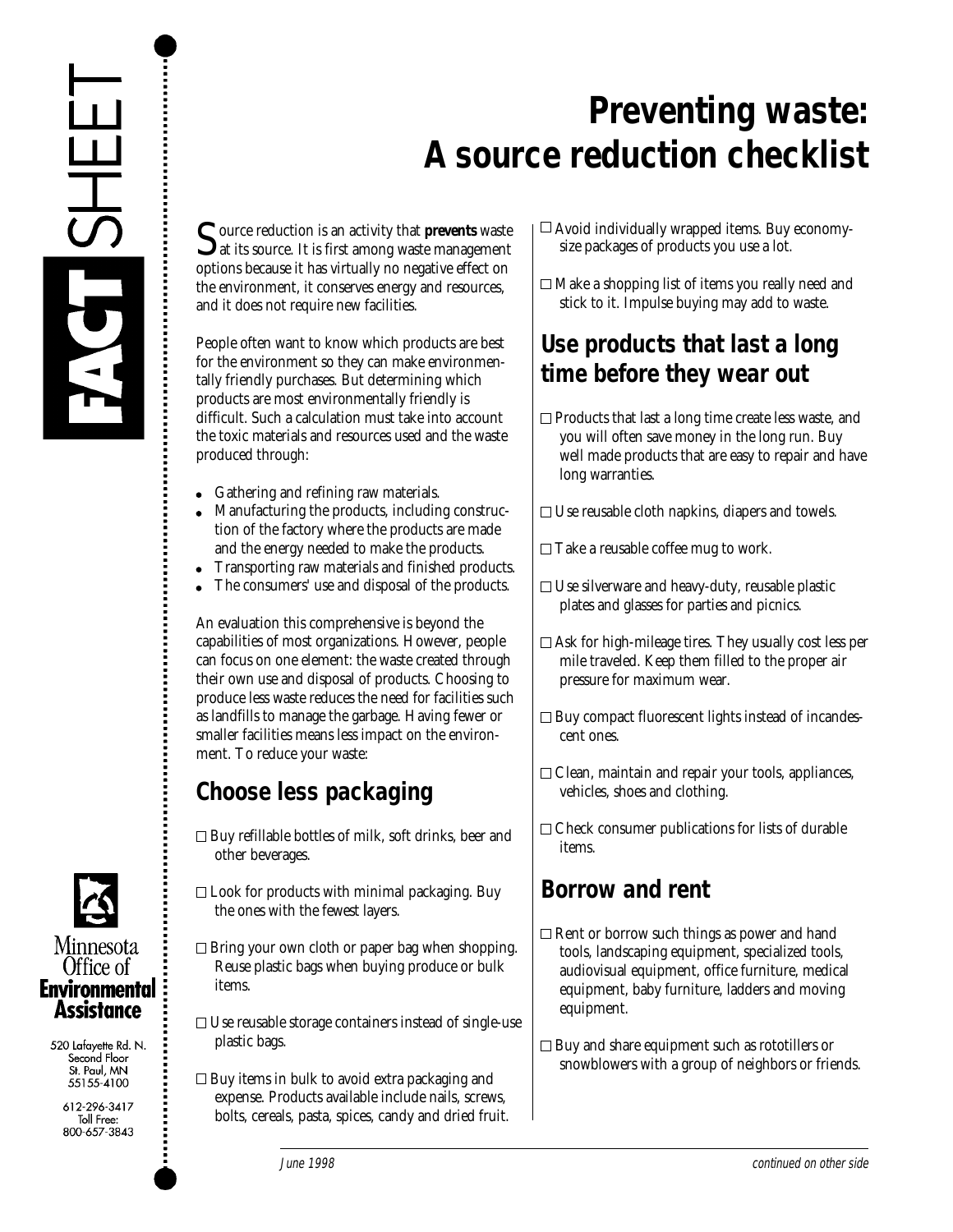FACT SHEET

# Preventing waste: A source reduction checklist

Source reduction is an activity that **prevents** waste at its source. It is first among waste management options because it has virtually no negative effect on the environment, it conserves energy and resources, and it does not require new facilities.

People often want to know which products are best for the environment so they can make environmentally friendly purchases. But determining which products are most environmentally friendly is difficult. Such a calculation must take into account the toxic materials and resources used and the waste produced through:

- Gathering and refining raw materials.
- Manufacturing the products, including construction of the factory where the products are made and the energy needed to make the products.
- Transporting raw materials and finished products.
- The consumers' use and disposal of the products.

An evaluation this comprehensive is beyond the capabilities of most organizations. However, people can focus on one element: the waste created through their own use and disposal of products. Choosing to produce less waste reduces the need for facilities such as landfills to manage the garbage. Having fewer or smaller facilities means less impact on the environment. To reduce your waste:

## Choose less packaging

- ☐ Buy refillable bottles of milk, soft drinks, beer and other beverages.
- ☐ Look for products with minimal packaging. Buy the ones with the fewest layers.
- ☐ Bring your own cloth or paper bag when shopping. Reuse plastic bags when buying produce or bulk items.
- ☐ Use reusable storage containers instead of single-use plastic bags.
- ☐ Buy items in bulk to avoid extra packaging and expense. Products available include nails, screws, bolts, cereals, pasta, spices, candy and dried fruit.
- ☐ Avoid individually wrapped items. Buy economy-size packages of products you use a lot.
- ☐ Make a shopping list of items you really need and stick to it. Impulse buying may add to waste.

## Use products that last a long time before they wear out

- ☐ Products that last a long time create less waste, and you will often save money in the long run. Buy well made products that are easy to repair and have long warranties.
- ☐ Use reusable cloth napkins, diapers and towels.
- ☐ Take a reusable coffee mug to work.
- ☐ Use silverware and heavy-duty, reusable plastic plates and glasses for parties and picnics.
- ☐ Ask for high-mileage tires. They usually cost less per mile traveled. Keep them filled to the proper air pressure for maximum wear.
- ☐ Buy compact fluorescent lights instead of incandescent ones.
- ☐ Clean, maintain and repair your tools, appliances, vehicles, shoes and clothing.
- ☐ Check consumer publications for lists of durable items.

## Borrow and rent

- ☐ Rent or borrow such things as power and hand tools, landscaping equipment, specialized tools, audiovisual equipment, office furniture, medical equipment, baby furniture, ladders and moving equipment.
- ☐ Buy and share equipment such as rototillers or snowblowers with a group of neighbors or friends.

Minnesota Office of Environmental Assistance

520 Lafayette Rd. N.
Second Floor
St. Paul, MN
55155-4100

612-296-3417
Toll Free:
800-657-3843

*June 1998*

*continued on other side*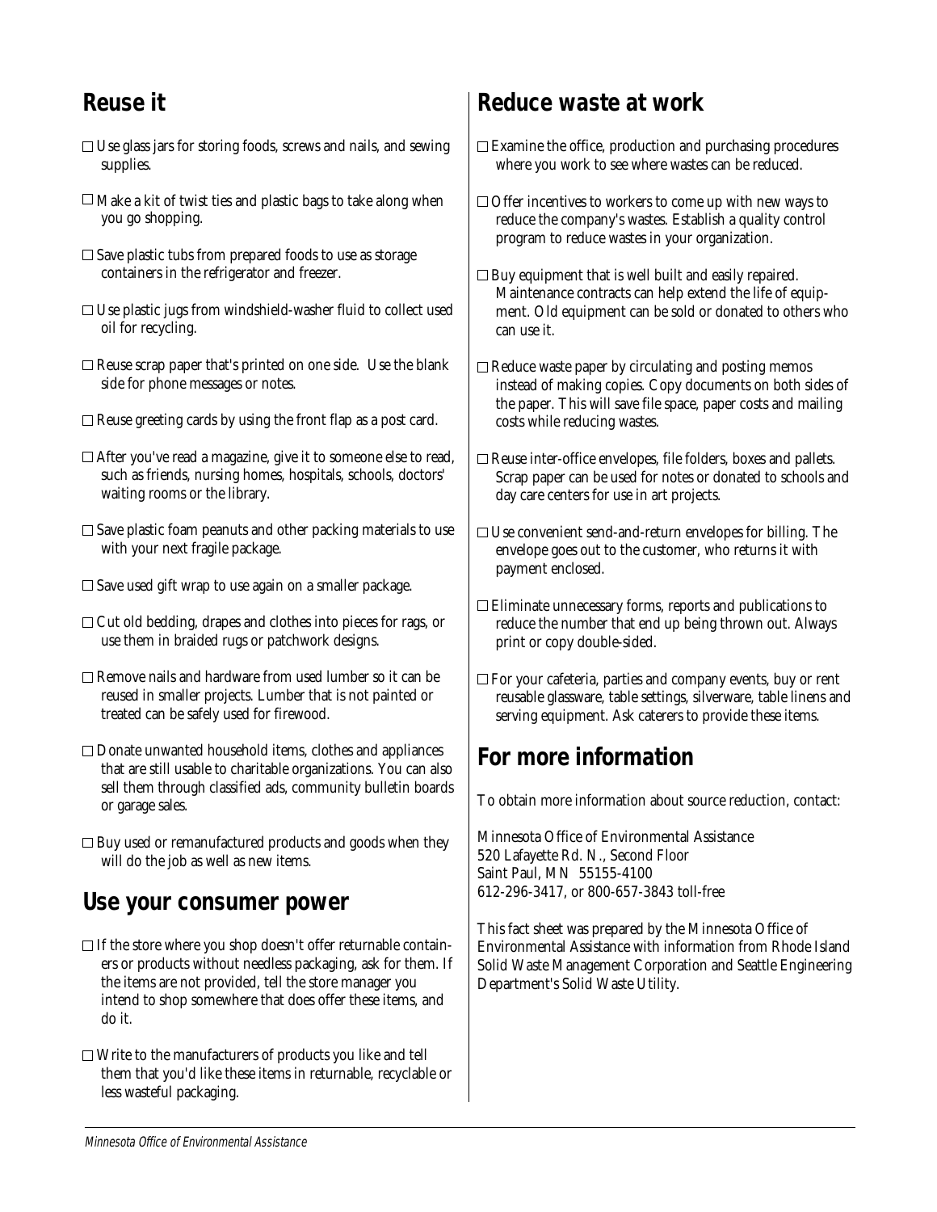## Reuse it

- ☐ Use glass jars for storing foods, screws and nails, and sewing supplies.
- ☐ Make a kit of twist ties and plastic bags to take along when you go shopping.
- ☐ Save plastic tubs from prepared foods to use as storage containers in the refrigerator and freezer.
- ☐ Use plastic jugs from windshield-washer fluid to collect used oil for recycling.
- ☐ Reuse scrap paper that's printed on one side. Use the blank side for phone messages or notes.
- ☐ Reuse greeting cards by using the front flap as a post card.
- ☐ After you've read a magazine, give it to someone else to read, such as friends, nursing homes, hospitals, schools, doctors' waiting rooms or the library.
- ☐ Save plastic foam peanuts and other packing materials to use with your next fragile package.
- ☐ Save used gift wrap to use again on a smaller package.
- ☐ Cut old bedding, drapes and clothes into pieces for rags, or use them in braided rugs or patchwork designs.
- ☐ Remove nails and hardware from used lumber so it can be reused in smaller projects. Lumber that is not painted or treated can be safely used for firewood.
- ☐ Donate unwanted household items, clothes and appliances that are still usable to charitable organizations. You can also sell them through classified ads, community bulletin boards or garage sales.
- ☐ Buy used or remanufactured products and goods when they will do the job as well as new items.

## Use your consumer power

- ☐ If the store where you shop doesn't offer returnable containers or products without needless packaging, ask for them. If the items are not provided, tell the store manager you intend to shop somewhere that does offer these items, and do it.
- ☐ Write to the manufacturers of products you like and tell them that you'd like these items in returnable, recyclable or less wasteful packaging.

## Reduce waste at work

- ☐ Examine the office, production and purchasing procedures where you work to see where wastes can be reduced.
- ☐ Offer incentives to workers to come up with new ways to reduce the company's wastes. Establish a quality control program to reduce wastes in your organization.
- ☐ Buy equipment that is well built and easily repaired. Maintenance contracts can help extend the life of equipment. Old equipment can be sold or donated to others who can use it.
- ☐ Reduce waste paper by circulating and posting memos instead of making copies. Copy documents on both sides of the paper. This will save file space, paper costs and mailing costs while reducing wastes.
- ☐ Reuse inter-office envelopes, file folders, boxes and pallets. Scrap paper can be used for notes or donated to schools and day care centers for use in art projects.
- ☐ Use convenient send-and-return envelopes for billing. The envelope goes out to the customer, who returns it with payment enclosed.
- ☐ Eliminate unnecessary forms, reports and publications to reduce the number that end up being thrown out. Always print or copy double-sided.
- ☐ For your cafeteria, parties and company events, buy or rent reusable glassware, table settings, silverware, table linens and serving equipment. Ask caterers to provide these items.

## For more information

To obtain more information about source reduction, contact:

Minnesota Office of Environmental Assistance
520 Lafayette Rd. N., Second Floor
Saint Paul, MN 55155-4100
612-296-3417, or 800-657-3843 toll-free

This fact sheet was prepared by the Minnesota Office of Environmental Assistance with information from Rhode Island Solid Waste Management Corporation and Seattle Engineering Department's Solid Waste Utility.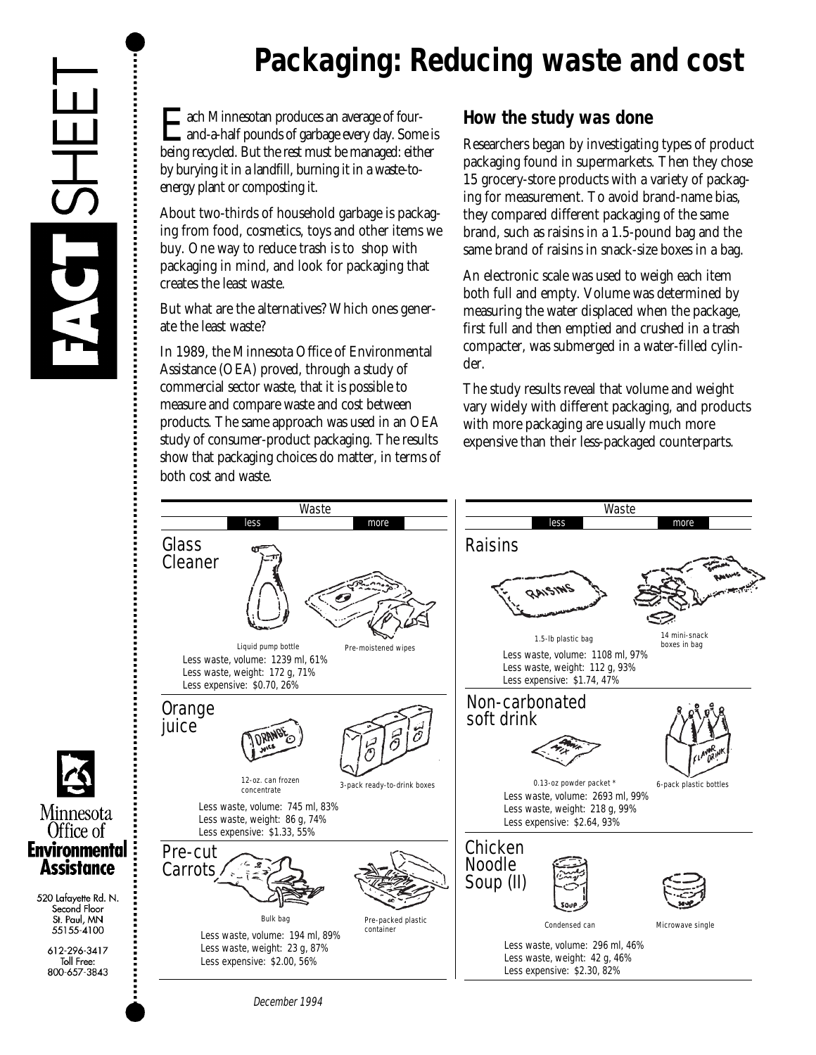# Packaging: Reducing waste and cost

Each Minnesotan produces an average of four-and-a-half pounds of garbage every day. Some is being recycled. But the rest must be managed: either by burying it in a landfill, burning it in a waste-to-energy plant or composting it.

About two-thirds of household garbage is packaging from food, cosmetics, toys and other items we buy. One way to reduce trash is to shop with packaging in mind, and look for packaging that creates the least waste.

But what are the alternatives? Which ones generate the least waste?

In 1989, the Minnesota Office of Environmental Assistance (OEA) proved, through a study of commercial sector waste, that it is possible to measure and compare waste and cost between products. The same approach was used in an OEA study of consumer-product packaging. The results show that packaging choices do matter, in terms of both cost and waste.

## How the study was done

Researchers began by investigating types of product packaging found in supermarkets. Then they chose 15 grocery-store products with a variety of packaging for measurement. To avoid brand-name bias, they compared different packaging of the same brand, such as raisins in a 1.5-pound bag and the same brand of raisins in snack-size boxes in a bag.

An electronic scale was used to weigh each item both full and empty. Volume was determined by measuring the water displaced when the package, first full and then emptied and crushed in a trash compacter, was submerged in a water-filled cylinder.

The study results reveal that volume and weight vary widely with different packaging, and products with more packaging are usually much more expensive than their less-packaged counterparts.

| Product | Waste: less | Waste: more | Less waste, volume | Less waste, weight | Less expensive |
|---|---|---|---|---|---|
| Glass Cleaner | Liquid pump bottle | Pre-moistened wipes | 1239 ml, 61% | 172 g, 71% | $0.70, 26% |
| Orange juice | 12-oz. can frozen concentrate | 3-pack ready-to-drink boxes | 745 ml, 83% | 86 g, 74% | $1.33, 55% |
| Pre-cut Carrots | Bulk bag | Pre-packed plastic container | 194 ml, 89% | 23 g, 87% | $2.00, 56% |
| Raisins | 1.5-lb plastic bag | 14 mini-snack boxes in bag | 1108 ml, 97% | 112 g, 93% | $1.74, 47% |
| Non-carbonated soft drink | 0.13-oz powder packet * | 6-pack plastic bottles | 2693 ml, 99% | 218 g, 99% | $2.64, 93% |
| Chicken Noodle Soup (II) | Condensed can | Microwave single | 296 ml, 46% | 42 g, 46% | $2.30, 82% |

Minnesota Office of Environmental Assistance
520 Lafayette Rd. N.
Second Floor
St. Paul, MN
55155-4100

612-296-3417
Toll Free:
800-657-3843

December 1994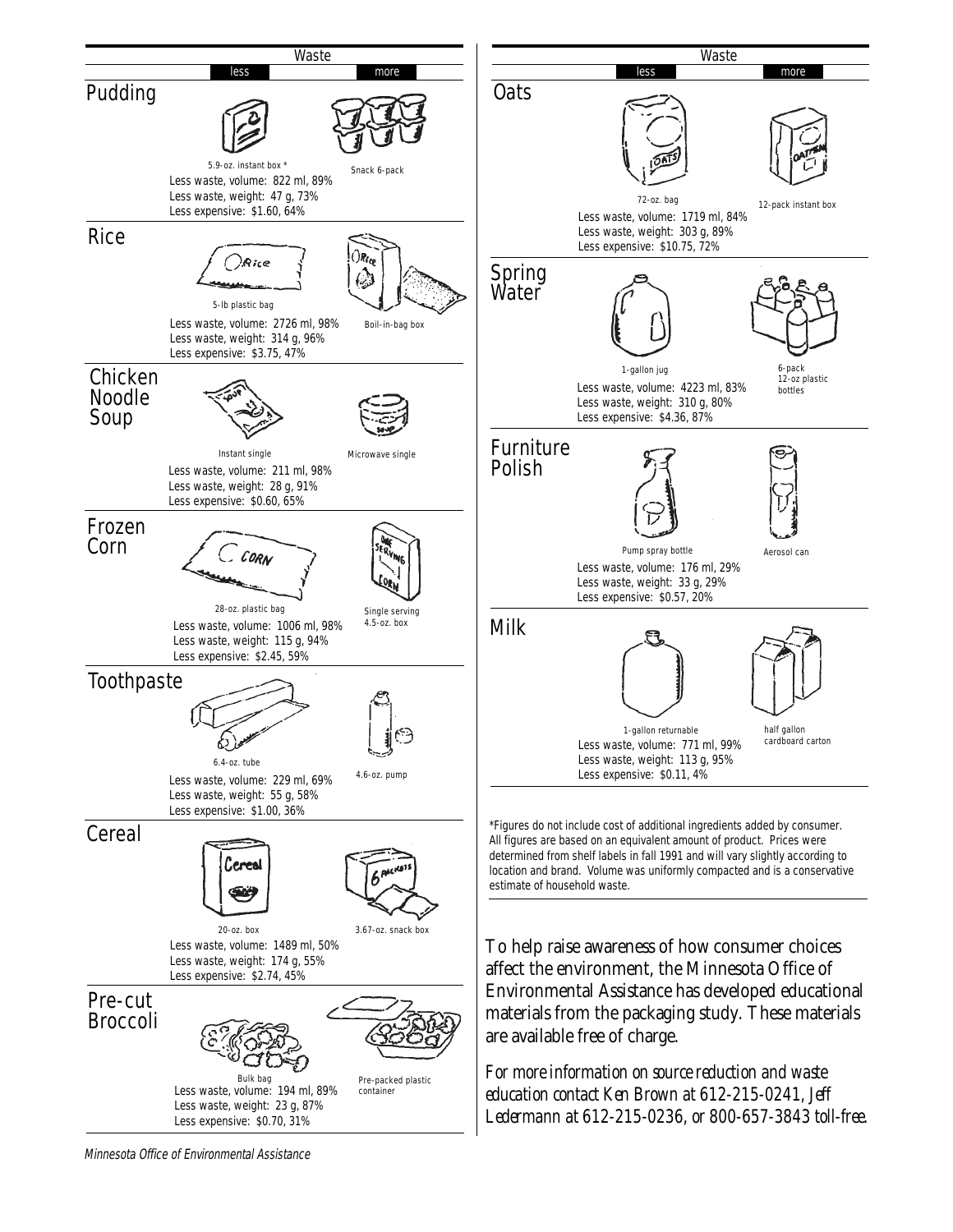| Product | Less waste | More waste | Less waste, volume | Less waste, weight | Less expensive |
| --- | --- | --- | --- | --- | --- |
| Pudding | 5.9-oz. instant box * | Snack 6-pack | 822 ml, 89% | 47 g, 73% | $1.60, 64% |
| Rice | 5-lb plastic bag | Boil-in-bag box | 2726 ml, 98% | 314 g, 96% | $3.75, 47% |
| Chicken Noodle Soup | Instant single | Microwave single | 211 ml, 98% | 28 g, 91% | $0.60, 65% |
| Frozen Corn | 28-oz. plastic bag | Single serving 4.5-oz. box | 1006 ml, 98% | 115 g, 94% | $2.45, 59% |
| Toothpaste | 6.4-oz. tube | 4.6-oz. pump | 229 ml, 69% | 55 g, 58% | $1.00, 36% |
| Cereal | 20-oz. box | 3.67-oz. snack box | 1489 ml, 50% | 174 g, 55% | $2.74, 45% |
| Pre-cut Broccoli | Bulk bag | Pre-packed plastic container | 194 ml, 89% | 23 g, 87% | $0.70, 31% |
| Oats | 72-oz. bag | 12-pack instant box | 1719 ml, 84% | 303 g, 89% | $10.75, 72% |
| Spring Water | 1-gallon jug | 6-pack 12-oz plastic bottles | 4223 ml, 83% | 310 g, 80% | $4.36, 87% |
| Furniture Polish | Pump spray bottle | Aerosol can | 176 ml, 29% | 33 g, 29% | $0.57, 20% |
| Milk | 1-gallon returnable | half gallon cardboard carton | 771 ml, 99% | 113 g, 95% | $0.11, 4% |

*Figures do not include cost of additional ingredients added by consumer. All figures are based on an equivalent amount of product. Prices were determined from shelf labels in fall 1991 and will vary slightly according to location and brand. Volume was uniformly compacted and is a conservative estimate of household waste.

To help raise awareness of how consumer choices affect the environment, the Minnesota Office of Environmental Assistance has developed educational materials from the packaging study. These materials are available free of charge.

*For more information on source reduction and waste education contact Ken Brown at 612-215-0241, Jeff Ledermann at 612-215-0236, or 800-657-3843 toll-free.*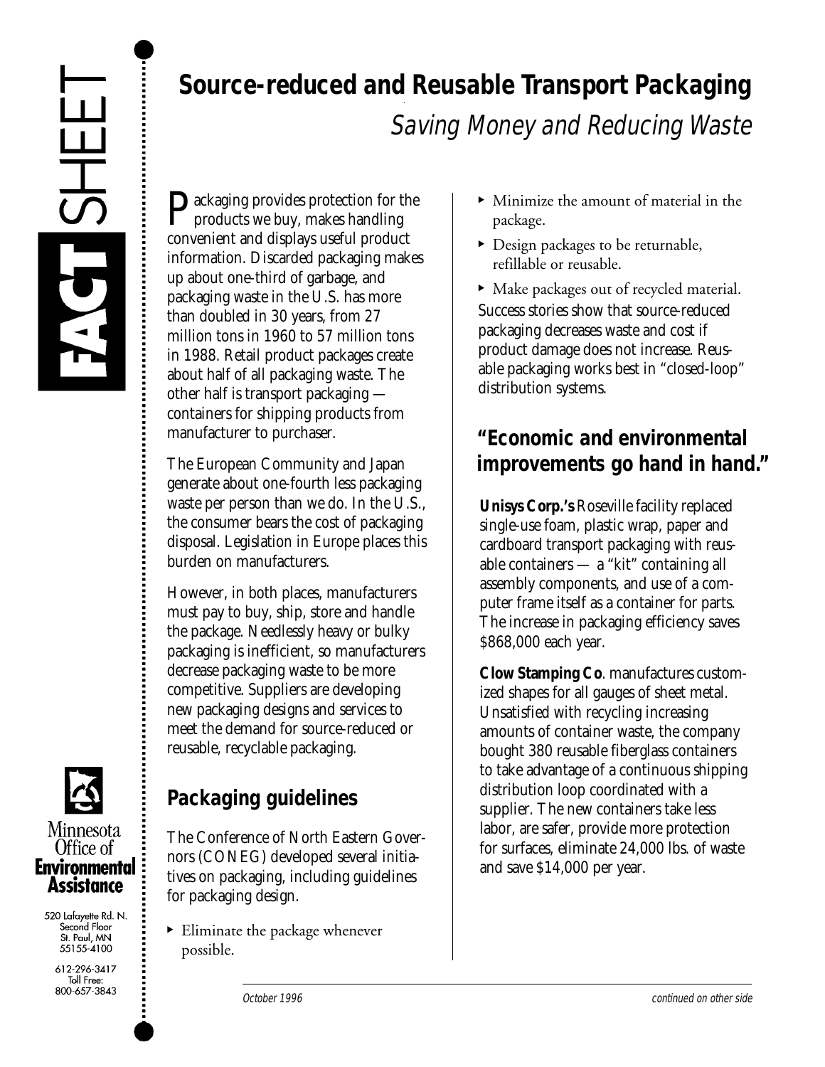# Source-reduced and Reusable Transport Packaging

## *Saving Money and Reducing Waste*

Packaging provides protection for the products we buy, makes handling convenient and displays useful product information. Discarded packaging makes up about one-third of garbage, and packaging waste in the U.S. has more than doubled in 30 years, from 27 million tons in 1960 to 57 million tons in 1988. Retail product packages create about half of all packaging waste. The other half is transport packaging — containers for shipping products from manufacturer to purchaser.

The European Community and Japan generate about one-fourth less packaging waste per person than we do. In the U.S., the consumer bears the cost of packaging disposal. Legislation in Europe places this burden on manufacturers.

However, in both places, manufacturers must pay to buy, ship, store and handle the package. Needlessly heavy or bulky packaging is inefficient, so manufacturers decrease packaging waste to be more competitive. Suppliers are developing new packaging designs and services to meet the demand for source-reduced or reusable, recyclable packaging.

## Packaging guidelines

The Conference of North Eastern Governors (CONEG) developed several initiatives on packaging, including guidelines for packaging design.

- Eliminate the package whenever possible.
- Minimize the amount of material in the package.
- Design packages to be returnable, refillable or reusable.
- Make packages out of recycled material.

Success stories show that source-reduced packaging decreases waste and cost if product damage does not increase. Reusable packaging works best in "closed-loop" distribution systems.

## "Economic and environmental improvements go hand in hand."

**Unisys Corp.'s** Roseville facility replaced single-use foam, plastic wrap, paper and cardboard transport packaging with reusable containers — a "kit" containing all assembly components, and use of a computer frame itself as a container for parts. The increase in packaging efficiency saves $868,000 each year.

**Clow Stamping Co**. manufactures customized shapes for all gauges of sheet metal. Unsatisfied with recycling increasing amounts of container waste, the company bought 380 reusable fiberglass containers to take advantage of a continuous shipping distribution loop coordinated with a supplier. The new containers take less labor, are safer, provide more protection for surfaces, eliminate 24,000 lbs. of waste and save $14,000 per year.

Minnesota Office of Environmental Assistance
520 Lafayette Rd. N.
Second Floor
St. Paul, MN
55155-4100

612-296-3417
Toll Free:
800-657-3843

*October 1996*

*continued on other side*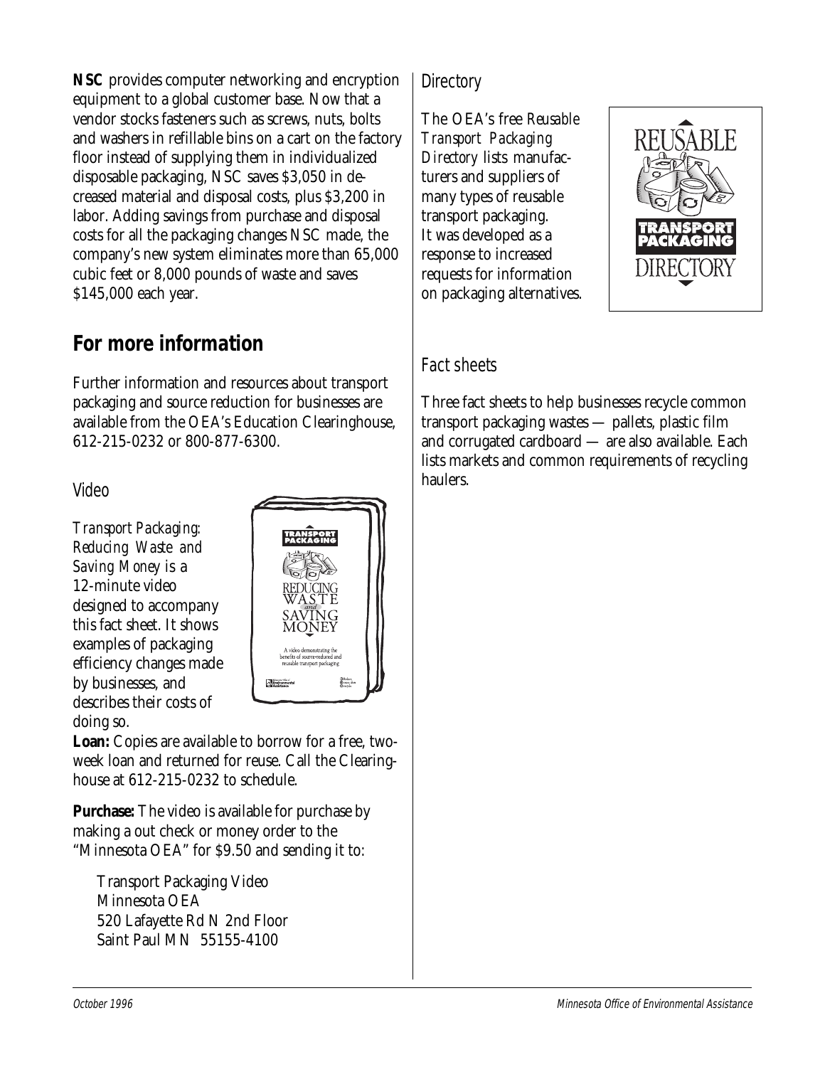**NSC** provides computer networking and encryption equipment to a global customer base. Now that a vendor stocks fasteners such as screws, nuts, bolts and washers in refillable bins on a cart on the factory floor instead of supplying them in individualized disposable packaging, NSC saves $3,050 in decreased material and disposal costs, plus $3,200 in labor. Adding savings from purchase and disposal costs for all the packaging changes NSC made, the company's new system eliminates more than 65,000 cubic feet or 8,000 pounds of waste and saves $145,000 each year.

## For more information

Further information and resources about transport packaging and source reduction for businesses are available from the OEA's Education Clearinghouse, 612-215-0232 or 800-877-6300.

### *Video*

*Transport Packaging: Reducing Waste and Saving Money* is a 12-minute video designed to accompany this fact sheet. It shows examples of packaging efficiency changes made by businesses, and describes their costs of doing so.

**Loan:** Copies are available to borrow for a free, two-week loan and returned for reuse. Call the Clearinghouse at 612-215-0232 to schedule.

**Purchase:** The video is available for purchase by making a out check or money order to the "Minnesota OEA" for $9.50 and sending it to:

Transport Packaging Video
Minnesota OEA
520 Lafayette Rd N 2nd Floor
Saint Paul MN 55155-4100

### *Directory*

The OEA's free *Reusable Transport Packaging Directory* lists manufacturers and suppliers of many types of reusable transport packaging. It was developed as a response to increased requests for information on packaging alternatives.

### *Fact sheets*

Three fact sheets to help businesses recycle common transport packaging wastes — pallets, plastic film and corrugated cardboard — are also available. Each lists markets and common requirements of recycling haulers.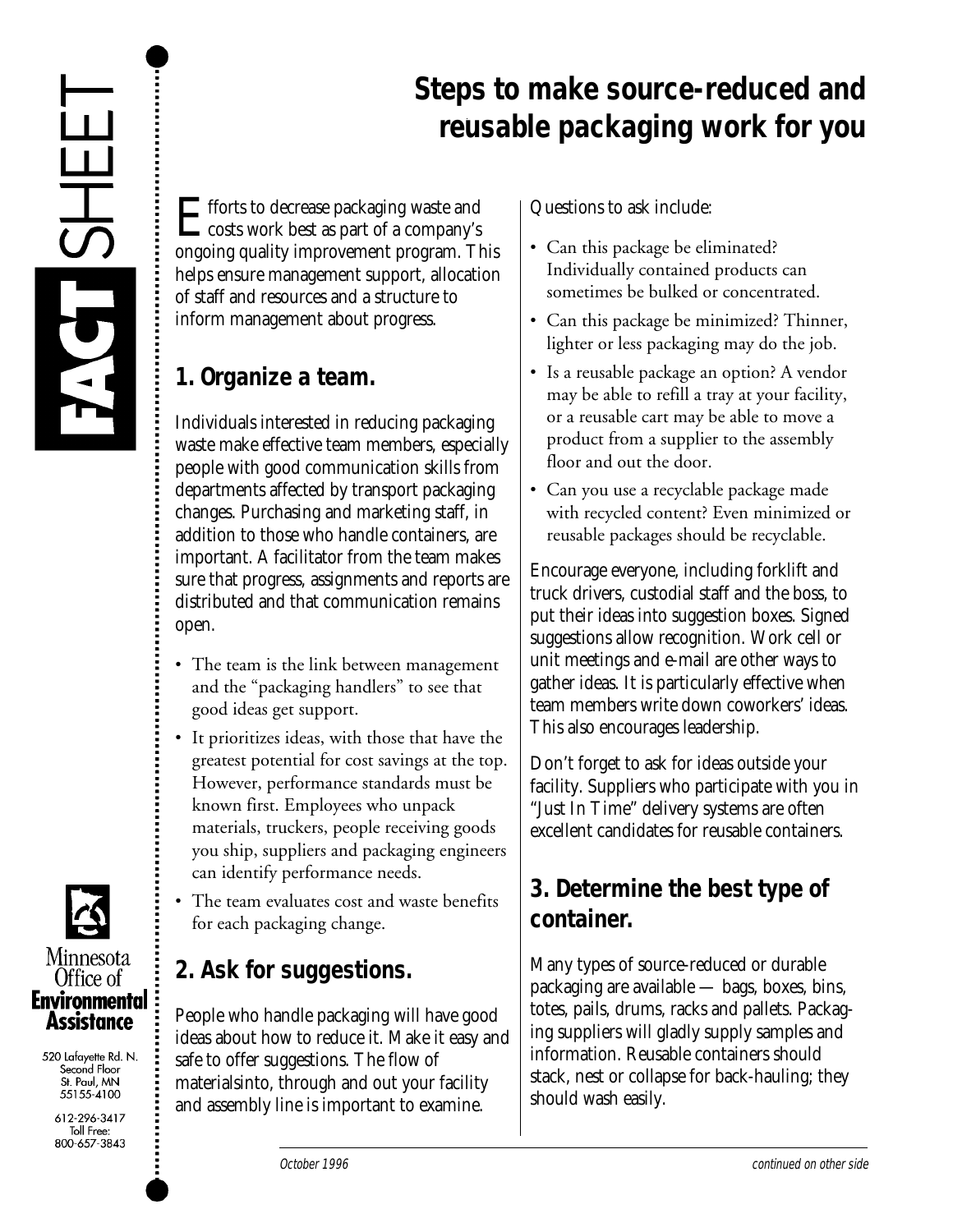FACT SHEET

# Steps to make source-reduced and reusable packaging work for you

Efforts to decrease packaging waste and costs work best as part of a company's ongoing quality improvement program. This helps ensure management support, allocation of staff and resources and a structure to inform management about progress.

## 1. Organize a team.

Individuals interested in reducing packaging waste make effective team members, especially people with good communication skills from departments affected by transport packaging changes. Purchasing and marketing staff, in addition to those who handle containers, are important. A facilitator from the team makes sure that progress, assignments and reports are distributed and that communication remains open.

- The team is the link between management and the "packaging handlers" to see that good ideas get support.
- It prioritizes ideas, with those that have the greatest potential for cost savings at the top. However, performance standards must be known first. Employees who unpack materials, truckers, people receiving goods you ship, suppliers and packaging engineers can identify performance needs.
- The team evaluates cost and waste benefits for each packaging change.

## 2. Ask for suggestions.

People who handle packaging will have good ideas about how to reduce it. Make it easy and safe to offer suggestions. The flow of materialsinto, through and out your facility and assembly line is important to examine.

Questions to ask include:

- Can this package be eliminated? Individually contained products can sometimes be bulked or concentrated.
- Can this package be minimized? Thinner, lighter or less packaging may do the job.
- Is a reusable package an option? A vendor may be able to refill a tray at your facility, or a reusable cart may be able to move a product from a supplier to the assembly floor and out the door.
- Can you use a recyclable package made with recycled content? Even minimized or reusable packages should be recyclable.

Encourage everyone, including forklift and truck drivers, custodial staff and the boss, to put their ideas into suggestion boxes. Signed suggestions allow recognition. Work cell or unit meetings and e-mail are other ways to gather ideas. It is particularly effective when team members write down coworkers' ideas. This also encourages leadership.

Don't forget to ask for ideas outside your facility. Suppliers who participate with you in "Just In Time" delivery systems are often excellent candidates for reusable containers.

## 3. Determine the best type of container.

Many types of source-reduced or durable packaging are available — bags, boxes, bins, totes, pails, drums, racks and pallets. Packaging suppliers will gladly supply samples and information. Reusable containers should stack, nest or collapse for back-hauling; they should wash easily.

Minnesota Office of Environmental Assistance

520 Lafayette Rd. N.
Second Floor
St. Paul, MN
55155-4100

612-296-3417
Toll Free:
800-657-3843

October 1996

continued on other side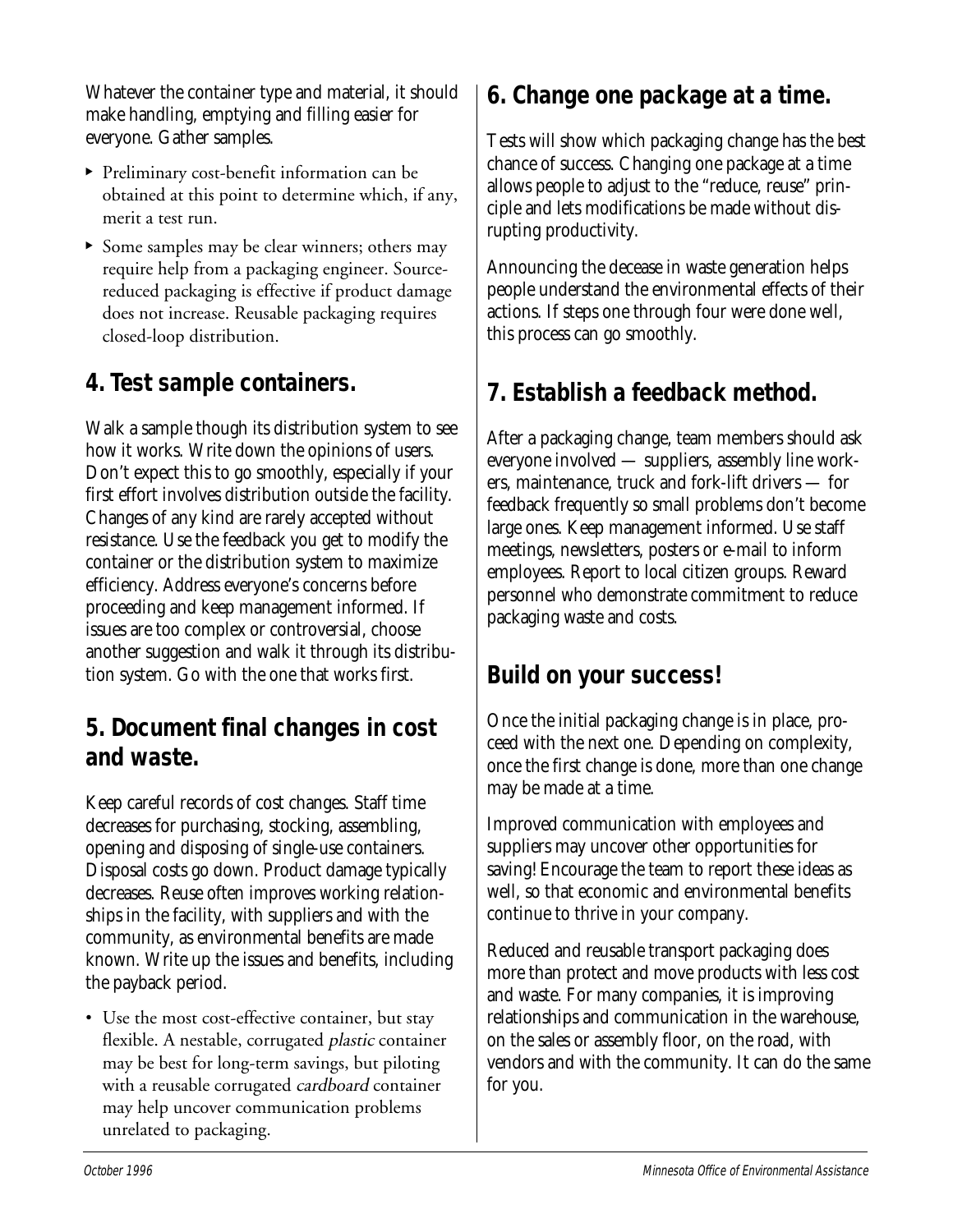Whatever the container type and material, it should make handling, emptying and filling easier for everyone. Gather samples.

- Preliminary cost-benefit information can be obtained at this point to determine which, if any, merit a test run.
- Some samples may be clear winners; others may require help from a packaging engineer. Source-reduced packaging is effective if product damage does not increase. Reusable packaging requires closed-loop distribution.

## 4. Test sample containers.

Walk a sample though its distribution system to see how it works. Write down the opinions of users. Don't expect this to go smoothly, especially if your first effort involves distribution outside the facility. Changes of any kind are rarely accepted without resistance. Use the feedback you get to modify the container or the distribution system to maximize efficiency. Address everyone's concerns before proceeding and keep management informed. If issues are too complex or controversial, choose another suggestion and walk it through its distribution system. Go with the one that works first.

## 5. Document final changes in cost and waste.

Keep careful records of cost changes. Staff time decreases for purchasing, stocking, assembling, opening and disposing of single-use containers. Disposal costs go down. Product damage typically decreases. Reuse often improves working relationships in the facility, with suppliers and with the community, as environmental benefits are made known. Write up the issues and benefits, including the payback period.

- Use the most cost-effective container, but stay flexible. A nestable, corrugated *plastic* container may be best for long-term savings, but piloting with a reusable corrugated *cardboard* container may help uncover communication problems unrelated to packaging.

## 6. Change one package at a time.

Tests will show which packaging change has the best chance of success. Changing one package at a time allows people to adjust to the "reduce, reuse" principle and lets modifications be made without disrupting productivity.

Announcing the decease in waste generation helps people understand the environmental effects of their actions. If steps one through four were done well, this process can go smoothly.

## 7. Establish a feedback method.

After a packaging change, team members should ask everyone involved — suppliers, assembly line workers, maintenance, truck and fork-lift drivers — for feedback frequently so small problems don't become large ones. Keep management informed. Use staff meetings, newsletters, posters or e-mail to inform employees. Report to local citizen groups. Reward personnel who demonstrate commitment to reduce packaging waste and costs.

## Build on your success!

Once the initial packaging change is in place, proceed with the next one. Depending on complexity, once the first change is done, more than one change may be made at a time.

Improved communication with employees and suppliers may uncover other opportunities for saving! Encourage the team to report these ideas as well, so that economic and environmental benefits continue to thrive in your company.

Reduced and reusable transport packaging does more than protect and move products with less cost and waste. For many companies, it is improving relationships and communication in the warehouse, on the sales or assembly floor, on the road, with vendors and with the community. It can do the same for you.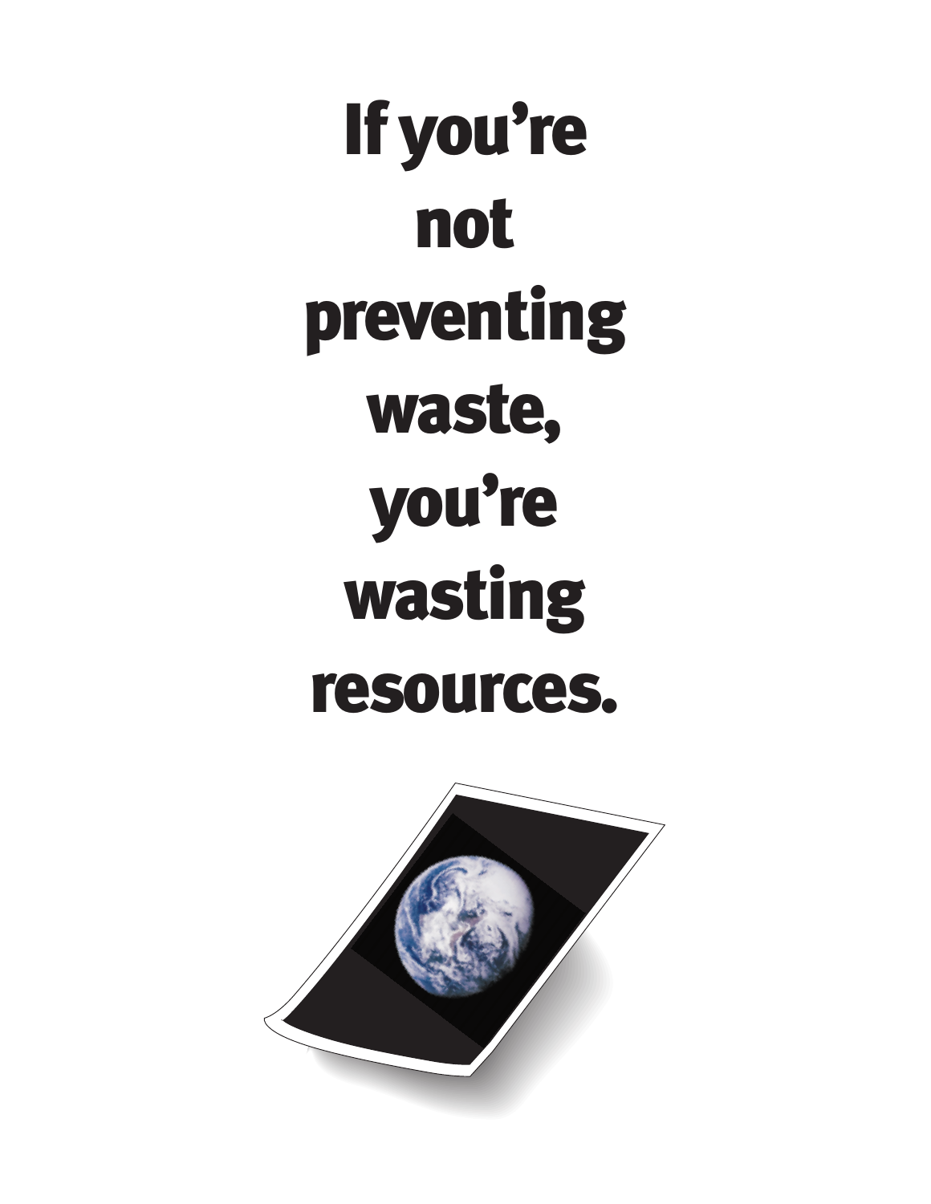# If you're not preventing waste, you're wasting resources.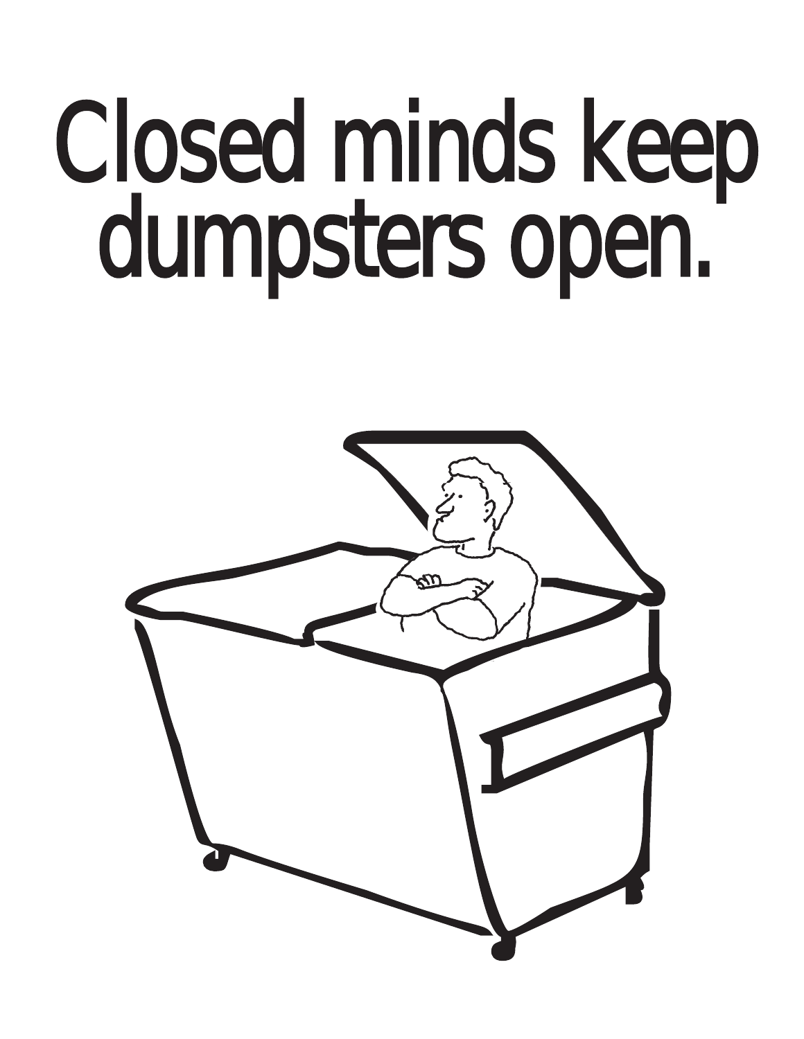# Closed minds keep dumpsters open.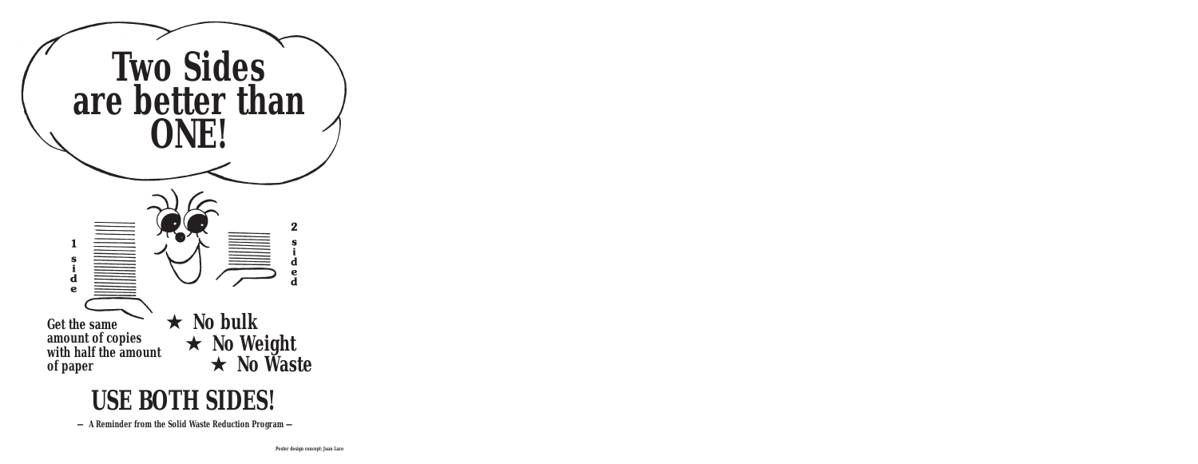# Two Sides are better than ONE!

1 side

2 sided

Get the same amount of copies with half the amount of paper

★ No bulk
★ No Weight
★ No Waste

## USE BOTH SIDES!

— A Reminder from the Solid Waste Reduction Program —

Poster design concept: Juan Lazo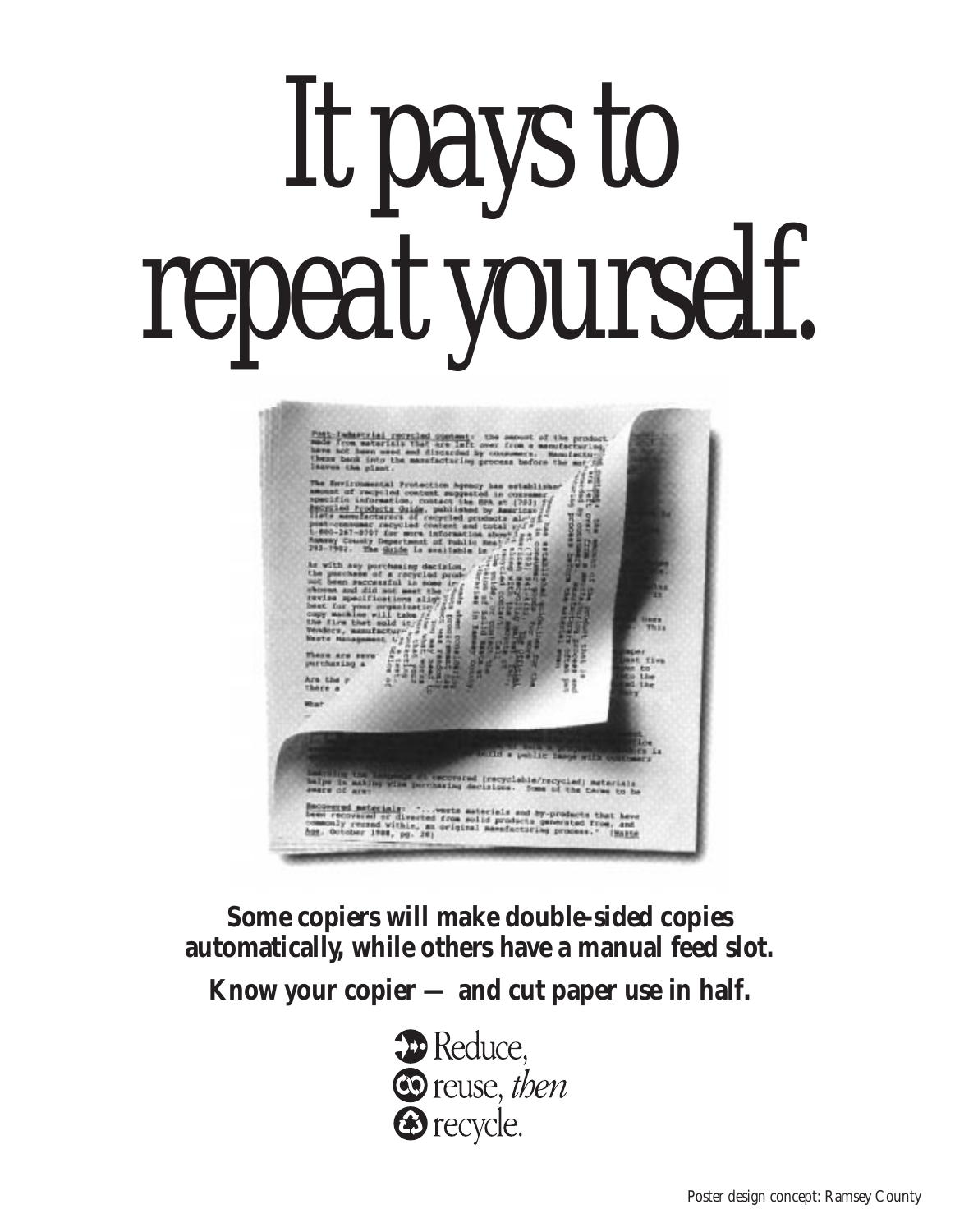# It pays to repeat yourself.

**Some copiers will make double-sided copies automatically, while others have a manual feed slot.**

**Know your copier — and cut paper use in half.**

Reduce,
reuse, *then*
recycle.

Poster design concept: Ramsey County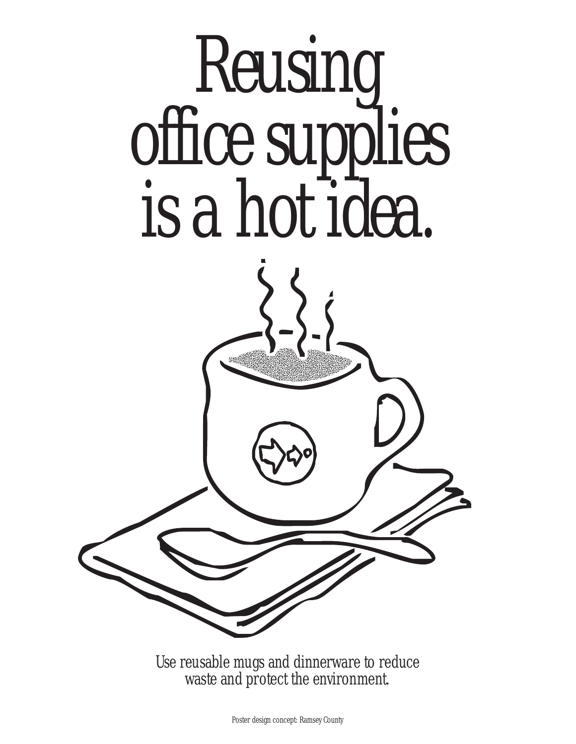# Reusing office supplies is a hot idea.

Use reusable mugs and dinnerware to reduce waste and protect the environment.

Poster design concept: Ramsey County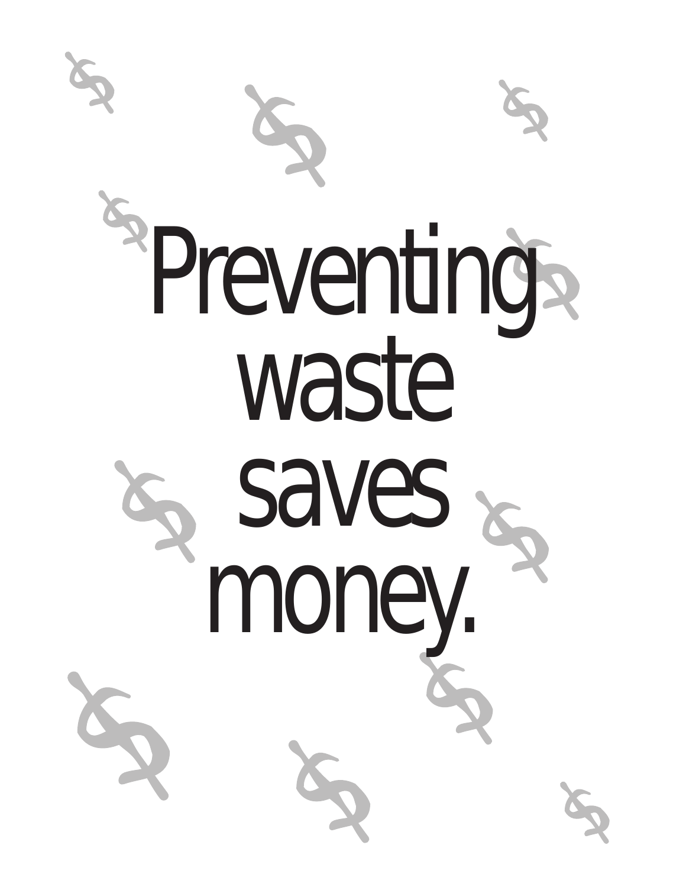# Preventing waste saves money.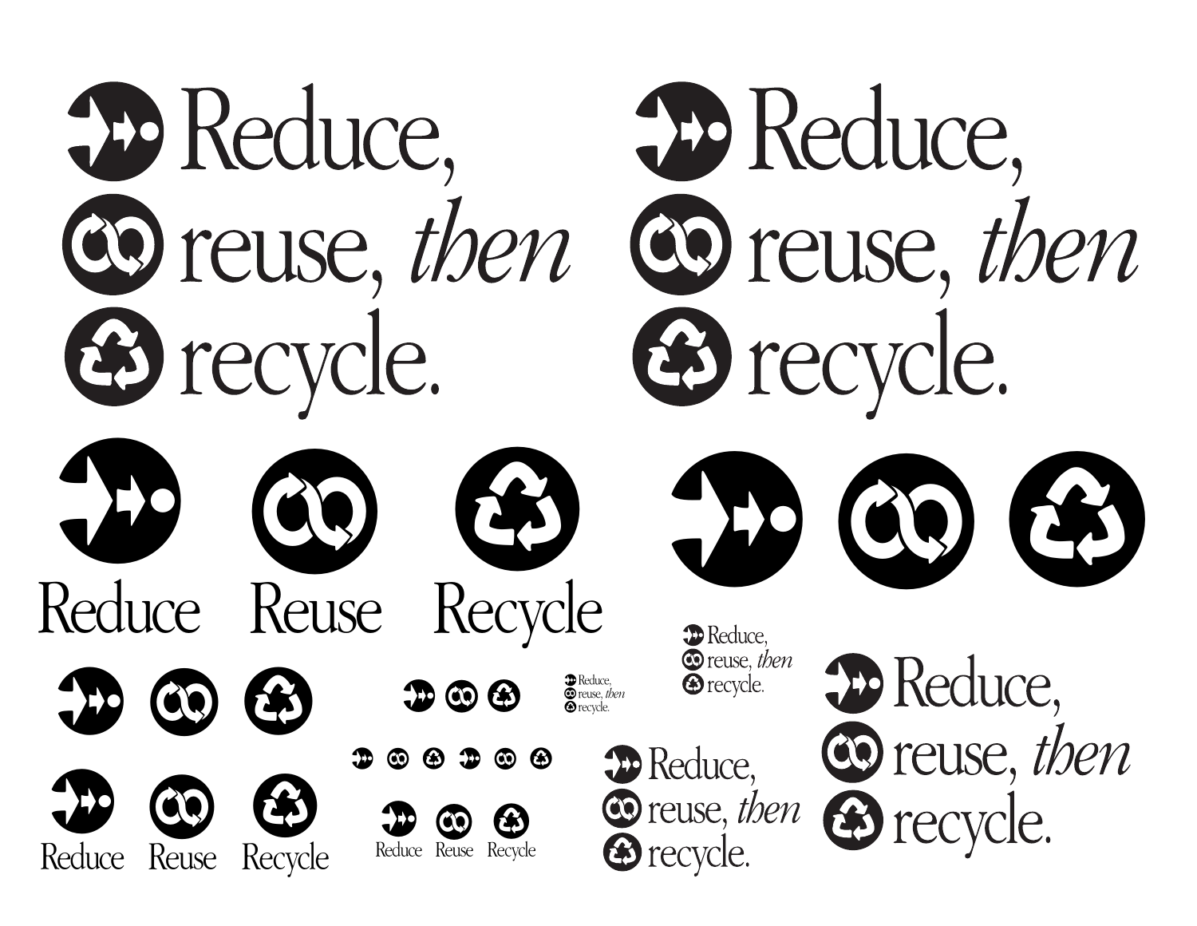Reduce,
reuse, *then*
recycle.

Reduce,
reuse, *then*
recycle.

Reduce Reuse Recycle

Reduce,
reuse, *then*
recycle.

Reduce,
reuse, *then*
recycle.

Reduce,
reuse, *then*
recycle.

Reduce Reuse Recycle

Reduce Reuse Recycle

Reduce,
reuse, *then*
recycle.

Reduce,
reuse, *then*
recycle.